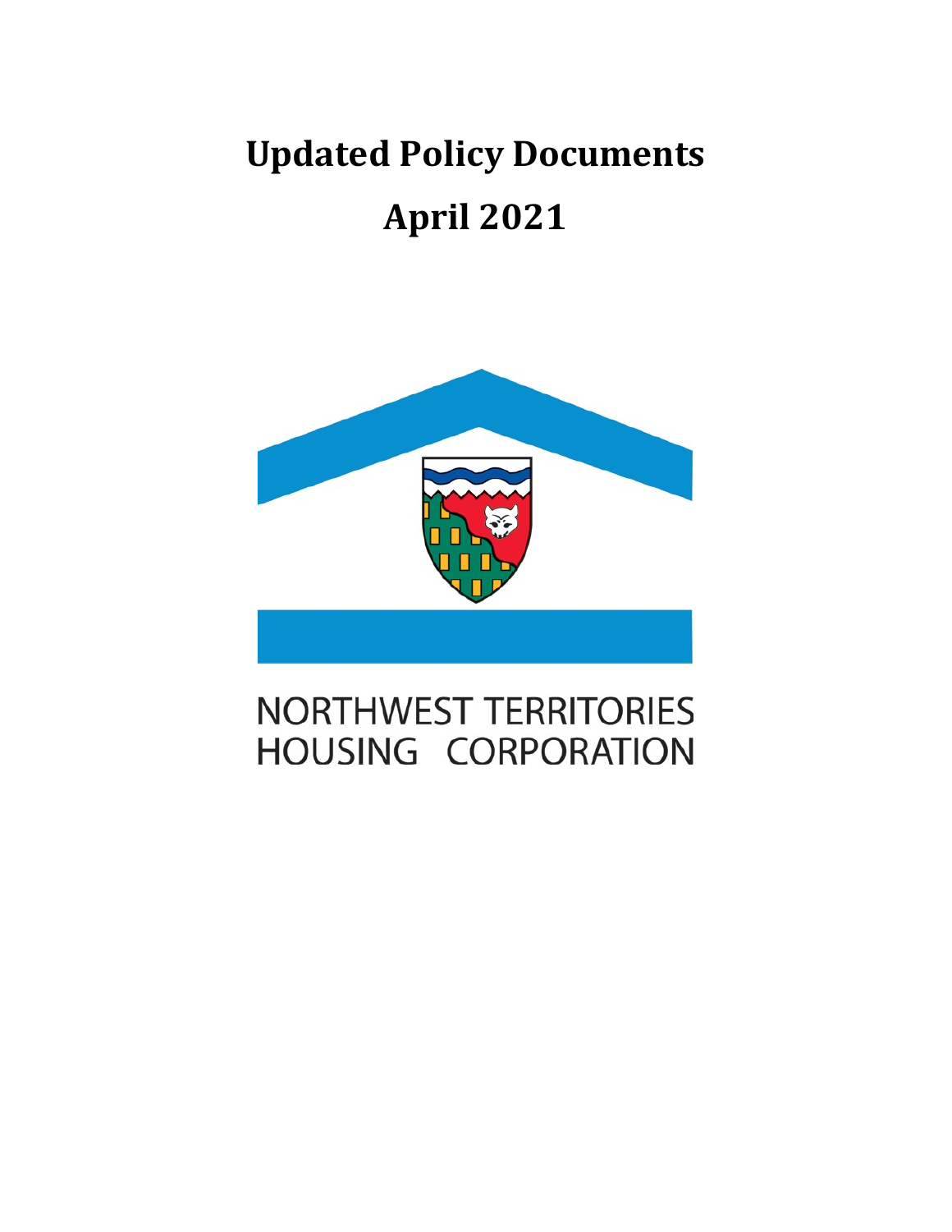# Updated Policy Documents

# April 2021

NORTHWEST TERRITORIES
HOUSING CORPORATION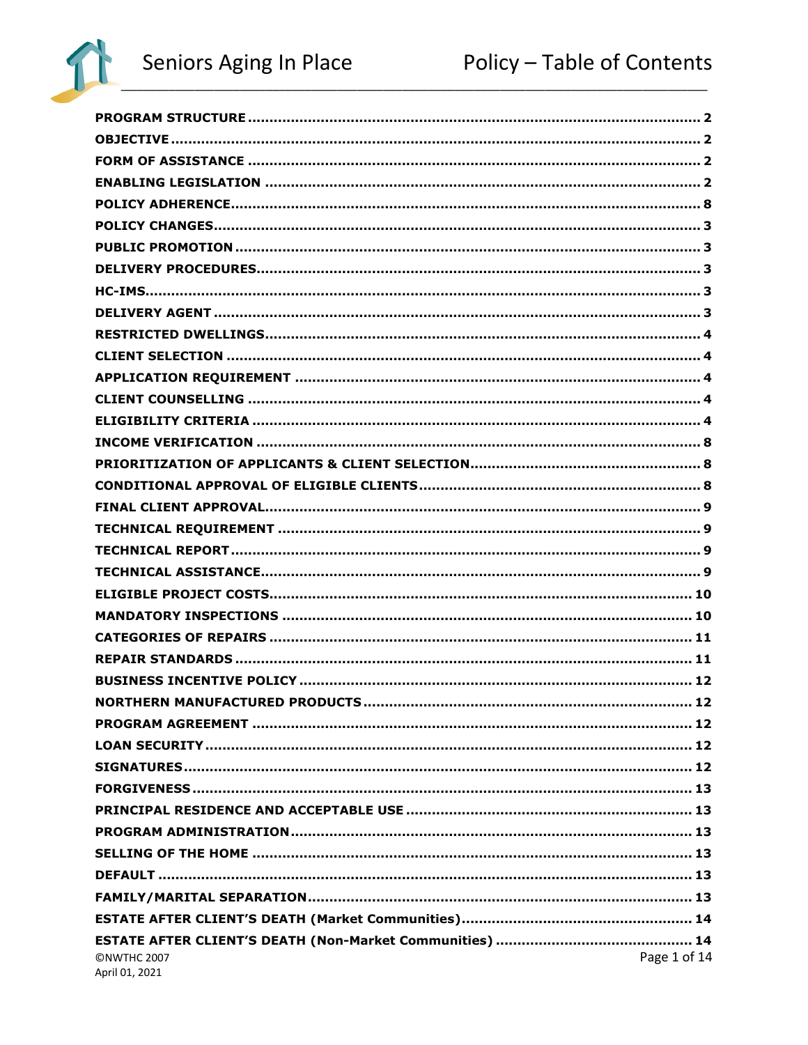# Policy – Table of Contents

| Section | Page |
|---|---|
| **PROGRAM STRUCTURE** | 2 |
| **OBJECTIVE** | 2 |
| **FORM OF ASSISTANCE** | 2 |
| **ENABLING LEGISLATION** | 2 |
| **POLICY ADHERENCE** | 8 |
| **POLICY CHANGES** | 3 |
| **PUBLIC PROMOTION** | 3 |
| **DELIVERY PROCEDURES** | 3 |
| **HC-IMS** | 3 |
| **DELIVERY AGENT** | 3 |
| **RESTRICTED DWELLINGS** | 4 |
| **CLIENT SELECTION** | 4 |
| **APPLICATION REQUIREMENT** | 4 |
| **CLIENT COUNSELLING** | 4 |
| **ELIGIBILITY CRITERIA** | 4 |
| **INCOME VERIFICATION** | 8 |
| **PRIORITIZATION OF APPLICANTS & CLIENT SELECTION** | 8 |
| **CONDITIONAL APPROVAL OF ELIGIBLE CLIENTS** | 8 |
| **FINAL CLIENT APPROVAL** | 9 |
| **TECHNICAL REQUIREMENT** | 9 |
| **TECHNICAL REPORT** | 9 |
| **TECHNICAL ASSISTANCE** | 9 |
| **ELIGIBLE PROJECT COSTS** | 10 |
| **MANDATORY INSPECTIONS** | 10 |
| **CATEGORIES OF REPAIRS** | 11 |
| **REPAIR STANDARDS** | 11 |
| **BUSINESS INCENTIVE POLICY** | 12 |
| **NORTHERN MANUFACTURED PRODUCTS** | 12 |
| **PROGRAM AGREEMENT** | 12 |
| **LOAN SECURITY** | 12 |
| **SIGNATURES** | 12 |
| **FORGIVENESS** | 13 |
| **PRINCIPAL RESIDENCE AND ACCEPTABLE USE** | 13 |
| **PROGRAM ADMINISTRATION** | 13 |
| **SELLING OF THE HOME** | 13 |
| **DEFAULT** | 13 |
| **FAMILY/MARITAL SEPARATION** | 13 |
| **ESTATE AFTER CLIENT'S DEATH (Market Communities)** | 14 |
| **ESTATE AFTER CLIENT'S DEATH (Non-Market Communities)** | 14 |

©NWTHC 2007
April 01, 2021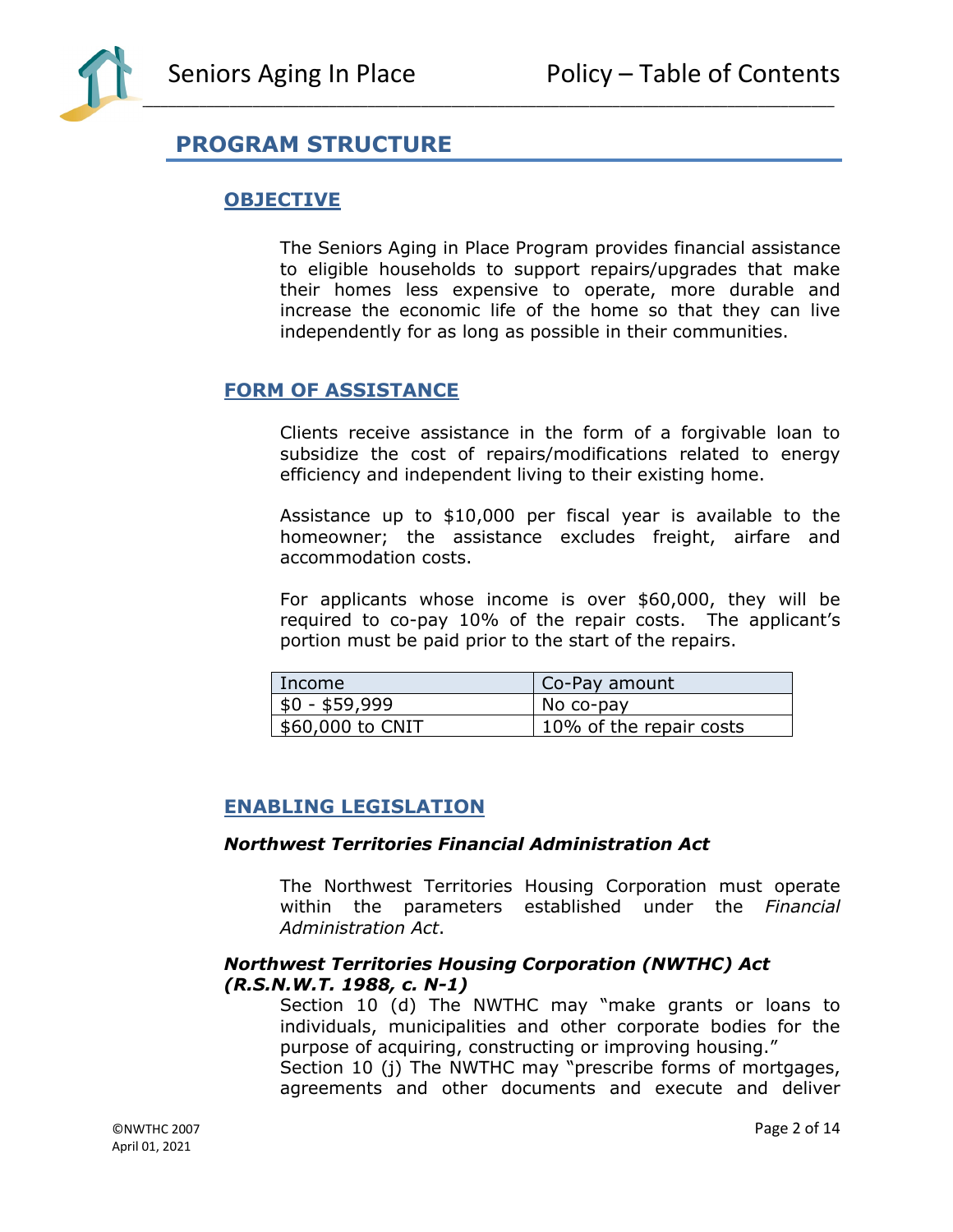## PROGRAM STRUCTURE

### OBJECTIVE

The Seniors Aging in Place Program provides financial assistance to eligible households to support repairs/upgrades that make their homes less expensive to operate, more durable and increase the economic life of the home so that they can live independently for as long as possible in their communities.

### FORM OF ASSISTANCE

Clients receive assistance in the form of a forgivable loan to subsidize the cost of repairs/modifications related to energy efficiency and independent living to their existing home.

Assistance up to $10,000 per fiscal year is available to the homeowner; the assistance excludes freight, airfare and accommodation costs.

For applicants whose income is over $60,000, they will be required to co-pay 10% of the repair costs. The applicant's portion must be paid prior to the start of the repairs.

| Income | Co-Pay amount |
| --- | --- |
| $0 - $59,999 | No co-pay |
| $60,000 to CNIT | 10% of the repair costs |

### ENABLING LEGISLATION

#### *Northwest Territories Financial Administration Act*

The Northwest Territories Housing Corporation must operate within the parameters established under the *Financial Administration Act*.

#### *Northwest Territories Housing Corporation (NWTHC) Act (R.S.N.W.T. 1988, c. N-1)*

Section 10 (d) The NWTHC may "make grants or loans to individuals, municipalities and other corporate bodies for the purpose of acquiring, constructing or improving housing."
Section 10 (j) The NWTHC may "prescribe forms of mortgages, agreements and other documents and execute and deliver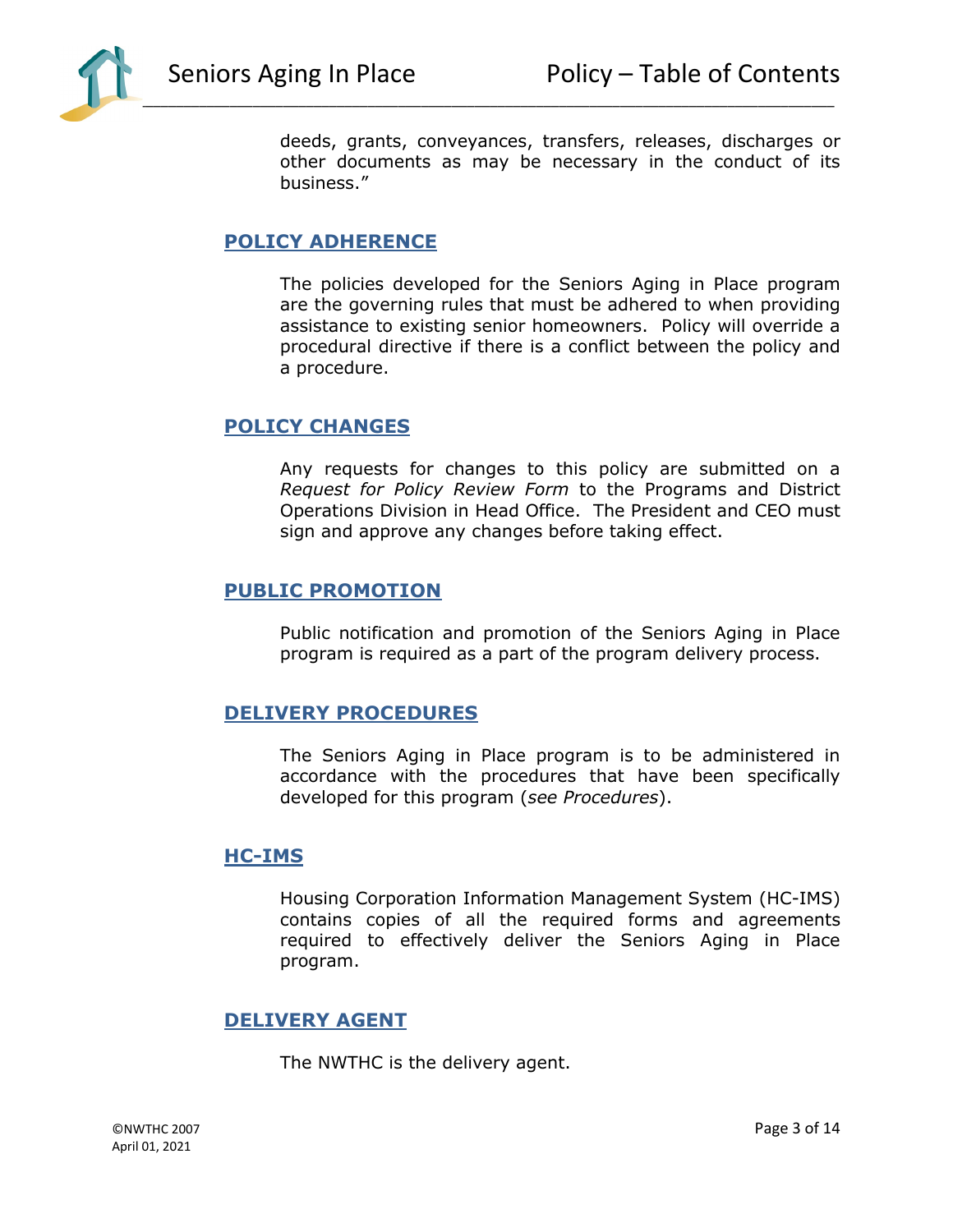deeds, grants, conveyances, transfers, releases, discharges or other documents as may be necessary in the conduct of its business."

## POLICY ADHERENCE

The policies developed for the Seniors Aging in Place program are the governing rules that must be adhered to when providing assistance to existing senior homeowners. Policy will override a procedural directive if there is a conflict between the policy and a procedure.

## POLICY CHANGES

Any requests for changes to this policy are submitted on a *Request for Policy Review Form* to the Programs and District Operations Division in Head Office. The President and CEO must sign and approve any changes before taking effect.

## PUBLIC PROMOTION

Public notification and promotion of the Seniors Aging in Place program is required as a part of the program delivery process.

## DELIVERY PROCEDURES

The Seniors Aging in Place program is to be administered in accordance with the procedures that have been specifically developed for this program (*see Procedures*).

## HC-IMS

Housing Corporation Information Management System (HC-IMS) contains copies of all the required forms and agreements required to effectively deliver the Seniors Aging in Place program.

## DELIVERY AGENT

The NWTHC is the delivery agent.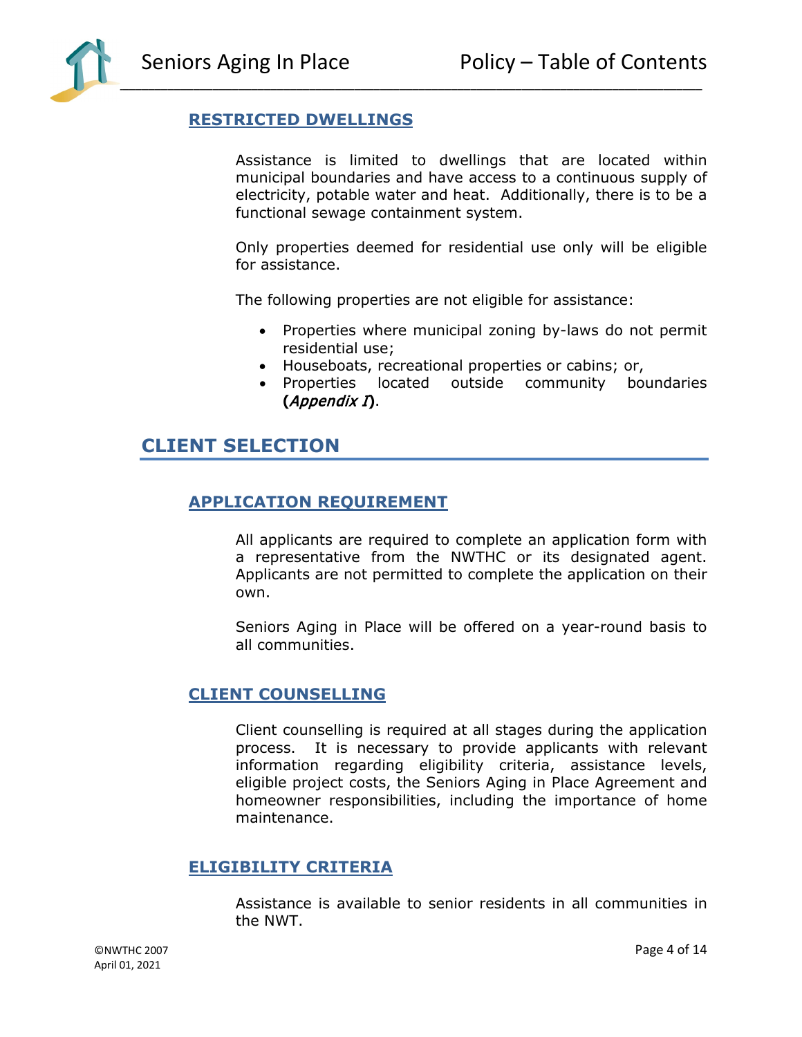### RESTRICTED DWELLINGS

Assistance is limited to dwellings that are located within municipal boundaries and have access to a continuous supply of electricity, potable water and heat. Additionally, there is to be a functional sewage containment system.

Only properties deemed for residential use only will be eligible for assistance.

The following properties are not eligible for assistance:

- Properties where municipal zoning by-laws do not permit residential use;
- Houseboats, recreational properties or cabins; or,
- Properties located outside community boundaries **(***Appendix I***)**.

## CLIENT SELECTION

### APPLICATION REQUIREMENT

All applicants are required to complete an application form with a representative from the NWTHC or its designated agent. Applicants are not permitted to complete the application on their own.

Seniors Aging in Place will be offered on a year-round basis to all communities.

### CLIENT COUNSELLING

Client counselling is required at all stages during the application process. It is necessary to provide applicants with relevant information regarding eligibility criteria, assistance levels, eligible project costs, the Seniors Aging in Place Agreement and homeowner responsibilities, including the importance of home maintenance.

### ELIGIBILITY CRITERIA

Assistance is available to senior residents in all communities in the NWT.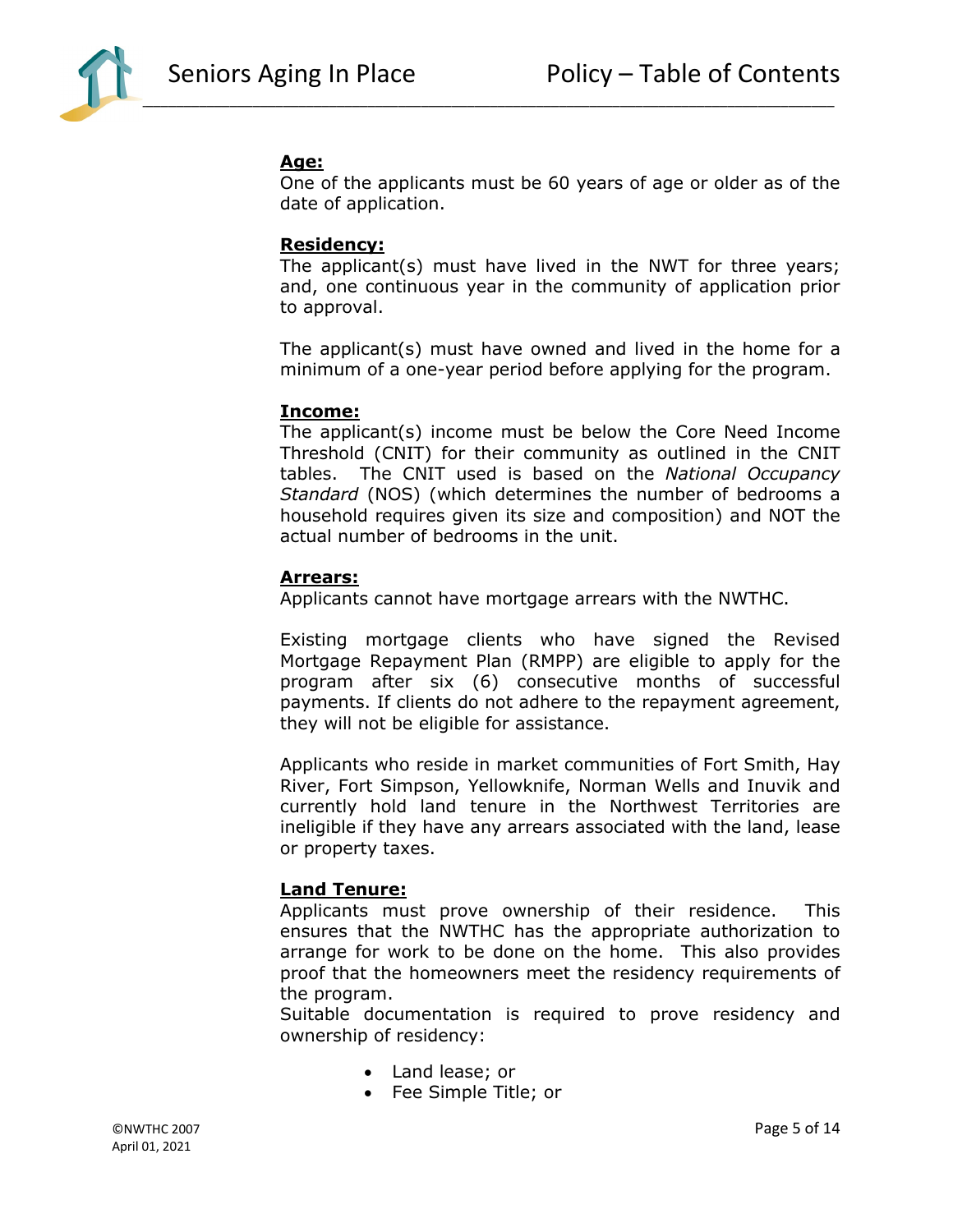**Age:**
One of the applicants must be 60 years of age or older as of the date of application.

**Residency:**
The applicant(s) must have lived in the NWT for three years; and, one continuous year in the community of application prior to approval.

The applicant(s) must have owned and lived in the home for a minimum of a one-year period before applying for the program.

**Income:**
The applicant(s) income must be below the Core Need Income Threshold (CNIT) for their community as outlined in the CNIT tables. The CNIT used is based on the *National Occupancy Standard* (NOS) (which determines the number of bedrooms a household requires given its size and composition) and NOT the actual number of bedrooms in the unit.

**Arrears:**
Applicants cannot have mortgage arrears with the NWTHC.

Existing mortgage clients who have signed the Revised Mortgage Repayment Plan (RMPP) are eligible to apply for the program after six (6) consecutive months of successful payments. If clients do not adhere to the repayment agreement, they will not be eligible for assistance.

Applicants who reside in market communities of Fort Smith, Hay River, Fort Simpson, Yellowknife, Norman Wells and Inuvik and currently hold land tenure in the Northwest Territories are ineligible if they have any arrears associated with the land, lease or property taxes.

**Land Tenure:**
Applicants must prove ownership of their residence. This ensures that the NWTHC has the appropriate authorization to arrange for work to be done on the home. This also provides proof that the homeowners meet the residency requirements of the program.
Suitable documentation is required to prove residency and ownership of residency:

- Land lease; or
- Fee Simple Title; or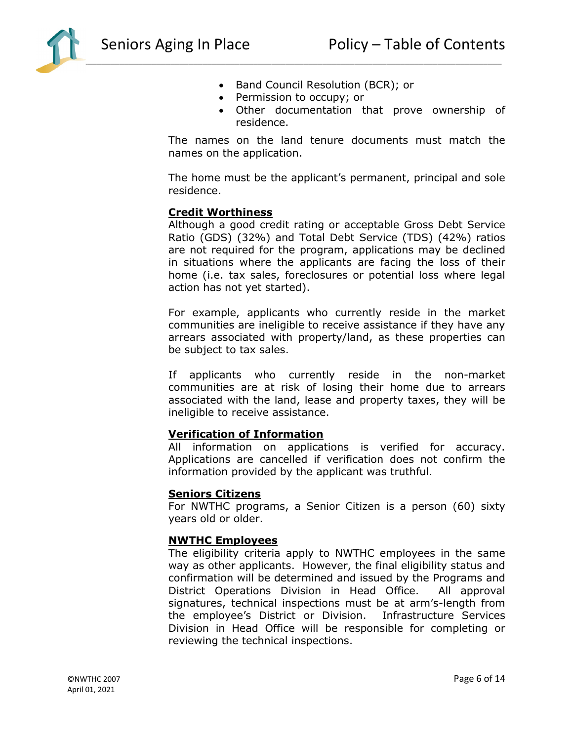- Band Council Resolution (BCR); or
- Permission to occupy; or
- Other documentation that prove ownership of residence.

The names on the land tenure documents must match the names on the application.

The home must be the applicant's permanent, principal and sole residence.

**Credit Worthiness**

Although a good credit rating or acceptable Gross Debt Service Ratio (GDS) (32%) and Total Debt Service (TDS) (42%) ratios are not required for the program, applications may be declined in situations where the applicants are facing the loss of their home (i.e. tax sales, foreclosures or potential loss where legal action has not yet started).

For example, applicants who currently reside in the market communities are ineligible to receive assistance if they have any arrears associated with property/land, as these properties can be subject to tax sales.

If applicants who currently reside in the non-market communities are at risk of losing their home due to arrears associated with the land, lease and property taxes, they will be ineligible to receive assistance.

**Verification of Information**

All information on applications is verified for accuracy. Applications are cancelled if verification does not confirm the information provided by the applicant was truthful.

**Seniors Citizens**

For NWTHC programs, a Senior Citizen is a person (60) sixty years old or older.

**NWTHC Employees**

The eligibility criteria apply to NWTHC employees in the same way as other applicants. However, the final eligibility status and confirmation will be determined and issued by the Programs and District Operations Division in Head Office. All approval signatures, technical inspections must be at arm's-length from the employee's District or Division. Infrastructure Services Division in Head Office will be responsible for completing or reviewing the technical inspections.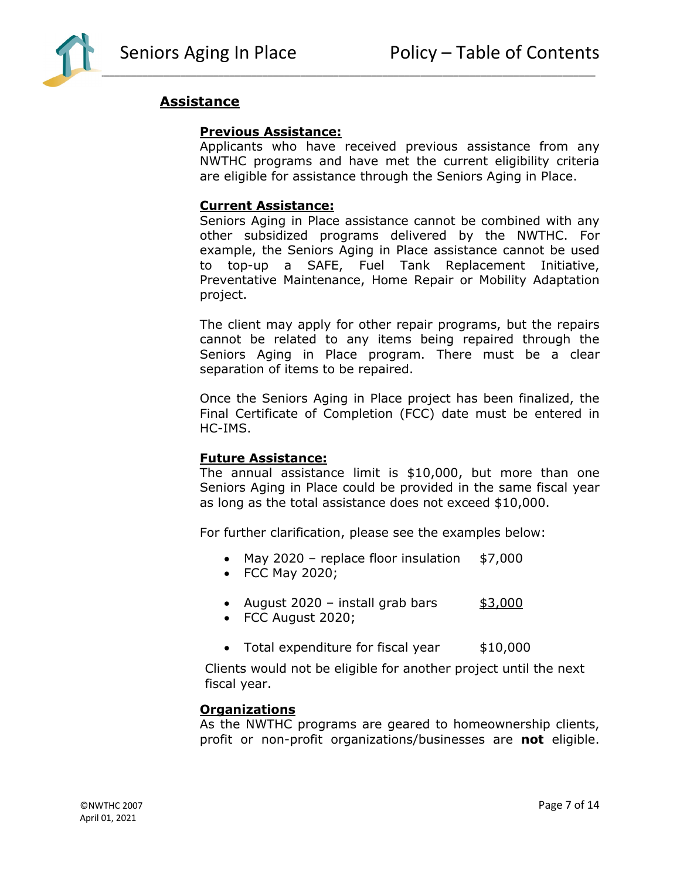## Assistance

### Previous Assistance:

Applicants who have received previous assistance from any NWTHC programs and have met the current eligibility criteria are eligible for assistance through the Seniors Aging in Place.

### Current Assistance:

Seniors Aging in Place assistance cannot be combined with any other subsidized programs delivered by the NWTHC. For example, the Seniors Aging in Place assistance cannot be used to top-up a SAFE, Fuel Tank Replacement Initiative, Preventative Maintenance, Home Repair or Mobility Adaptation project.

The client may apply for other repair programs, but the repairs cannot be related to any items being repaired through the Seniors Aging in Place program. There must be a clear separation of items to be repaired.

Once the Seniors Aging in Place project has been finalized, the Final Certificate of Completion (FCC) date must be entered in HC-IMS.

### Future Assistance:

The annual assistance limit is $10,000, but more than one Seniors Aging in Place could be provided in the same fiscal year as long as the total assistance does not exceed $10,000.

For further clarification, please see the examples below:

- May 2020 – replace floor insulation $7,000
- FCC May 2020;

- August 2020 – install grab bars $3,000
- FCC August 2020;

- Total expenditure for fiscal year $10,000

Clients would not be eligible for another project until the next fiscal year.

### Organizations

As the NWTHC programs are geared to homeownership clients, profit or non-profit organizations/businesses are **not** eligible.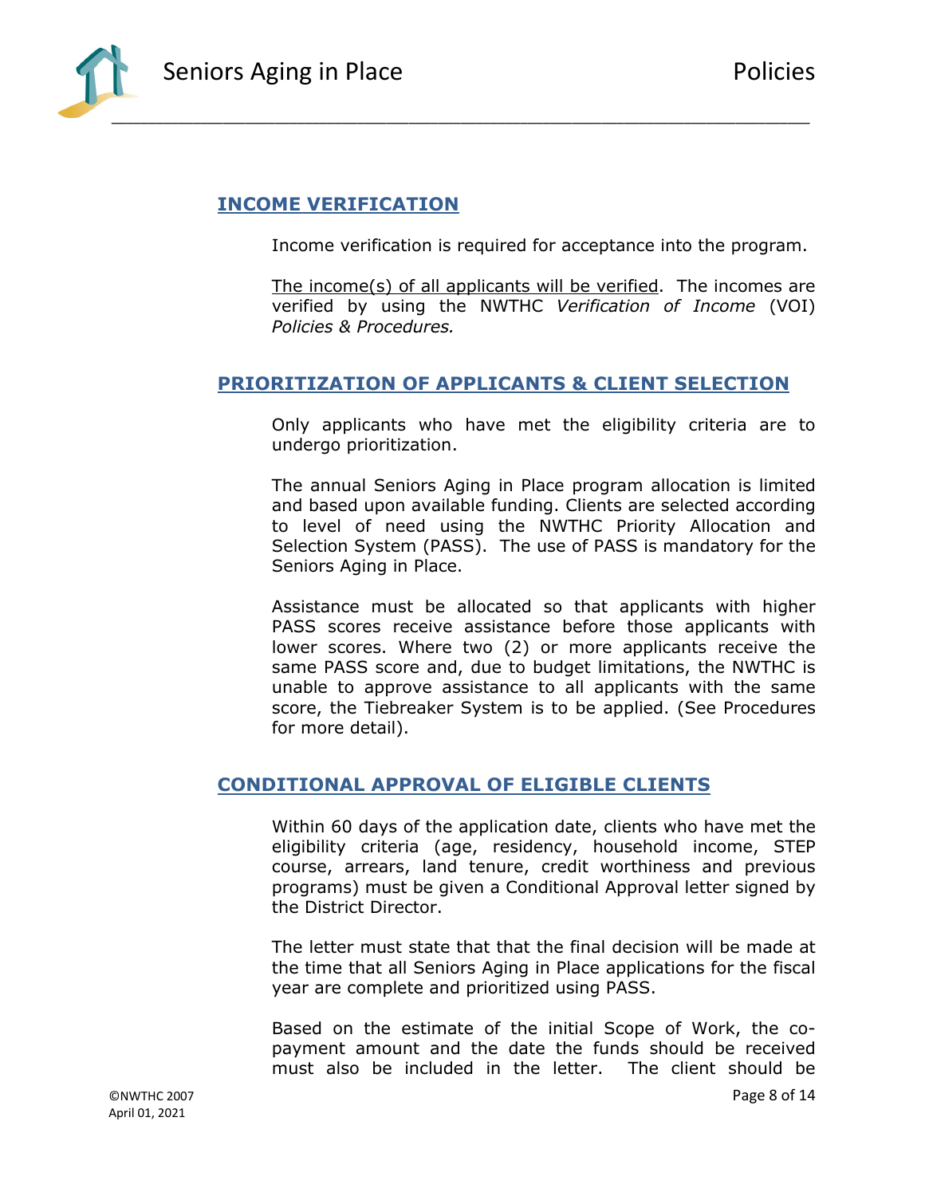## INCOME VERIFICATION

Income verification is required for acceptance into the program.

The income(s) of all applicants will be verified. The incomes are verified by using the NWTHC *Verification of Income* (VOI) *Policies & Procedures.*

## PRIORITIZATION OF APPLICANTS & CLIENT SELECTION

Only applicants who have met the eligibility criteria are to undergo prioritization.

The annual Seniors Aging in Place program allocation is limited and based upon available funding. Clients are selected according to level of need using the NWTHC Priority Allocation and Selection System (PASS). The use of PASS is mandatory for the Seniors Aging in Place.

Assistance must be allocated so that applicants with higher PASS scores receive assistance before those applicants with lower scores. Where two (2) or more applicants receive the same PASS score and, due to budget limitations, the NWTHC is unable to approve assistance to all applicants with the same score, the Tiebreaker System is to be applied. (See Procedures for more detail).

## CONDITIONAL APPROVAL OF ELIGIBLE CLIENTS

Within 60 days of the application date, clients who have met the eligibility criteria (age, residency, household income, STEP course, arrears, land tenure, credit worthiness and previous programs) must be given a Conditional Approval letter signed by the District Director.

The letter must state that that the final decision will be made at the time that all Seniors Aging in Place applications for the fiscal year are complete and prioritized using PASS.

Based on the estimate of the initial Scope of Work, the co-payment amount and the date the funds should be received must also be included in the letter. The client should be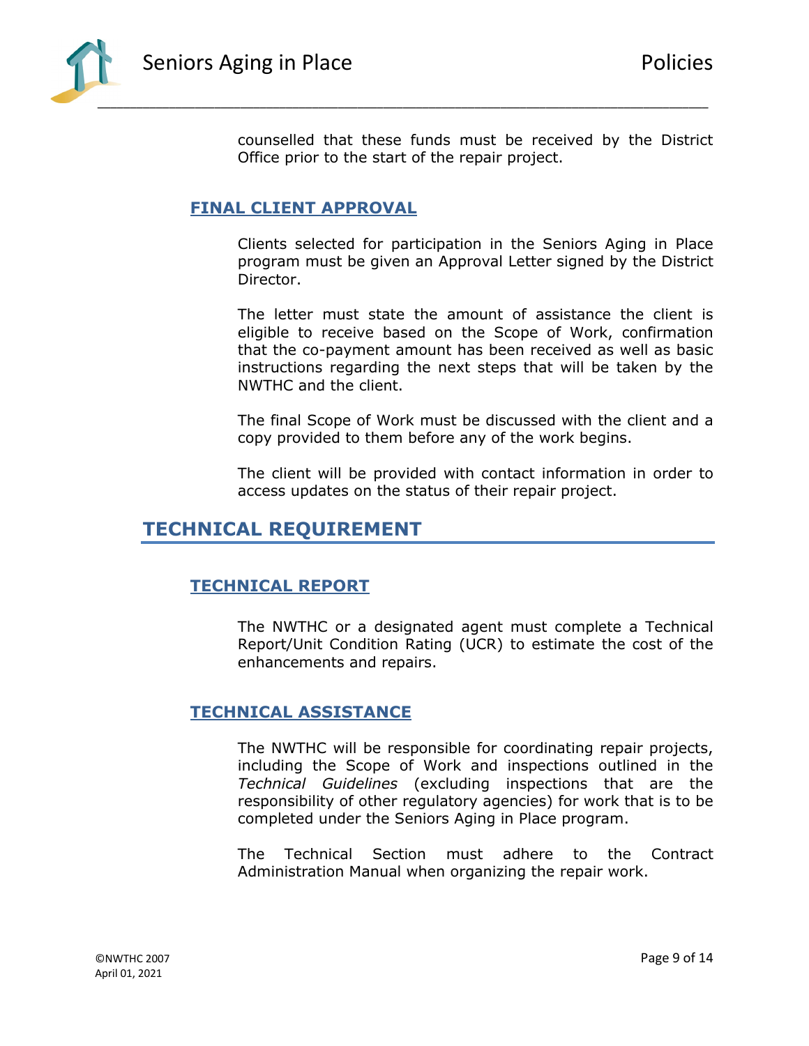counselled that these funds must be received by the District Office prior to the start of the repair project.

### FINAL CLIENT APPROVAL

Clients selected for participation in the Seniors Aging in Place program must be given an Approval Letter signed by the District Director.

The letter must state the amount of assistance the client is eligible to receive based on the Scope of Work, confirmation that the co-payment amount has been received as well as basic instructions regarding the next steps that will be taken by the NWTHC and the client.

The final Scope of Work must be discussed with the client and a copy provided to them before any of the work begins.

The client will be provided with contact information in order to access updates on the status of their repair project.

## TECHNICAL REQUIREMENT

### TECHNICAL REPORT

The NWTHC or a designated agent must complete a Technical Report/Unit Condition Rating (UCR) to estimate the cost of the enhancements and repairs.

### TECHNICAL ASSISTANCE

The NWTHC will be responsible for coordinating repair projects, including the Scope of Work and inspections outlined in the *Technical Guidelines* (excluding inspections that are the responsibility of other regulatory agencies) for work that is to be completed under the Seniors Aging in Place program.

The Technical Section must adhere to the Contract Administration Manual when organizing the repair work.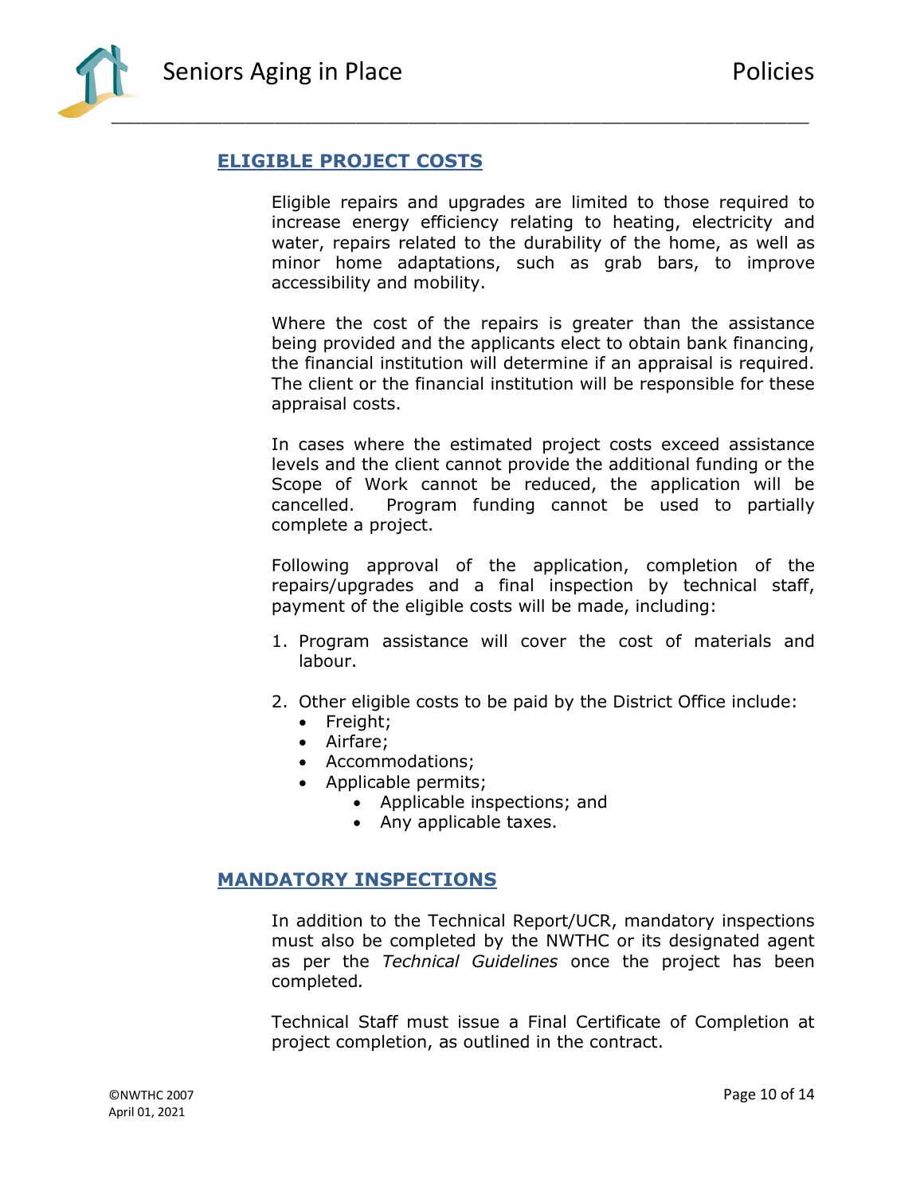## ELIGIBLE PROJECT COSTS

Eligible repairs and upgrades are limited to those required to increase energy efficiency relating to heating, electricity and water, repairs related to the durability of the home, as well as minor home adaptations, such as grab bars, to improve accessibility and mobility.

Where the cost of the repairs is greater than the assistance being provided and the applicants elect to obtain bank financing, the financial institution will determine if an appraisal is required. The client or the financial institution will be responsible for these appraisal costs.

In cases where the estimated project costs exceed assistance levels and the client cannot provide the additional funding or the Scope of Work cannot be reduced, the application will be cancelled. Program funding cannot be used to partially complete a project.

Following approval of the application, completion of the repairs/upgrades and a final inspection by technical staff, payment of the eligible costs will be made, including:

1. Program assistance will cover the cost of materials and labour.
2. Other eligible costs to be paid by the District Office include:
   - Freight;
   - Airfare;
   - Accommodations;
   - Applicable permits;
     - Applicable inspections; and
     - Any applicable taxes.

## MANDATORY INSPECTIONS

In addition to the Technical Report/UCR, mandatory inspections must also be completed by the NWTHC or its designated agent as per the *Technical Guidelines* once the project has been completed.

Technical Staff must issue a Final Certificate of Completion at project completion, as outlined in the contract.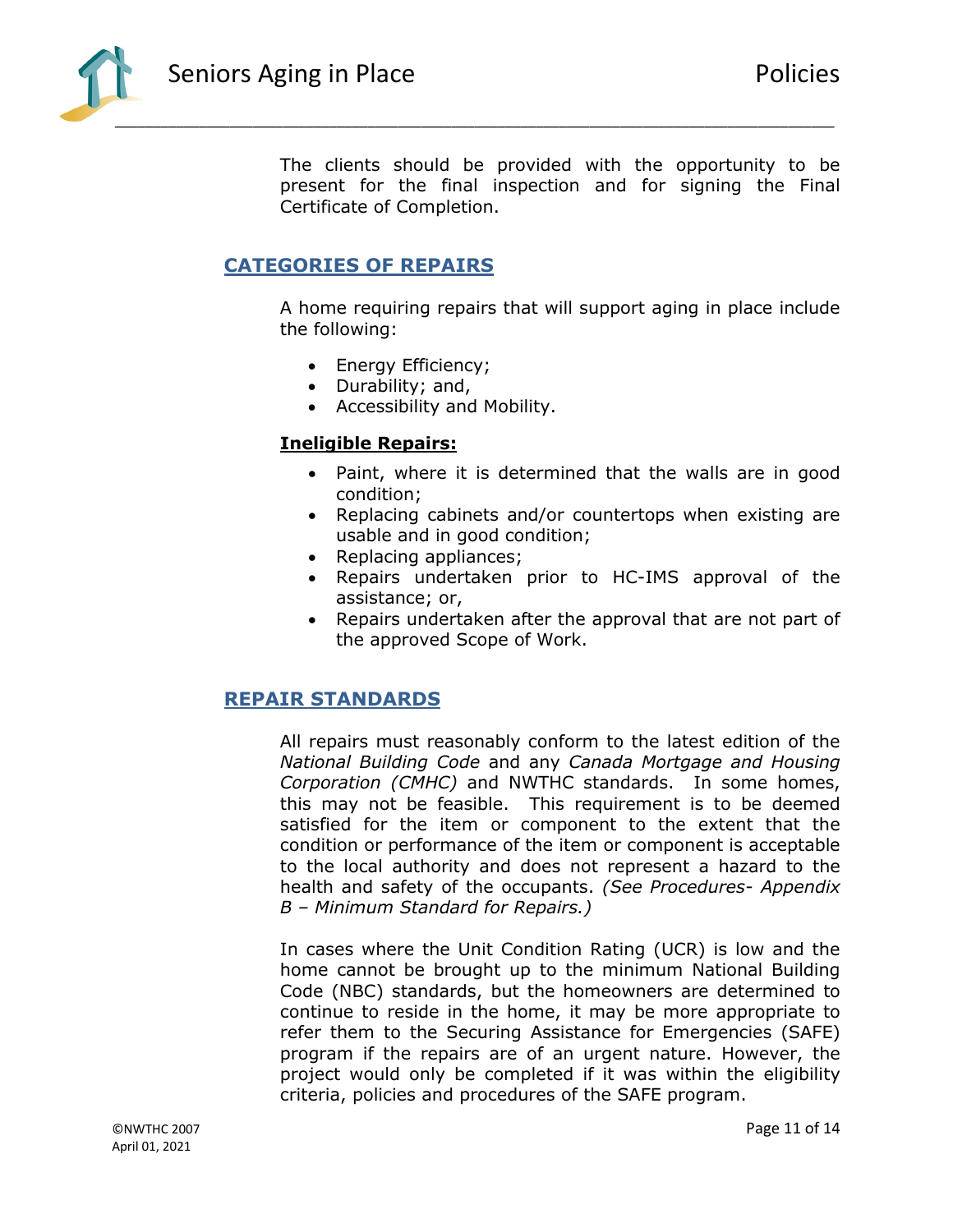The clients should be provided with the opportunity to be present for the final inspection and for signing the Final Certificate of Completion.

## CATEGORIES OF REPAIRS

A home requiring repairs that will support aging in place include the following:

- Energy Efficiency;
- Durability; and,
- Accessibility and Mobility.

**Ineligible Repairs:**

- Paint, where it is determined that the walls are in good condition;
- Replacing cabinets and/or countertops when existing are usable and in good condition;
- Replacing appliances;
- Repairs undertaken prior to HC-IMS approval of the assistance; or,
- Repairs undertaken after the approval that are not part of the approved Scope of Work.

## REPAIR STANDARDS

All repairs must reasonably conform to the latest edition of the *National Building Code* and any *Canada Mortgage and Housing Corporation (CMHC)* and NWTHC standards. In some homes, this may not be feasible. This requirement is to be deemed satisfied for the item or component to the extent that the condition or performance of the item or component is acceptable to the local authority and does not represent a hazard to the health and safety of the occupants. *(See Procedures- Appendix B – Minimum Standard for Repairs.)*

In cases where the Unit Condition Rating (UCR) is low and the home cannot be brought up to the minimum National Building Code (NBC) standards, but the homeowners are determined to continue to reside in the home, it may be more appropriate to refer them to the Securing Assistance for Emergencies (SAFE) program if the repairs are of an urgent nature. However, the project would only be completed if it was within the eligibility criteria, policies and procedures of the SAFE program.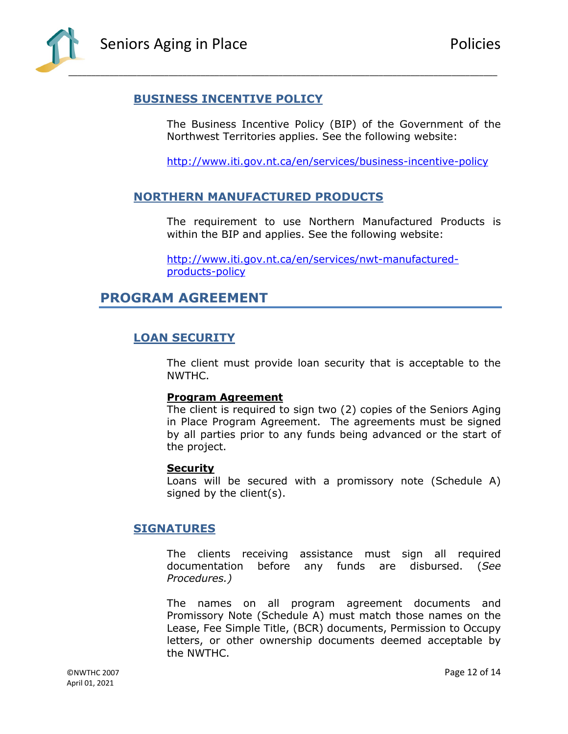### BUSINESS INCENTIVE POLICY

The Business Incentive Policy (BIP) of the Government of the Northwest Territories applies. See the following website:

http://www.iti.gov.nt.ca/en/services/business-incentive-policy

### NORTHERN MANUFACTURED PRODUCTS

The requirement to use Northern Manufactured Products is within the BIP and applies. See the following website:

http://www.iti.gov.nt.ca/en/services/nwt-manufactured-products-policy

## PROGRAM AGREEMENT

### LOAN SECURITY

The client must provide loan security that is acceptable to the NWTHC.

**Program Agreement**
The client is required to sign two (2) copies of the Seniors Aging in Place Program Agreement. The agreements must be signed by all parties prior to any funds being advanced or the start of the project.

**Security**
Loans will be secured with a promissory note (Schedule A) signed by the client(s).

### SIGNATURES

The clients receiving assistance must sign all required documentation before any funds are disbursed. (*See Procedures.)*

The names on all program agreement documents and Promissory Note (Schedule A) must match those names on the Lease, Fee Simple Title, (BCR) documents, Permission to Occupy letters, or other ownership documents deemed acceptable by the NWTHC.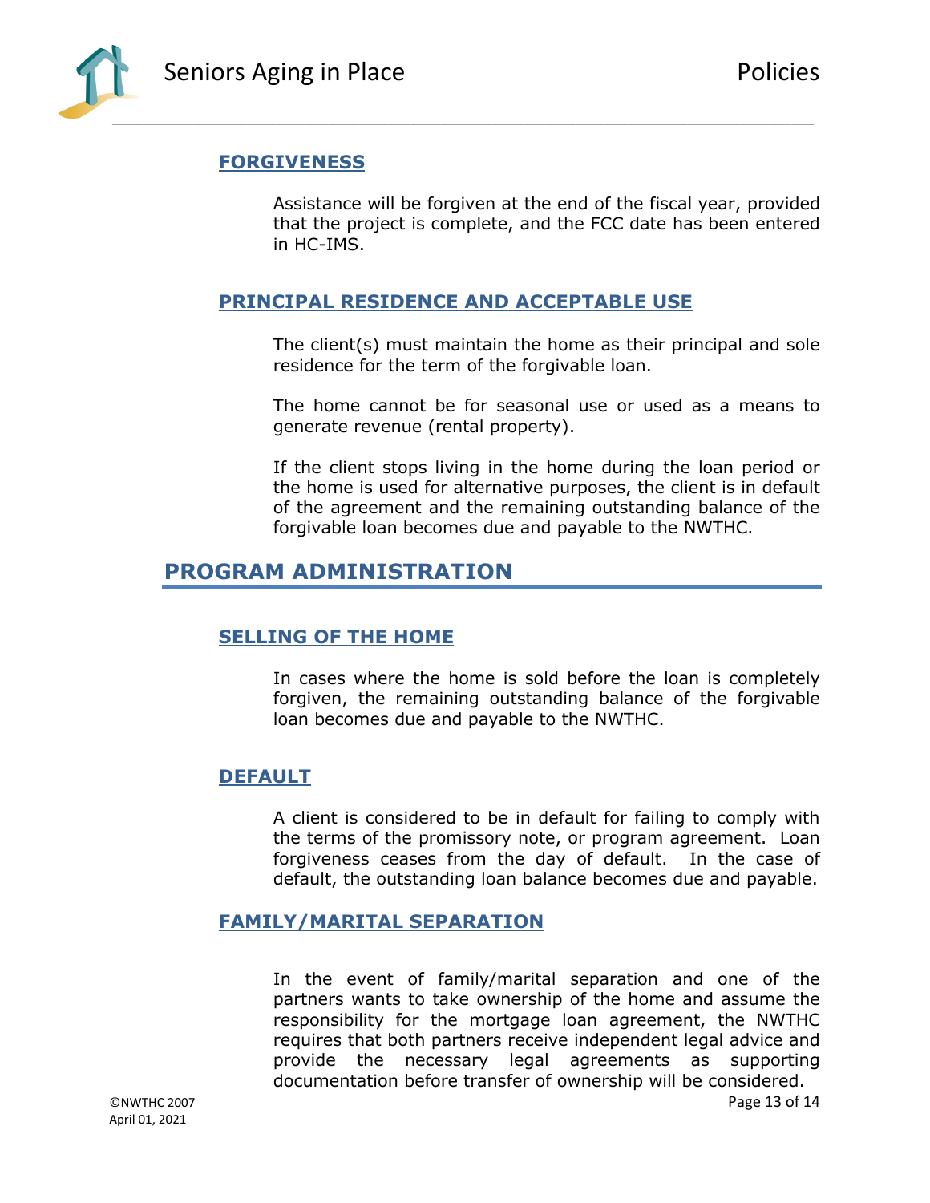### FORGIVENESS

Assistance will be forgiven at the end of the fiscal year, provided that the project is complete, and the FCC date has been entered in HC-IMS.

### PRINCIPAL RESIDENCE AND ACCEPTABLE USE

The client(s) must maintain the home as their principal and sole residence for the term of the forgivable loan.

The home cannot be for seasonal use or used as a means to generate revenue (rental property).

If the client stops living in the home during the loan period or the home is used for alternative purposes, the client is in default of the agreement and the remaining outstanding balance of the forgivable loan becomes due and payable to the NWTHC.

## PROGRAM ADMINISTRATION

### SELLING OF THE HOME

In cases where the home is sold before the loan is completely forgiven, the remaining outstanding balance of the forgivable loan becomes due and payable to the NWTHC.

### DEFAULT

A client is considered to be in default for failing to comply with the terms of the promissory note, or program agreement. Loan forgiveness ceases from the day of default. In the case of default, the outstanding loan balance becomes due and payable.

### FAMILY/MARITAL SEPARATION

In the event of family/marital separation and one of the partners wants to take ownership of the home and assume the responsibility for the mortgage loan agreement, the NWTHC requires that both partners receive independent legal advice and provide the necessary legal agreements as supporting documentation before transfer of ownership will be considered.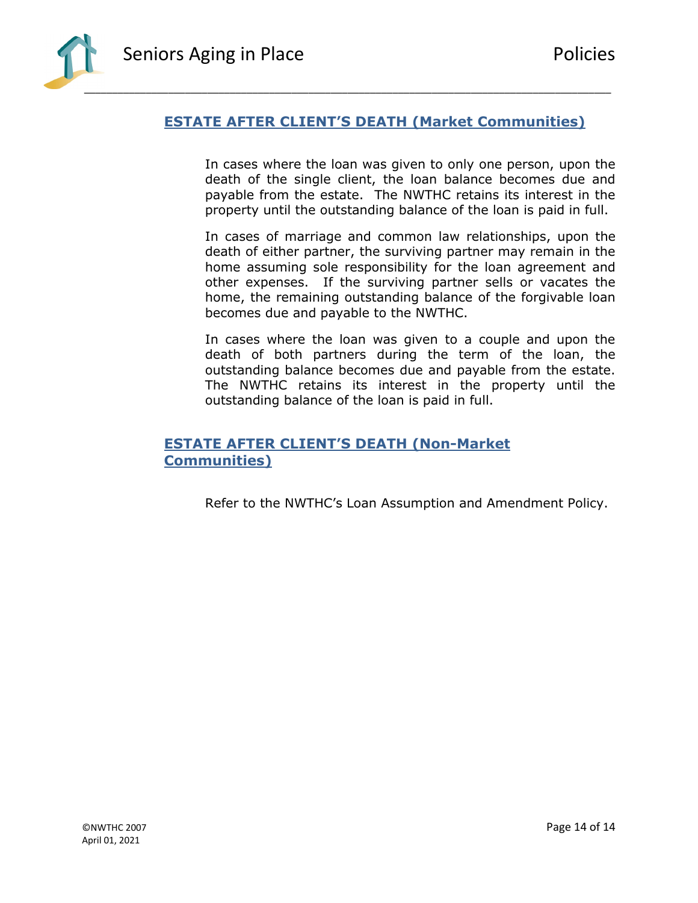## ESTATE AFTER CLIENT'S DEATH (Market Communities)

In cases where the loan was given to only one person, upon the death of the single client, the loan balance becomes due and payable from the estate. The NWTHC retains its interest in the property until the outstanding balance of the loan is paid in full.

In cases of marriage and common law relationships, upon the death of either partner, the surviving partner may remain in the home assuming sole responsibility for the loan agreement and other expenses. If the surviving partner sells or vacates the home, the remaining outstanding balance of the forgivable loan becomes due and payable to the NWTHC.

In cases where the loan was given to a couple and upon the death of both partners during the term of the loan, the outstanding balance becomes due and payable from the estate. The NWTHC retains its interest in the property until the outstanding balance of the loan is paid in full.

## ESTATE AFTER CLIENT'S DEATH (Non-Market Communities)

Refer to the NWTHC's Loan Assumption and Amendment Policy.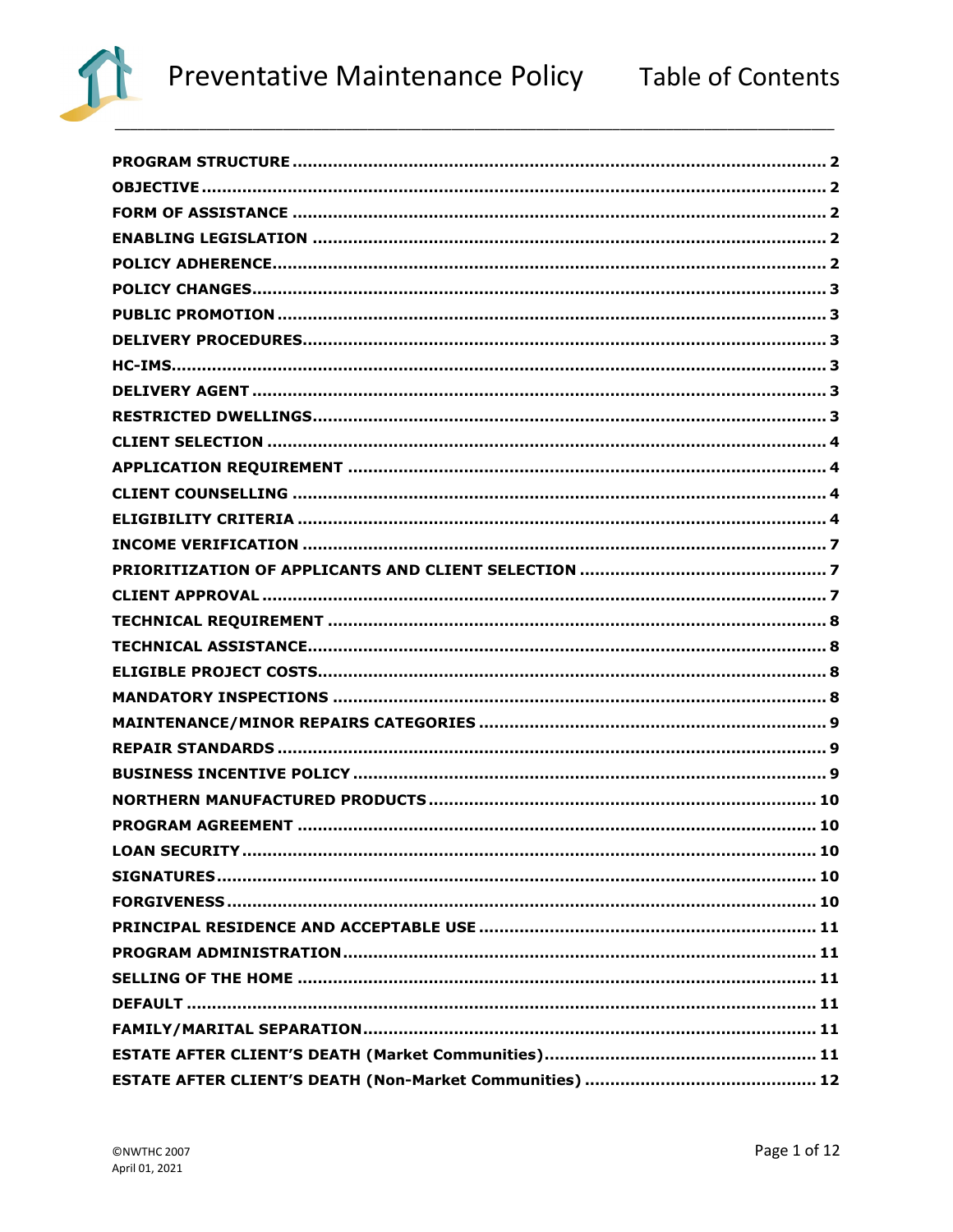# Preventative Maintenance Policy

## Table of Contents

| Section | Page |
| --- | --- |
| PROGRAM STRUCTURE | 2 |
| OBJECTIVE | 2 |
| FORM OF ASSISTANCE | 2 |
| ENABLING LEGISLATION | 2 |
| POLICY ADHERENCE | 2 |
| POLICY CHANGES | 3 |
| PUBLIC PROMOTION | 3 |
| DELIVERY PROCEDURES | 3 |
| HC-IMS | 3 |
| DELIVERY AGENT | 3 |
| RESTRICTED DWELLINGS | 3 |
| CLIENT SELECTION | 4 |
| APPLICATION REQUIREMENT | 4 |
| CLIENT COUNSELLING | 4 |
| ELIGIBILITY CRITERIA | 4 |
| INCOME VERIFICATION | 7 |
| PRIORITIZATION OF APPLICANTS AND CLIENT SELECTION | 7 |
| CLIENT APPROVAL | 7 |
| TECHNICAL REQUIREMENT | 8 |
| TECHNICAL ASSISTANCE | 8 |
| ELIGIBLE PROJECT COSTS | 8 |
| MANDATORY INSPECTIONS | 8 |
| MAINTENANCE/MINOR REPAIRS CATEGORIES | 9 |
| REPAIR STANDARDS | 9 |
| BUSINESS INCENTIVE POLICY | 9 |
| NORTHERN MANUFACTURED PRODUCTS | 10 |
| PROGRAM AGREEMENT | 10 |
| LOAN SECURITY | 10 |
| SIGNATURES | 10 |
| FORGIVENESS | 10 |
| PRINCIPAL RESIDENCE AND ACCEPTABLE USE | 11 |
| PROGRAM ADMINISTRATION | 11 |
| SELLING OF THE HOME | 11 |
| DEFAULT | 11 |
| FAMILY/MARITAL SEPARATION | 11 |
| ESTATE AFTER CLIENT'S DEATH (Market Communities) | 11 |
| ESTATE AFTER CLIENT'S DEATH (Non-Market Communities) | 12 |

©NWTHC 2007
April 01, 2021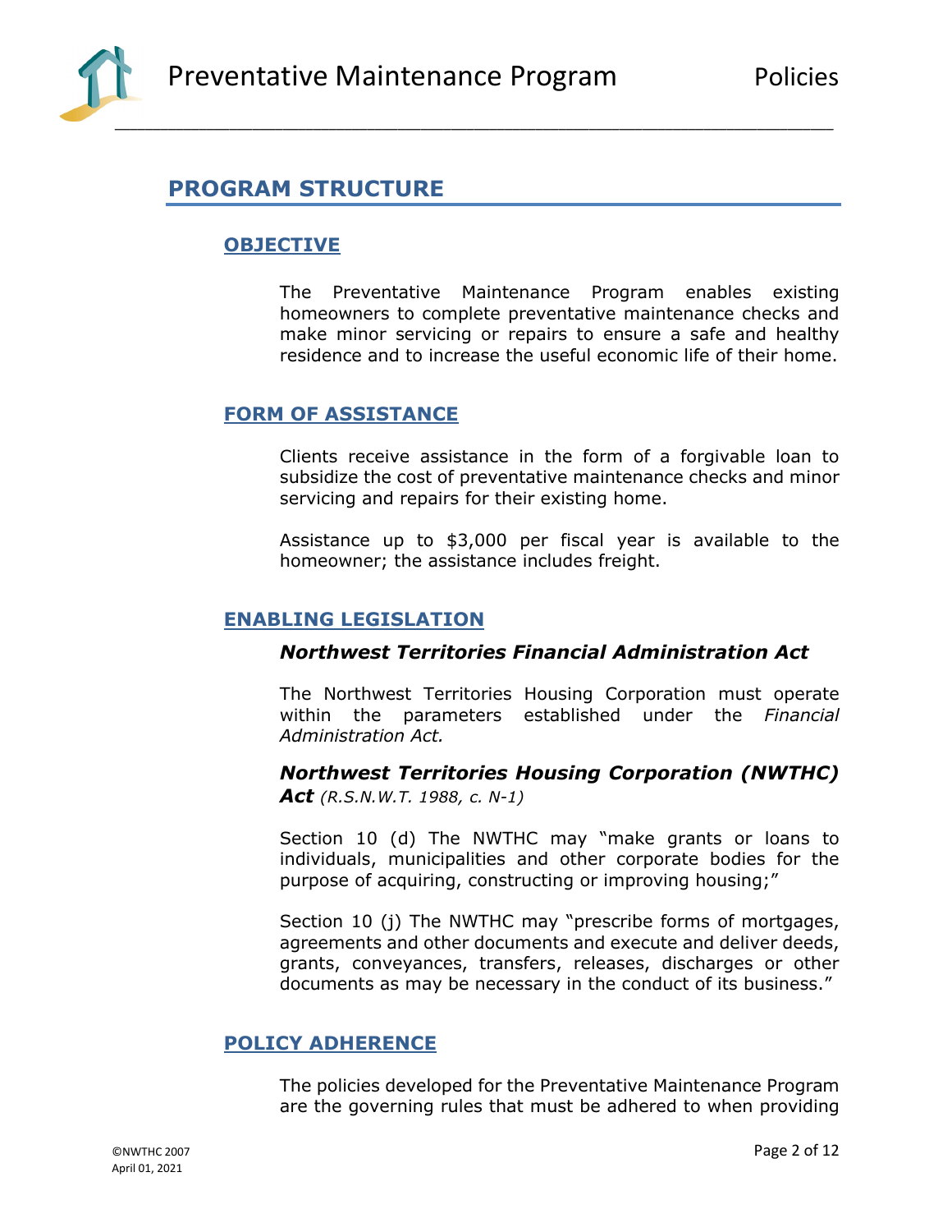# PROGRAM STRUCTURE

## OBJECTIVE

The Preventative Maintenance Program enables existing homeowners to complete preventative maintenance checks and make minor servicing or repairs to ensure a safe and healthy residence and to increase the useful economic life of their home.

## FORM OF ASSISTANCE

Clients receive assistance in the form of a forgivable loan to subsidize the cost of preventative maintenance checks and minor servicing and repairs for their existing home.

Assistance up to $3,000 per fiscal year is available to the homeowner; the assistance includes freight.

## ENABLING LEGISLATION

### *Northwest Territories Financial Administration Act*

The Northwest Territories Housing Corporation must operate within the parameters established under the *Financial Administration Act.*

### *Northwest Territories Housing Corporation (NWTHC) Act* *(R.S.N.W.T. 1988, c. N-1)*

Section 10 (d) The NWTHC may "make grants or loans to individuals, municipalities and other corporate bodies for the purpose of acquiring, constructing or improving housing;"

Section 10 (j) The NWTHC may "prescribe forms of mortgages, agreements and other documents and execute and deliver deeds, grants, conveyances, transfers, releases, discharges or other documents as may be necessary in the conduct of its business."

## POLICY ADHERENCE

The policies developed for the Preventative Maintenance Program are the governing rules that must be adhered to when providing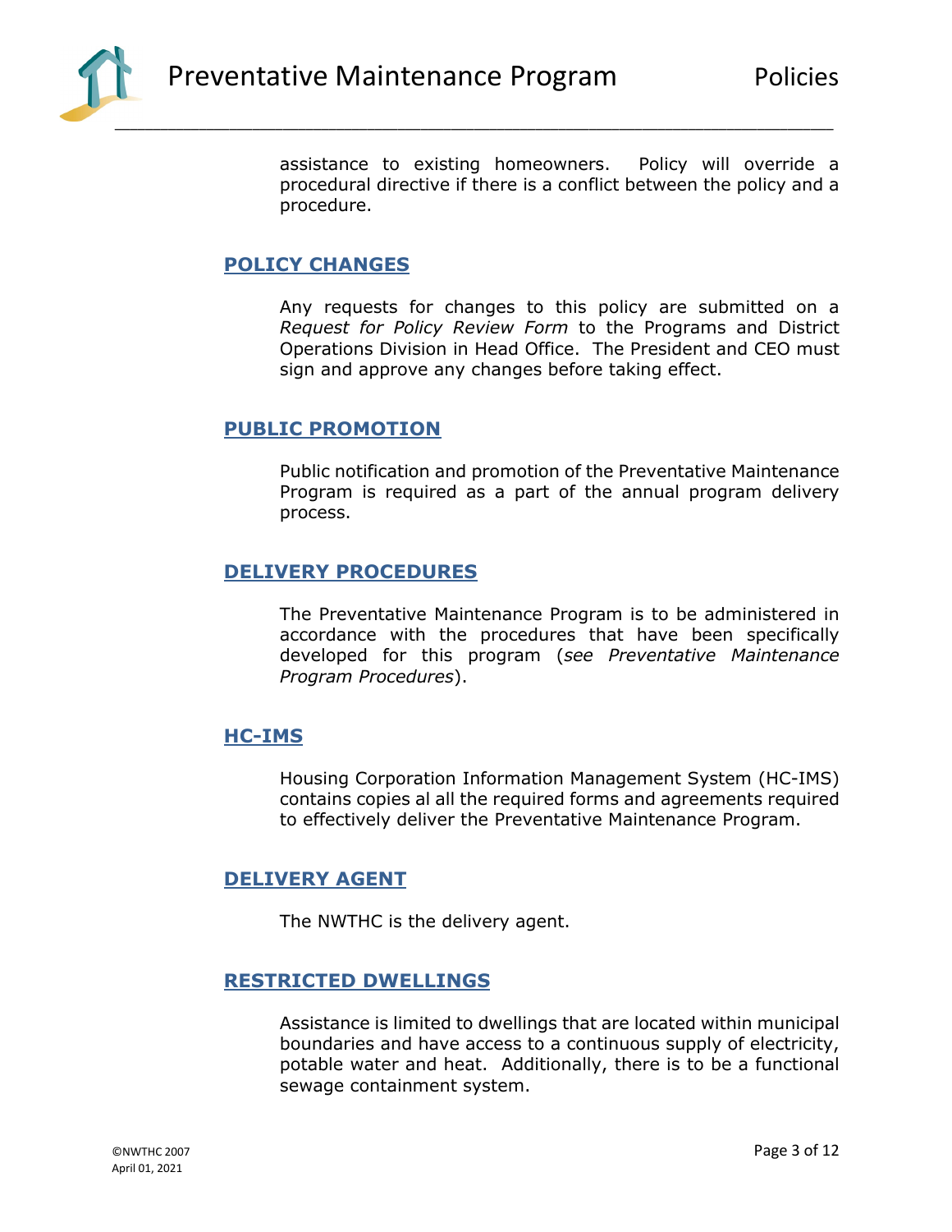assistance to existing homeowners. Policy will override a procedural directive if there is a conflict between the policy and a procedure.

## POLICY CHANGES

Any requests for changes to this policy are submitted on a *Request for Policy Review Form* to the Programs and District Operations Division in Head Office. The President and CEO must sign and approve any changes before taking effect.

## PUBLIC PROMOTION

Public notification and promotion of the Preventative Maintenance Program is required as a part of the annual program delivery process.

## DELIVERY PROCEDURES

The Preventative Maintenance Program is to be administered in accordance with the procedures that have been specifically developed for this program (*see Preventative Maintenance Program Procedures*).

## HC-IMS

Housing Corporation Information Management System (HC-IMS) contains copies al all the required forms and agreements required to effectively deliver the Preventative Maintenance Program.

## DELIVERY AGENT

The NWTHC is the delivery agent.

## RESTRICTED DWELLINGS

Assistance is limited to dwellings that are located within municipal boundaries and have access to a continuous supply of electricity, potable water and heat. Additionally, there is to be a functional sewage containment system.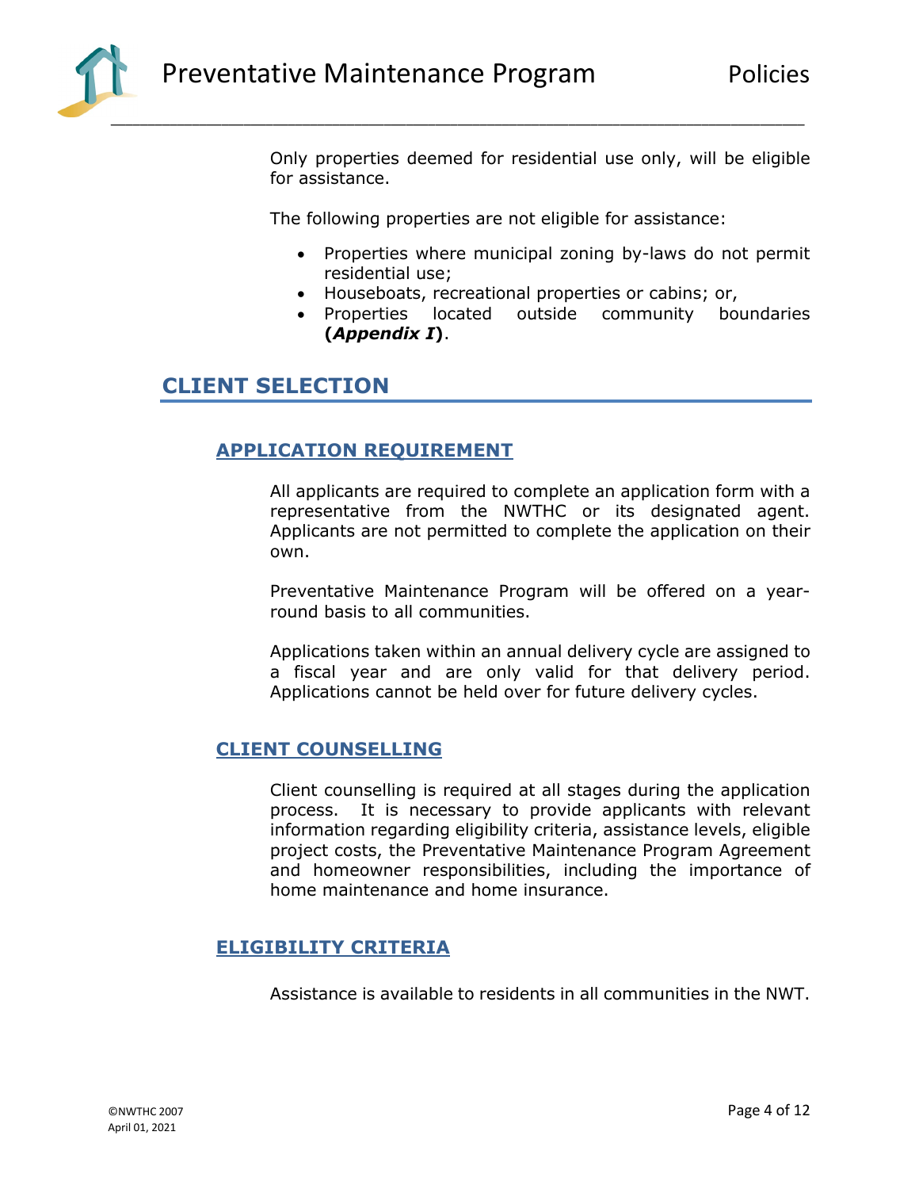Only properties deemed for residential use only, will be eligible for assistance.

The following properties are not eligible for assistance:

- Properties where municipal zoning by-laws do not permit residential use;
- Houseboats, recreational properties or cabins; or,
- Properties located outside community boundaries **(*Appendix I*)**.

## CLIENT SELECTION

### APPLICATION REQUIREMENT

All applicants are required to complete an application form with a representative from the NWTHC or its designated agent. Applicants are not permitted to complete the application on their own.

Preventative Maintenance Program will be offered on a year-round basis to all communities.

Applications taken within an annual delivery cycle are assigned to a fiscal year and are only valid for that delivery period. Applications cannot be held over for future delivery cycles.

### CLIENT COUNSELLING

Client counselling is required at all stages during the application process. It is necessary to provide applicants with relevant information regarding eligibility criteria, assistance levels, eligible project costs, the Preventative Maintenance Program Agreement and homeowner responsibilities, including the importance of home maintenance and home insurance.

### ELIGIBILITY CRITERIA

Assistance is available to residents in all communities in the NWT.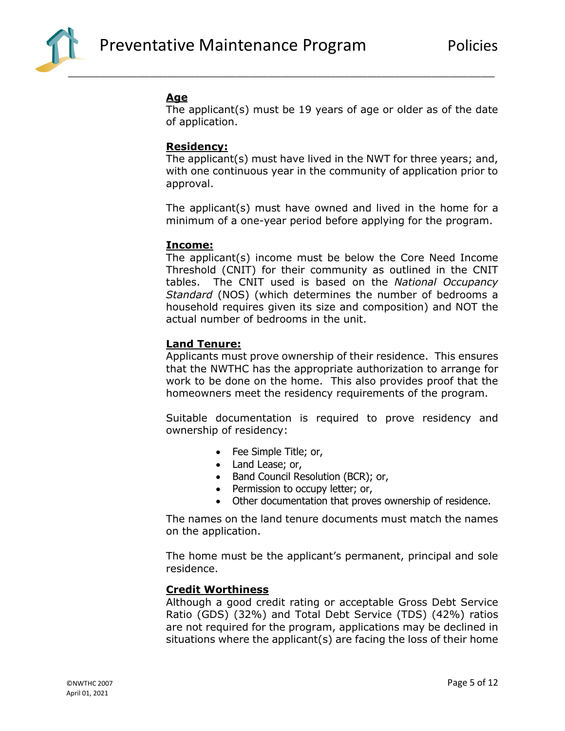**Age**
The applicant(s) must be 19 years of age or older as of the date of application.

**Residency:**
The applicant(s) must have lived in the NWT for three years; and, with one continuous year in the community of application prior to approval.

The applicant(s) must have owned and lived in the home for a minimum of a one-year period before applying for the program.

**Income:**
The applicant(s) income must be below the Core Need Income Threshold (CNIT) for their community as outlined in the CNIT tables. The CNIT used is based on the *National Occupancy Standard* (NOS) (which determines the number of bedrooms a household requires given its size and composition) and NOT the actual number of bedrooms in the unit.

**Land Tenure:**
Applicants must prove ownership of their residence. This ensures that the NWTHC has the appropriate authorization to arrange for work to be done on the home. This also provides proof that the homeowners meet the residency requirements of the program.

Suitable documentation is required to prove residency and ownership of residency:

- Fee Simple Title; or,
- Land Lease; or,
- Band Council Resolution (BCR); or,
- Permission to occupy letter; or,
- Other documentation that proves ownership of residence.

The names on the land tenure documents must match the names on the application.

The home must be the applicant's permanent, principal and sole residence.

**Credit Worthiness**
Although a good credit rating or acceptable Gross Debt Service Ratio (GDS) (32%) and Total Debt Service (TDS) (42%) ratios are not required for the program, applications may be declined in situations where the applicant(s) are facing the loss of their home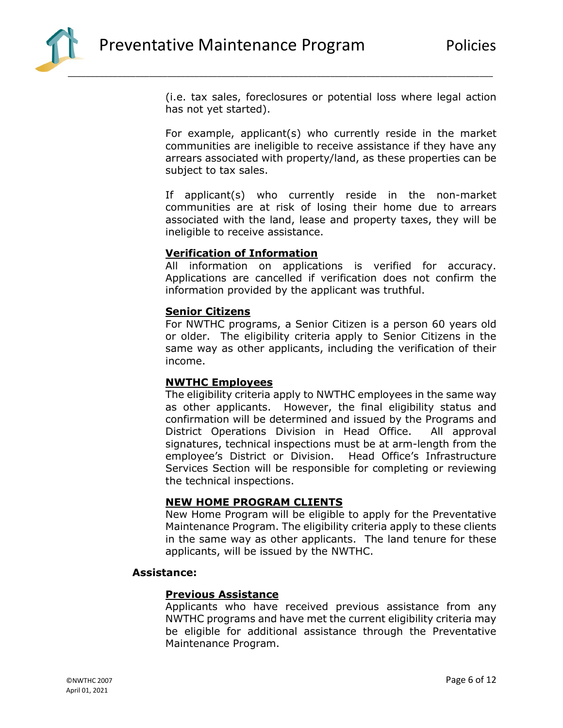(i.e. tax sales, foreclosures or potential loss where legal action has not yet started).

For example, applicant(s) who currently reside in the market communities are ineligible to receive assistance if they have any arrears associated with property/land, as these properties can be subject to tax sales.

If applicant(s) who currently reside in the non-market communities are at risk of losing their home due to arrears associated with the land, lease and property taxes, they will be ineligible to receive assistance.

**Verification of Information**

All information on applications is verified for accuracy. Applications are cancelled if verification does not confirm the information provided by the applicant was truthful.

**Senior Citizens**

For NWTHC programs, a Senior Citizen is a person 60 years old or older. The eligibility criteria apply to Senior Citizens in the same way as other applicants, including the verification of their income.

**NWTHC Employees**

The eligibility criteria apply to NWTHC employees in the same way as other applicants. However, the final eligibility status and confirmation will be determined and issued by the Programs and District Operations Division in Head Office. All approval signatures, technical inspections must be at arm-length from the employee's District or Division. Head Office's Infrastructure Services Section will be responsible for completing or reviewing the technical inspections.

**NEW HOME PROGRAM CLIENTS**

New Home Program will be eligible to apply for the Preventative Maintenance Program. The eligibility criteria apply to these clients in the same way as other applicants. The land tenure for these applicants, will be issued by the NWTHC.

## Assistance:

**Previous Assistance**

Applicants who have received previous assistance from any NWTHC programs and have met the current eligibility criteria may be eligible for additional assistance through the Preventative Maintenance Program.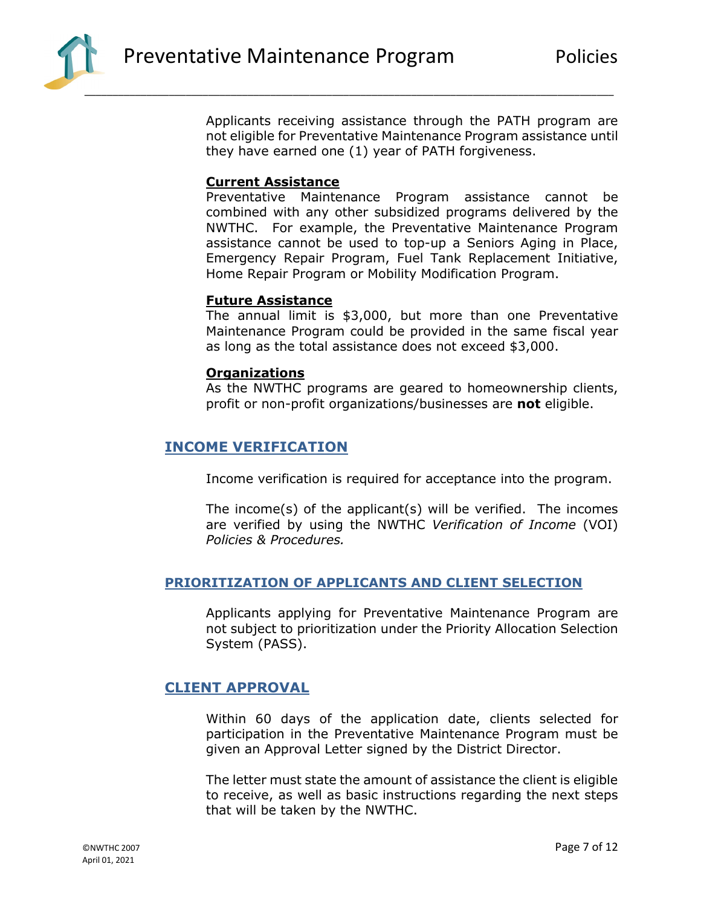Applicants receiving assistance through the PATH program are not eligible for Preventative Maintenance Program assistance until they have earned one (1) year of PATH forgiveness.

**Current Assistance**

Preventative Maintenance Program assistance cannot be combined with any other subsidized programs delivered by the NWTHC. For example, the Preventative Maintenance Program assistance cannot be used to top-up a Seniors Aging in Place, Emergency Repair Program, Fuel Tank Replacement Initiative, Home Repair Program or Mobility Modification Program.

**Future Assistance**

The annual limit is $3,000, but more than one Preventative Maintenance Program could be provided in the same fiscal year as long as the total assistance does not exceed $3,000.

**Organizations**

As the NWTHC programs are geared to homeownership clients, profit or non-profit organizations/businesses are **not** eligible.

## INCOME VERIFICATION

Income verification is required for acceptance into the program.

The income(s) of the applicant(s) will be verified. The incomes are verified by using the NWTHC *Verification of Income* (VOI) *Policies & Procedures.*

## PRIORITIZATION OF APPLICANTS AND CLIENT SELECTION

Applicants applying for Preventative Maintenance Program are not subject to prioritization under the Priority Allocation Selection System (PASS).

## CLIENT APPROVAL

Within 60 days of the application date, clients selected for participation in the Preventative Maintenance Program must be given an Approval Letter signed by the District Director.

The letter must state the amount of assistance the client is eligible to receive, as well as basic instructions regarding the next steps that will be taken by the NWTHC.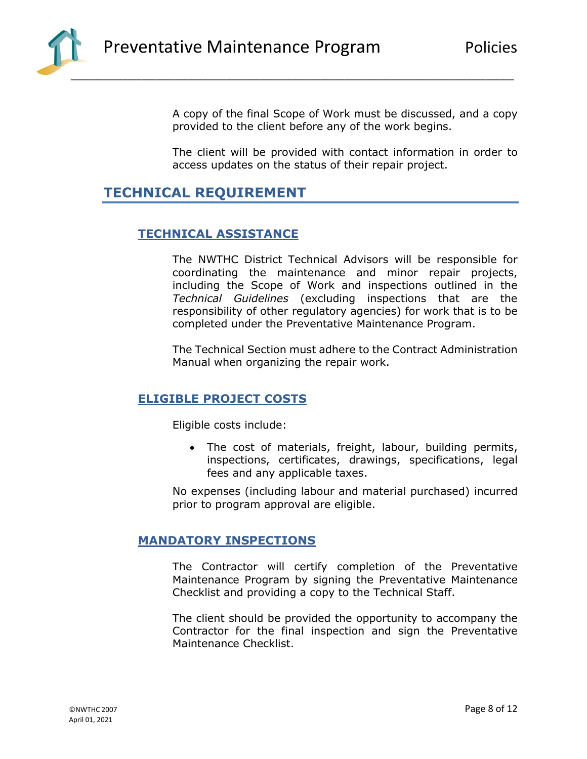A copy of the final Scope of Work must be discussed, and a copy provided to the client before any of the work begins.

The client will be provided with contact information in order to access updates on the status of their repair project.

## TECHNICAL REQUIREMENT

### TECHNICAL ASSISTANCE

The NWTHC District Technical Advisors will be responsible for coordinating the maintenance and minor repair projects, including the Scope of Work and inspections outlined in the *Technical Guidelines* (excluding inspections that are the responsibility of other regulatory agencies) for work that is to be completed under the Preventative Maintenance Program.

The Technical Section must adhere to the Contract Administration Manual when organizing the repair work.

### ELIGIBLE PROJECT COSTS

Eligible costs include:

- The cost of materials, freight, labour, building permits, inspections, certificates, drawings, specifications, legal fees and any applicable taxes.

No expenses (including labour and material purchased) incurred prior to program approval are eligible.

### MANDATORY INSPECTIONS

The Contractor will certify completion of the Preventative Maintenance Program by signing the Preventative Maintenance Checklist and providing a copy to the Technical Staff.

The client should be provided the opportunity to accompany the Contractor for the final inspection and sign the Preventative Maintenance Checklist.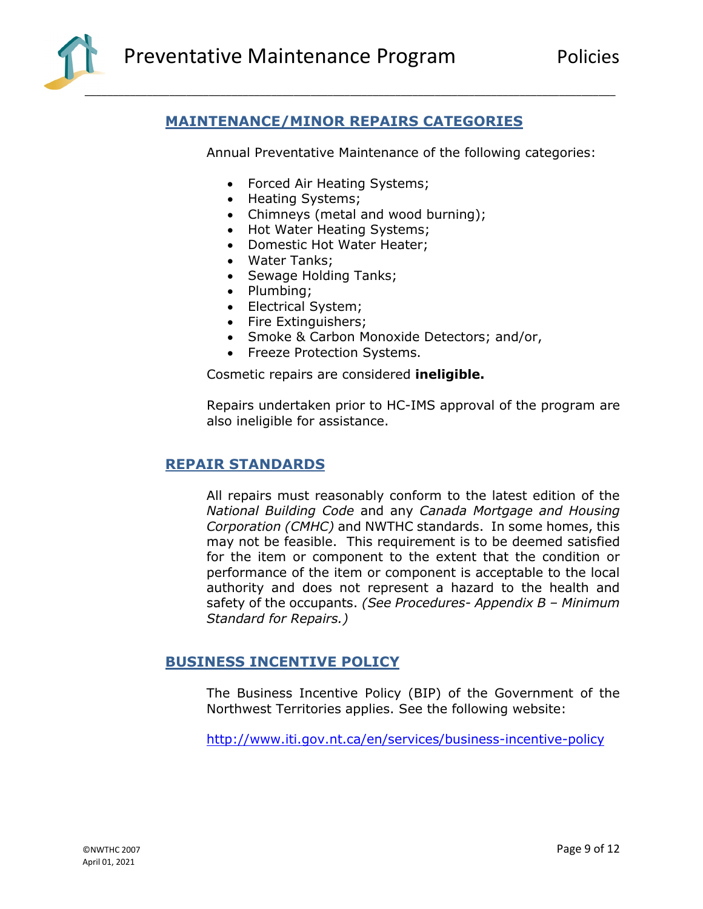## MAINTENANCE/MINOR REPAIRS CATEGORIES

Annual Preventative Maintenance of the following categories:

- Forced Air Heating Systems;
- Heating Systems;
- Chimneys (metal and wood burning);
- Hot Water Heating Systems;
- Domestic Hot Water Heater;
- Water Tanks;
- Sewage Holding Tanks;
- Plumbing;
- Electrical System;
- Fire Extinguishers;
- Smoke & Carbon Monoxide Detectors; and/or,
- Freeze Protection Systems.

Cosmetic repairs are considered **ineligible.**

Repairs undertaken prior to HC-IMS approval of the program are also ineligible for assistance.

## REPAIR STANDARDS

All repairs must reasonably conform to the latest edition of the *National Building Code* and any *Canada Mortgage and Housing Corporation (CMHC)* and NWTHC standards. In some homes, this may not be feasible. This requirement is to be deemed satisfied for the item or component to the extent that the condition or performance of the item or component is acceptable to the local authority and does not represent a hazard to the health and safety of the occupants. *(See Procedures- Appendix B – Minimum Standard for Repairs.)*

## BUSINESS INCENTIVE POLICY

The Business Incentive Policy (BIP) of the Government of the Northwest Territories applies. See the following website:

http://www.iti.gov.nt.ca/en/services/business-incentive-policy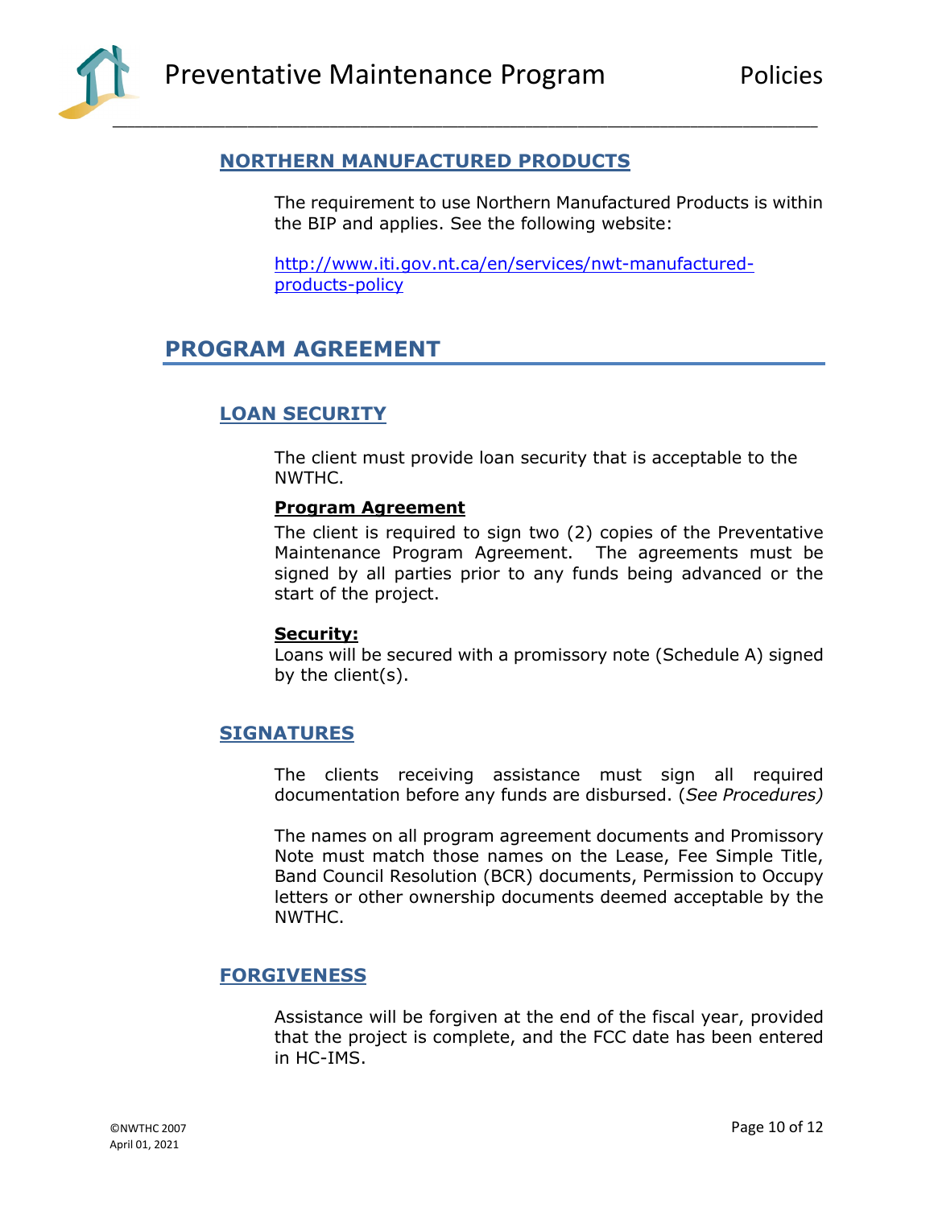### NORTHERN MANUFACTURED PRODUCTS

The requirement to use Northern Manufactured Products is within the BIP and applies. See the following website:

[http://www.iti.gov.nt.ca/en/services/nwt-manufactured-products-policy](http://www.iti.gov.nt.ca/en/services/nwt-manufactured-products-policy)

## PROGRAM AGREEMENT

### LOAN SECURITY

The client must provide loan security that is acceptable to the NWTHC.

**Program Agreement**

The client is required to sign two (2) copies of the Preventative Maintenance Program Agreement. The agreements must be signed by all parties prior to any funds being advanced or the start of the project.

**Security:**

Loans will be secured with a promissory note (Schedule A) signed by the client(s).

### SIGNATURES

The clients receiving assistance must sign all required documentation before any funds are disbursed. (*See Procedures)*

The names on all program agreement documents and Promissory Note must match those names on the Lease, Fee Simple Title, Band Council Resolution (BCR) documents, Permission to Occupy letters or other ownership documents deemed acceptable by the NWTHC.

### FORGIVENESS

Assistance will be forgiven at the end of the fiscal year, provided that the project is complete, and the FCC date has been entered in HC-IMS.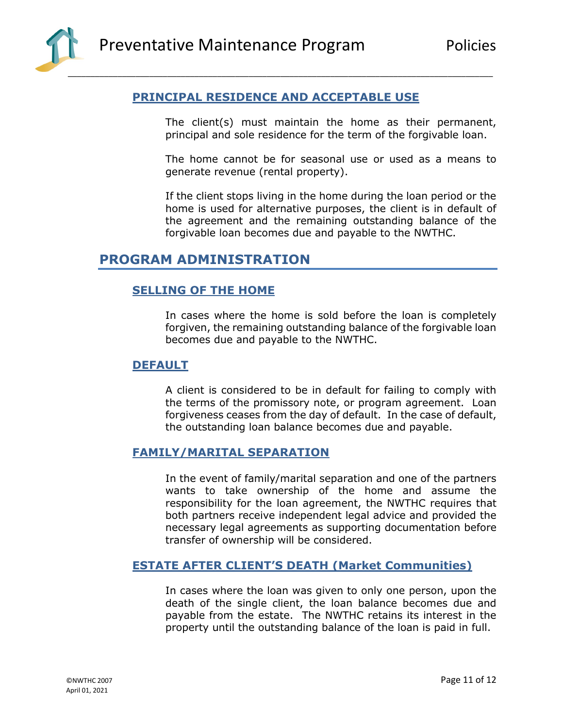### PRINCIPAL RESIDENCE AND ACCEPTABLE USE

The client(s) must maintain the home as their permanent, principal and sole residence for the term of the forgivable loan.

The home cannot be for seasonal use or used as a means to generate revenue (rental property).

If the client stops living in the home during the loan period or the home is used for alternative purposes, the client is in default of the agreement and the remaining outstanding balance of the forgivable loan becomes due and payable to the NWTHC.

## PROGRAM ADMINISTRATION

### SELLING OF THE HOME

In cases where the home is sold before the loan is completely forgiven, the remaining outstanding balance of the forgivable loan becomes due and payable to the NWTHC.

### DEFAULT

A client is considered to be in default for failing to comply with the terms of the promissory note, or program agreement. Loan forgiveness ceases from the day of default. In the case of default, the outstanding loan balance becomes due and payable.

### FAMILY/MARITAL SEPARATION

In the event of family/marital separation and one of the partners wants to take ownership of the home and assume the responsibility for the loan agreement, the NWTHC requires that both partners receive independent legal advice and provided the necessary legal agreements as supporting documentation before transfer of ownership will be considered.

### ESTATE AFTER CLIENT'S DEATH (Market Communities)

In cases where the loan was given to only one person, upon the death of the single client, the loan balance becomes due and payable from the estate. The NWTHC retains its interest in the property until the outstanding balance of the loan is paid in full.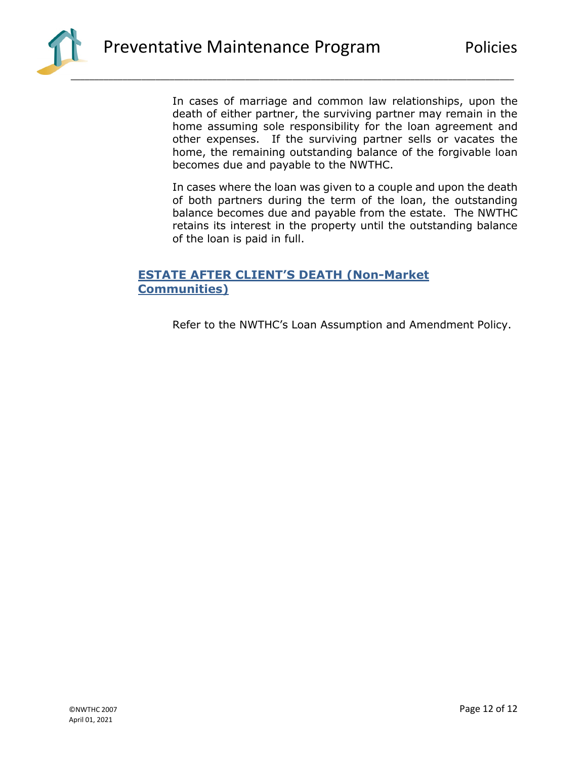In cases of marriage and common law relationships, upon the death of either partner, the surviving partner may remain in the home assuming sole responsibility for the loan agreement and other expenses. If the surviving partner sells or vacates the home, the remaining outstanding balance of the forgivable loan becomes due and payable to the NWTHC.

In cases where the loan was given to a couple and upon the death of both partners during the term of the loan, the outstanding balance becomes due and payable from the estate. The NWTHC retains its interest in the property until the outstanding balance of the loan is paid in full.

## ESTATE AFTER CLIENT'S DEATH (Non-Market Communities)

Refer to the NWTHC's Loan Assumption and Amendment Policy.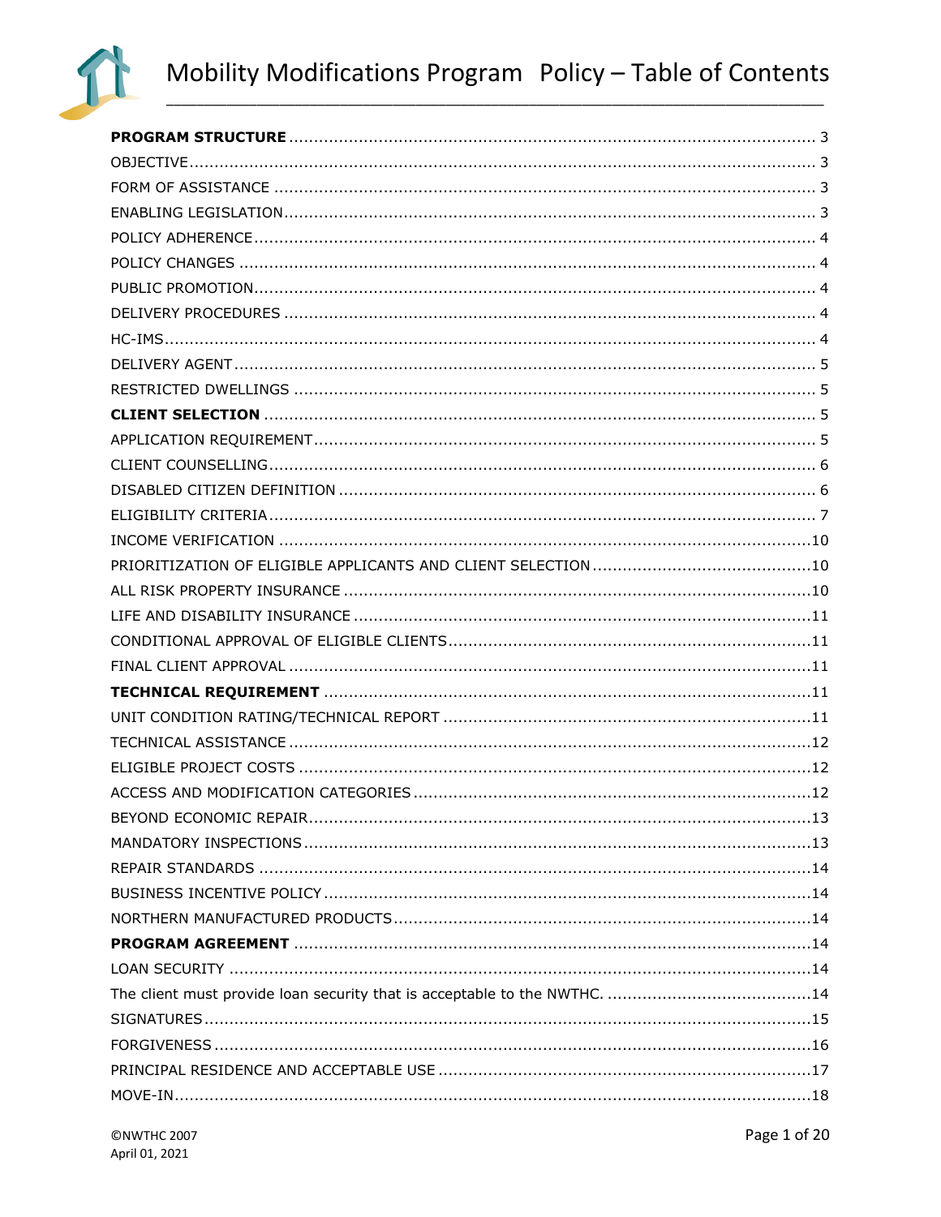# Mobility Modifications Program Policy – Table of Contents

**PROGRAM STRUCTURE** .......... 3
OBJECTIVE .......... 3
FORM OF ASSISTANCE .......... 3
ENABLING LEGISLATION .......... 3
POLICY ADHERENCE .......... 4
POLICY CHANGES .......... 4
PUBLIC PROMOTION .......... 4
DELIVERY PROCEDURES .......... 4
HC-IMS .......... 4
DELIVERY AGENT .......... 5
RESTRICTED DWELLINGS .......... 5
**CLIENT SELECTION** .......... 5
APPLICATION REQUIREMENT .......... 5
CLIENT COUNSELLING .......... 6
DISABLED CITIZEN DEFINITION .......... 6
ELIGIBILITY CRITERIA .......... 7
INCOME VERIFICATION .......... 10
PRIORITIZATION OF ELIGIBLE APPLICANTS AND CLIENT SELECTION .......... 10
ALL RISK PROPERTY INSURANCE .......... 10
LIFE AND DISABILITY INSURANCE .......... 11
CONDITIONAL APPROVAL OF ELIGIBLE CLIENTS .......... 11
FINAL CLIENT APPROVAL .......... 11
**TECHNICAL REQUIREMENT** .......... 11
UNIT CONDITION RATING/TECHNICAL REPORT .......... 11
TECHNICAL ASSISTANCE .......... 12
ELIGIBLE PROJECT COSTS .......... 12
ACCESS AND MODIFICATION CATEGORIES .......... 12
BEYOND ECONOMIC REPAIR .......... 13
MANDATORY INSPECTIONS .......... 13
REPAIR STANDARDS .......... 14
BUSINESS INCENTIVE POLICY .......... 14
NORTHERN MANUFACTURED PRODUCTS .......... 14
**PROGRAM AGREEMENT** .......... 14
LOAN SECURITY .......... 14
The client must provide loan security that is acceptable to the NWTHC. .......... 14
SIGNATURES .......... 15
FORGIVENESS .......... 16
PRINCIPAL RESIDENCE AND ACCEPTABLE USE .......... 17
MOVE-IN .......... 18

©NWTHC 2007
April 01, 2021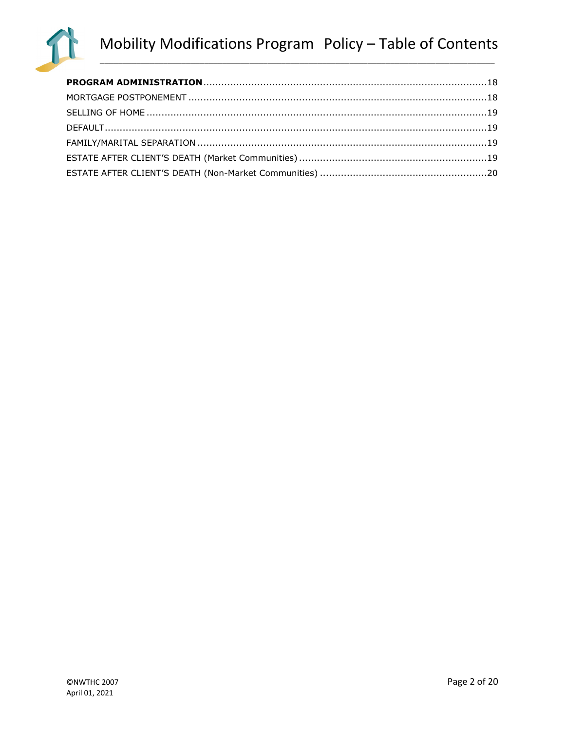**PROGRAM ADMINISTRATION** ..... 18

MORTGAGE POSTPONEMENT ..... 18

SELLING OF HOME ..... 19

DEFAULT ..... 19

FAMILY/MARITAL SEPARATION ..... 19

ESTATE AFTER CLIENT'S DEATH (Market Communities) ..... 19

ESTATE AFTER CLIENT'S DEATH (Non-Market Communities) ..... 20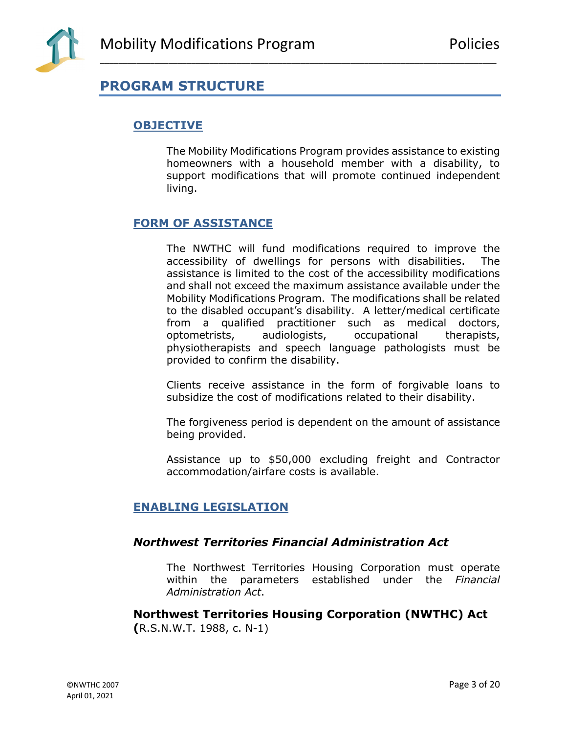## PROGRAM STRUCTURE

### OBJECTIVE

The Mobility Modifications Program provides assistance to existing homeowners with a household member with a disability, to support modifications that will promote continued independent living.

### FORM OF ASSISTANCE

The NWTHC will fund modifications required to improve the accessibility of dwellings for persons with disabilities. The assistance is limited to the cost of the accessibility modifications and shall not exceed the maximum assistance available under the Mobility Modifications Program. The modifications shall be related to the disabled occupant's disability. A letter/medical certificate from a qualified practitioner such as medical doctors, optometrists, audiologists, occupational therapists, physiotherapists and speech language pathologists must be provided to confirm the disability.

Clients receive assistance in the form of forgivable loans to subsidize the cost of modifications related to their disability.

The forgiveness period is dependent on the amount of assistance being provided.

Assistance up to $50,000 excluding freight and Contractor accommodation/airfare costs is available.

### ENABLING LEGISLATION

#### *Northwest Territories Financial Administration Act*

The Northwest Territories Housing Corporation must operate within the parameters established under the *Financial Administration Act*.

#### Northwest Territories Housing Corporation (NWTHC) Act

**(**R.S.N.W.T. 1988, c. N-1)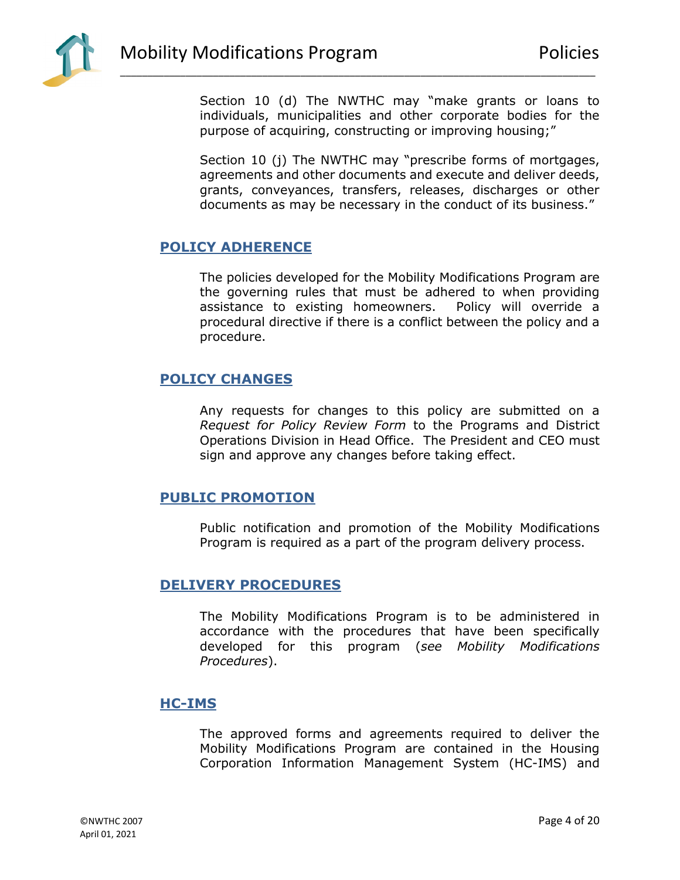Section 10 (d) The NWTHC may "make grants or loans to individuals, municipalities and other corporate bodies for the purpose of acquiring, constructing or improving housing;"

Section 10 (j) The NWTHC may "prescribe forms of mortgages, agreements and other documents and execute and deliver deeds, grants, conveyances, transfers, releases, discharges or other documents as may be necessary in the conduct of its business."

## POLICY ADHERENCE

The policies developed for the Mobility Modifications Program are the governing rules that must be adhered to when providing assistance to existing homeowners. Policy will override a procedural directive if there is a conflict between the policy and a procedure.

## POLICY CHANGES

Any requests for changes to this policy are submitted on a *Request for Policy Review Form* to the Programs and District Operations Division in Head Office. The President and CEO must sign and approve any changes before taking effect.

## PUBLIC PROMOTION

Public notification and promotion of the Mobility Modifications Program is required as a part of the program delivery process.

## DELIVERY PROCEDURES

The Mobility Modifications Program is to be administered in accordance with the procedures that have been specifically developed for this program (*see Mobility Modifications Procedures*).

## HC-IMS

The approved forms and agreements required to deliver the Mobility Modifications Program are contained in the Housing Corporation Information Management System (HC-IMS) and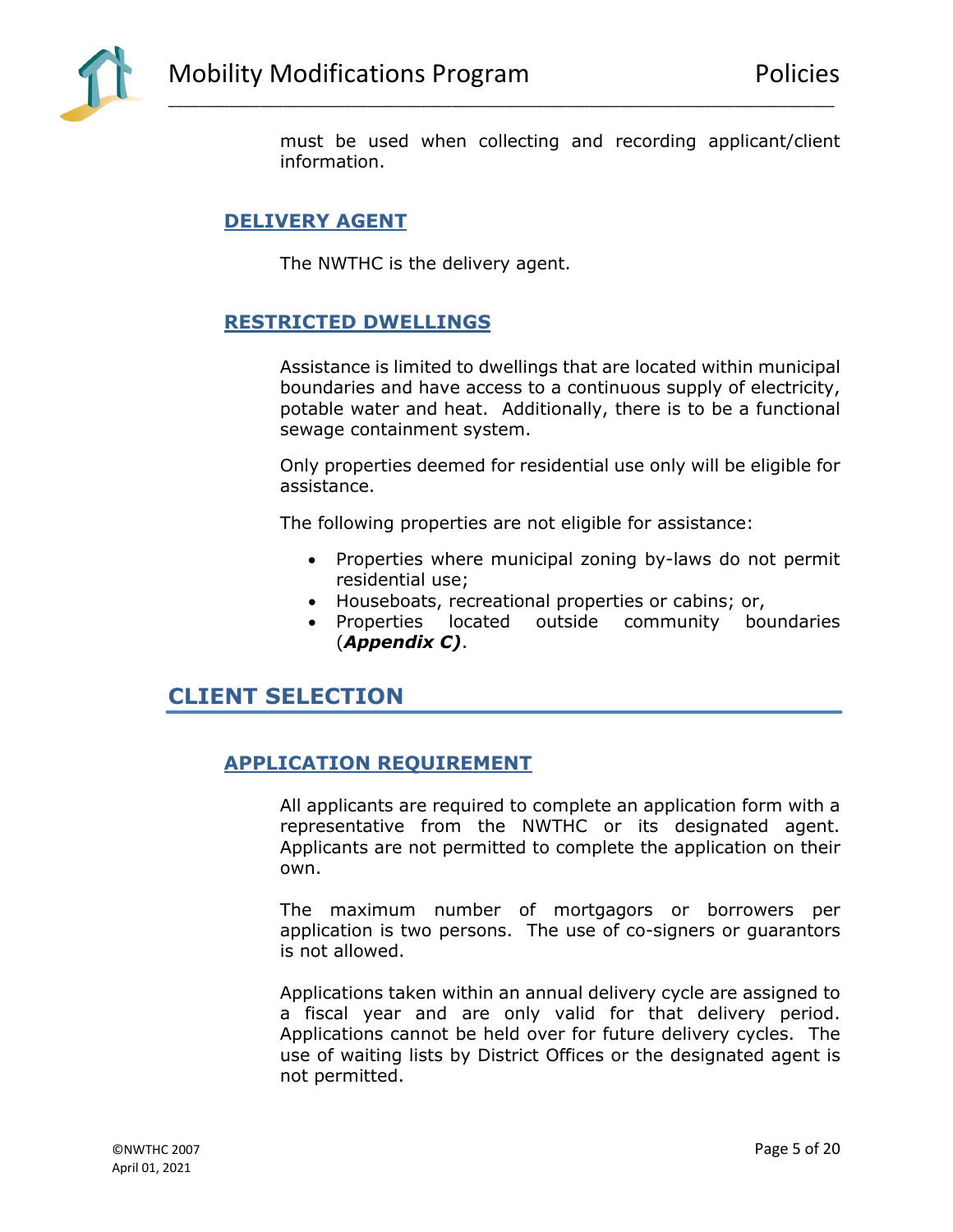must be used when collecting and recording applicant/client information.

### DELIVERY AGENT

The NWTHC is the delivery agent.

### RESTRICTED DWELLINGS

Assistance is limited to dwellings that are located within municipal boundaries and have access to a continuous supply of electricity, potable water and heat. Additionally, there is to be a functional sewage containment system.

Only properties deemed for residential use only will be eligible for assistance.

The following properties are not eligible for assistance:

- Properties where municipal zoning by-laws do not permit residential use;
- Houseboats, recreational properties or cabins; or,
- Properties located outside community boundaries (***Appendix C)***.

## CLIENT SELECTION

### APPLICATION REQUIREMENT

All applicants are required to complete an application form with a representative from the NWTHC or its designated agent. Applicants are not permitted to complete the application on their own.

The maximum number of mortgagors or borrowers per application is two persons. The use of co-signers or guarantors is not allowed.

Applications taken within an annual delivery cycle are assigned to a fiscal year and are only valid for that delivery period. Applications cannot be held over for future delivery cycles. The use of waiting lists by District Offices or the designated agent is not permitted.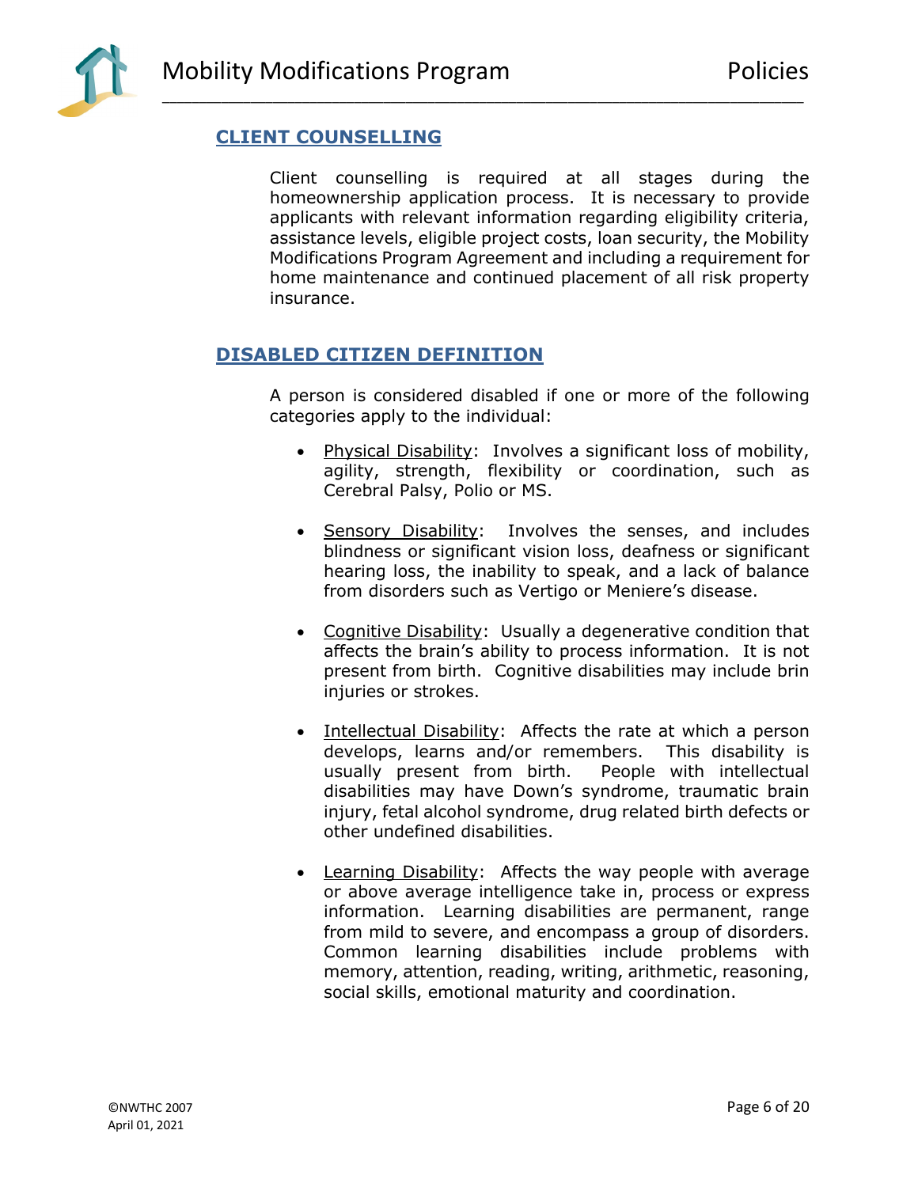## CLIENT COUNSELLING

Client counselling is required at all stages during the homeownership application process. It is necessary to provide applicants with relevant information regarding eligibility criteria, assistance levels, eligible project costs, loan security, the Mobility Modifications Program Agreement and including a requirement for home maintenance and continued placement of all risk property insurance.

## DISABLED CITIZEN DEFINITION

A person is considered disabled if one or more of the following categories apply to the individual:

- Physical Disability: Involves a significant loss of mobility, agility, strength, flexibility or coordination, such as Cerebral Palsy, Polio or MS.
- Sensory Disability: Involves the senses, and includes blindness or significant vision loss, deafness or significant hearing loss, the inability to speak, and a lack of balance from disorders such as Vertigo or Meniere's disease.
- Cognitive Disability: Usually a degenerative condition that affects the brain's ability to process information. It is not present from birth. Cognitive disabilities may include brin injuries or strokes.
- Intellectual Disability: Affects the rate at which a person develops, learns and/or remembers. This disability is usually present from birth. People with intellectual disabilities may have Down's syndrome, traumatic brain injury, fetal alcohol syndrome, drug related birth defects or other undefined disabilities.
- Learning Disability: Affects the way people with average or above average intelligence take in, process or express information. Learning disabilities are permanent, range from mild to severe, and encompass a group of disorders. Common learning disabilities include problems with memory, attention, reading, writing, arithmetic, reasoning, social skills, emotional maturity and coordination.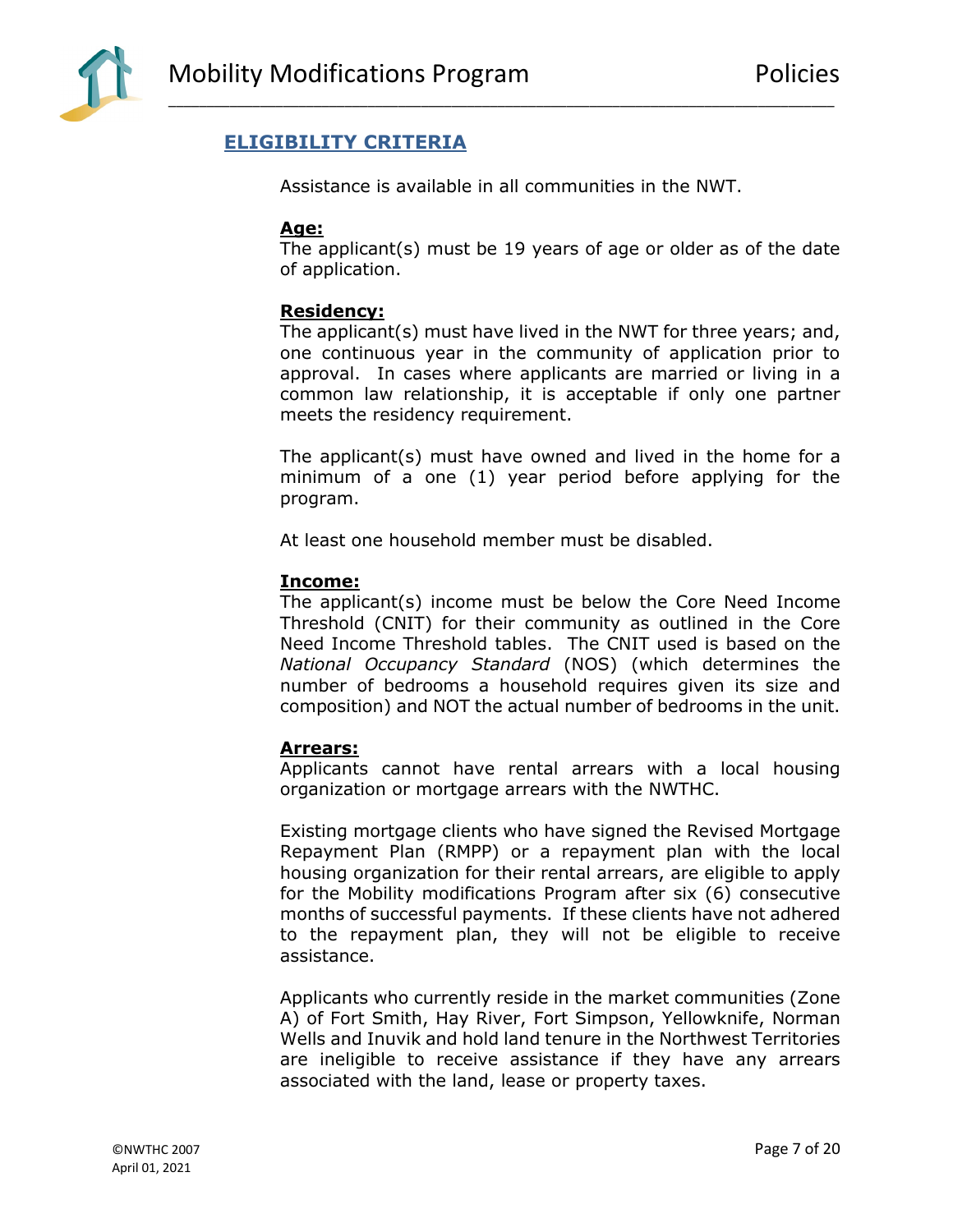## ELIGIBILITY CRITERIA

Assistance is available in all communities in the NWT.

**Age:**

The applicant(s) must be 19 years of age or older as of the date of application.

**Residency:**

The applicant(s) must have lived in the NWT for three years; and, one continuous year in the community of application prior to approval. In cases where applicants are married or living in a common law relationship, it is acceptable if only one partner meets the residency requirement.

The applicant(s) must have owned and lived in the home for a minimum of a one (1) year period before applying for the program.

At least one household member must be disabled.

**Income:**

The applicant(s) income must be below the Core Need Income Threshold (CNIT) for their community as outlined in the Core Need Income Threshold tables. The CNIT used is based on the *National Occupancy Standard* (NOS) (which determines the number of bedrooms a household requires given its size and composition) and NOT the actual number of bedrooms in the unit.

**Arrears:**

Applicants cannot have rental arrears with a local housing organization or mortgage arrears with the NWTHC.

Existing mortgage clients who have signed the Revised Mortgage Repayment Plan (RMPP) or a repayment plan with the local housing organization for their rental arrears, are eligible to apply for the Mobility modifications Program after six (6) consecutive months of successful payments. If these clients have not adhered to the repayment plan, they will not be eligible to receive assistance.

Applicants who currently reside in the market communities (Zone A) of Fort Smith, Hay River, Fort Simpson, Yellowknife, Norman Wells and Inuvik and hold land tenure in the Northwest Territories are ineligible to receive assistance if they have any arrears associated with the land, lease or property taxes.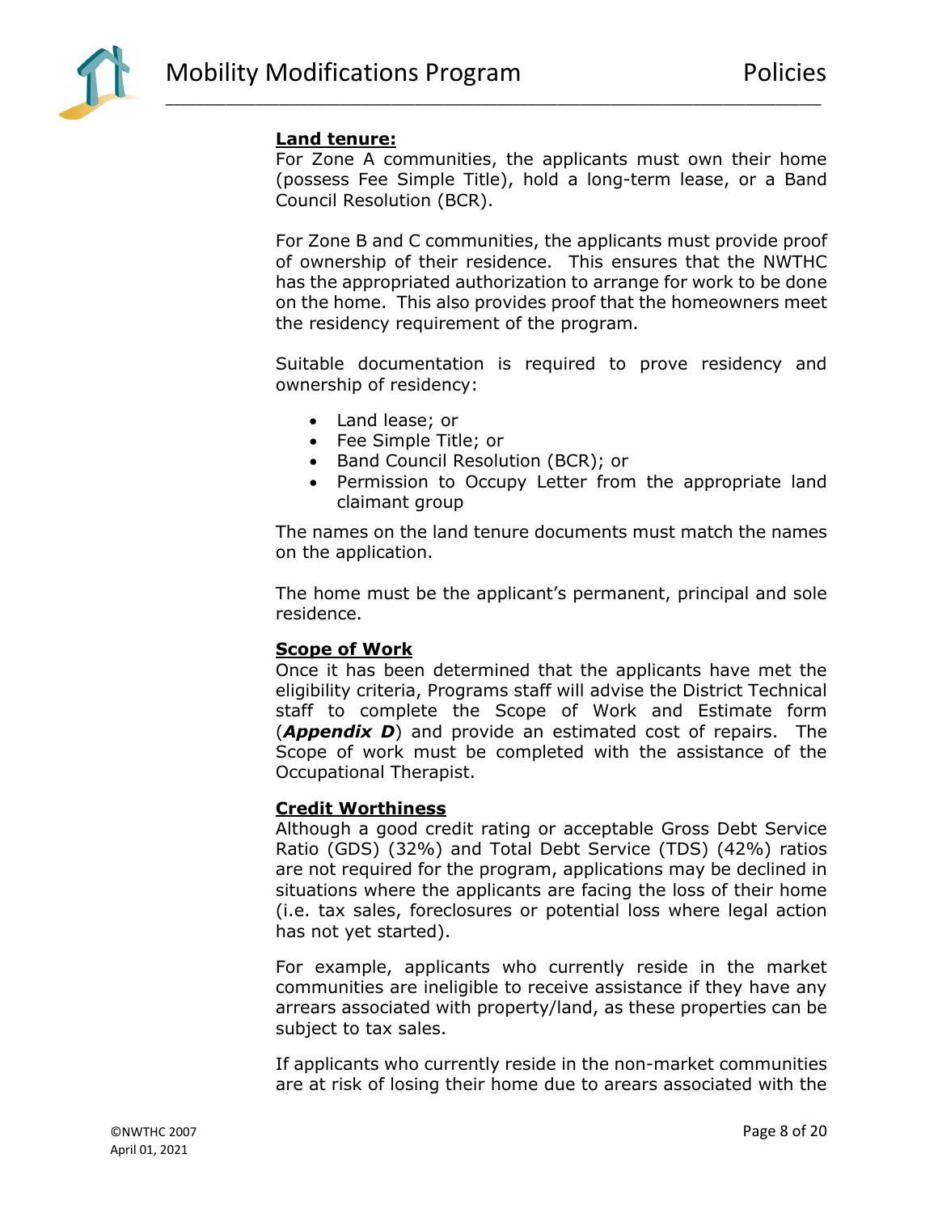**Land tenure:**

For Zone A communities, the applicants must own their home (possess Fee Simple Title), hold a long-term lease, or a Band Council Resolution (BCR).

For Zone B and C communities, the applicants must provide proof of ownership of their residence. This ensures that the NWTHC has the appropriated authorization to arrange for work to be done on the home. This also provides proof that the homeowners meet the residency requirement of the program.

Suitable documentation is required to prove residency and ownership of residency:

- Land lease; or
- Fee Simple Title; or
- Band Council Resolution (BCR); or
- Permission to Occupy Letter from the appropriate land claimant group

The names on the land tenure documents must match the names on the application.

The home must be the applicant's permanent, principal and sole residence.

**Scope of Work**

Once it has been determined that the applicants have met the eligibility criteria, Programs staff will advise the District Technical staff to complete the Scope of Work and Estimate form (***Appendix D***) and provide an estimated cost of repairs. The Scope of work must be completed with the assistance of the Occupational Therapist.

**Credit Worthiness**

Although a good credit rating or acceptable Gross Debt Service Ratio (GDS) (32%) and Total Debt Service (TDS) (42%) ratios are not required for the program, applications may be declined in situations where the applicants are facing the loss of their home (i.e. tax sales, foreclosures or potential loss where legal action has not yet started).

For example, applicants who currently reside in the market communities are ineligible to receive assistance if they have any arrears associated with property/land, as these properties can be subject to tax sales.

If applicants who currently reside in the non-market communities are at risk of losing their home due to arears associated with the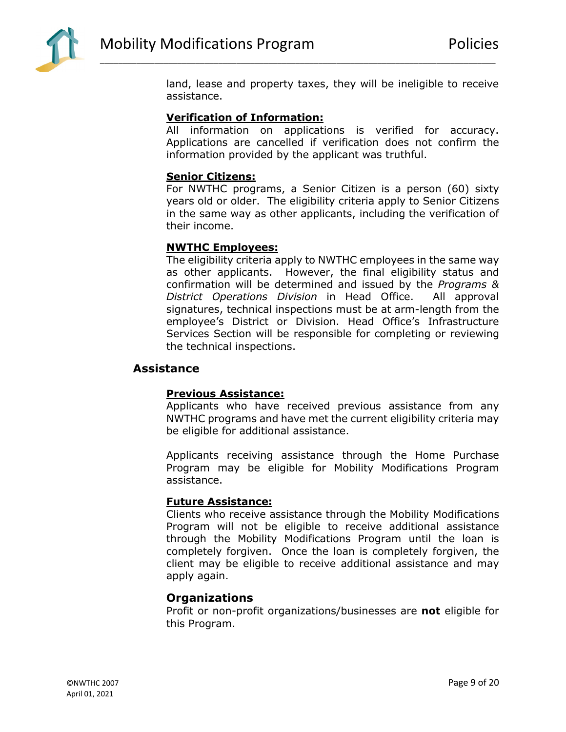land, lease and property taxes, they will be ineligible to receive assistance.

**Verification of Information:**

All information on applications is verified for accuracy. Applications are cancelled if verification does not confirm the information provided by the applicant was truthful.

**Senior Citizens:**

For NWTHC programs, a Senior Citizen is a person (60) sixty years old or older. The eligibility criteria apply to Senior Citizens in the same way as other applicants, including the verification of their income.

**NWTHC Employees:**

The eligibility criteria apply to NWTHC employees in the same way as other applicants. However, the final eligibility status and confirmation will be determined and issued by the *Programs & District Operations Division* in Head Office. All approval signatures, technical inspections must be at arm-length from the employee's District or Division. Head Office's Infrastructure Services Section will be responsible for completing or reviewing the technical inspections.

## Assistance

**Previous Assistance:**

Applicants who have received previous assistance from any NWTHC programs and have met the current eligibility criteria may be eligible for additional assistance.

Applicants receiving assistance through the Home Purchase Program may be eligible for Mobility Modifications Program assistance.

**Future Assistance:**

Clients who receive assistance through the Mobility Modifications Program will not be eligible to receive additional assistance through the Mobility Modifications Program until the loan is completely forgiven. Once the loan is completely forgiven, the client may be eligible to receive additional assistance and may apply again.

### Organizations

Profit or non-profit organizations/businesses are **not** eligible for this Program.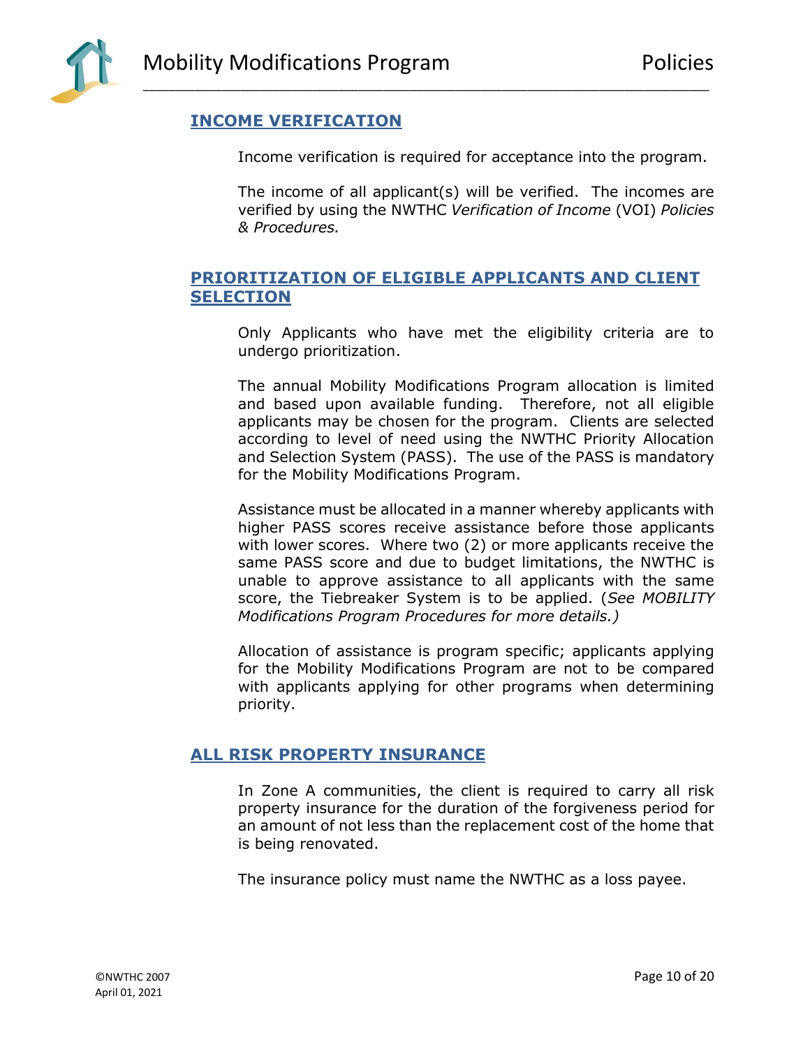## INCOME VERIFICATION

Income verification is required for acceptance into the program.

The income of all applicant(s) will be verified. The incomes are verified by using the NWTHC *Verification of Income* (VOI) *Policies & Procedures.*

## PRIORITIZATION OF ELIGIBLE APPLICANTS AND CLIENT SELECTION

Only Applicants who have met the eligibility criteria are to undergo prioritization.

The annual Mobility Modifications Program allocation is limited and based upon available funding. Therefore, not all eligible applicants may be chosen for the program. Clients are selected according to level of need using the NWTHC Priority Allocation and Selection System (PASS). The use of the PASS is mandatory for the Mobility Modifications Program.

Assistance must be allocated in a manner whereby applicants with higher PASS scores receive assistance before those applicants with lower scores. Where two (2) or more applicants receive the same PASS score and due to budget limitations, the NWTHC is unable to approve assistance to all applicants with the same score, the Tiebreaker System is to be applied. (*See MOBILITY Modifications Program Procedures for more details.)*

Allocation of assistance is program specific; applicants applying for the Mobility Modifications Program are not to be compared with applicants applying for other programs when determining priority.

## ALL RISK PROPERTY INSURANCE

In Zone A communities, the client is required to carry all risk property insurance for the duration of the forgiveness period for an amount of not less than the replacement cost of the home that is being renovated.

The insurance policy must name the NWTHC as a loss payee.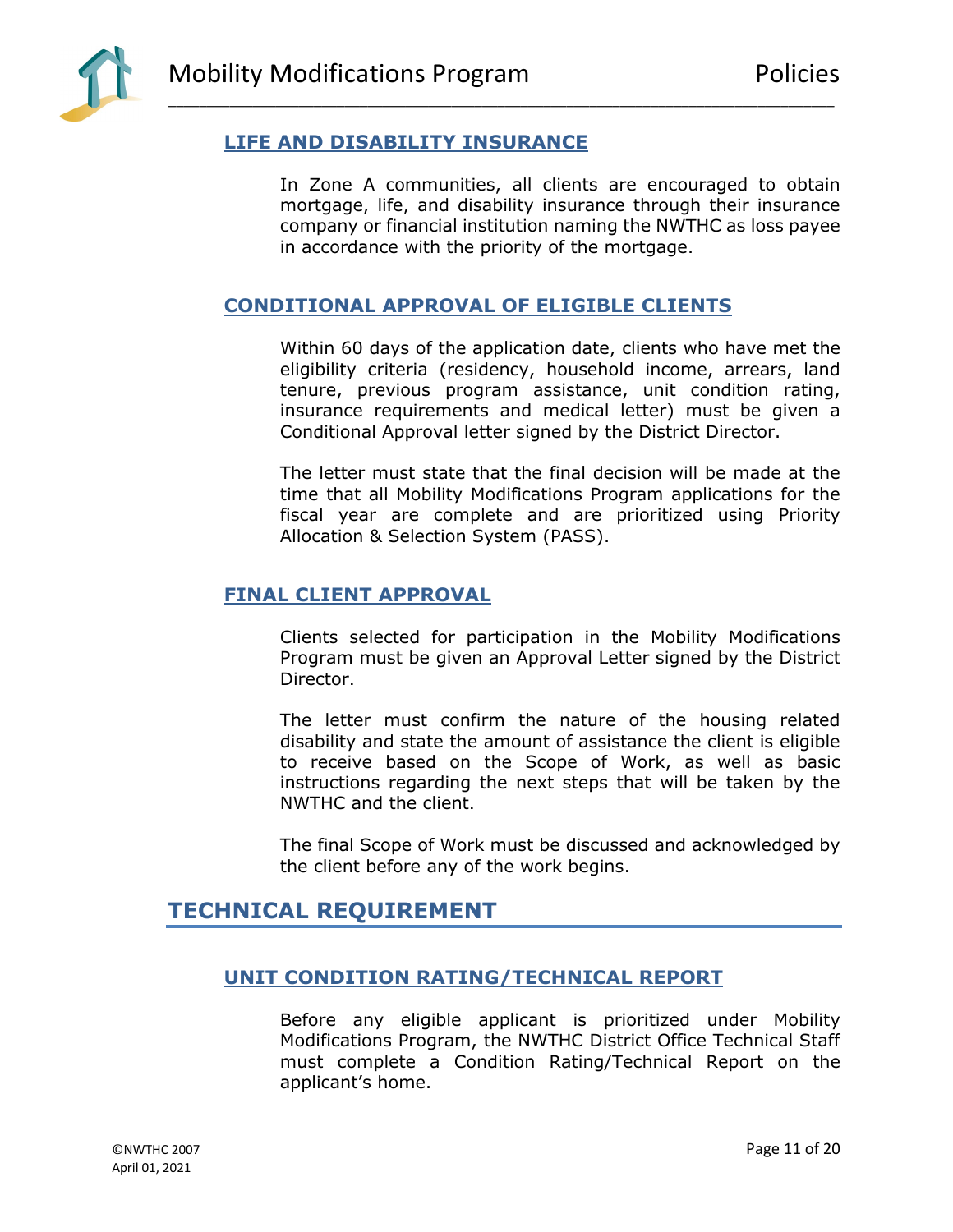### LIFE AND DISABILITY INSURANCE

In Zone A communities, all clients are encouraged to obtain mortgage, life, and disability insurance through their insurance company or financial institution naming the NWTHC as loss payee in accordance with the priority of the mortgage.

### CONDITIONAL APPROVAL OF ELIGIBLE CLIENTS

Within 60 days of the application date, clients who have met the eligibility criteria (residency, household income, arrears, land tenure, previous program assistance, unit condition rating, insurance requirements and medical letter) must be given a Conditional Approval letter signed by the District Director.

The letter must state that the final decision will be made at the time that all Mobility Modifications Program applications for the fiscal year are complete and are prioritized using Priority Allocation & Selection System (PASS).

### FINAL CLIENT APPROVAL

Clients selected for participation in the Mobility Modifications Program must be given an Approval Letter signed by the District Director.

The letter must confirm the nature of the housing related disability and state the amount of assistance the client is eligible to receive based on the Scope of Work, as well as basic instructions regarding the next steps that will be taken by the NWTHC and the client.

The final Scope of Work must be discussed and acknowledged by the client before any of the work begins.

## TECHNICAL REQUIREMENT

### UNIT CONDITION RATING/TECHNICAL REPORT

Before any eligible applicant is prioritized under Mobility Modifications Program, the NWTHC District Office Technical Staff must complete a Condition Rating/Technical Report on the applicant's home.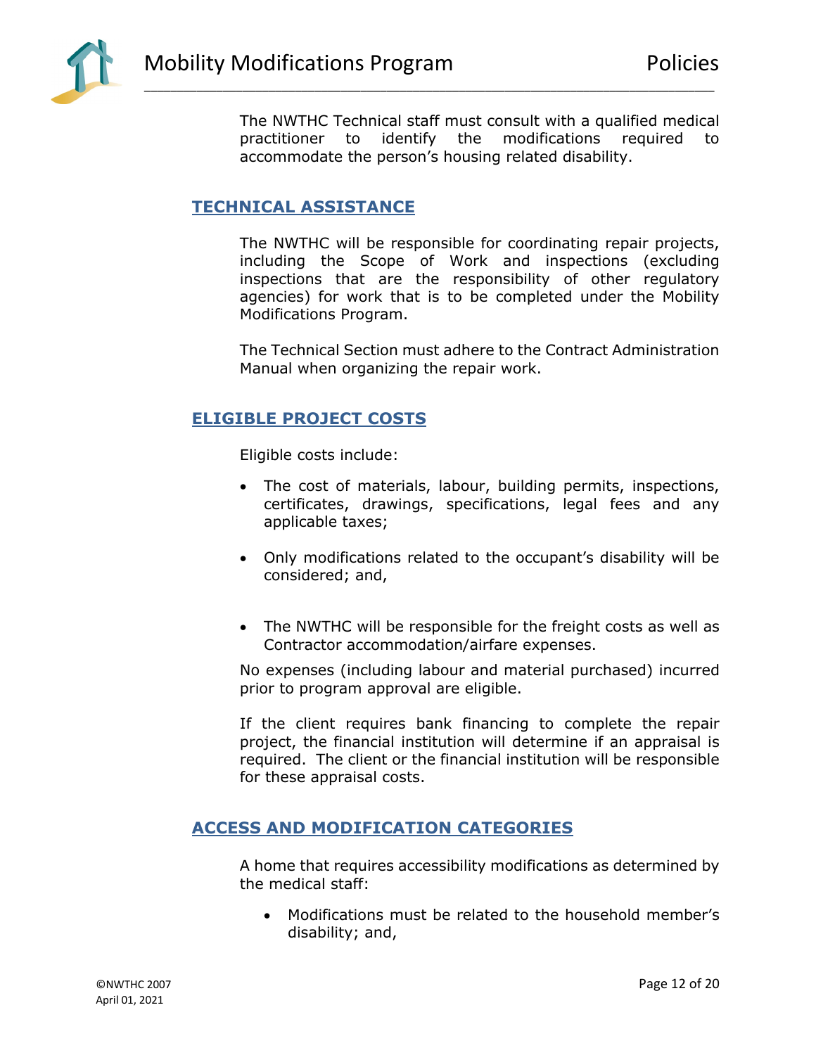The NWTHC Technical staff must consult with a qualified medical practitioner to identify the modifications required to accommodate the person's housing related disability.

## TECHNICAL ASSISTANCE

The NWTHC will be responsible for coordinating repair projects, including the Scope of Work and inspections (excluding inspections that are the responsibility of other regulatory agencies) for work that is to be completed under the Mobility Modifications Program.

The Technical Section must adhere to the Contract Administration Manual when organizing the repair work.

## ELIGIBLE PROJECT COSTS

Eligible costs include:

- The cost of materials, labour, building permits, inspections, certificates, drawings, specifications, legal fees and any applicable taxes;
- Only modifications related to the occupant's disability will be considered; and,
- The NWTHC will be responsible for the freight costs as well as Contractor accommodation/airfare expenses.

No expenses (including labour and material purchased) incurred prior to program approval are eligible.

If the client requires bank financing to complete the repair project, the financial institution will determine if an appraisal is required. The client or the financial institution will be responsible for these appraisal costs.

## ACCESS AND MODIFICATION CATEGORIES

A home that requires accessibility modifications as determined by the medical staff:

- Modifications must be related to the household member's disability; and,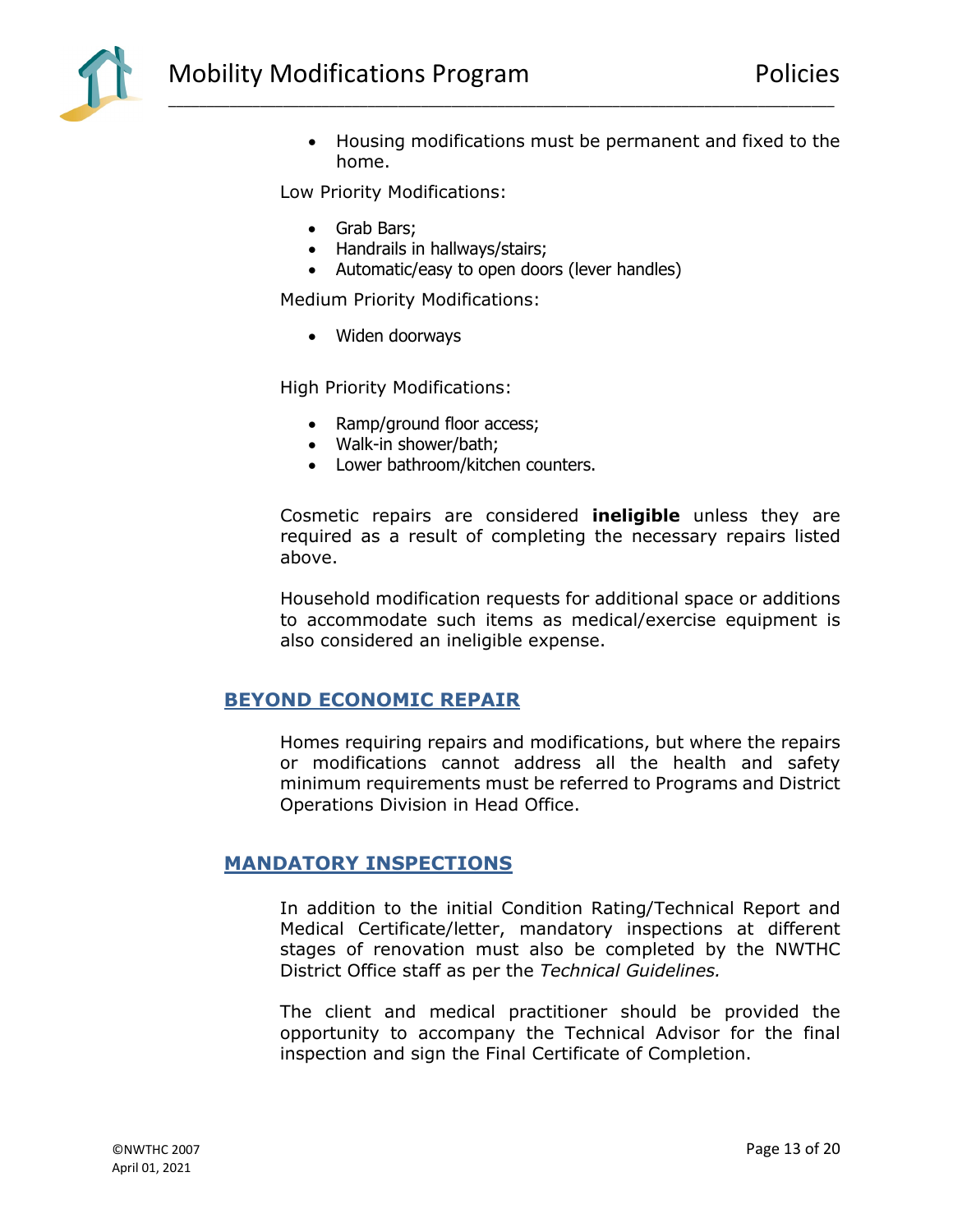- Housing modifications must be permanent and fixed to the home.

Low Priority Modifications:

- Grab Bars;
- Handrails in hallways/stairs;
- Automatic/easy to open doors (lever handles)

Medium Priority Modifications:

- Widen doorways

High Priority Modifications:

- Ramp/ground floor access;
- Walk-in shower/bath;
- Lower bathroom/kitchen counters.

Cosmetic repairs are considered **ineligible** unless they are required as a result of completing the necessary repairs listed above.

Household modification requests for additional space or additions to accommodate such items as medical/exercise equipment is also considered an ineligible expense.

## BEYOND ECONOMIC REPAIR

Homes requiring repairs and modifications, but where the repairs or modifications cannot address all the health and safety minimum requirements must be referred to Programs and District Operations Division in Head Office.

## MANDATORY INSPECTIONS

In addition to the initial Condition Rating/Technical Report and Medical Certificate/letter, mandatory inspections at different stages of renovation must also be completed by the NWTHC District Office staff as per the *Technical Guidelines.*

The client and medical practitioner should be provided the opportunity to accompany the Technical Advisor for the final inspection and sign the Final Certificate of Completion.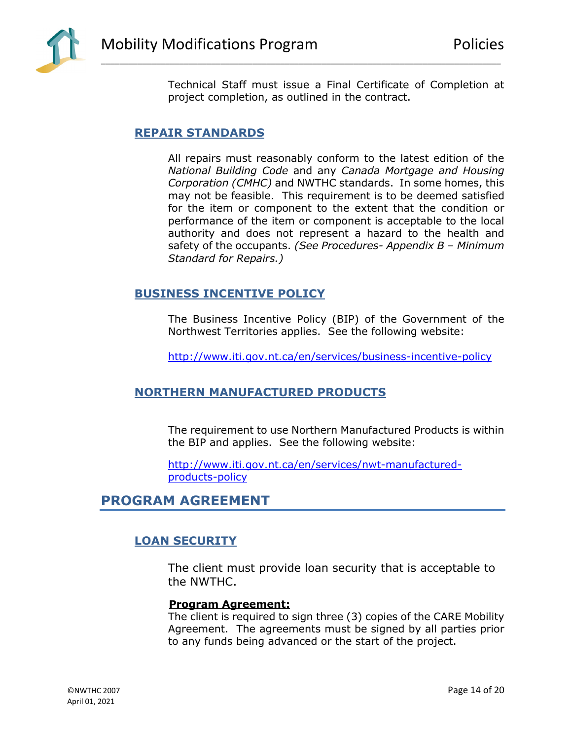Technical Staff must issue a Final Certificate of Completion at project completion, as outlined in the contract.

### REPAIR STANDARDS

All repairs must reasonably conform to the latest edition of the *National Building Code* and any *Canada Mortgage and Housing Corporation (CMHC)* and NWTHC standards. In some homes, this may not be feasible. This requirement is to be deemed satisfied for the item or component to the extent that the condition or performance of the item or component is acceptable to the local authority and does not represent a hazard to the health and safety of the occupants. *(See Procedures- Appendix B – Minimum Standard for Repairs.)*

### BUSINESS INCENTIVE POLICY

The Business Incentive Policy (BIP) of the Government of the Northwest Territories applies. See the following website:

http://www.iti.gov.nt.ca/en/services/business-incentive-policy

### NORTHERN MANUFACTURED PRODUCTS

The requirement to use Northern Manufactured Products is within the BIP and applies. See the following website:

http://www.iti.gov.nt.ca/en/services/nwt-manufactured-products-policy

## PROGRAM AGREEMENT

### LOAN SECURITY

The client must provide loan security that is acceptable to the NWTHC.

**Program Agreement:**

The client is required to sign three (3) copies of the CARE Mobility Agreement. The agreements must be signed by all parties prior to any funds being advanced or the start of the project.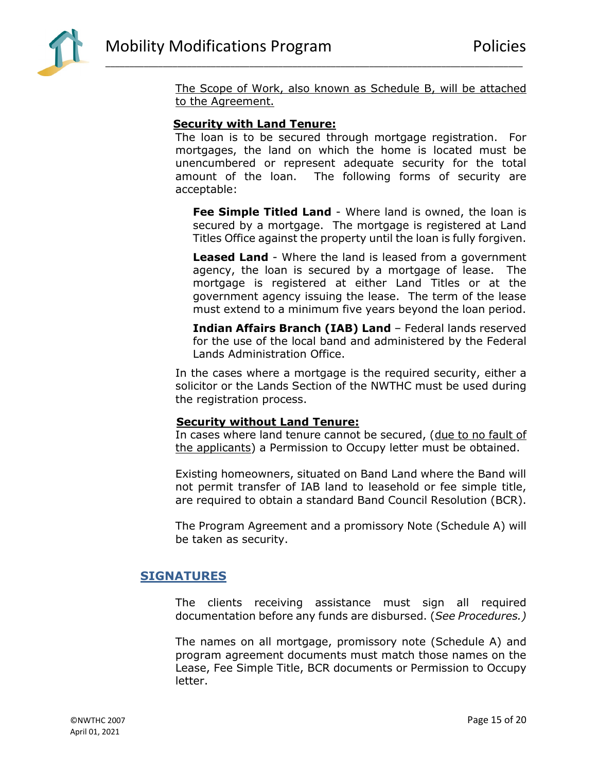The Scope of Work, also known as Schedule B, will be attached to the Agreement.

**Security with Land Tenure:**

The loan is to be secured through mortgage registration. For mortgages, the land on which the home is located must be unencumbered or represent adequate security for the total amount of the loan. The following forms of security are acceptable:

**Fee Simple Titled Land** - Where land is owned, the loan is secured by a mortgage. The mortgage is registered at Land Titles Office against the property until the loan is fully forgiven.

**Leased Land** - Where the land is leased from a government agency, the loan is secured by a mortgage of lease. The mortgage is registered at either Land Titles or at the government agency issuing the lease. The term of the lease must extend to a minimum five years beyond the loan period.

**Indian Affairs Branch (IAB) Land** – Federal lands reserved for the use of the local band and administered by the Federal Lands Administration Office.

In the cases where a mortgage is the required security, either a solicitor or the Lands Section of the NWTHC must be used during the registration process.

**Security without Land Tenure:**

In cases where land tenure cannot be secured, (due to no fault of the applicants) a Permission to Occupy letter must be obtained.

Existing homeowners, situated on Band Land where the Band will not permit transfer of IAB land to leasehold or fee simple title, are required to obtain a standard Band Council Resolution (BCR).

The Program Agreement and a promissory Note (Schedule A) will be taken as security.

## SIGNATURES

The clients receiving assistance must sign all required documentation before any funds are disbursed. (*See Procedures.)*

The names on all mortgage, promissory note (Schedule A) and program agreement documents must match those names on the Lease, Fee Simple Title, BCR documents or Permission to Occupy letter.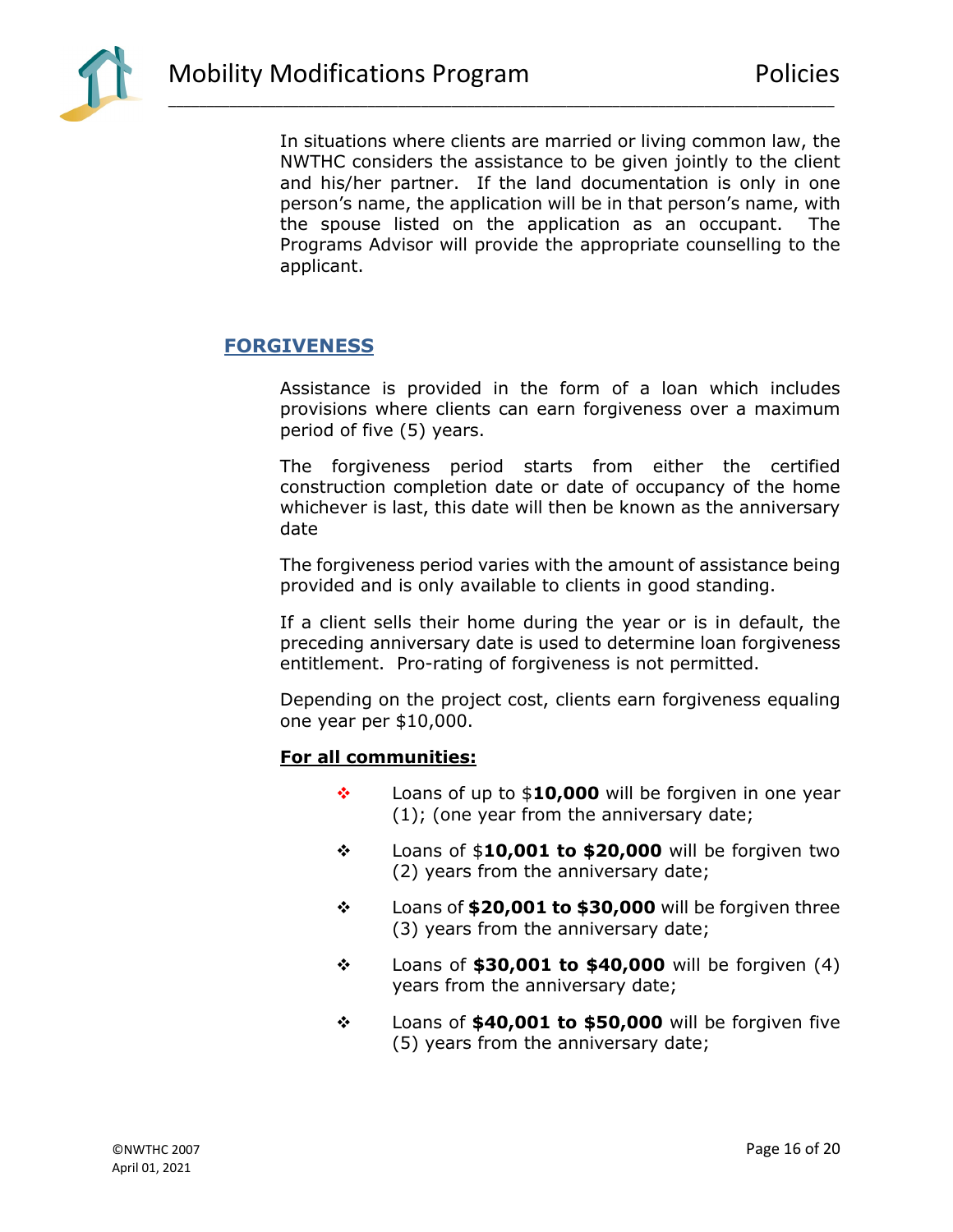In situations where clients are married or living common law, the NWTHC considers the assistance to be given jointly to the client and his/her partner. If the land documentation is only in one person's name, the application will be in that person's name, with the spouse listed on the application as an occupant. The Programs Advisor will provide the appropriate counselling to the applicant.

## FORGIVENESS

Assistance is provided in the form of a loan which includes provisions where clients can earn forgiveness over a maximum period of five (5) years.

The forgiveness period starts from either the certified construction completion date or date of occupancy of the home whichever is last, this date will then be known as the anniversary date

The forgiveness period varies with the amount of assistance being provided and is only available to clients in good standing.

If a client sells their home during the year or is in default, the preceding anniversary date is used to determine loan forgiveness entitlement. Pro-rating of forgiveness is not permitted.

Depending on the project cost, clients earn forgiveness equaling one year per $10,000.

**For all communities:**

- Loans of up to $**10,000** will be forgiven in one year (1); (one year from the anniversary date;
- Loans of $**10,001 to $20,000** will be forgiven two (2) years from the anniversary date;
- Loans of **$20,001 to $30,000** will be forgiven three (3) years from the anniversary date;
- Loans of **$30,001 to $40,000** will be forgiven (4) years from the anniversary date;
- Loans of **$40,001 to $50,000** will be forgiven five (5) years from the anniversary date;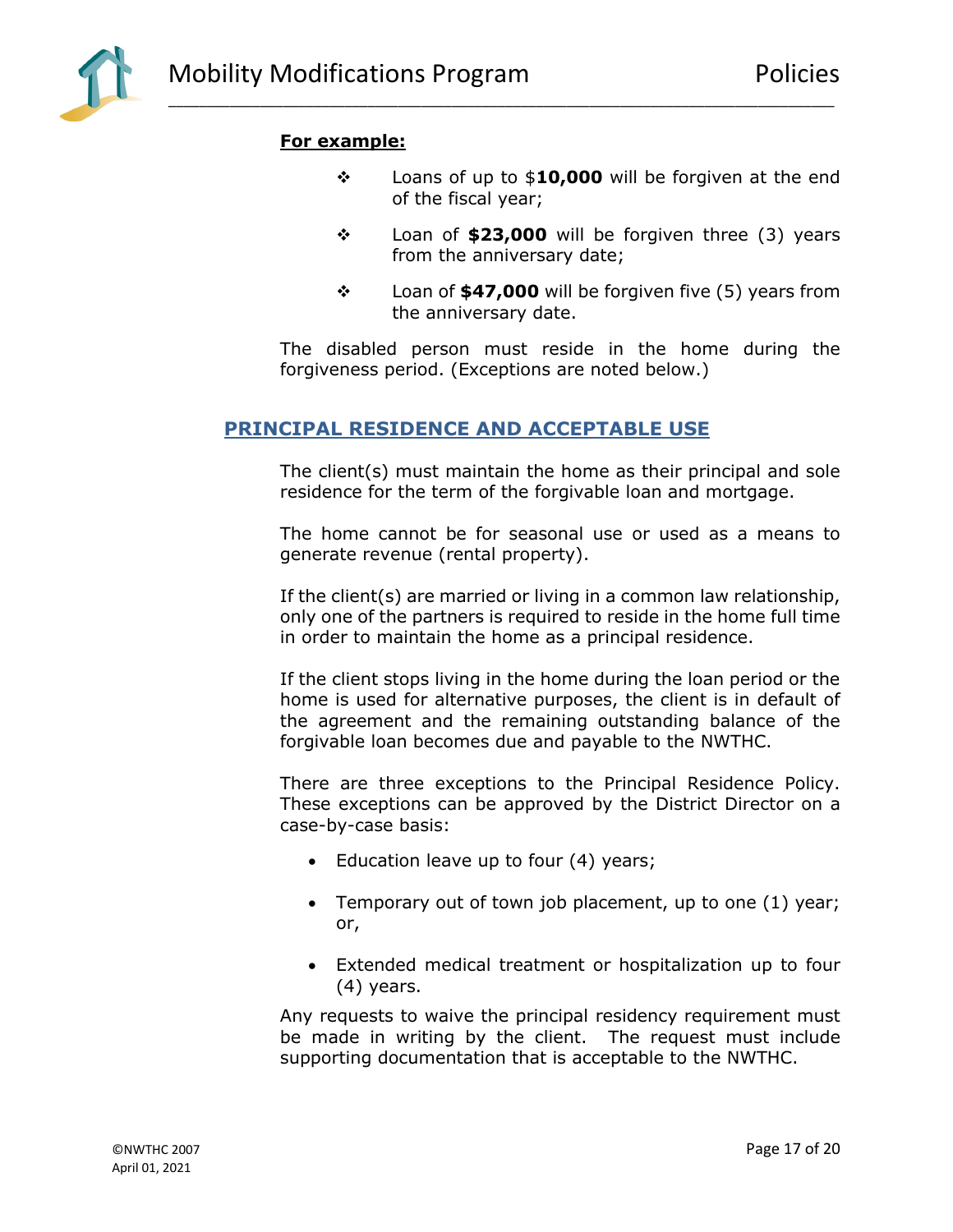**For example:**

- Loans of up to $**10,000** will be forgiven at the end of the fiscal year;
- Loan of **$23,000** will be forgiven three (3) years from the anniversary date;
- Loan of **$47,000** will be forgiven five (5) years from the anniversary date.

The disabled person must reside in the home during the forgiveness period. (Exceptions are noted below.)

## PRINCIPAL RESIDENCE AND ACCEPTABLE USE

The client(s) must maintain the home as their principal and sole residence for the term of the forgivable loan and mortgage.

The home cannot be for seasonal use or used as a means to generate revenue (rental property).

If the client(s) are married or living in a common law relationship, only one of the partners is required to reside in the home full time in order to maintain the home as a principal residence.

If the client stops living in the home during the loan period or the home is used for alternative purposes, the client is in default of the agreement and the remaining outstanding balance of the forgivable loan becomes due and payable to the NWTHC.

There are three exceptions to the Principal Residence Policy. These exceptions can be approved by the District Director on a case-by-case basis:

- Education leave up to four (4) years;
- Temporary out of town job placement, up to one (1) year; or,
- Extended medical treatment or hospitalization up to four (4) years.

Any requests to waive the principal residency requirement must be made in writing by the client. The request must include supporting documentation that is acceptable to the NWTHC.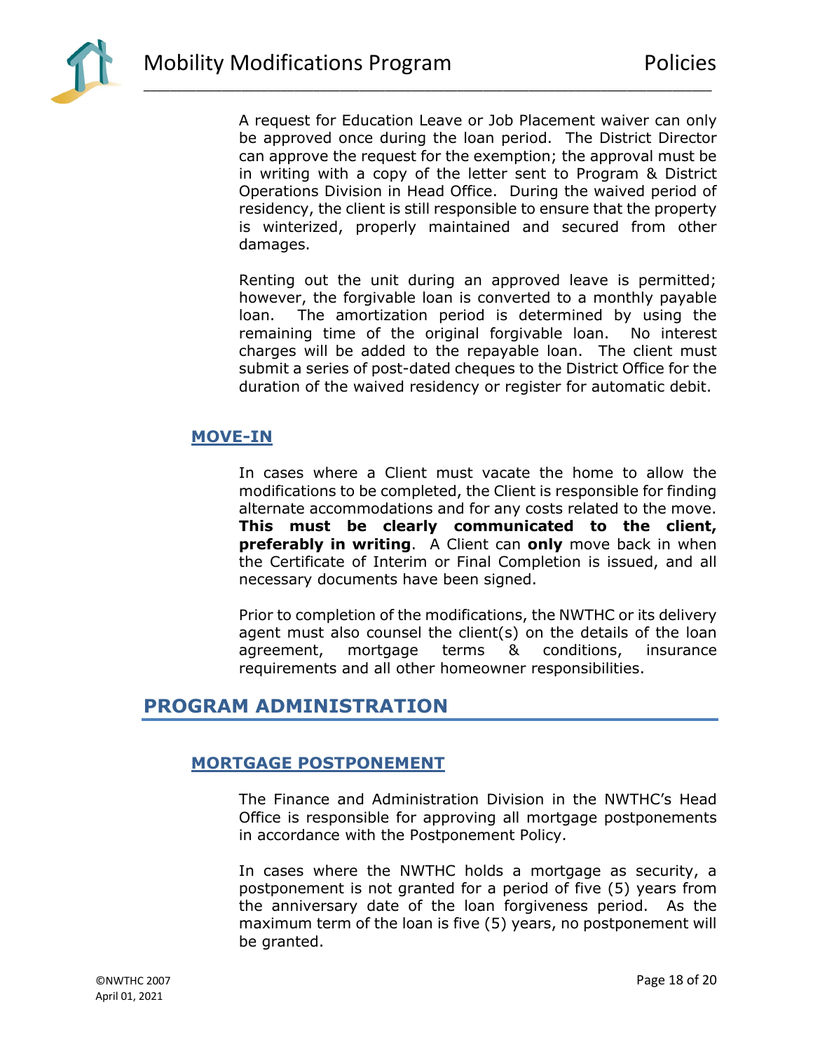A request for Education Leave or Job Placement waiver can only be approved once during the loan period. The District Director can approve the request for the exemption; the approval must be in writing with a copy of the letter sent to Program & District Operations Division in Head Office. During the waived period of residency, the client is still responsible to ensure that the property is winterized, properly maintained and secured from other damages.

Renting out the unit during an approved leave is permitted; however, the forgivable loan is converted to a monthly payable loan. The amortization period is determined by using the remaining time of the original forgivable loan. No interest charges will be added to the repayable loan. The client must submit a series of post-dated cheques to the District Office for the duration of the waived residency or register for automatic debit.

### MOVE-IN

In cases where a Client must vacate the home to allow the modifications to be completed, the Client is responsible for finding alternate accommodations and for any costs related to the move. **This must be clearly communicated to the client, preferably in writing**. A Client can **only** move back in when the Certificate of Interim or Final Completion is issued, and all necessary documents have been signed.

Prior to completion of the modifications, the NWTHC or its delivery agent must also counsel the client(s) on the details of the loan agreement, mortgage terms & conditions, insurance requirements and all other homeowner responsibilities.

## PROGRAM ADMINISTRATION

### MORTGAGE POSTPONEMENT

The Finance and Administration Division in the NWTHC's Head Office is responsible for approving all mortgage postponements in accordance with the Postponement Policy.

In cases where the NWTHC holds a mortgage as security, a postponement is not granted for a period of five (5) years from the anniversary date of the loan forgiveness period. As the maximum term of the loan is five (5) years, no postponement will be granted.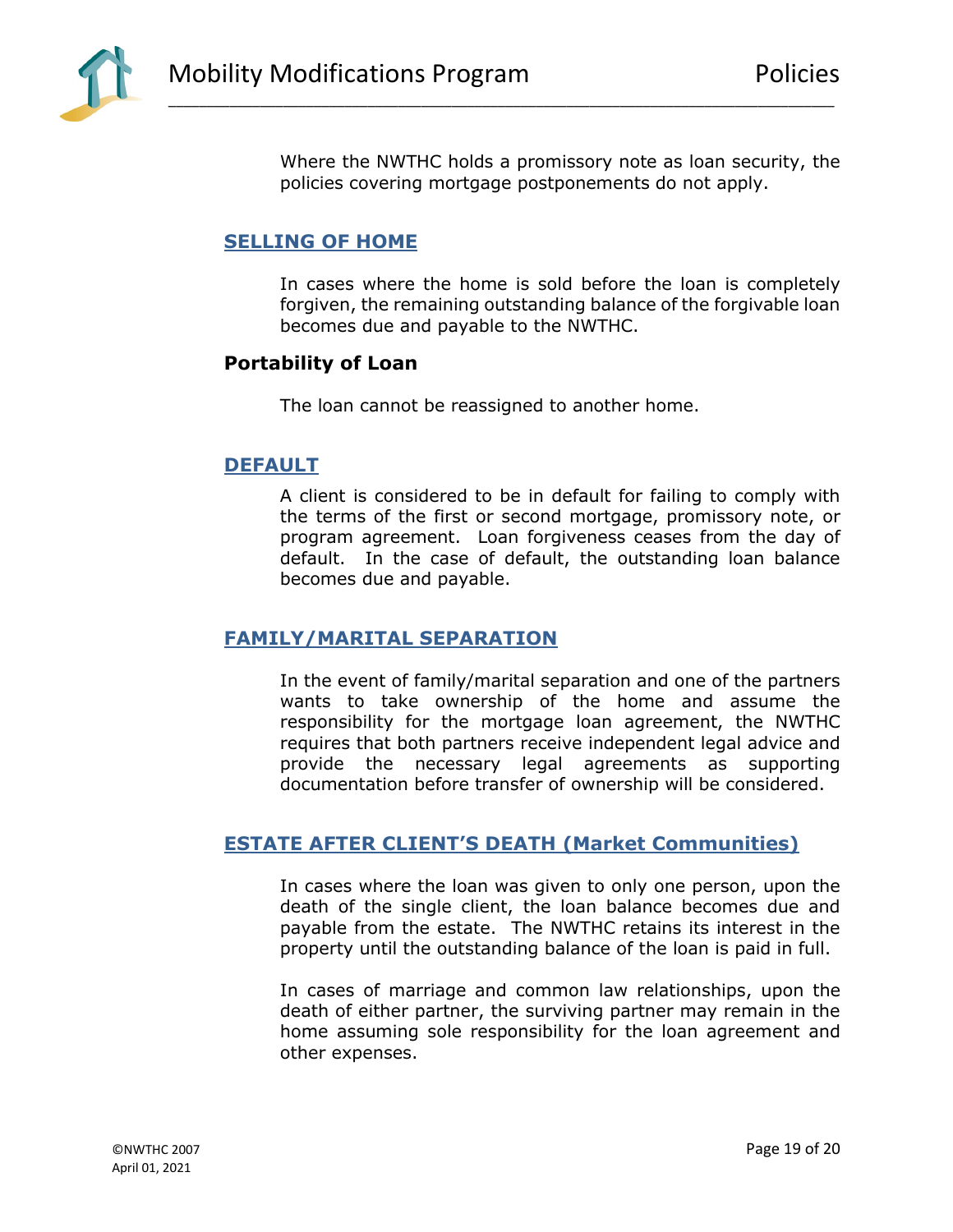Where the NWTHC holds a promissory note as loan security, the policies covering mortgage postponements do not apply.

## SELLING OF HOME

In cases where the home is sold before the loan is completely forgiven, the remaining outstanding balance of the forgivable loan becomes due and payable to the NWTHC.

### Portability of Loan

The loan cannot be reassigned to another home.

## DEFAULT

A client is considered to be in default for failing to comply with the terms of the first or second mortgage, promissory note, or program agreement. Loan forgiveness ceases from the day of default. In the case of default, the outstanding loan balance becomes due and payable.

## FAMILY/MARITAL SEPARATION

In the event of family/marital separation and one of the partners wants to take ownership of the home and assume the responsibility for the mortgage loan agreement, the NWTHC requires that both partners receive independent legal advice and provide the necessary legal agreements as supporting documentation before transfer of ownership will be considered.

## ESTATE AFTER CLIENT'S DEATH (Market Communities)

In cases where the loan was given to only one person, upon the death of the single client, the loan balance becomes due and payable from the estate. The NWTHC retains its interest in the property until the outstanding balance of the loan is paid in full.

In cases of marriage and common law relationships, upon the death of either partner, the surviving partner may remain in the home assuming sole responsibility for the loan agreement and other expenses.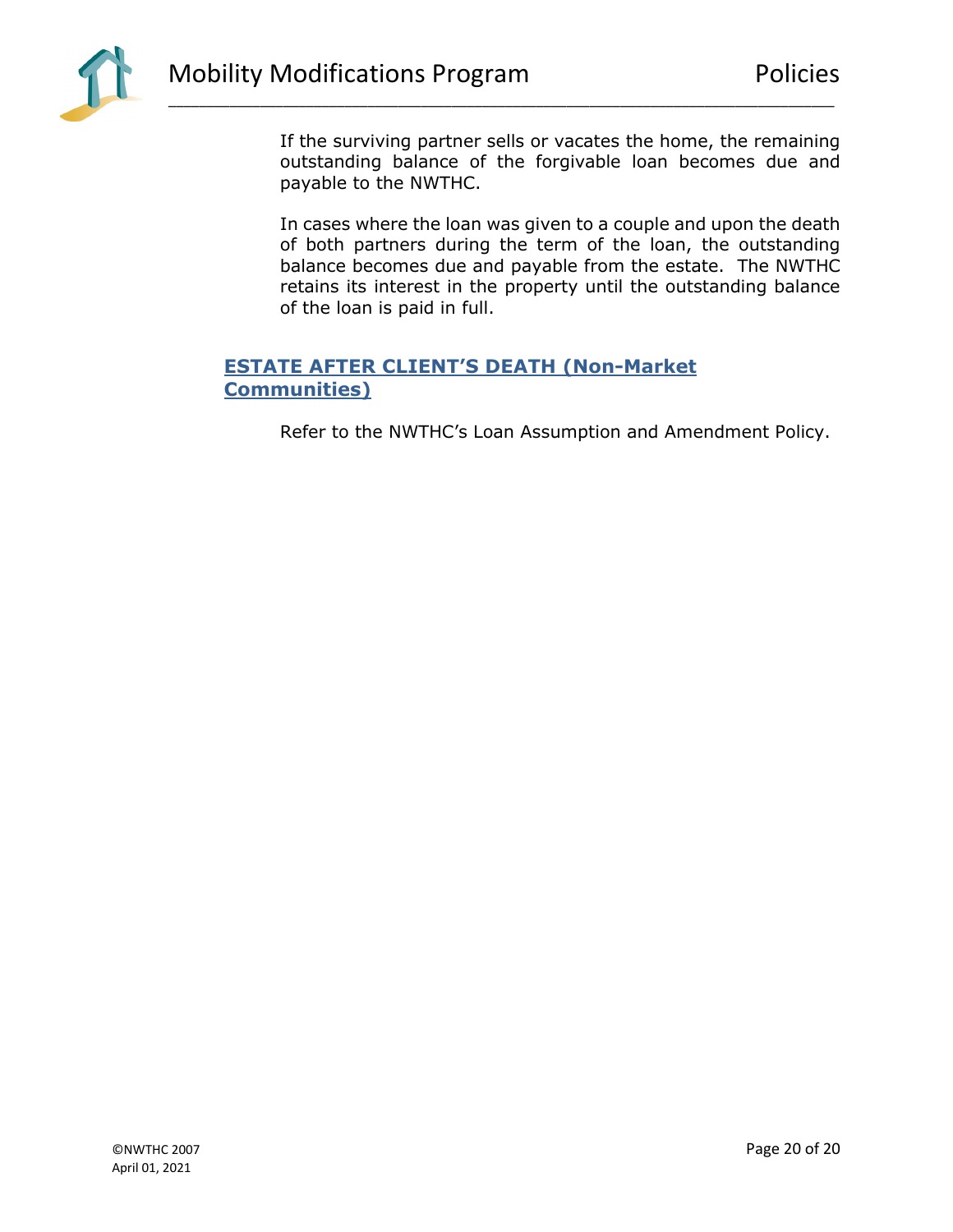If the surviving partner sells or vacates the home, the remaining outstanding balance of the forgivable loan becomes due and payable to the NWTHC.

In cases where the loan was given to a couple and upon the death of both partners during the term of the loan, the outstanding balance becomes due and payable from the estate. The NWTHC retains its interest in the property until the outstanding balance of the loan is paid in full.

## ESTATE AFTER CLIENT'S DEATH (Non-Market Communities)

Refer to the NWTHC's Loan Assumption and Amendment Policy.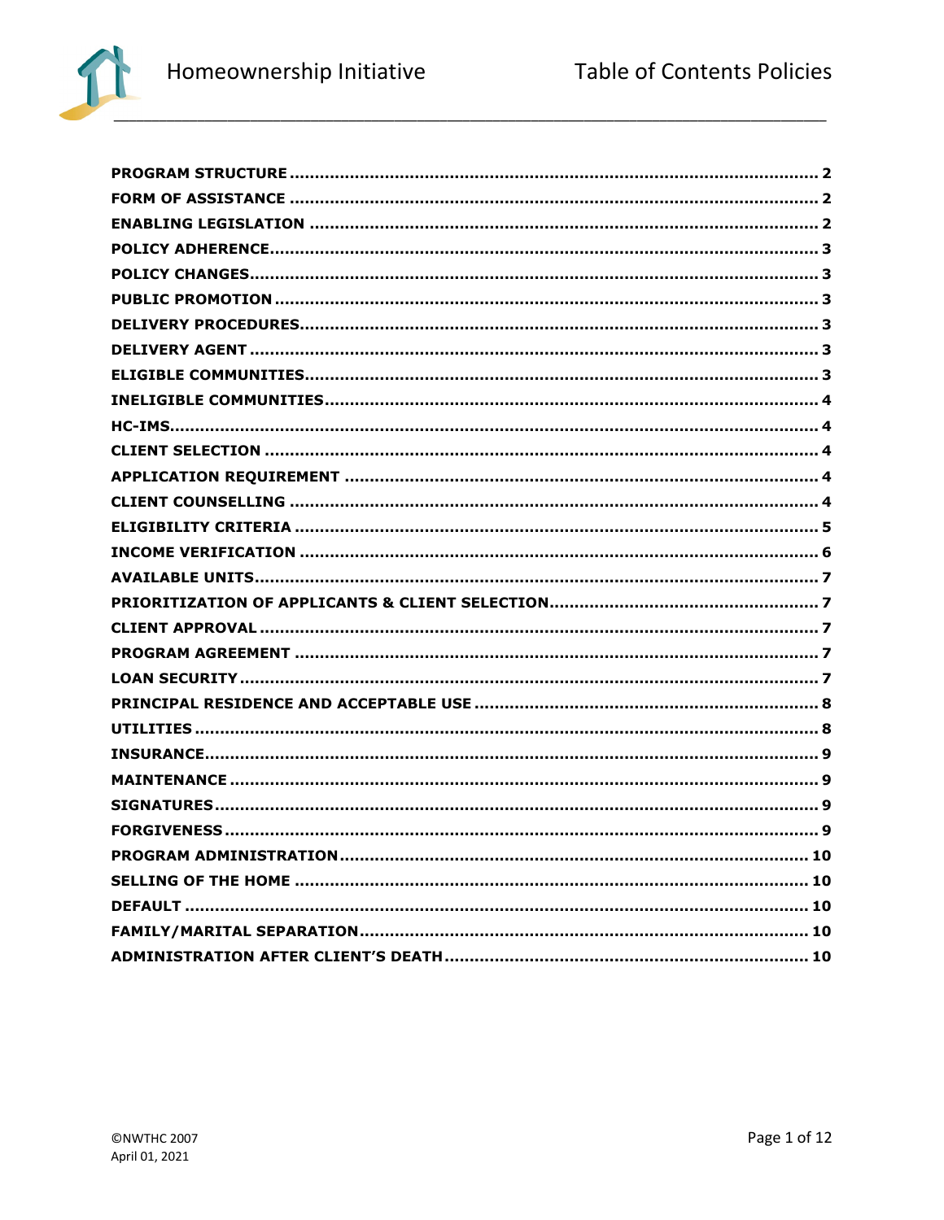| | |
|---|---|
| **PROGRAM STRUCTURE** | **2** |
| **FORM OF ASSISTANCE** | **2** |
| **ENABLING LEGISLATION** | **2** |
| **POLICY ADHERENCE** | **3** |
| **POLICY CHANGES** | **3** |
| **PUBLIC PROMOTION** | **3** |
| **DELIVERY PROCEDURES** | **3** |
| **DELIVERY AGENT** | **3** |
| **ELIGIBLE COMMUNITIES** | **3** |
| **INELIGIBLE COMMUNITIES** | **4** |
| **HC-IMS** | **4** |
| **CLIENT SELECTION** | **4** |
| **APPLICATION REQUIREMENT** | **4** |
| **CLIENT COUNSELLING** | **4** |
| **ELIGIBILITY CRITERIA** | **5** |
| **INCOME VERIFICATION** | **6** |
| **AVAILABLE UNITS** | **7** |
| **PRIORITIZATION OF APPLICANTS & CLIENT SELECTION** | **7** |
| **CLIENT APPROVAL** | **7** |
| **PROGRAM AGREEMENT** | **7** |
| **LOAN SECURITY** | **7** |
| **PRINCIPAL RESIDENCE AND ACCEPTABLE USE** | **8** |
| **UTILITIES** | **8** |
| **INSURANCE** | **9** |
| **MAINTENANCE** | **9** |
| **SIGNATURES** | **9** |
| **FORGIVENESS** | **9** |
| **PROGRAM ADMINISTRATION** | **10** |
| **SELLING OF THE HOME** | **10** |
| **DEFAULT** | **10** |
| **FAMILY/MARITAL SEPARATION** | **10** |
| **ADMINISTRATION AFTER CLIENT'S DEATH** | **10** |

©NWTHC 2007
April 01, 2021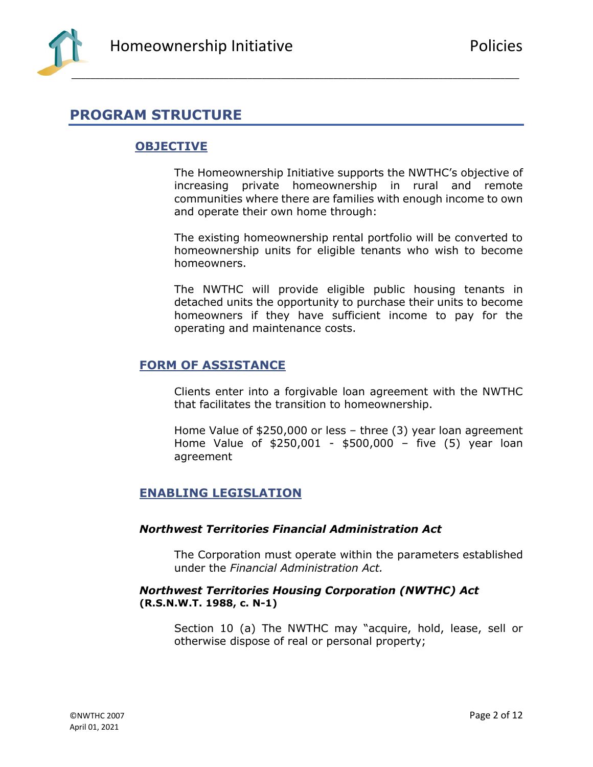# PROGRAM STRUCTURE

## OBJECTIVE

The Homeownership Initiative supports the NWTHC's objective of increasing private homeownership in rural and remote communities where there are families with enough income to own and operate their own home through:

The existing homeownership rental portfolio will be converted to homeownership units for eligible tenants who wish to become homeowners.

The NWTHC will provide eligible public housing tenants in detached units the opportunity to purchase their units to become homeowners if they have sufficient income to pay for the operating and maintenance costs.

## FORM OF ASSISTANCE

Clients enter into a forgivable loan agreement with the NWTHC that facilitates the transition to homeownership.

Home Value of $250,000 or less – three (3) year loan agreement
Home Value of $250,001 - $500,000 – five (5) year loan agreement

## ENABLING LEGISLATION

### *Northwest Territories Financial Administration Act*

The Corporation must operate within the parameters established under the *Financial Administration Act.*

### *Northwest Territories Housing Corporation (NWTHC) Act* **(R.S.N.W.T. 1988, c. N-1)**

Section 10 (a) The NWTHC may "acquire, hold, lease, sell or otherwise dispose of real or personal property;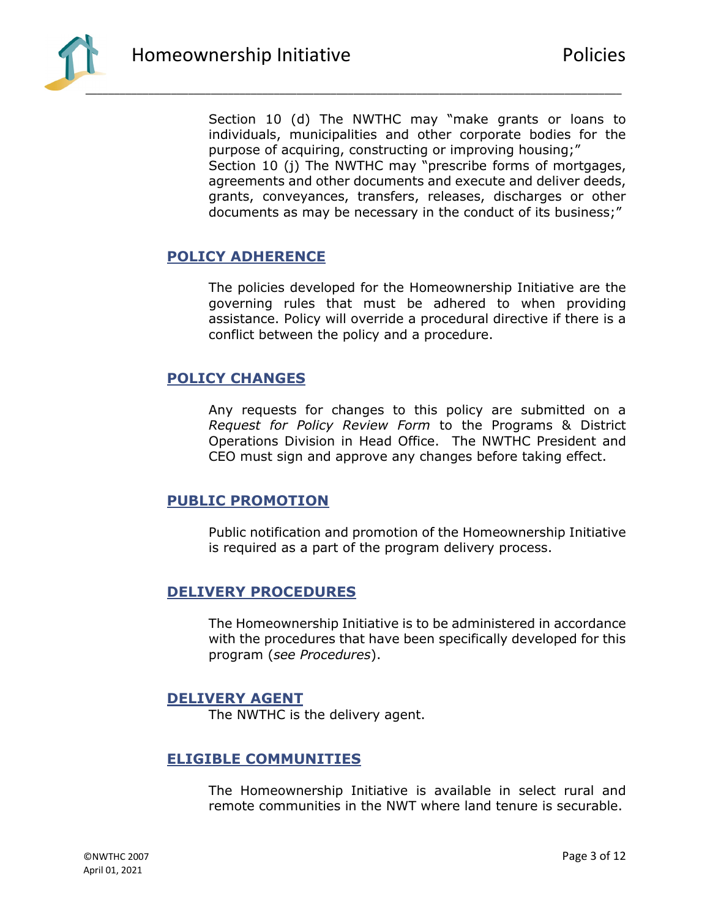Section 10 (d) The NWTHC may "make grants or loans to individuals, municipalities and other corporate bodies for the purpose of acquiring, constructing or improving housing;"
Section 10 (j) The NWTHC may "prescribe forms of mortgages, agreements and other documents and execute and deliver deeds, grants, conveyances, transfers, releases, discharges or other documents as may be necessary in the conduct of its business;"

## POLICY ADHERENCE

The policies developed for the Homeownership Initiative are the governing rules that must be adhered to when providing assistance. Policy will override a procedural directive if there is a conflict between the policy and a procedure.

## POLICY CHANGES

Any requests for changes to this policy are submitted on a *Request for Policy Review Form* to the Programs & District Operations Division in Head Office. The NWTHC President and CEO must sign and approve any changes before taking effect.

## PUBLIC PROMOTION

Public notification and promotion of the Homeownership Initiative is required as a part of the program delivery process.

## DELIVERY PROCEDURES

The Homeownership Initiative is to be administered in accordance with the procedures that have been specifically developed for this program (*see Procedures*).

## DELIVERY AGENT

The NWTHC is the delivery agent.

## ELIGIBLE COMMUNITIES

The Homeownership Initiative is available in select rural and remote communities in the NWT where land tenure is securable.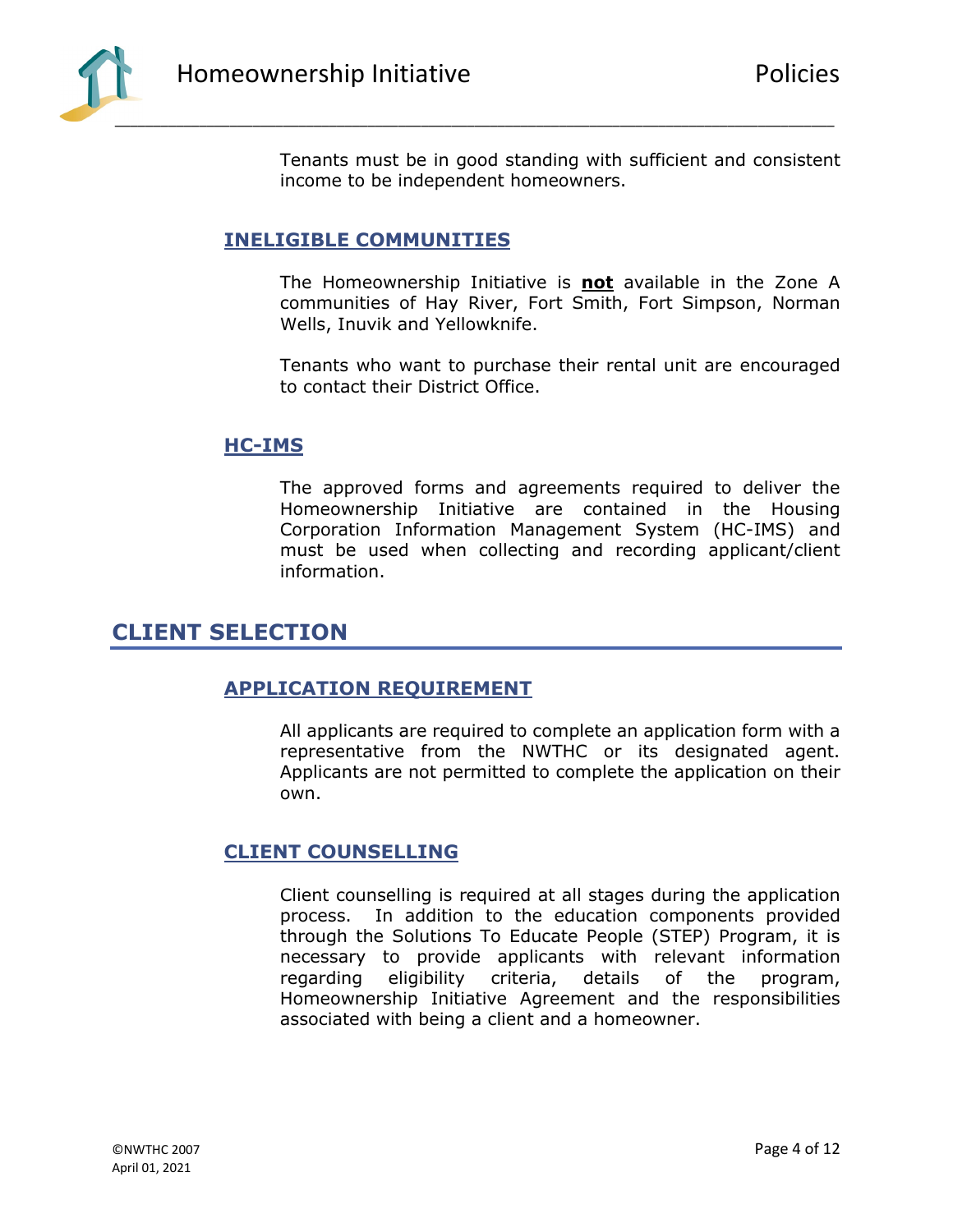Tenants must be in good standing with sufficient and consistent income to be independent homeowners.

### INELIGIBLE COMMUNITIES

The Homeownership Initiative is **not** available in the Zone A communities of Hay River, Fort Smith, Fort Simpson, Norman Wells, Inuvik and Yellowknife.

Tenants who want to purchase their rental unit are encouraged to contact their District Office.

### HC-IMS

The approved forms and agreements required to deliver the Homeownership Initiative are contained in the Housing Corporation Information Management System (HC-IMS) and must be used when collecting and recording applicant/client information.

## CLIENT SELECTION

### APPLICATION REQUIREMENT

All applicants are required to complete an application form with a representative from the NWTHC or its designated agent. Applicants are not permitted to complete the application on their own.

### CLIENT COUNSELLING

Client counselling is required at all stages during the application process. In addition to the education components provided through the Solutions To Educate People (STEP) Program, it is necessary to provide applicants with relevant information regarding eligibility criteria, details of the program, Homeownership Initiative Agreement and the responsibilities associated with being a client and a homeowner.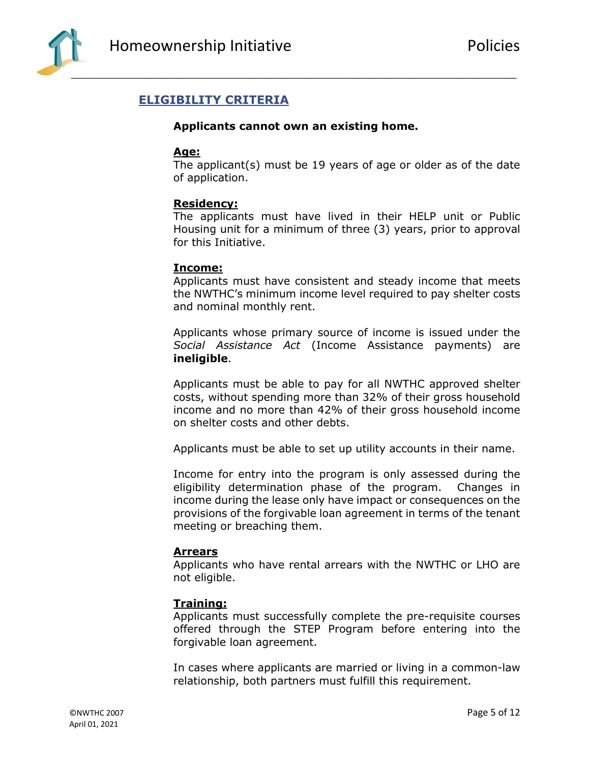## ELIGIBILITY CRITERIA

**Applicants cannot own an existing home.**

**Age:**
The applicant(s) must be 19 years of age or older as of the date of application.

**Residency:**
The applicants must have lived in their HELP unit or Public Housing unit for a minimum of three (3) years, prior to approval for this Initiative.

**Income:**
Applicants must have consistent and steady income that meets the NWTHC's minimum income level required to pay shelter costs and nominal monthly rent.

Applicants whose primary source of income is issued under the *Social Assistance Act* (Income Assistance payments) are **ineligible**.

Applicants must be able to pay for all NWTHC approved shelter costs, without spending more than 32% of their gross household income and no more than 42% of their gross household income on shelter costs and other debts.

Applicants must be able to set up utility accounts in their name.

Income for entry into the program is only assessed during the eligibility determination phase of the program. Changes in income during the lease only have impact or consequences on the provisions of the forgivable loan agreement in terms of the tenant meeting or breaching them.

**Arrears**
Applicants who have rental arrears with the NWTHC or LHO are not eligible.

**Training:**
Applicants must successfully complete the pre-requisite courses offered through the STEP Program before entering into the forgivable loan agreement.

In cases where applicants are married or living in a common-law relationship, both partners must fulfill this requirement.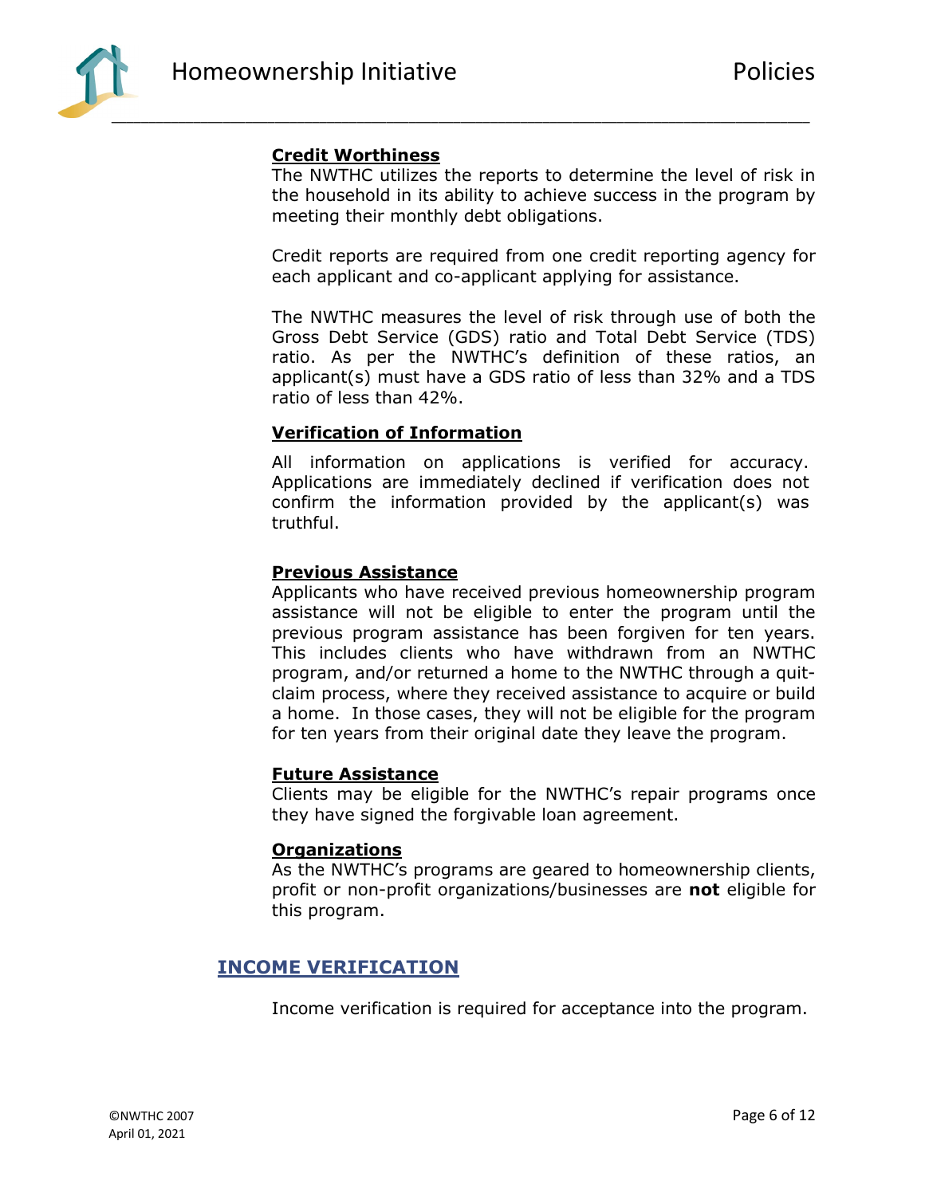### Credit Worthiness

The NWTHC utilizes the reports to determine the level of risk in the household in its ability to achieve success in the program by meeting their monthly debt obligations.

Credit reports are required from one credit reporting agency for each applicant and co-applicant applying for assistance.

The NWTHC measures the level of risk through use of both the Gross Debt Service (GDS) ratio and Total Debt Service (TDS) ratio. As per the NWTHC's definition of these ratios, an applicant(s) must have a GDS ratio of less than 32% and a TDS ratio of less than 42%.

### Verification of Information

All information on applications is verified for accuracy. Applications are immediately declined if verification does not confirm the information provided by the applicant(s) was truthful.

### Previous Assistance

Applicants who have received previous homeownership program assistance will not be eligible to enter the program until the previous program assistance has been forgiven for ten years. This includes clients who have withdrawn from an NWTHC program, and/or returned a home to the NWTHC through a quit-claim process, where they received assistance to acquire or build a home. In those cases, they will not be eligible for the program for ten years from their original date they leave the program.

### Future Assistance

Clients may be eligible for the NWTHC's repair programs once they have signed the forgivable loan agreement.

### Organizations

As the NWTHC's programs are geared to homeownership clients, profit or non-profit organizations/businesses are **not** eligible for this program.

## INCOME VERIFICATION

Income verification is required for acceptance into the program.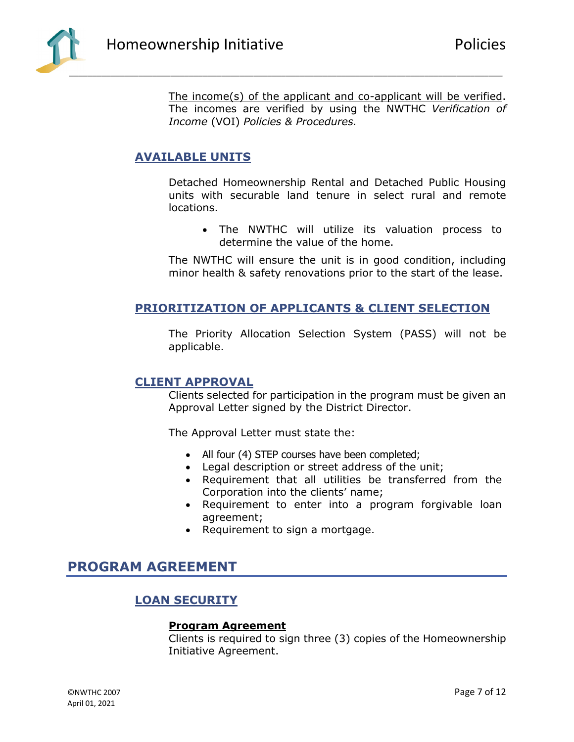The income(s) of the applicant and co-applicant will be verified. The incomes are verified by using the NWTHC *Verification of Income* (VOI) *Policies & Procedures.*

### AVAILABLE UNITS

Detached Homeownership Rental and Detached Public Housing units with securable land tenure in select rural and remote locations.

- The NWTHC will utilize its valuation process to determine the value of the home.

The NWTHC will ensure the unit is in good condition, including minor health & safety renovations prior to the start of the lease.

### PRIORITIZATION OF APPLICANTS & CLIENT SELECTION

The Priority Allocation Selection System (PASS) will not be applicable.

### CLIENT APPROVAL

Clients selected for participation in the program must be given an Approval Letter signed by the District Director.

The Approval Letter must state the:

- All four (4) STEP courses have been completed;
- Legal description or street address of the unit;
- Requirement that all utilities be transferred from the Corporation into the clients' name;
- Requirement to enter into a program forgivable loan agreement;
- Requirement to sign a mortgage.

## PROGRAM AGREEMENT

### LOAN SECURITY

**Program Agreement**

Clients is required to sign three (3) copies of the Homeownership Initiative Agreement.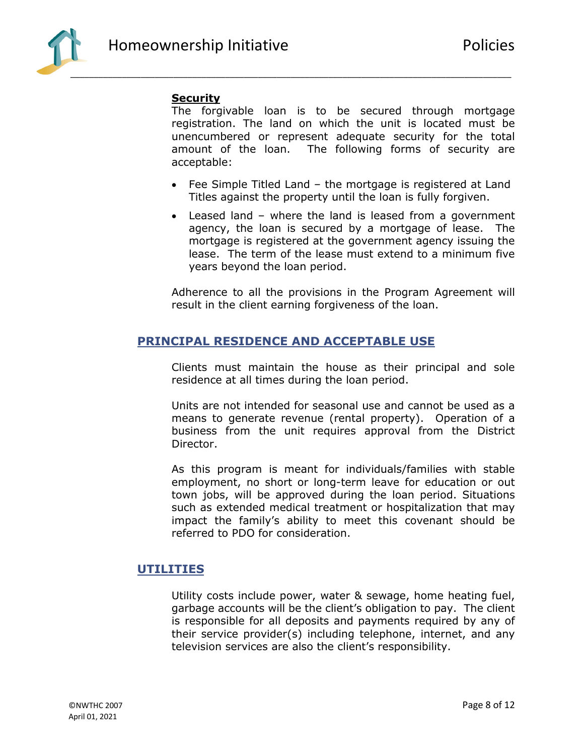**Security**

The forgivable loan is to be secured through mortgage registration. The land on which the unit is located must be unencumbered or represent adequate security for the total amount of the loan. The following forms of security are acceptable:

- Fee Simple Titled Land – the mortgage is registered at Land Titles against the property until the loan is fully forgiven.
- Leased land – where the land is leased from a government agency, the loan is secured by a mortgage of lease. The mortgage is registered at the government agency issuing the lease. The term of the lease must extend to a minimum five years beyond the loan period.

Adherence to all the provisions in the Program Agreement will result in the client earning forgiveness of the loan.

## PRINCIPAL RESIDENCE AND ACCEPTABLE USE

Clients must maintain the house as their principal and sole residence at all times during the loan period.

Units are not intended for seasonal use and cannot be used as a means to generate revenue (rental property). Operation of a business from the unit requires approval from the District Director.

As this program is meant for individuals/families with stable employment, no short or long-term leave for education or out town jobs, will be approved during the loan period. Situations such as extended medical treatment or hospitalization that may impact the family's ability to meet this covenant should be referred to PDO for consideration.

## UTILITIES

Utility costs include power, water & sewage, home heating fuel, garbage accounts will be the client's obligation to pay. The client is responsible for all deposits and payments required by any of their service provider(s) including telephone, internet, and any television services are also the client's responsibility.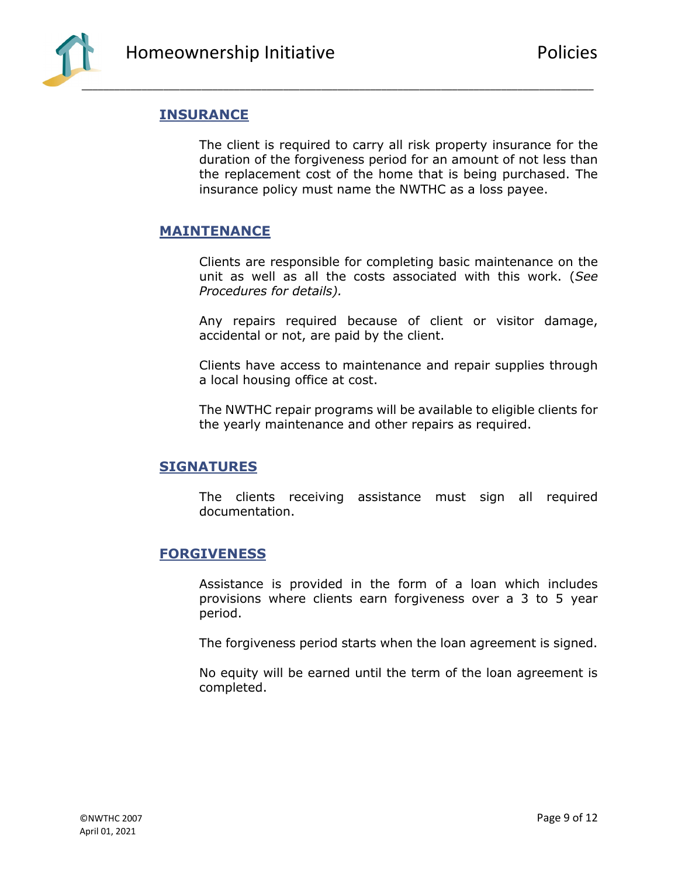## INSURANCE

The client is required to carry all risk property insurance for the duration of the forgiveness period for an amount of not less than the replacement cost of the home that is being purchased. The insurance policy must name the NWTHC as a loss payee.

## MAINTENANCE

Clients are responsible for completing basic maintenance on the unit as well as all the costs associated with this work. (*See Procedures for details).*

Any repairs required because of client or visitor damage, accidental or not, are paid by the client.

Clients have access to maintenance and repair supplies through a local housing office at cost.

The NWTHC repair programs will be available to eligible clients for the yearly maintenance and other repairs as required.

## SIGNATURES

The clients receiving assistance must sign all required documentation.

## FORGIVENESS

Assistance is provided in the form of a loan which includes provisions where clients earn forgiveness over a 3 to 5 year period.

The forgiveness period starts when the loan agreement is signed.

No equity will be earned until the term of the loan agreement is completed.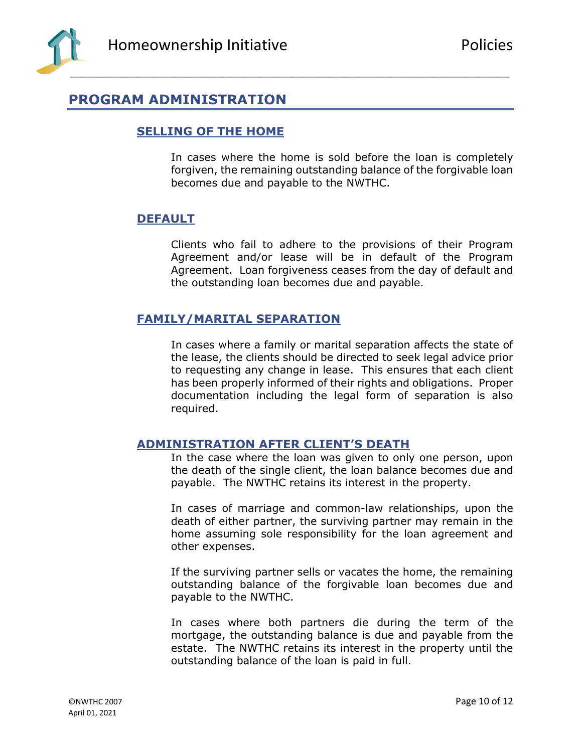# PROGRAM ADMINISTRATION

## SELLING OF THE HOME

In cases where the home is sold before the loan is completely forgiven, the remaining outstanding balance of the forgivable loan becomes due and payable to the NWTHC.

## DEFAULT

Clients who fail to adhere to the provisions of their Program Agreement and/or lease will be in default of the Program Agreement. Loan forgiveness ceases from the day of default and the outstanding loan becomes due and payable.

## FAMILY/MARITAL SEPARATION

In cases where a family or marital separation affects the state of the lease, the clients should be directed to seek legal advice prior to requesting any change in lease. This ensures that each client has been properly informed of their rights and obligations. Proper documentation including the legal form of separation is also required.

## ADMINISTRATION AFTER CLIENT'S DEATH

In the case where the loan was given to only one person, upon the death of the single client, the loan balance becomes due and payable. The NWTHC retains its interest in the property.

In cases of marriage and common-law relationships, upon the death of either partner, the surviving partner may remain in the home assuming sole responsibility for the loan agreement and other expenses.

If the surviving partner sells or vacates the home, the remaining outstanding balance of the forgivable loan becomes due and payable to the NWTHC.

In cases where both partners die during the term of the mortgage, the outstanding balance is due and payable from the estate. The NWTHC retains its interest in the property until the outstanding balance of the loan is paid in full.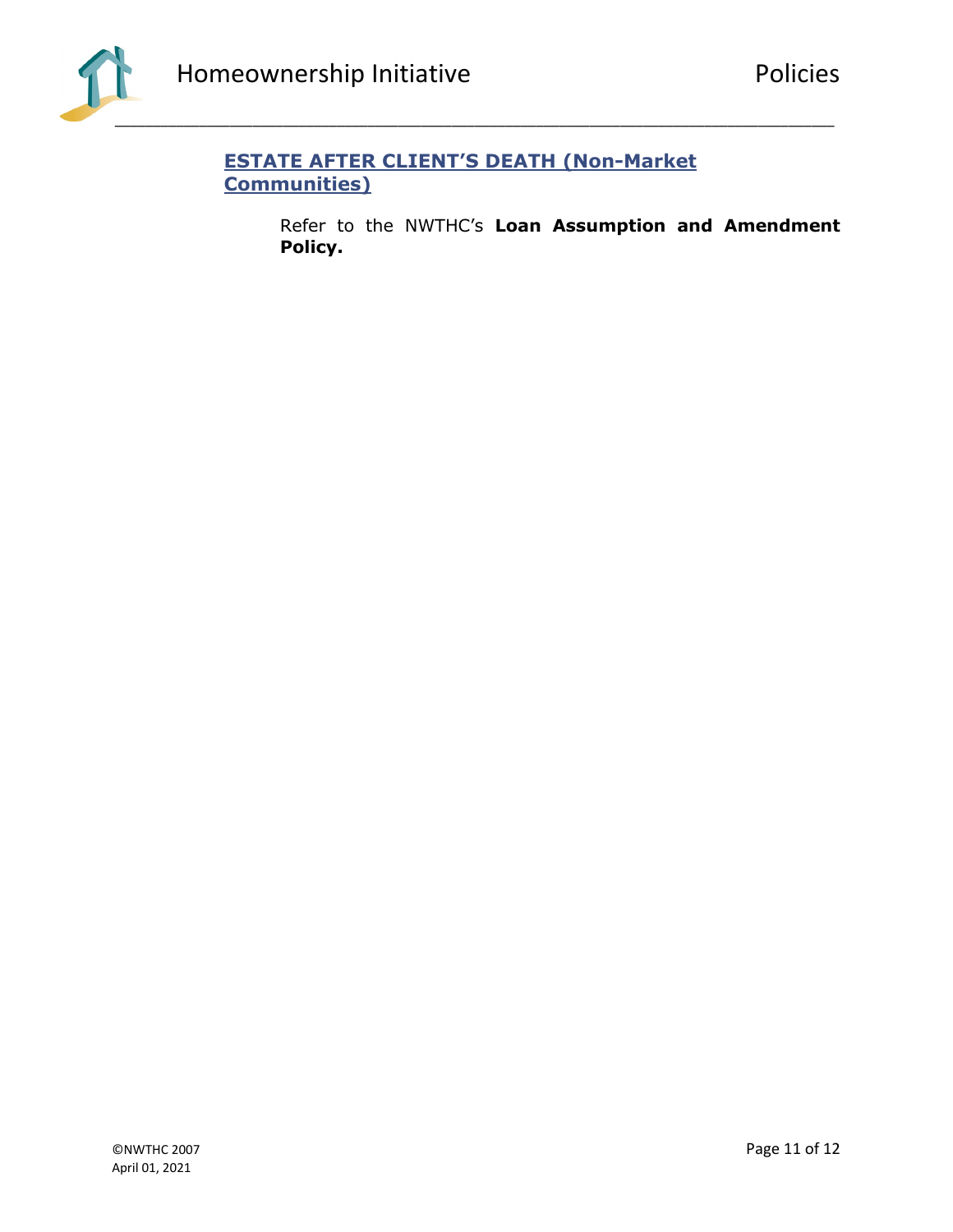## ESTATE AFTER CLIENT'S DEATH (Non-Market Communities)

Refer to the NWTHC's **Loan Assumption and Amendment Policy.**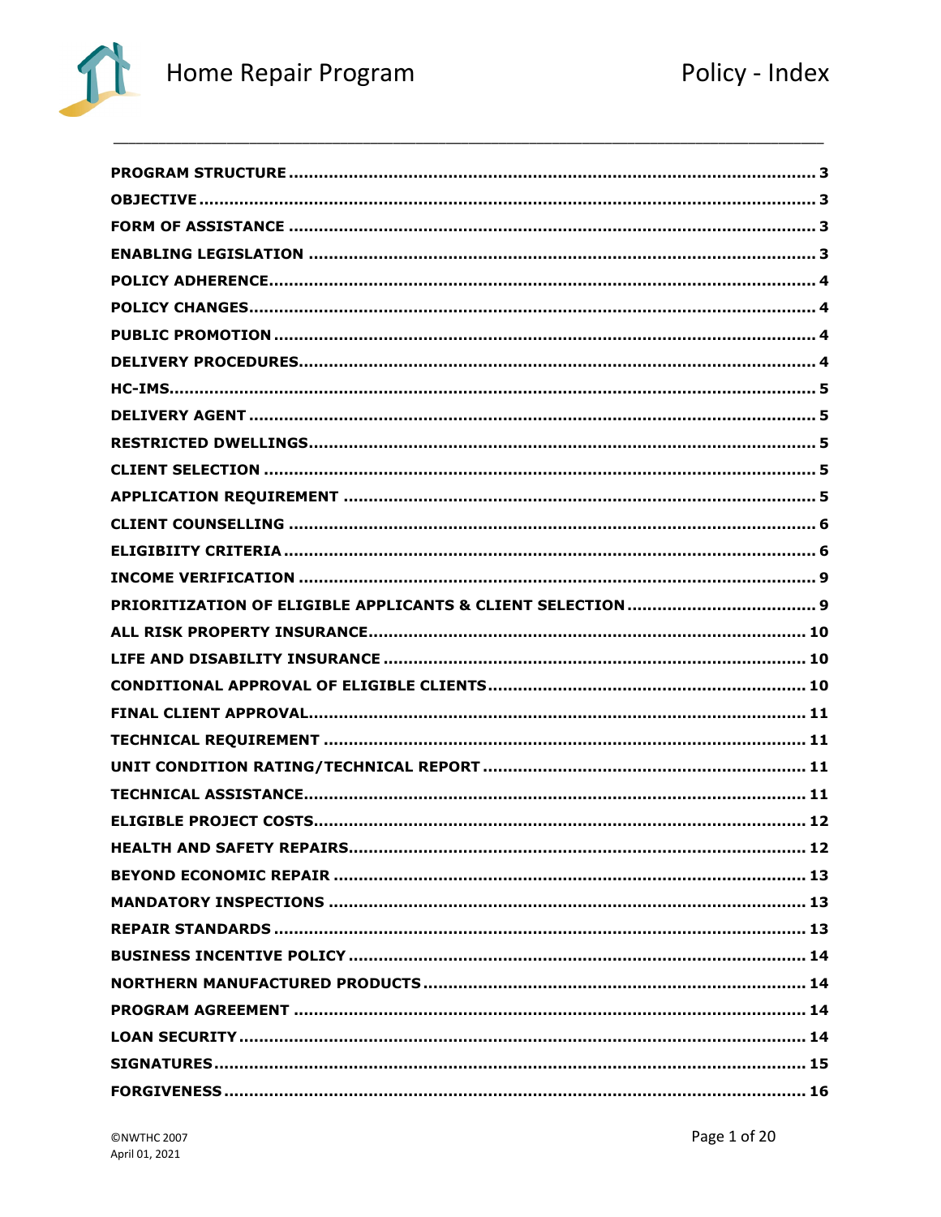# Home Repair Program

# Policy - Index

| | |
|---|---|
| **PROGRAM STRUCTURE** | **3** |
| **OBJECTIVE** | **3** |
| **FORM OF ASSISTANCE** | **3** |
| **ENABLING LEGISLATION** | **3** |
| **POLICY ADHERENCE** | **4** |
| **POLICY CHANGES** | **4** |
| **PUBLIC PROMOTION** | **4** |
| **DELIVERY PROCEDURES** | **4** |
| **HC-IMS** | **5** |
| **DELIVERY AGENT** | **5** |
| **RESTRICTED DWELLINGS** | **5** |
| **CLIENT SELECTION** | **5** |
| **APPLICATION REQUIREMENT** | **5** |
| **CLIENT COUNSELLING** | **6** |
| **ELIGIBIITY CRITERIA** | **6** |
| **INCOME VERIFICATION** | **9** |
| **PRIORITIZATION OF ELIGIBLE APPLICANTS & CLIENT SELECTION** | **9** |
| **ALL RISK PROPERTY INSURANCE** | **10** |
| **LIFE AND DISABILITY INSURANCE** | **10** |
| **CONDITIONAL APPROVAL OF ELIGIBLE CLIENTS** | **10** |
| **FINAL CLIENT APPROVAL** | **11** |
| **TECHNICAL REQUIREMENT** | **11** |
| **UNIT CONDITION RATING/TECHNICAL REPORT** | **11** |
| **TECHNICAL ASSISTANCE** | **11** |
| **ELIGIBLE PROJECT COSTS** | **12** |
| **HEALTH AND SAFETY REPAIRS** | **12** |
| **BEYOND ECONOMIC REPAIR** | **13** |
| **MANDATORY INSPECTIONS** | **13** |
| **REPAIR STANDARDS** | **13** |
| **BUSINESS INCENTIVE POLICY** | **14** |
| **NORTHERN MANUFACTURED PRODUCTS** | **14** |
| **PROGRAM AGREEMENT** | **14** |
| **LOAN SECURITY** | **14** |
| **SIGNATURES** | **15** |
| **FORGIVENESS** | **16** |

©NWTHC 2007
April 01, 2021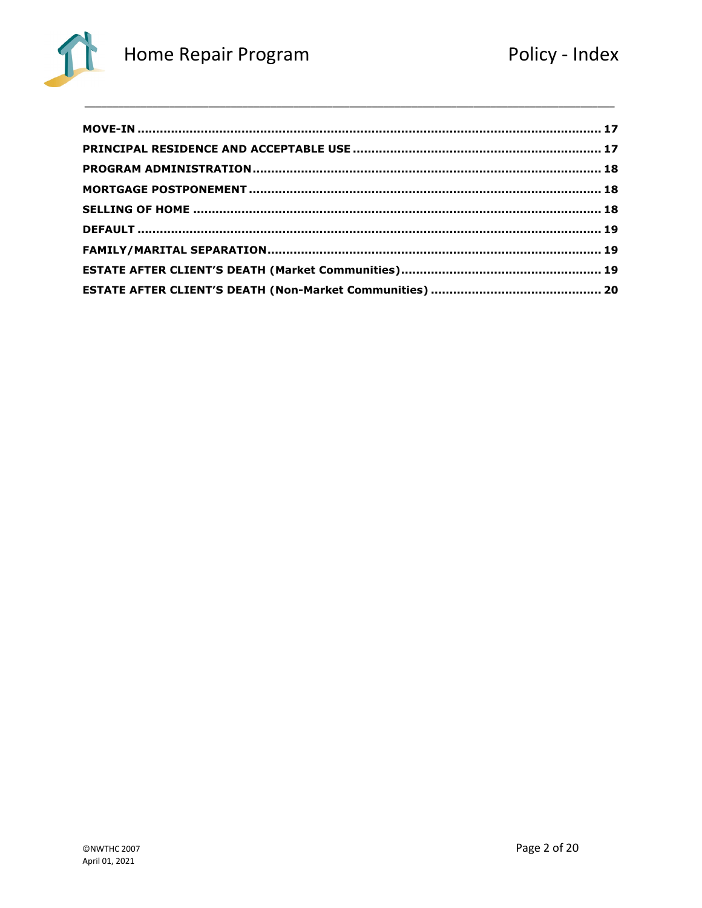**MOVE-IN** ........................................................................................................................ 17

**PRINCIPAL RESIDENCE AND ACCEPTABLE USE** ................................................................ 17

**PROGRAM ADMINISTRATION** ........................................................................................... 18

**MORTGAGE POSTPONEMENT** ........................................................................................... 18

**SELLING OF HOME** .......................................................................................................... 18

**DEFAULT** ........................................................................................................................ 19

**FAMILY/MARITAL SEPARATION** ....................................................................................... 19

**ESTATE AFTER CLIENT'S DEATH (Market Communities)** ................................................... 19

**ESTATE AFTER CLIENT'S DEATH (Non-Market Communities)** ............................................ 20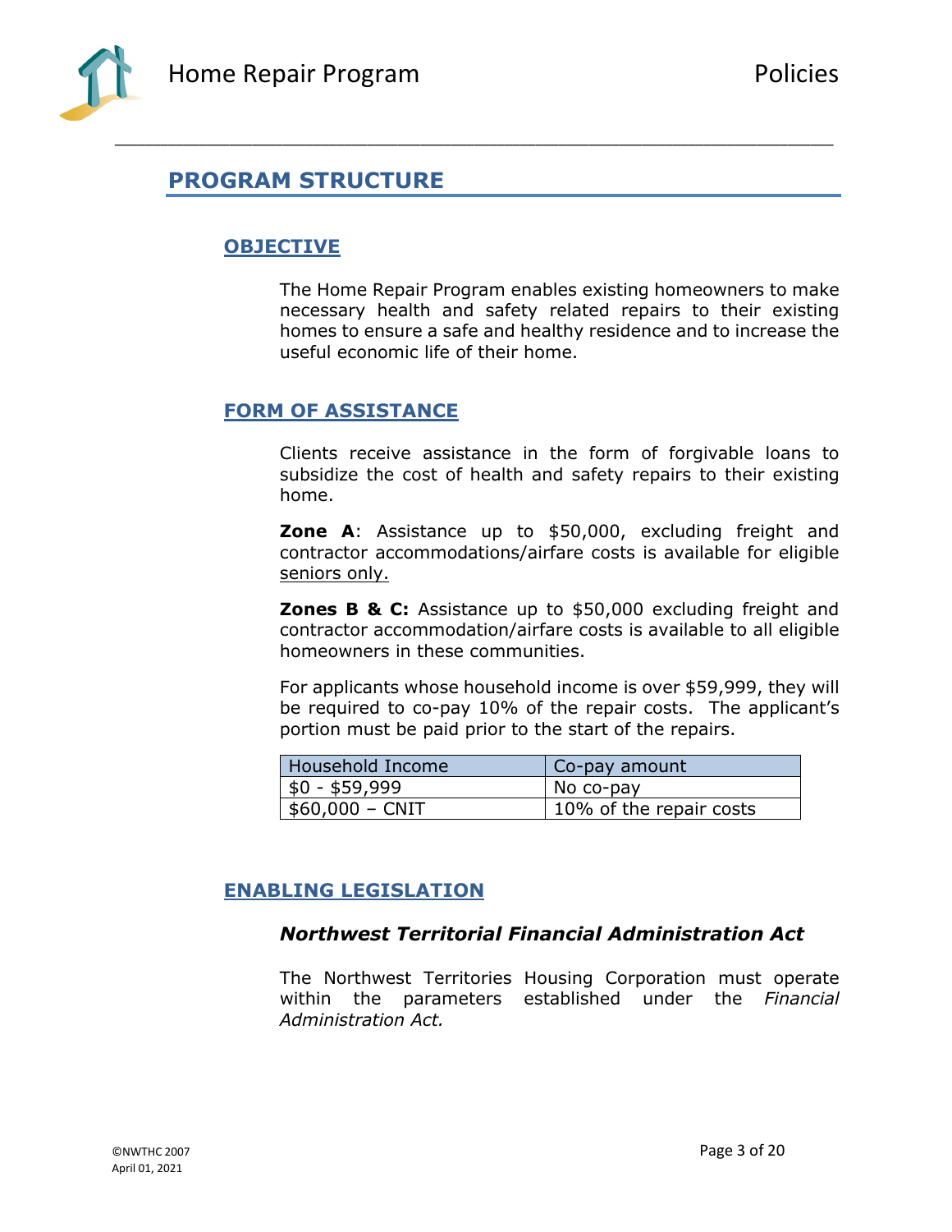## PROGRAM STRUCTURE

### OBJECTIVE

The Home Repair Program enables existing homeowners to make necessary health and safety related repairs to their existing homes to ensure a safe and healthy residence and to increase the useful economic life of their home.

### FORM OF ASSISTANCE

Clients receive assistance in the form of forgivable loans to subsidize the cost of health and safety repairs to their existing home.

**Zone A**: Assistance up to $50,000, excluding freight and contractor accommodations/airfare costs is available for eligible seniors only.

**Zones B & C:** Assistance up to $50,000 excluding freight and contractor accommodation/airfare costs is available to all eligible homeowners in these communities.

For applicants whose household income is over $59,999, they will be required to co-pay 10% of the repair costs. The applicant's portion must be paid prior to the start of the repairs.

| Household Income | Co-pay amount |
|---|---|
| $0 - $59,999 | No co-pay |
| $60,000 – CNIT | 10% of the repair costs |

### ENABLING LEGISLATION

#### *Northwest Territorial Financial Administration Act*

The Northwest Territories Housing Corporation must operate within the parameters established under the *Financial Administration Act.*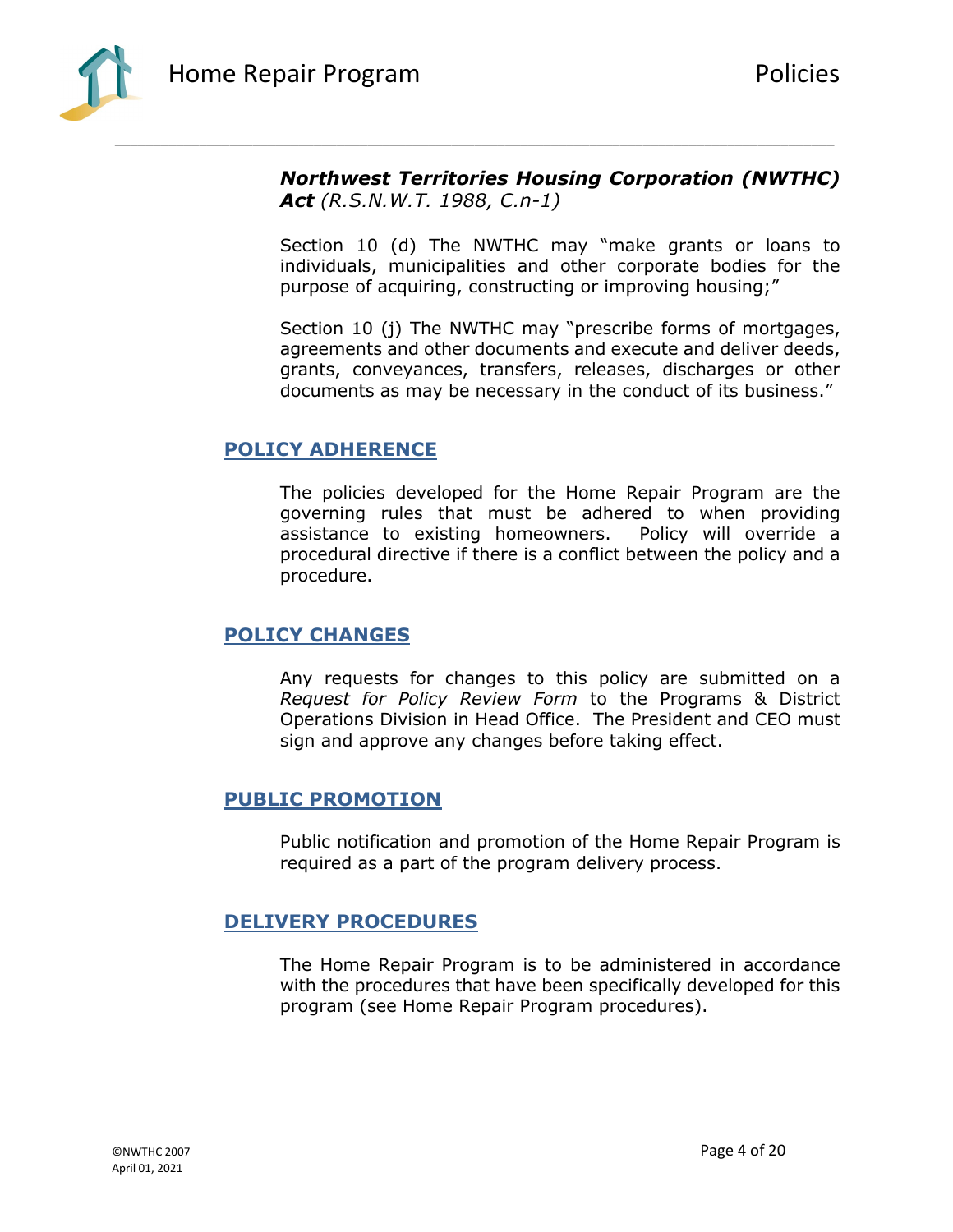***Northwest Territories Housing Corporation (NWTHC) Act** (R.S.N.W.T. 1988, C.n-1)*

Section 10 (d) The NWTHC may "make grants or loans to individuals, municipalities and other corporate bodies for the purpose of acquiring, constructing or improving housing;"

Section 10 (j) The NWTHC may "prescribe forms of mortgages, agreements and other documents and execute and deliver deeds, grants, conveyances, transfers, releases, discharges or other documents as may be necessary in the conduct of its business."

## POLICY ADHERENCE

The policies developed for the Home Repair Program are the governing rules that must be adhered to when providing assistance to existing homeowners. Policy will override a procedural directive if there is a conflict between the policy and a procedure.

## POLICY CHANGES

Any requests for changes to this policy are submitted on a *Request for Policy Review Form* to the Programs & District Operations Division in Head Office. The President and CEO must sign and approve any changes before taking effect.

## PUBLIC PROMOTION

Public notification and promotion of the Home Repair Program is required as a part of the program delivery process.

## DELIVERY PROCEDURES

The Home Repair Program is to be administered in accordance with the procedures that have been specifically developed for this program (see Home Repair Program procedures).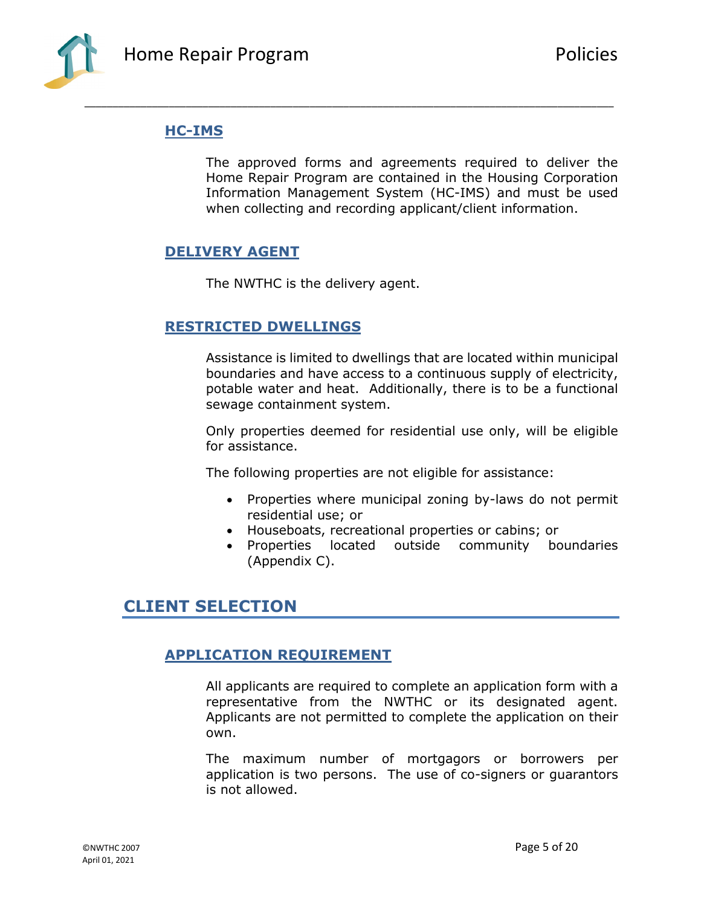### HC-IMS

The approved forms and agreements required to deliver the Home Repair Program are contained in the Housing Corporation Information Management System (HC-IMS) and must be used when collecting and recording applicant/client information.

### DELIVERY AGENT

The NWTHC is the delivery agent.

### RESTRICTED DWELLINGS

Assistance is limited to dwellings that are located within municipal boundaries and have access to a continuous supply of electricity, potable water and heat. Additionally, there is to be a functional sewage containment system.

Only properties deemed for residential use only, will be eligible for assistance.

The following properties are not eligible for assistance:

- Properties where municipal zoning by-laws do not permit residential use; or
- Houseboats, recreational properties or cabins; or
- Properties located outside community boundaries (Appendix C).

## CLIENT SELECTION

### APPLICATION REQUIREMENT

All applicants are required to complete an application form with a representative from the NWTHC or its designated agent. Applicants are not permitted to complete the application on their own.

The maximum number of mortgagors or borrowers per application is two persons. The use of co-signers or guarantors is not allowed.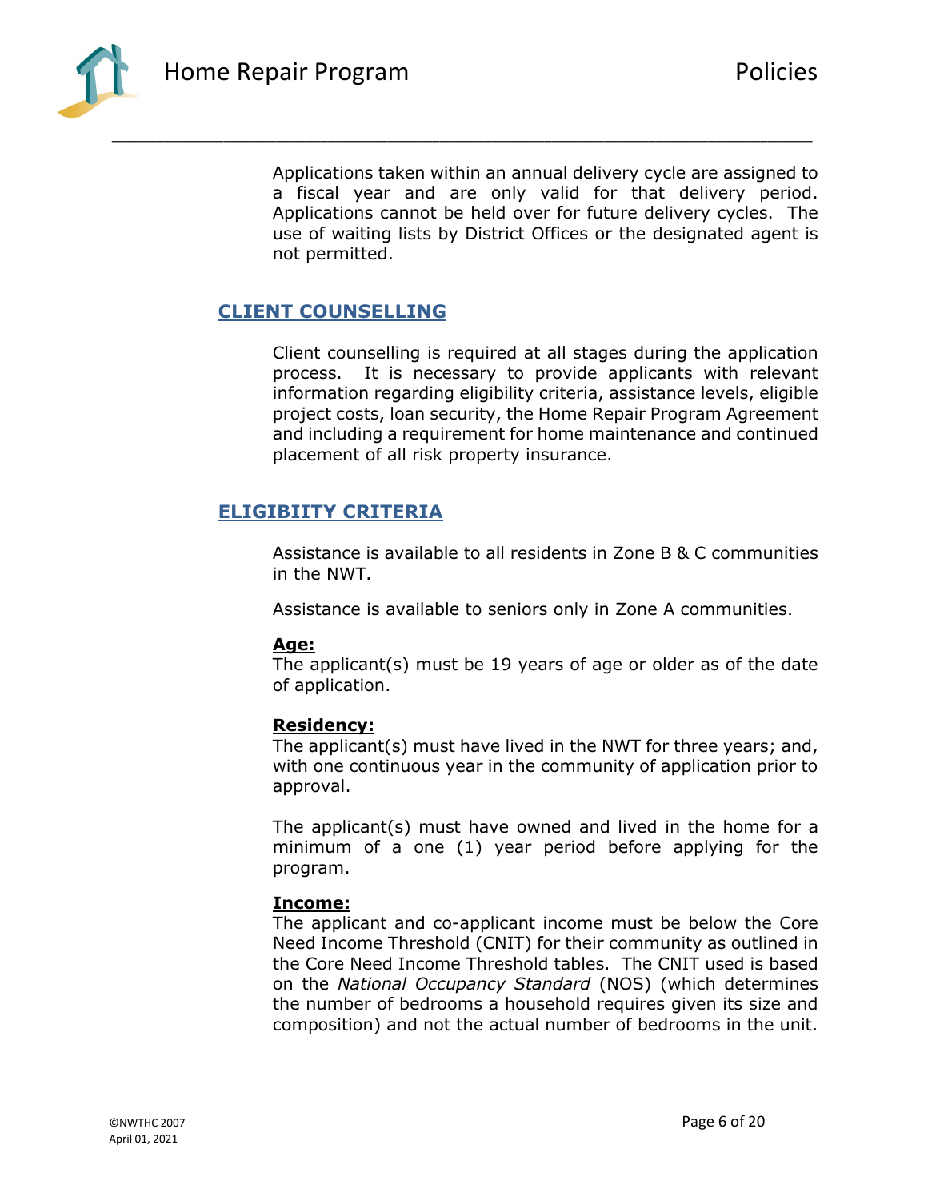Applications taken within an annual delivery cycle are assigned to a fiscal year and are only valid for that delivery period. Applications cannot be held over for future delivery cycles. The use of waiting lists by District Offices or the designated agent is not permitted.

## CLIENT COUNSELLING

Client counselling is required at all stages during the application process. It is necessary to provide applicants with relevant information regarding eligibility criteria, assistance levels, eligible project costs, loan security, the Home Repair Program Agreement and including a requirement for home maintenance and continued placement of all risk property insurance.

## ELIGIBIITY CRITERIA

Assistance is available to all residents in Zone B & C communities in the NWT.

Assistance is available to seniors only in Zone A communities.

**Age:**
The applicant(s) must be 19 years of age or older as of the date of application.

**Residency:**
The applicant(s) must have lived in the NWT for three years; and, with one continuous year in the community of application prior to approval.

The applicant(s) must have owned and lived in the home for a minimum of a one (1) year period before applying for the program.

**Income:**
The applicant and co-applicant income must be below the Core Need Income Threshold (CNIT) for their community as outlined in the Core Need Income Threshold tables. The CNIT used is based on the *National Occupancy Standard* (NOS) (which determines the number of bedrooms a household requires given its size and composition) and not the actual number of bedrooms in the unit.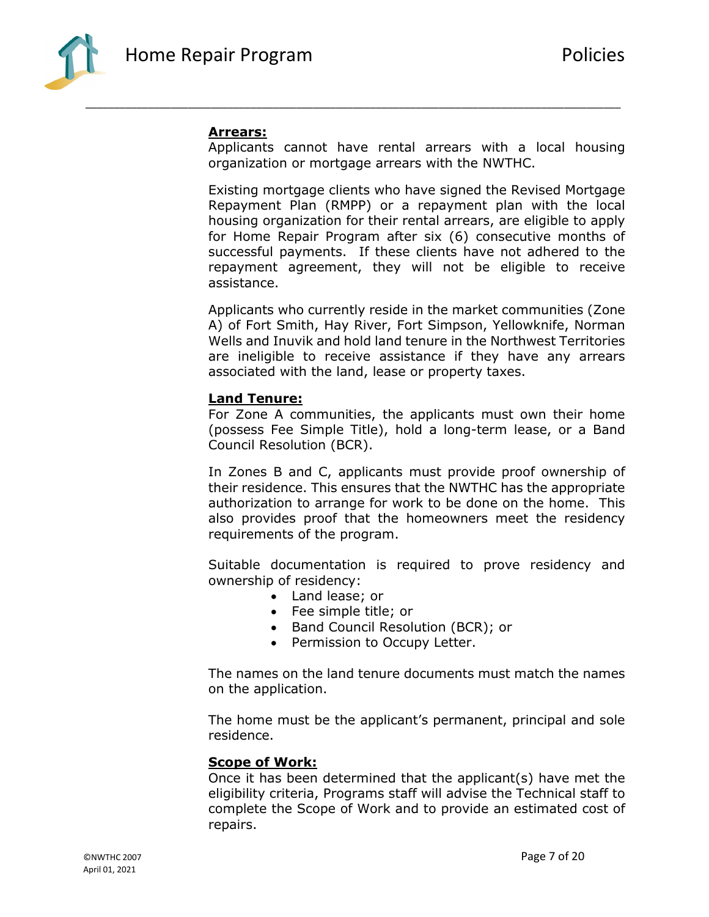**Arrears:**

Applicants cannot have rental arrears with a local housing organization or mortgage arrears with the NWTHC.

Existing mortgage clients who have signed the Revised Mortgage Repayment Plan (RMPP) or a repayment plan with the local housing organization for their rental arrears, are eligible to apply for Home Repair Program after six (6) consecutive months of successful payments. If these clients have not adhered to the repayment agreement, they will not be eligible to receive assistance.

Applicants who currently reside in the market communities (Zone A) of Fort Smith, Hay River, Fort Simpson, Yellowknife, Norman Wells and Inuvik and hold land tenure in the Northwest Territories are ineligible to receive assistance if they have any arrears associated with the land, lease or property taxes.

**Land Tenure:**

For Zone A communities, the applicants must own their home (possess Fee Simple Title), hold a long-term lease, or a Band Council Resolution (BCR).

In Zones B and C, applicants must provide proof ownership of their residence. This ensures that the NWTHC has the appropriate authorization to arrange for work to be done on the home. This also provides proof that the homeowners meet the residency requirements of the program.

Suitable documentation is required to prove residency and ownership of residency:

- Land lease; or
- Fee simple title; or
- Band Council Resolution (BCR); or
- Permission to Occupy Letter.

The names on the land tenure documents must match the names on the application.

The home must be the applicant's permanent, principal and sole residence.

**Scope of Work:**

Once it has been determined that the applicant(s) have met the eligibility criteria, Programs staff will advise the Technical staff to complete the Scope of Work and to provide an estimated cost of repairs.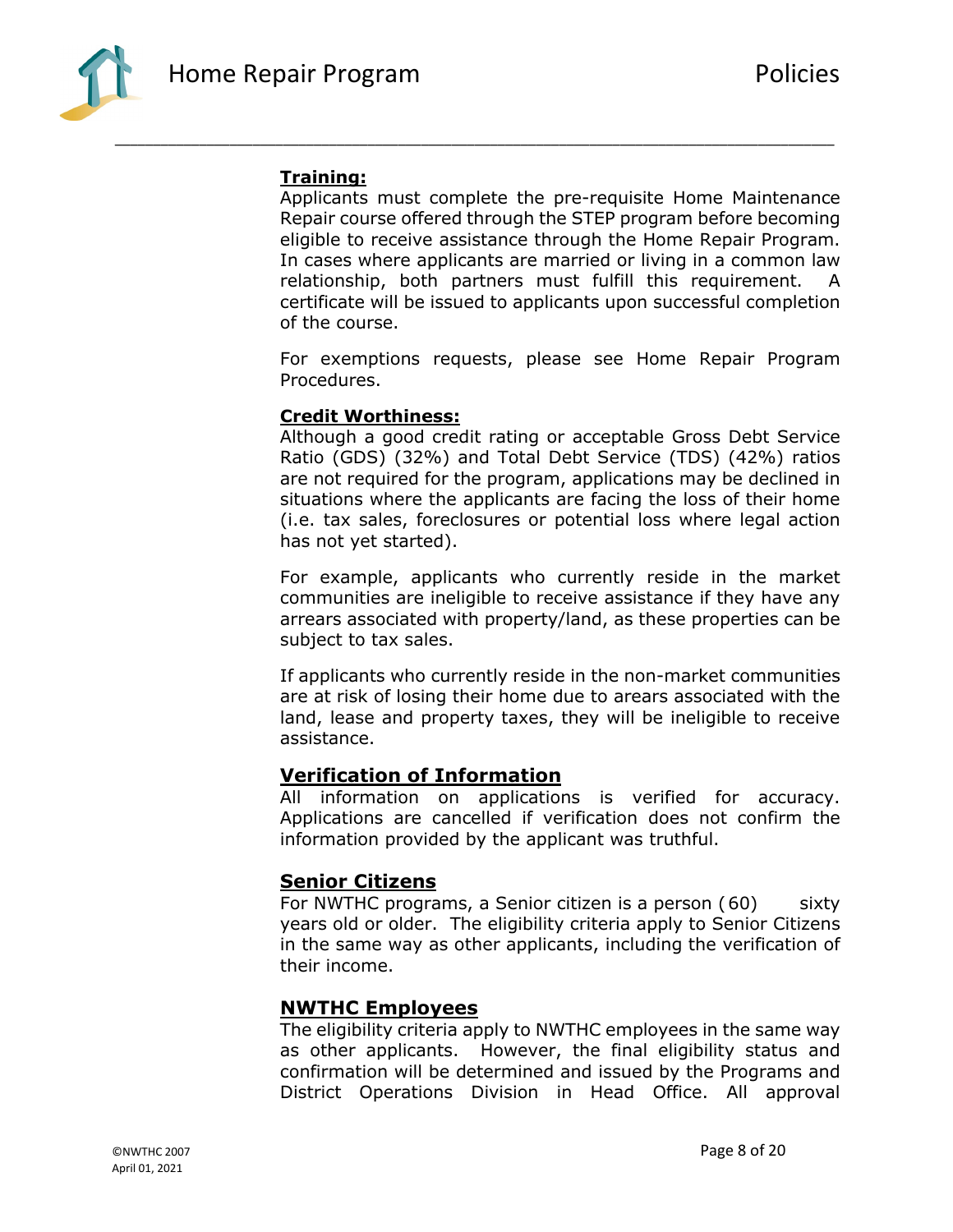**Training:**
Applicants must complete the pre-requisite Home Maintenance Repair course offered through the STEP program before becoming eligible to receive assistance through the Home Repair Program. In cases where applicants are married or living in a common law relationship, both partners must fulfill this requirement. A certificate will be issued to applicants upon successful completion of the course.

For exemptions requests, please see Home Repair Program Procedures.

**Credit Worthiness:**
Although a good credit rating or acceptable Gross Debt Service Ratio (GDS) (32%) and Total Debt Service (TDS) (42%) ratios are not required for the program, applications may be declined in situations where the applicants are facing the loss of their home (i.e. tax sales, foreclosures or potential loss where legal action has not yet started).

For example, applicants who currently reside in the market communities are ineligible to receive assistance if they have any arrears associated with property/land, as these properties can be subject to tax sales.

If applicants who currently reside in the non-market communities are at risk of losing their home due to arears associated with the land, lease and property taxes, they will be ineligible to receive assistance.

## Verification of Information

All information on applications is verified for accuracy. Applications are cancelled if verification does not confirm the information provided by the applicant was truthful.

## Senior Citizens

For NWTHC programs, a Senior citizen is a person (60) sixty years old or older. The eligibility criteria apply to Senior Citizens in the same way as other applicants, including the verification of their income.

## NWTHC Employees

The eligibility criteria apply to NWTHC employees in the same way as other applicants. However, the final eligibility status and confirmation will be determined and issued by the Programs and District Operations Division in Head Office. All approval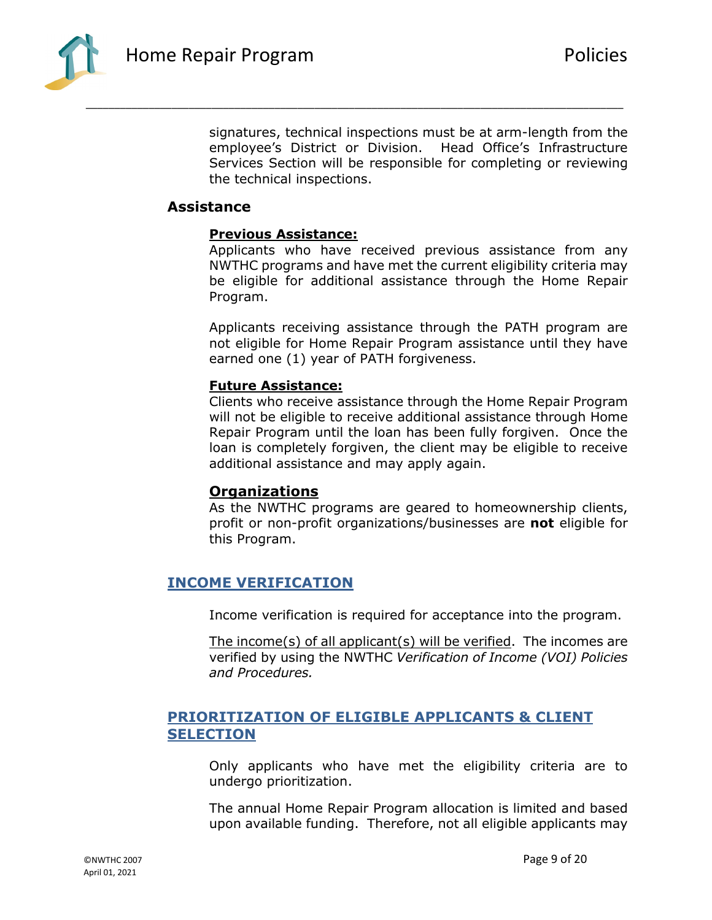signatures, technical inspections must be at arm-length from the employee's District or Division. Head Office's Infrastructure Services Section will be responsible for completing or reviewing the technical inspections.

### Assistance

**Previous Assistance:**

Applicants who have received previous assistance from any NWTHC programs and have met the current eligibility criteria may be eligible for additional assistance through the Home Repair Program.

Applicants receiving assistance through the PATH program are not eligible for Home Repair Program assistance until they have earned one (1) year of PATH forgiveness.

**Future Assistance:**

Clients who receive assistance through the Home Repair Program will not be eligible to receive additional assistance through Home Repair Program until the loan has been fully forgiven. Once the loan is completely forgiven, the client may be eligible to receive additional assistance and may apply again.

**Organizations**

As the NWTHC programs are geared to homeownership clients, profit or non-profit organizations/businesses are **not** eligible for this Program.

## INCOME VERIFICATION

Income verification is required for acceptance into the program.

The income(s) of all applicant(s) will be verified. The incomes are verified by using the NWTHC *Verification of Income (VOI) Policies and Procedures.*

## PRIORITIZATION OF ELIGIBLE APPLICANTS & CLIENT SELECTION

Only applicants who have met the eligibility criteria are to undergo prioritization.

The annual Home Repair Program allocation is limited and based upon available funding. Therefore, not all eligible applicants may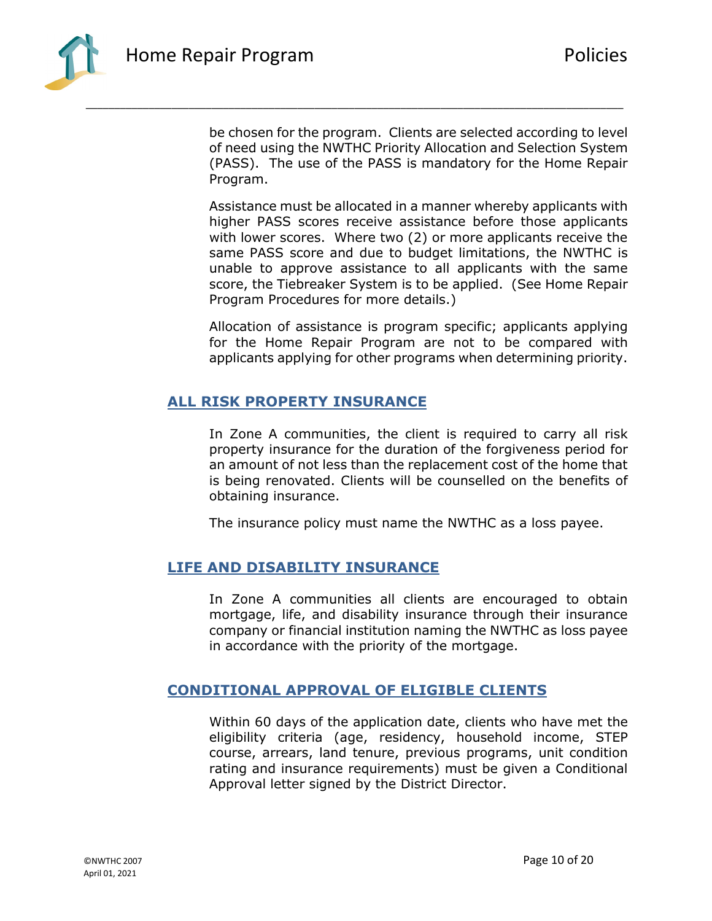be chosen for the program. Clients are selected according to level of need using the NWTHC Priority Allocation and Selection System (PASS). The use of the PASS is mandatory for the Home Repair Program.

Assistance must be allocated in a manner whereby applicants with higher PASS scores receive assistance before those applicants with lower scores. Where two (2) or more applicants receive the same PASS score and due to budget limitations, the NWTHC is unable to approve assistance to all applicants with the same score, the Tiebreaker System is to be applied. (See Home Repair Program Procedures for more details.)

Allocation of assistance is program specific; applicants applying for the Home Repair Program are not to be compared with applicants applying for other programs when determining priority.

## ALL RISK PROPERTY INSURANCE

In Zone A communities, the client is required to carry all risk property insurance for the duration of the forgiveness period for an amount of not less than the replacement cost of the home that is being renovated. Clients will be counselled on the benefits of obtaining insurance.

The insurance policy must name the NWTHC as a loss payee.

## LIFE AND DISABILITY INSURANCE

In Zone A communities all clients are encouraged to obtain mortgage, life, and disability insurance through their insurance company or financial institution naming the NWTHC as loss payee in accordance with the priority of the mortgage.

## CONDITIONAL APPROVAL OF ELIGIBLE CLIENTS

Within 60 days of the application date, clients who have met the eligibility criteria (age, residency, household income, STEP course, arrears, land tenure, previous programs, unit condition rating and insurance requirements) must be given a Conditional Approval letter signed by the District Director.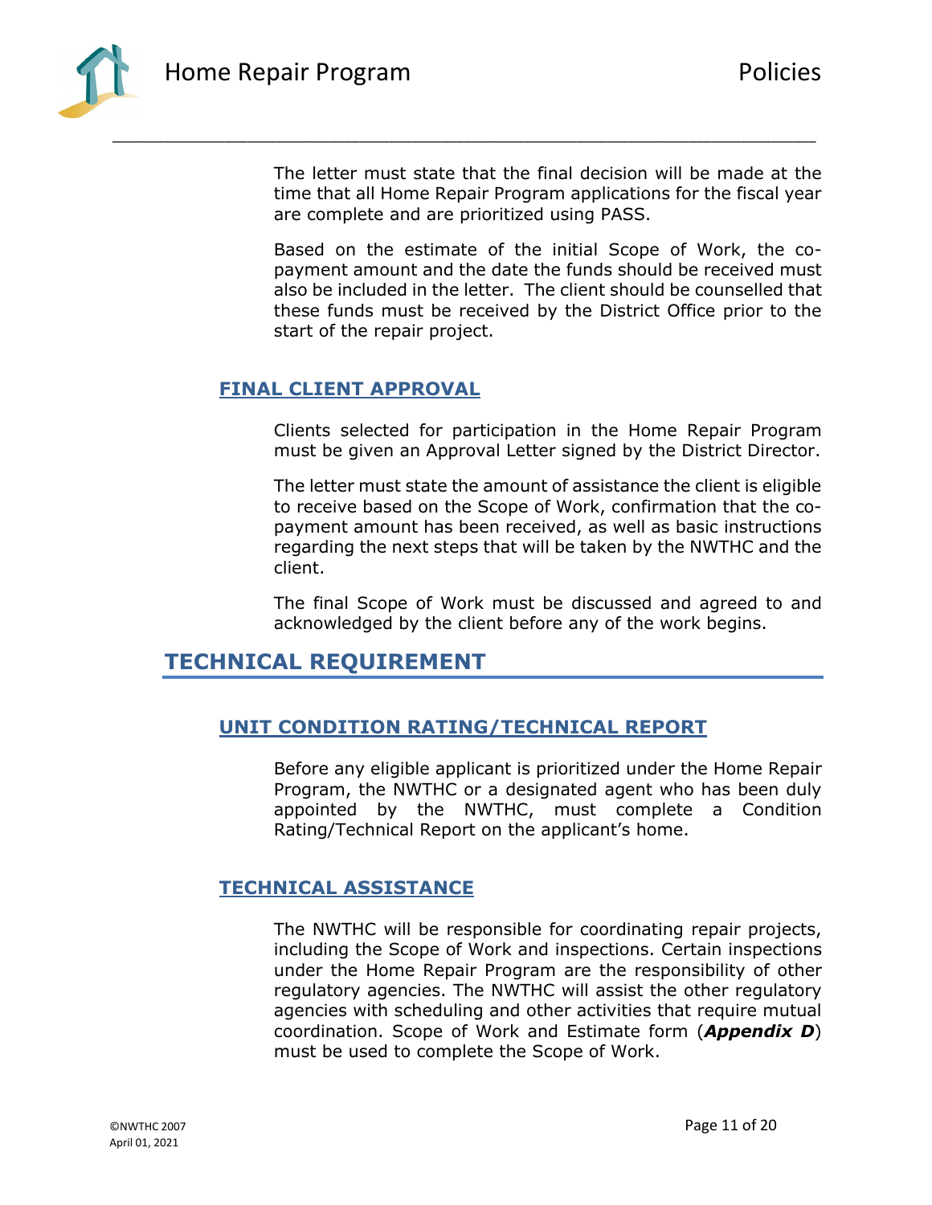The letter must state that the final decision will be made at the time that all Home Repair Program applications for the fiscal year are complete and are prioritized using PASS.

Based on the estimate of the initial Scope of Work, the co-payment amount and the date the funds should be received must also be included in the letter. The client should be counselled that these funds must be received by the District Office prior to the start of the repair project.

### FINAL CLIENT APPROVAL

Clients selected for participation in the Home Repair Program must be given an Approval Letter signed by the District Director.

The letter must state the amount of assistance the client is eligible to receive based on the Scope of Work, confirmation that the co-payment amount has been received, as well as basic instructions regarding the next steps that will be taken by the NWTHC and the client.

The final Scope of Work must be discussed and agreed to and acknowledged by the client before any of the work begins.

## TECHNICAL REQUIREMENT

### UNIT CONDITION RATING/TECHNICAL REPORT

Before any eligible applicant is prioritized under the Home Repair Program, the NWTHC or a designated agent who has been duly appointed by the NWTHC, must complete a Condition Rating/Technical Report on the applicant's home.

### TECHNICAL ASSISTANCE

The NWTHC will be responsible for coordinating repair projects, including the Scope of Work and inspections. Certain inspections under the Home Repair Program are the responsibility of other regulatory agencies. The NWTHC will assist the other regulatory agencies with scheduling and other activities that require mutual coordination. Scope of Work and Estimate form (***Appendix D***) must be used to complete the Scope of Work.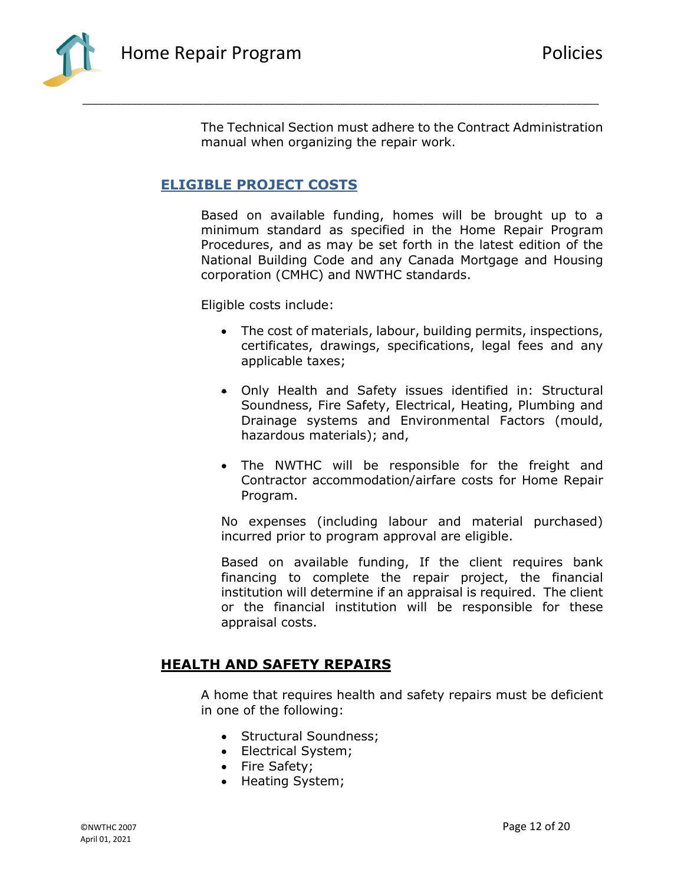The Technical Section must adhere to the Contract Administration manual when organizing the repair work.

## ELIGIBLE PROJECT COSTS

Based on available funding, homes will be brought up to a minimum standard as specified in the Home Repair Program Procedures, and as may be set forth in the latest edition of the National Building Code and any Canada Mortgage and Housing corporation (CMHC) and NWTHC standards.

Eligible costs include:

- The cost of materials, labour, building permits, inspections, certificates, drawings, specifications, legal fees and any applicable taxes;
- Only Health and Safety issues identified in: Structural Soundness, Fire Safety, Electrical, Heating, Plumbing and Drainage systems and Environmental Factors (mould, hazardous materials); and,
- The NWTHC will be responsible for the freight and Contractor accommodation/airfare costs for Home Repair Program.

No expenses (including labour and material purchased) incurred prior to program approval are eligible.

Based on available funding, If the client requires bank financing to complete the repair project, the financial institution will determine if an appraisal is required. The client or the financial institution will be responsible for these appraisal costs.

## HEALTH AND SAFETY REPAIRS

A home that requires health and safety repairs must be deficient in one of the following:

- Structural Soundness;
- Electrical System;
- Fire Safety;
- Heating System;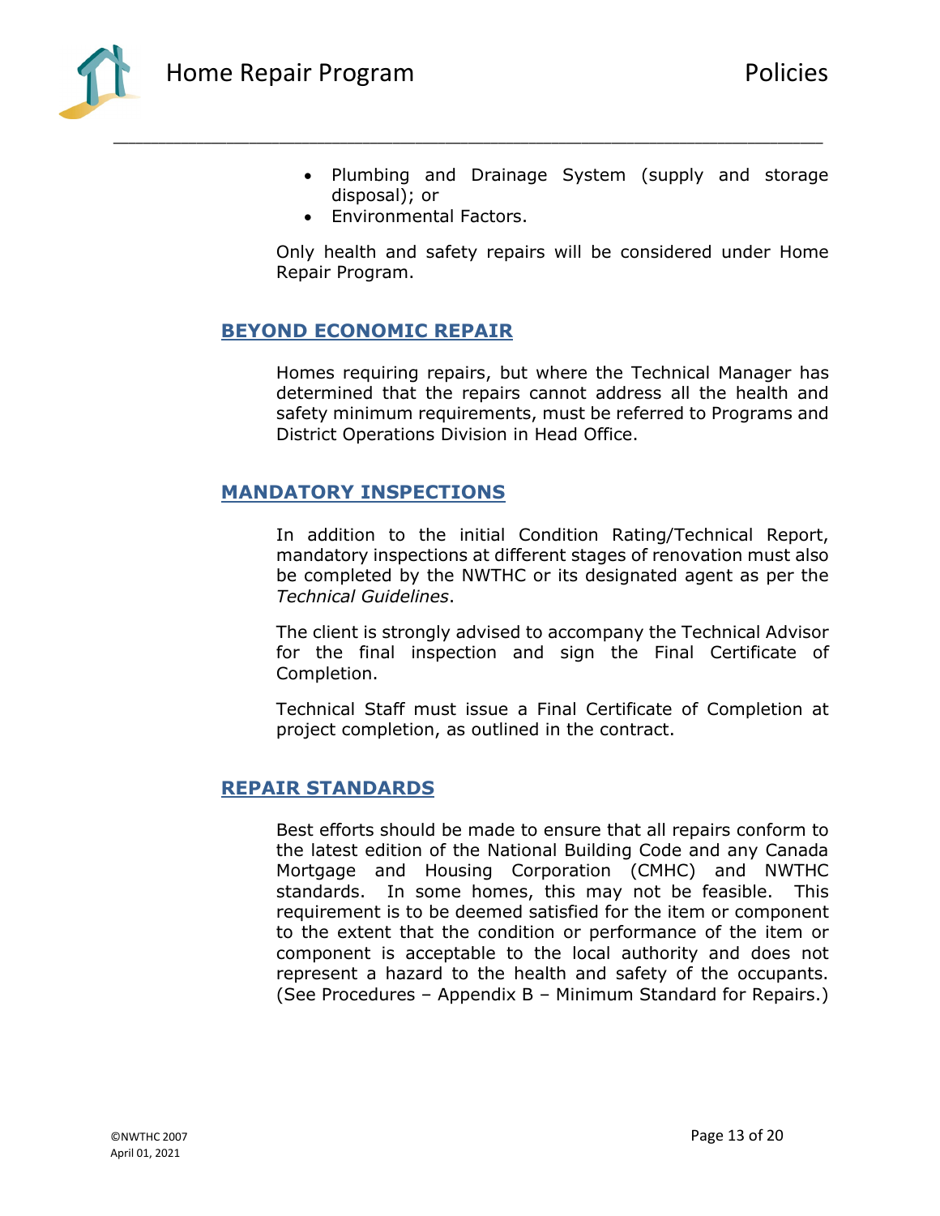- Plumbing and Drainage System (supply and storage disposal); or
- Environmental Factors.

Only health and safety repairs will be considered under Home Repair Program.

## BEYOND ECONOMIC REPAIR

Homes requiring repairs, but where the Technical Manager has determined that the repairs cannot address all the health and safety minimum requirements, must be referred to Programs and District Operations Division in Head Office.

## MANDATORY INSPECTIONS

In addition to the initial Condition Rating/Technical Report, mandatory inspections at different stages of renovation must also be completed by the NWTHC or its designated agent as per the *Technical Guidelines*.

The client is strongly advised to accompany the Technical Advisor for the final inspection and sign the Final Certificate of Completion.

Technical Staff must issue a Final Certificate of Completion at project completion, as outlined in the contract.

## REPAIR STANDARDS

Best efforts should be made to ensure that all repairs conform to the latest edition of the National Building Code and any Canada Mortgage and Housing Corporation (CMHC) and NWTHC standards. In some homes, this may not be feasible. This requirement is to be deemed satisfied for the item or component to the extent that the condition or performance of the item or component is acceptable to the local authority and does not represent a hazard to the health and safety of the occupants. (See Procedures – Appendix B – Minimum Standard for Repairs.)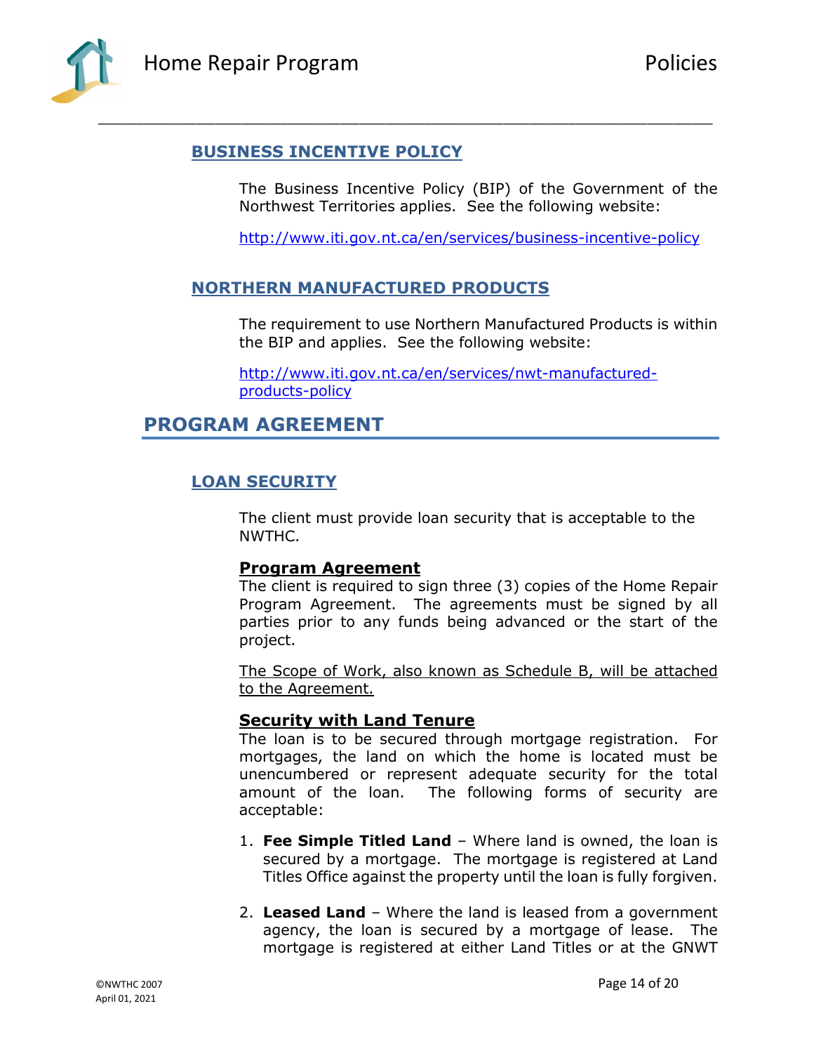### BUSINESS INCENTIVE POLICY

The Business Incentive Policy (BIP) of the Government of the Northwest Territories applies. See the following website:

http://www.iti.gov.nt.ca/en/services/business-incentive-policy

### NORTHERN MANUFACTURED PRODUCTS

The requirement to use Northern Manufactured Products is within the BIP and applies. See the following website:

http://www.iti.gov.nt.ca/en/services/nwt-manufactured-products-policy

## PROGRAM AGREEMENT

### LOAN SECURITY

The client must provide loan security that is acceptable to the NWTHC.

**Program Agreement**

The client is required to sign three (3) copies of the Home Repair Program Agreement. The agreements must be signed by all parties prior to any funds being advanced or the start of the project.

The Scope of Work, also known as Schedule B, will be attached to the Agreement.

**Security with Land Tenure**

The loan is to be secured through mortgage registration. For mortgages, the land on which the home is located must be unencumbered or represent adequate security for the total amount of the loan. The following forms of security are acceptable:

1. **Fee Simple Titled Land** – Where land is owned, the loan is secured by a mortgage. The mortgage is registered at Land Titles Office against the property until the loan is fully forgiven.

2. **Leased Land** – Where the land is leased from a government agency, the loan is secured by a mortgage of lease. The mortgage is registered at either Land Titles or at the GNWT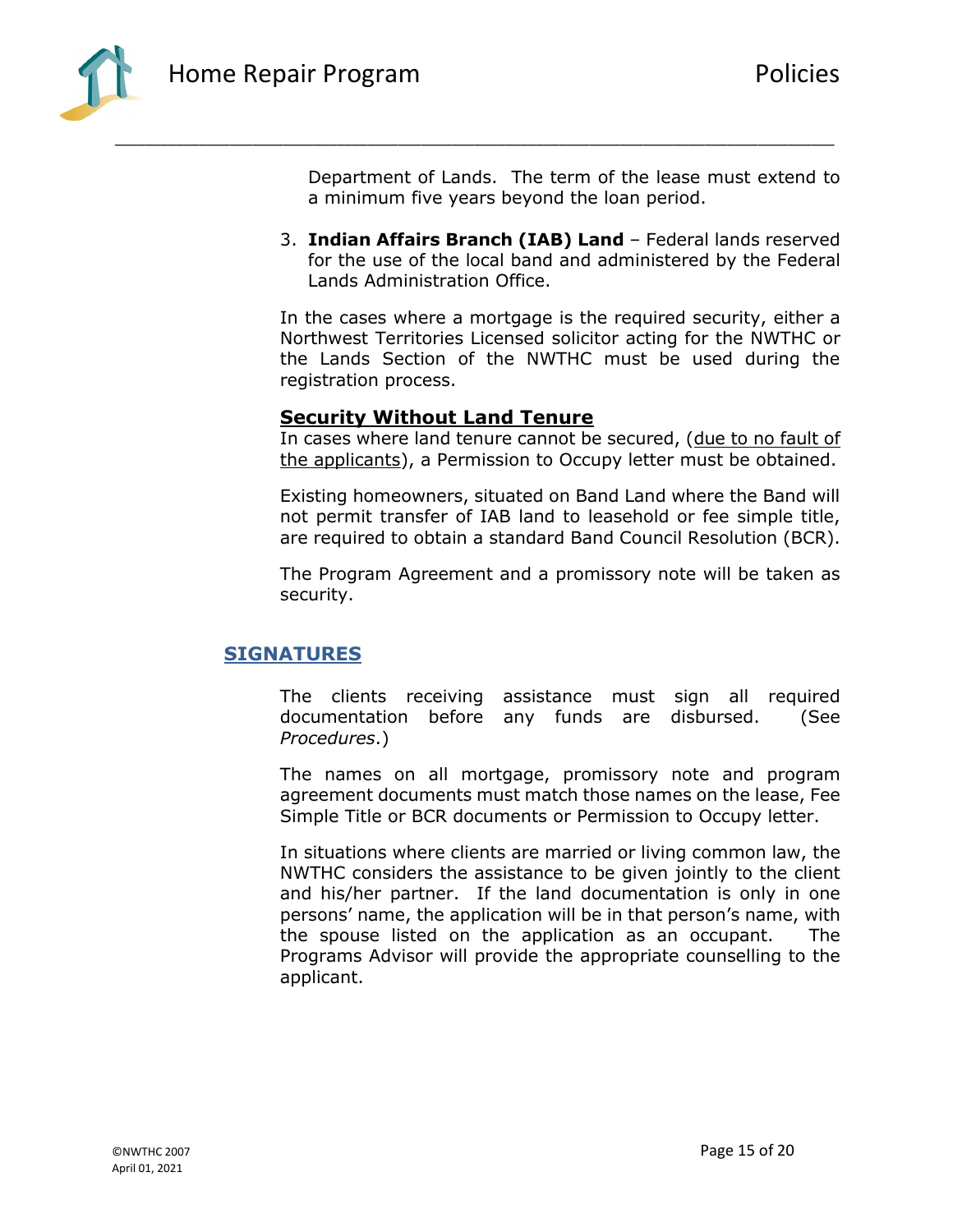Department of Lands. The term of the lease must extend to a minimum five years beyond the loan period.

3. **Indian Affairs Branch (IAB) Land** – Federal lands reserved for the use of the local band and administered by the Federal Lands Administration Office.

In the cases where a mortgage is the required security, either a Northwest Territories Licensed solicitor acting for the NWTHC or the Lands Section of the NWTHC must be used during the registration process.

### Security Without Land Tenure

In cases where land tenure cannot be secured, (due to no fault of the applicants), a Permission to Occupy letter must be obtained.

Existing homeowners, situated on Band Land where the Band will not permit transfer of IAB land to leasehold or fee simple title, are required to obtain a standard Band Council Resolution (BCR).

The Program Agreement and a promissory note will be taken as security.

## SIGNATURES

The clients receiving assistance must sign all required documentation before any funds are disbursed. (See *Procedures*.)

The names on all mortgage, promissory note and program agreement documents must match those names on the lease, Fee Simple Title or BCR documents or Permission to Occupy letter.

In situations where clients are married or living common law, the NWTHC considers the assistance to be given jointly to the client and his/her partner. If the land documentation is only in one persons' name, the application will be in that person's name, with the spouse listed on the application as an occupant. The Programs Advisor will provide the appropriate counselling to the applicant.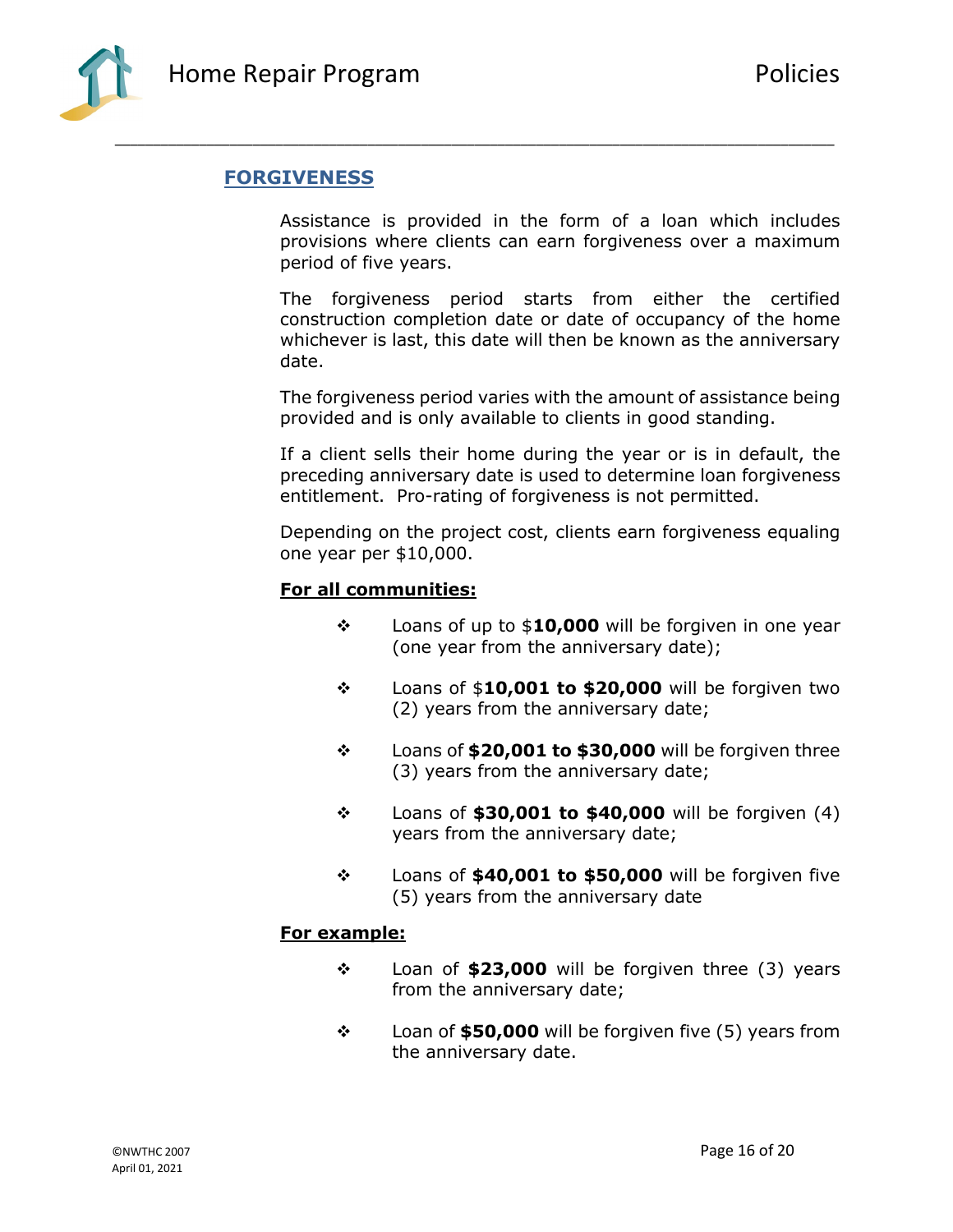## FORGIVENESS

Assistance is provided in the form of a loan which includes provisions where clients can earn forgiveness over a maximum period of five years.

The forgiveness period starts from either the certified construction completion date or date of occupancy of the home whichever is last, this date will then be known as the anniversary date.

The forgiveness period varies with the amount of assistance being provided and is only available to clients in good standing.

If a client sells their home during the year or is in default, the preceding anniversary date is used to determine loan forgiveness entitlement. Pro-rating of forgiveness is not permitted.

Depending on the project cost, clients earn forgiveness equaling one year per $10,000.

**For all communities:**

- Loans of up to $**10,000** will be forgiven in one year (one year from the anniversary date);
- Loans of $**10,001 to $20,000** will be forgiven two (2) years from the anniversary date;
- Loans of **$20,001 to $30,000** will be forgiven three (3) years from the anniversary date;
- Loans of **$30,001 to $40,000** will be forgiven (4) years from the anniversary date;
- Loans of **$40,001 to $50,000** will be forgiven five (5) years from the anniversary date

**For example:**

- Loan of **$23,000** will be forgiven three (3) years from the anniversary date;
- Loan of **$50,000** will be forgiven five (5) years from the anniversary date.

©NWTHC 2007
April 01, 2021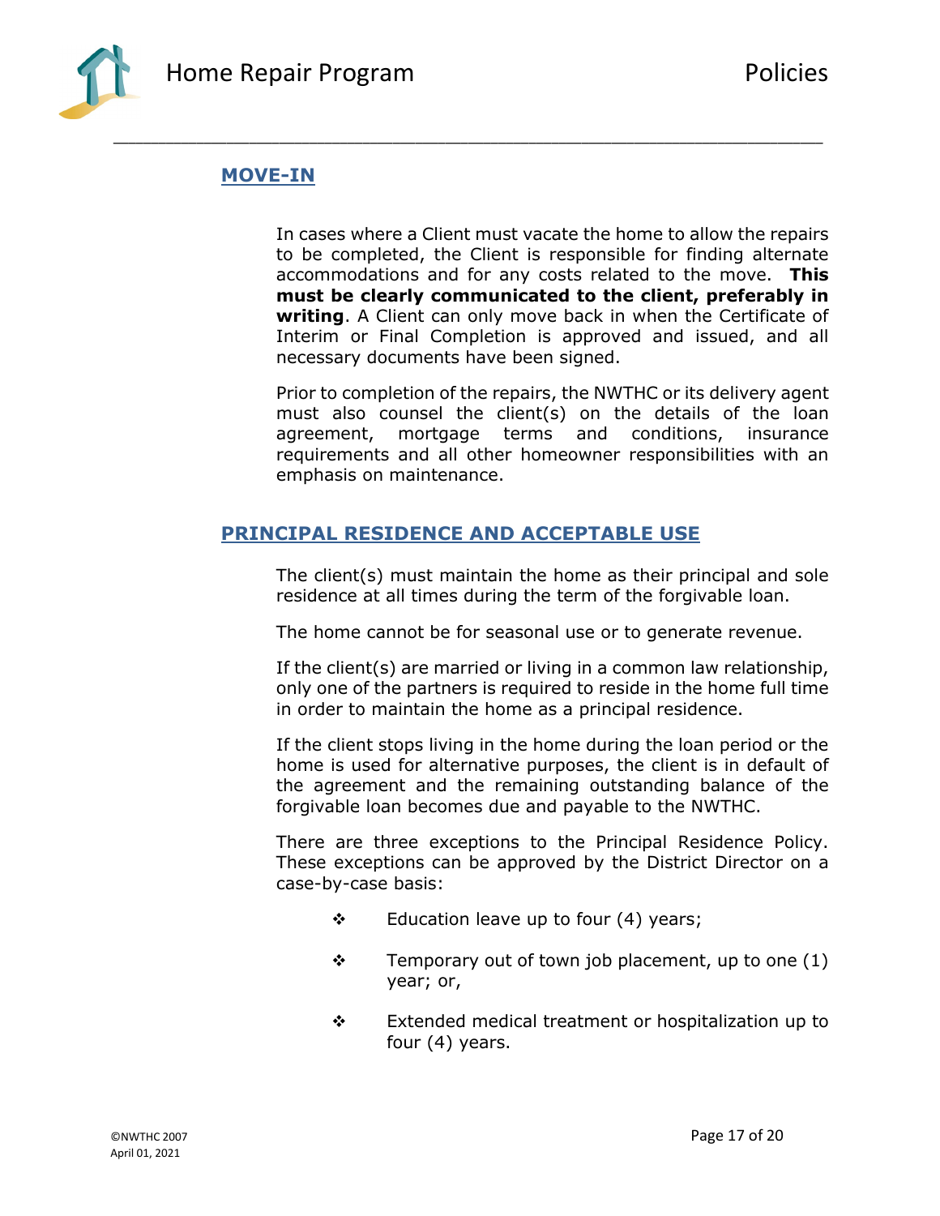## MOVE-IN

In cases where a Client must vacate the home to allow the repairs to be completed, the Client is responsible for finding alternate accommodations and for any costs related to the move. **This must be clearly communicated to the client, preferably in writing**. A Client can only move back in when the Certificate of Interim or Final Completion is approved and issued, and all necessary documents have been signed.

Prior to completion of the repairs, the NWTHC or its delivery agent must also counsel the client(s) on the details of the loan agreement, mortgage terms and conditions, insurance requirements and all other homeowner responsibilities with an emphasis on maintenance.

## PRINCIPAL RESIDENCE AND ACCEPTABLE USE

The client(s) must maintain the home as their principal and sole residence at all times during the term of the forgivable loan.

The home cannot be for seasonal use or to generate revenue.

If the client(s) are married or living in a common law relationship, only one of the partners is required to reside in the home full time in order to maintain the home as a principal residence.

If the client stops living in the home during the loan period or the home is used for alternative purposes, the client is in default of the agreement and the remaining outstanding balance of the forgivable loan becomes due and payable to the NWTHC.

There are three exceptions to the Principal Residence Policy. These exceptions can be approved by the District Director on a case-by-case basis:

- Education leave up to four (4) years;
- Temporary out of town job placement, up to one (1) year; or,
- Extended medical treatment or hospitalization up to four (4) years.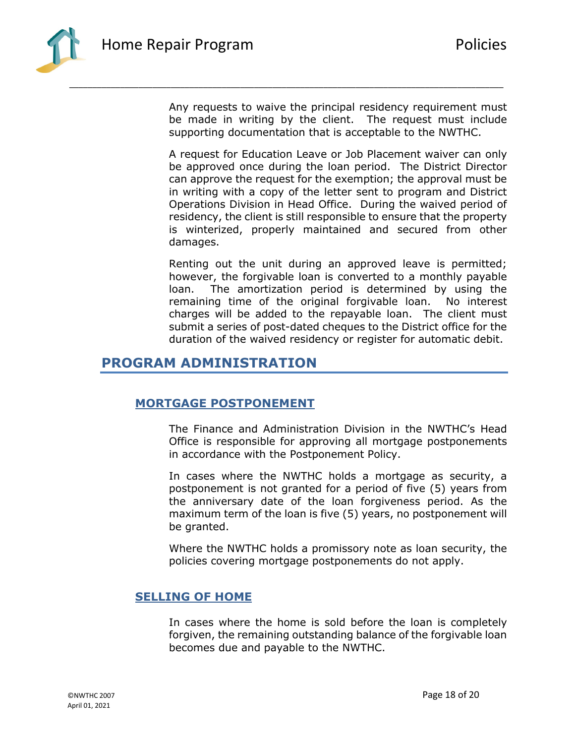Any requests to waive the principal residency requirement must be made in writing by the client. The request must include supporting documentation that is acceptable to the NWTHC.

A request for Education Leave or Job Placement waiver can only be approved once during the loan period. The District Director can approve the request for the exemption; the approval must be in writing with a copy of the letter sent to program and District Operations Division in Head Office. During the waived period of residency, the client is still responsible to ensure that the property is winterized, properly maintained and secured from other damages.

Renting out the unit during an approved leave is permitted; however, the forgivable loan is converted to a monthly payable loan. The amortization period is determined by using the remaining time of the original forgivable loan. No interest charges will be added to the repayable loan. The client must submit a series of post-dated cheques to the District office for the duration of the waived residency or register for automatic debit.

## PROGRAM ADMINISTRATION

### MORTGAGE POSTPONEMENT

The Finance and Administration Division in the NWTHC's Head Office is responsible for approving all mortgage postponements in accordance with the Postponement Policy.

In cases where the NWTHC holds a mortgage as security, a postponement is not granted for a period of five (5) years from the anniversary date of the loan forgiveness period. As the maximum term of the loan is five (5) years, no postponement will be granted.

Where the NWTHC holds a promissory note as loan security, the policies covering mortgage postponements do not apply.

### SELLING OF HOME

In cases where the home is sold before the loan is completely forgiven, the remaining outstanding balance of the forgivable loan becomes due and payable to the NWTHC.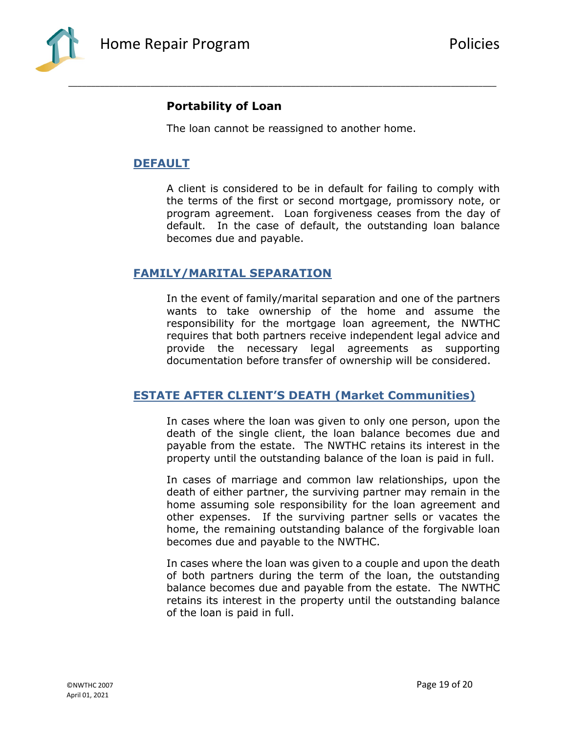### Portability of Loan

The loan cannot be reassigned to another home.

## DEFAULT

A client is considered to be in default for failing to comply with the terms of the first or second mortgage, promissory note, or program agreement. Loan forgiveness ceases from the day of default. In the case of default, the outstanding loan balance becomes due and payable.

## FAMILY/MARITAL SEPARATION

In the event of family/marital separation and one of the partners wants to take ownership of the home and assume the responsibility for the mortgage loan agreement, the NWTHC requires that both partners receive independent legal advice and provide the necessary legal agreements as supporting documentation before transfer of ownership will be considered.

## ESTATE AFTER CLIENT'S DEATH (Market Communities)

In cases where the loan was given to only one person, upon the death of the single client, the loan balance becomes due and payable from the estate. The NWTHC retains its interest in the property until the outstanding balance of the loan is paid in full.

In cases of marriage and common law relationships, upon the death of either partner, the surviving partner may remain in the home assuming sole responsibility for the loan agreement and other expenses. If the surviving partner sells or vacates the home, the remaining outstanding balance of the forgivable loan becomes due and payable to the NWTHC.

In cases where the loan was given to a couple and upon the death of both partners during the term of the loan, the outstanding balance becomes due and payable from the estate. The NWTHC retains its interest in the property until the outstanding balance of the loan is paid in full.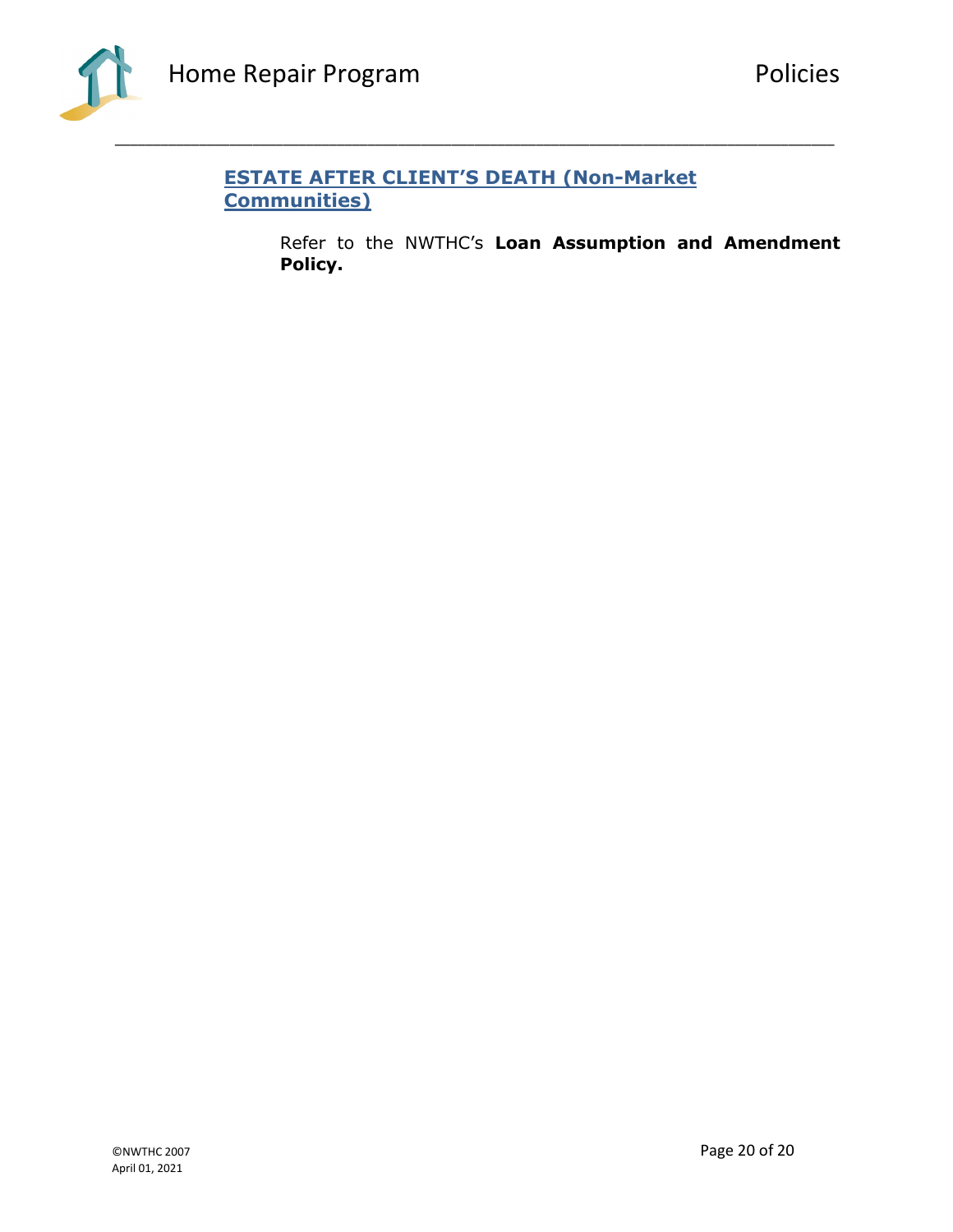## ESTATE AFTER CLIENT'S DEATH (Non-Market Communities)

Refer to the NWTHC's **Loan Assumption and Amendment Policy.**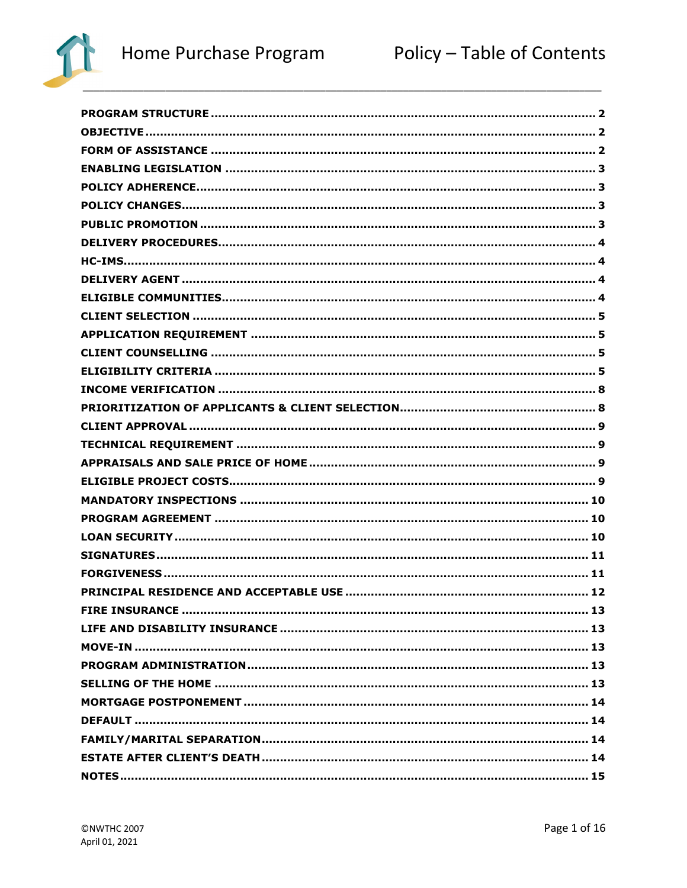# Home Purchase Program — Policy – Table of Contents

**PROGRAM STRUCTURE** ........ 2
**OBJECTIVE** ........ 2
**FORM OF ASSISTANCE** ........ 2
**ENABLING LEGISLATION** ........ 3
**POLICY ADHERENCE** ........ 3
**POLICY CHANGES** ........ 3
**PUBLIC PROMOTION** ........ 3
**DELIVERY PROCEDURES** ........ 4
**HC-IMS** ........ 4
**DELIVERY AGENT** ........ 4
**ELIGIBLE COMMUNITIES** ........ 4
**CLIENT SELECTION** ........ 5
**APPLICATION REQUIREMENT** ........ 5
**CLIENT COUNSELLING** ........ 5
**ELIGIBILITY CRITERIA** ........ 5
**INCOME VERIFICATION** ........ 8
**PRIORITIZATION OF APPLICANTS & CLIENT SELECTION** ........ 8
**CLIENT APPROVAL** ........ 9
**TECHNICAL REQUIREMENT** ........ 9
**APPRAISALS AND SALE PRICE OF HOME** ........ 9
**ELIGIBLE PROJECT COSTS** ........ 9
**MANDATORY INSPECTIONS** ........ 10
**PROGRAM AGREEMENT** ........ 10
**LOAN SECURITY** ........ 10
**SIGNATURES** ........ 11
**FORGIVENESS** ........ 11
**PRINCIPAL RESIDENCE AND ACCEPTABLE USE** ........ 12
**FIRE INSURANCE** ........ 13
**LIFE AND DISABILITY INSURANCE** ........ 13
**MOVE-IN** ........ 13
**PROGRAM ADMINISTRATION** ........ 13
**SELLING OF THE HOME** ........ 13
**MORTGAGE POSTPONEMENT** ........ 14
**DEFAULT** ........ 14
**FAMILY/MARITAL SEPARATION** ........ 14
**ESTATE AFTER CLIENT'S DEATH** ........ 14
**NOTES** ........ 15

©NWTHC 2007
April 01, 2021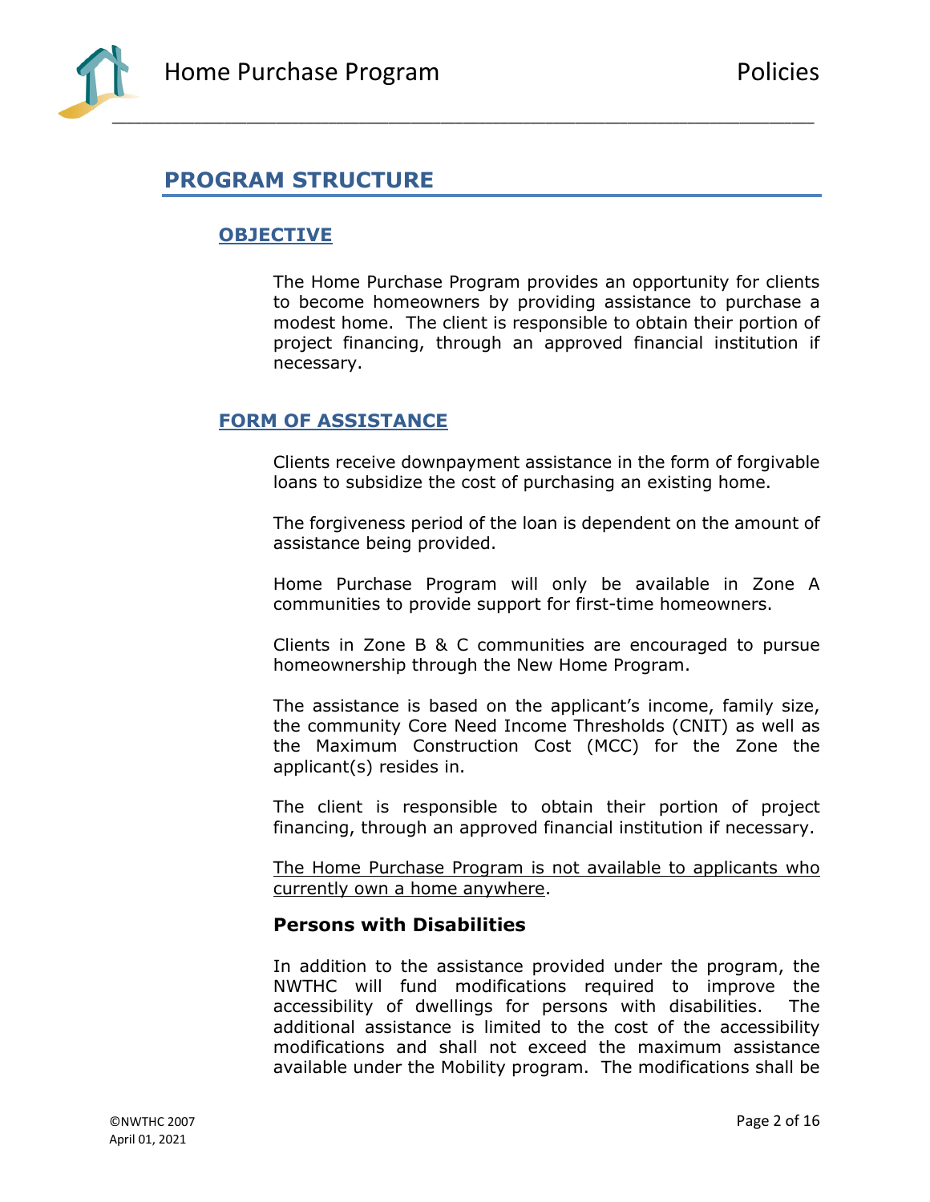## PROGRAM STRUCTURE

### OBJECTIVE

The Home Purchase Program provides an opportunity for clients to become homeowners by providing assistance to purchase a modest home. The client is responsible to obtain their portion of project financing, through an approved financial institution if necessary.

### FORM OF ASSISTANCE

Clients receive downpayment assistance in the form of forgivable loans to subsidize the cost of purchasing an existing home.

The forgiveness period of the loan is dependent on the amount of assistance being provided.

Home Purchase Program will only be available in Zone A communities to provide support for first-time homeowners.

Clients in Zone B & C communities are encouraged to pursue homeownership through the New Home Program.

The assistance is based on the applicant's income, family size, the community Core Need Income Thresholds (CNIT) as well as the Maximum Construction Cost (MCC) for the Zone the applicant(s) resides in.

The client is responsible to obtain their portion of project financing, through an approved financial institution if necessary.

<u>The Home Purchase Program is not available to applicants who currently own a home anywhere</u>.

**Persons with Disabilities**

In addition to the assistance provided under the program, the NWTHC will fund modifications required to improve the accessibility of dwellings for persons with disabilities. The additional assistance is limited to the cost of the accessibility modifications and shall not exceed the maximum assistance available under the Mobility program. The modifications shall be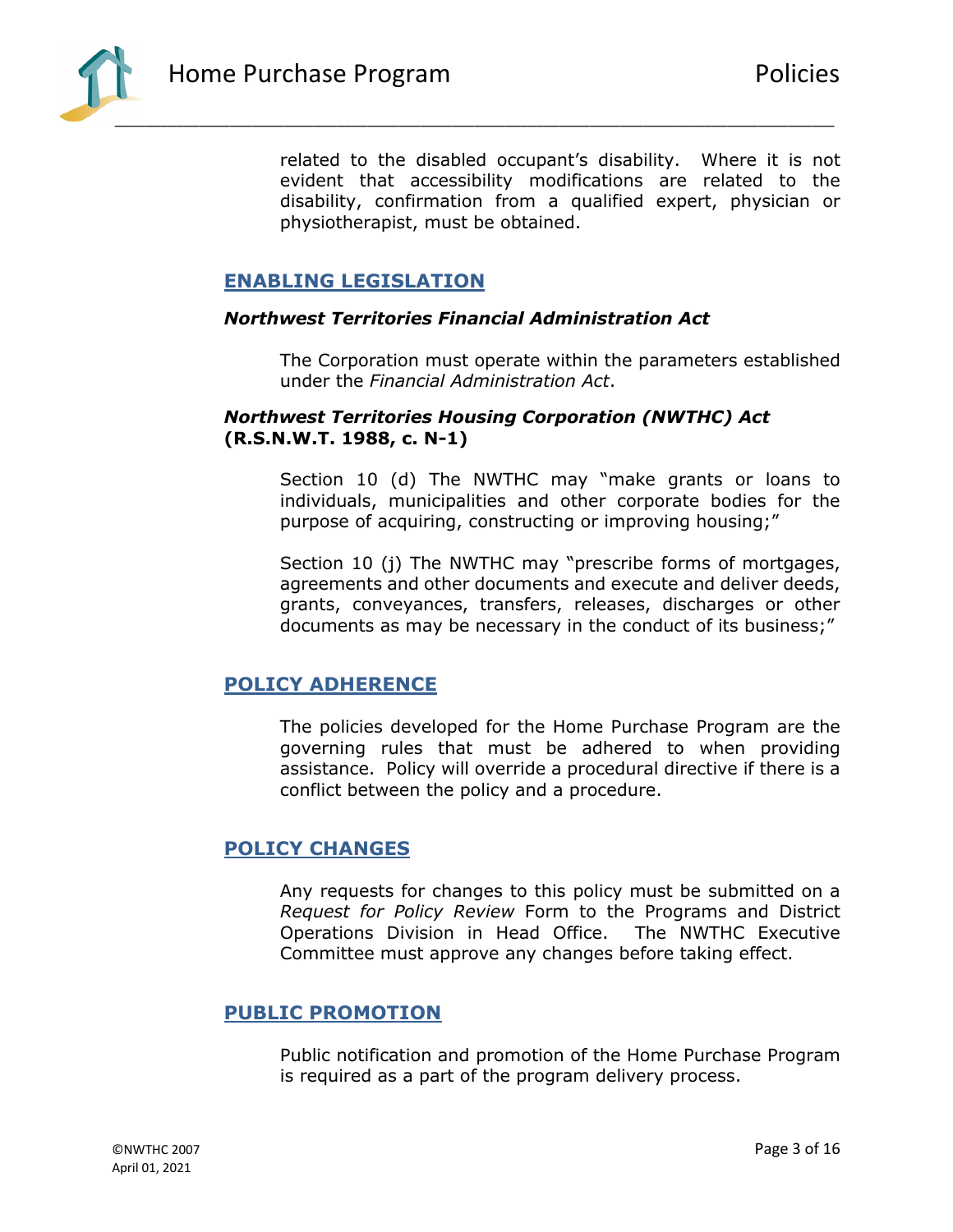related to the disabled occupant's disability. Where it is not evident that accessibility modifications are related to the disability, confirmation from a qualified expert, physician or physiotherapist, must be obtained.

## ENABLING LEGISLATION

### *Northwest Territories Financial Administration Act*

The Corporation must operate within the parameters established under the *Financial Administration Act*.

### *Northwest Territories Housing Corporation (NWTHC) Act* (R.S.N.W.T. 1988, c. N-1)

Section 10 (d) The NWTHC may "make grants or loans to individuals, municipalities and other corporate bodies for the purpose of acquiring, constructing or improving housing;"

Section 10 (j) The NWTHC may "prescribe forms of mortgages, agreements and other documents and execute and deliver deeds, grants, conveyances, transfers, releases, discharges or other documents as may be necessary in the conduct of its business;"

## POLICY ADHERENCE

The policies developed for the Home Purchase Program are the governing rules that must be adhered to when providing assistance. Policy will override a procedural directive if there is a conflict between the policy and a procedure.

## POLICY CHANGES

Any requests for changes to this policy must be submitted on a *Request for Policy Review* Form to the Programs and District Operations Division in Head Office. The NWTHC Executive Committee must approve any changes before taking effect.

## PUBLIC PROMOTION

Public notification and promotion of the Home Purchase Program is required as a part of the program delivery process.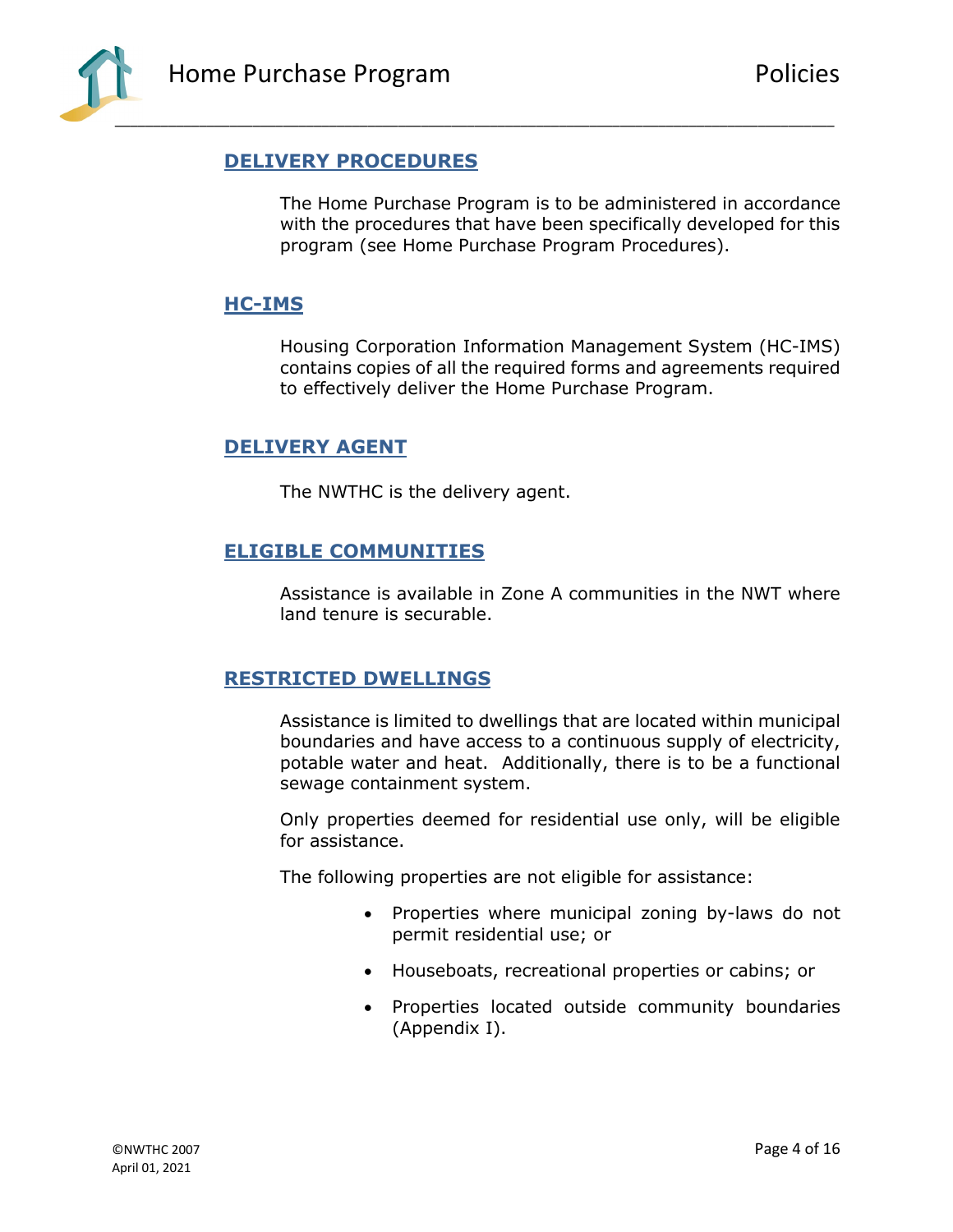## DELIVERY PROCEDURES

The Home Purchase Program is to be administered in accordance with the procedures that have been specifically developed for this program (see Home Purchase Program Procedures).

## HC-IMS

Housing Corporation Information Management System (HC-IMS) contains copies of all the required forms and agreements required to effectively deliver the Home Purchase Program.

## DELIVERY AGENT

The NWTHC is the delivery agent.

## ELIGIBLE COMMUNITIES

Assistance is available in Zone A communities in the NWT where land tenure is securable.

## RESTRICTED DWELLINGS

Assistance is limited to dwellings that are located within municipal boundaries and have access to a continuous supply of electricity, potable water and heat. Additionally, there is to be a functional sewage containment system.

Only properties deemed for residential use only, will be eligible for assistance.

The following properties are not eligible for assistance:

- Properties where municipal zoning by-laws do not permit residential use; or
- Houseboats, recreational properties or cabins; or
- Properties located outside community boundaries (Appendix I).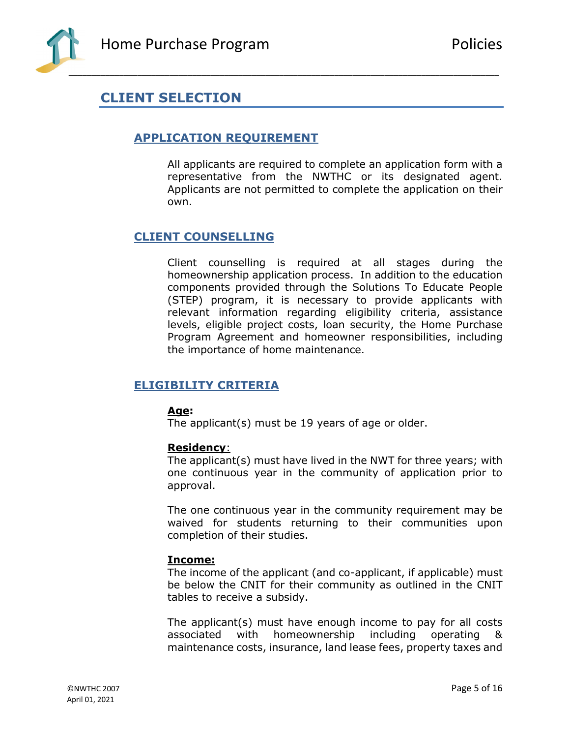## CLIENT SELECTION

### APPLICATION REQUIREMENT

All applicants are required to complete an application form with a representative from the NWTHC or its designated agent. Applicants are not permitted to complete the application on their own.

### CLIENT COUNSELLING

Client counselling is required at all stages during the homeownership application process. In addition to the education components provided through the Solutions To Educate People (STEP) program, it is necessary to provide applicants with relevant information regarding eligibility criteria, assistance levels, eligible project costs, loan security, the Home Purchase Program Agreement and homeowner responsibilities, including the importance of home maintenance.

### ELIGIBILITY CRITERIA

**Age:**
The applicant(s) must be 19 years of age or older.

**Residency:**
The applicant(s) must have lived in the NWT for three years; with one continuous year in the community of application prior to approval.

The one continuous year in the community requirement may be waived for students returning to their communities upon completion of their studies.

**Income:**
The income of the applicant (and co-applicant, if applicable) must be below the CNIT for their community as outlined in the CNIT tables to receive a subsidy.

The applicant(s) must have enough income to pay for all costs associated with homeownership including operating & maintenance costs, insurance, land lease fees, property taxes and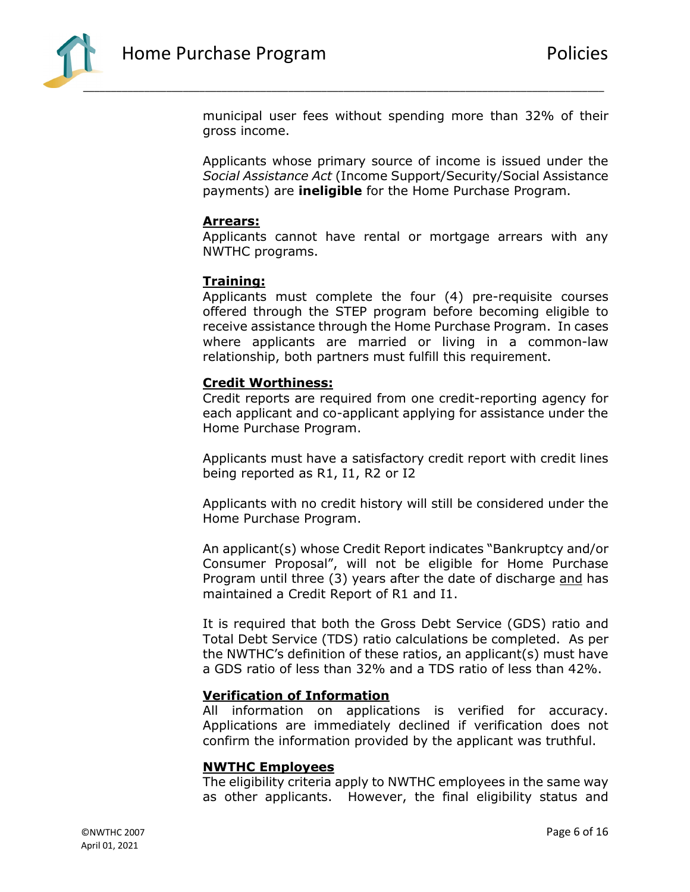municipal user fees without spending more than 32% of their gross income.

Applicants whose primary source of income is issued under the *Social Assistance Act* (Income Support/Security/Social Assistance payments) are **ineligible** for the Home Purchase Program.

**Arrears:**

Applicants cannot have rental or mortgage arrears with any NWTHC programs.

**Training:**

Applicants must complete the four (4) pre-requisite courses offered through the STEP program before becoming eligible to receive assistance through the Home Purchase Program. In cases where applicants are married or living in a common-law relationship, both partners must fulfill this requirement.

**Credit Worthiness:**

Credit reports are required from one credit-reporting agency for each applicant and co-applicant applying for assistance under the Home Purchase Program.

Applicants must have a satisfactory credit report with credit lines being reported as R1, I1, R2 or I2

Applicants with no credit history will still be considered under the Home Purchase Program.

An applicant(s) whose Credit Report indicates "Bankruptcy and/or Consumer Proposal", will not be eligible for Home Purchase Program until three (3) years after the date of discharge and has maintained a Credit Report of R1 and I1.

It is required that both the Gross Debt Service (GDS) ratio and Total Debt Service (TDS) ratio calculations be completed. As per the NWTHC's definition of these ratios, an applicant(s) must have a GDS ratio of less than 32% and a TDS ratio of less than 42%.

**Verification of Information**

All information on applications is verified for accuracy. Applications are immediately declined if verification does not confirm the information provided by the applicant was truthful.

**NWTHC Employees**

The eligibility criteria apply to NWTHC employees in the same way as other applicants. However, the final eligibility status and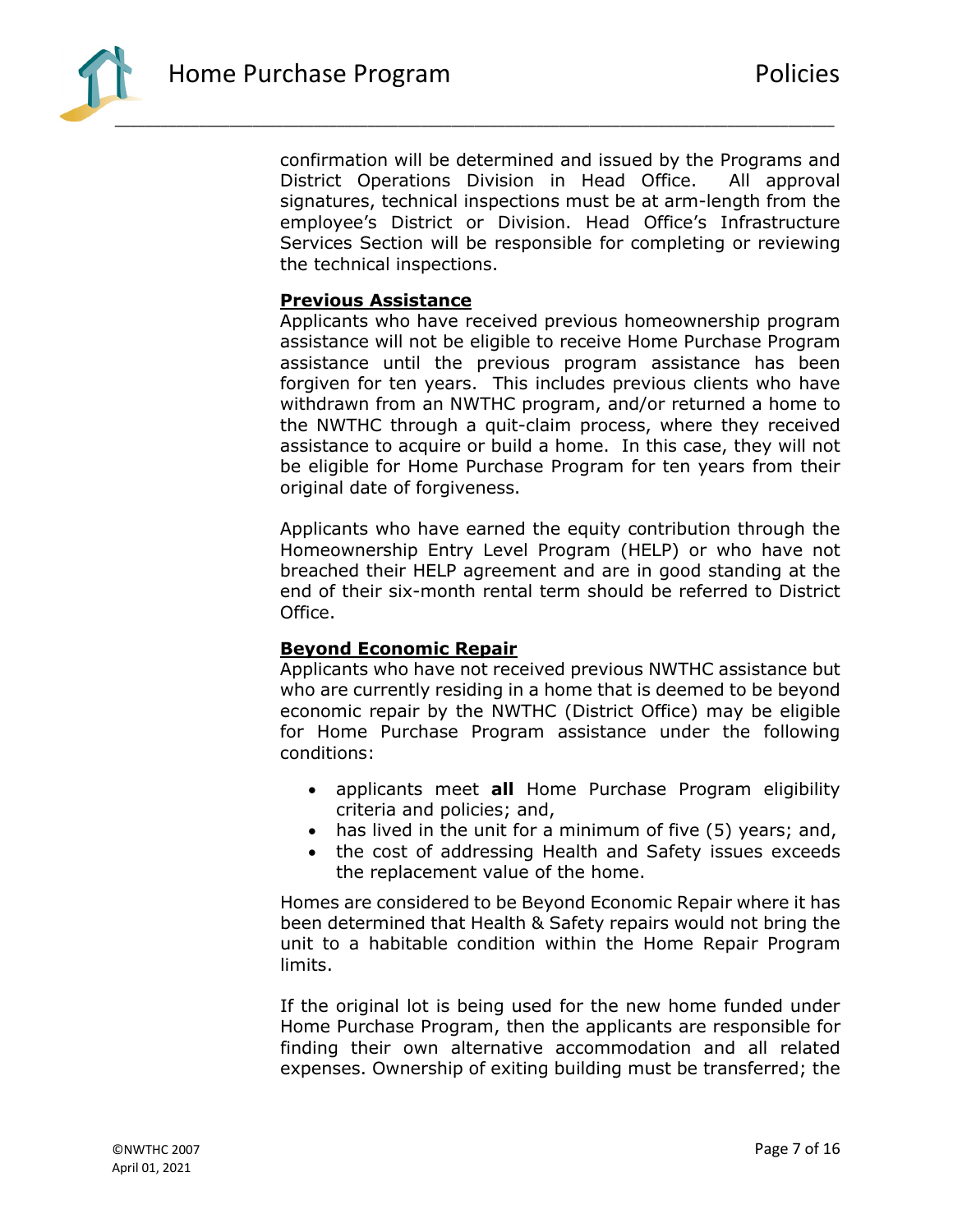confirmation will be determined and issued by the Programs and District Operations Division in Head Office. All approval signatures, technical inspections must be at arm-length from the employee's District or Division. Head Office's Infrastructure Services Section will be responsible for completing or reviewing the technical inspections.

**Previous Assistance**

Applicants who have received previous homeownership program assistance will not be eligible to receive Home Purchase Program assistance until the previous program assistance has been forgiven for ten years. This includes previous clients who have withdrawn from an NWTHC program, and/or returned a home to the NWTHC through a quit-claim process, where they received assistance to acquire or build a home. In this case, they will not be eligible for Home Purchase Program for ten years from their original date of forgiveness.

Applicants who have earned the equity contribution through the Homeownership Entry Level Program (HELP) or who have not breached their HELP agreement and are in good standing at the end of their six-month rental term should be referred to District Office.

**Beyond Economic Repair**

Applicants who have not received previous NWTHC assistance but who are currently residing in a home that is deemed to be beyond economic repair by the NWTHC (District Office) may be eligible for Home Purchase Program assistance under the following conditions:

- applicants meet **all** Home Purchase Program eligibility criteria and policies; and,
- has lived in the unit for a minimum of five (5) years; and,
- the cost of addressing Health and Safety issues exceeds the replacement value of the home.

Homes are considered to be Beyond Economic Repair where it has been determined that Health & Safety repairs would not bring the unit to a habitable condition within the Home Repair Program limits.

If the original lot is being used for the new home funded under Home Purchase Program, then the applicants are responsible for finding their own alternative accommodation and all related expenses. Ownership of exiting building must be transferred; the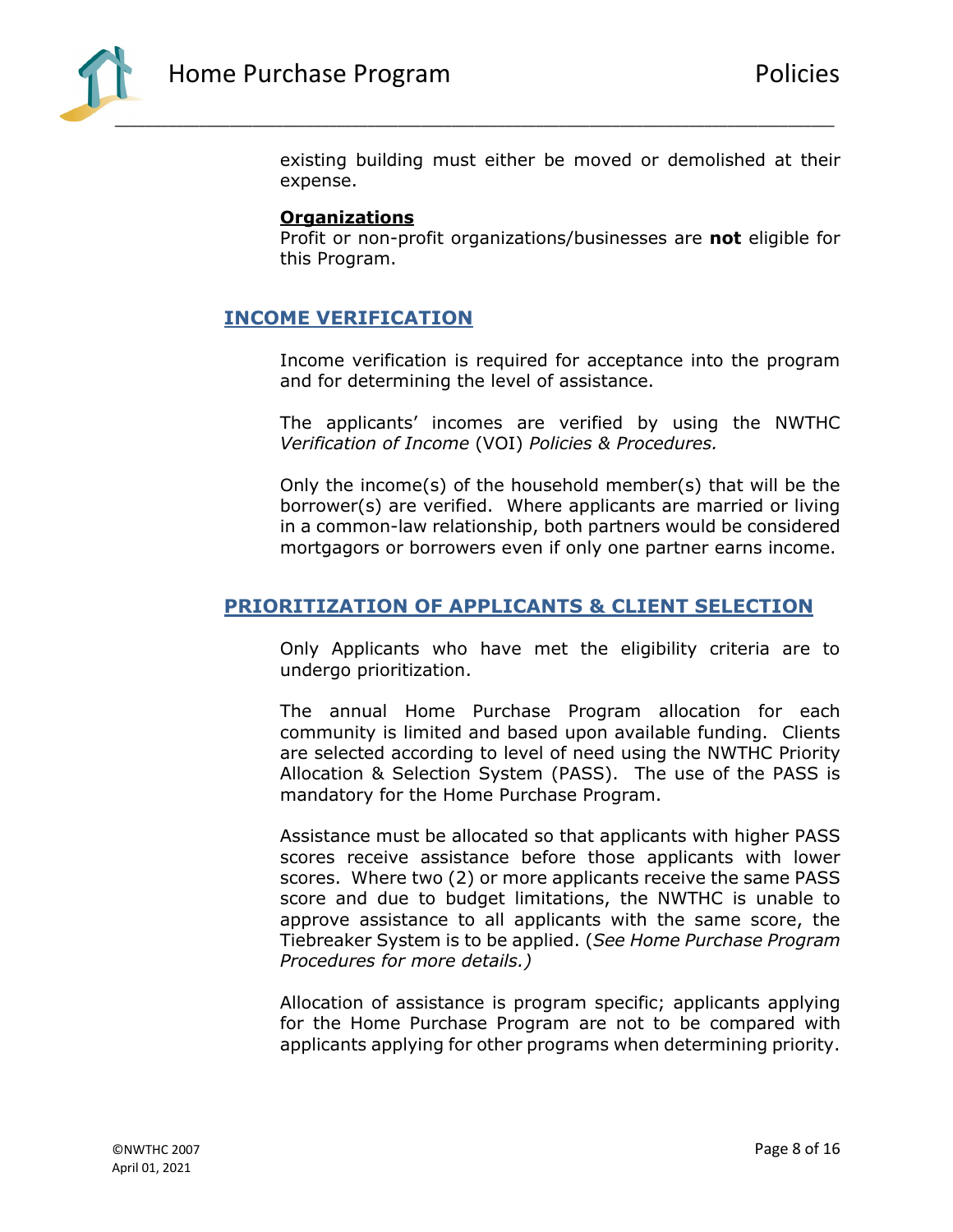existing building must either be moved or demolished at their expense.

**Organizations**

Profit or non-profit organizations/businesses are **not** eligible for this Program.

## INCOME VERIFICATION

Income verification is required for acceptance into the program and for determining the level of assistance.

The applicants' incomes are verified by using the NWTHC *Verification of Income* (VOI) *Policies & Procedures.*

Only the income(s) of the household member(s) that will be the borrower(s) are verified. Where applicants are married or living in a common-law relationship, both partners would be considered mortgagors or borrowers even if only one partner earns income.

## PRIORITIZATION OF APPLICANTS & CLIENT SELECTION

Only Applicants who have met the eligibility criteria are to undergo prioritization.

The annual Home Purchase Program allocation for each community is limited and based upon available funding. Clients are selected according to level of need using the NWTHC Priority Allocation & Selection System (PASS). The use of the PASS is mandatory for the Home Purchase Program.

Assistance must be allocated so that applicants with higher PASS scores receive assistance before those applicants with lower scores. Where two (2) or more applicants receive the same PASS score and due to budget limitations, the NWTHC is unable to approve assistance to all applicants with the same score, the Tiebreaker System is to be applied. (*See Home Purchase Program Procedures for more details.)*

Allocation of assistance is program specific; applicants applying for the Home Purchase Program are not to be compared with applicants applying for other programs when determining priority.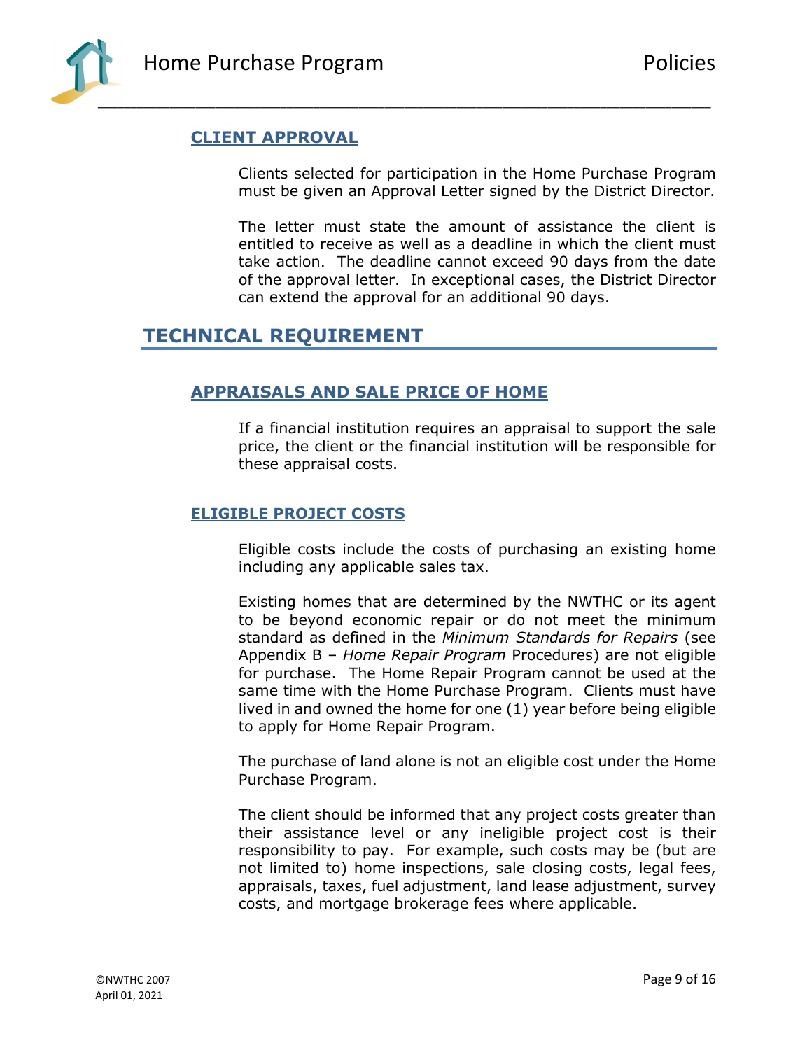### CLIENT APPROVAL

Clients selected for participation in the Home Purchase Program must be given an Approval Letter signed by the District Director.

The letter must state the amount of assistance the client is entitled to receive as well as a deadline in which the client must take action. The deadline cannot exceed 90 days from the date of the approval letter. In exceptional cases, the District Director can extend the approval for an additional 90 days.

## TECHNICAL REQUIREMENT

### APPRAISALS AND SALE PRICE OF HOME

If a financial institution requires an appraisal to support the sale price, the client or the financial institution will be responsible for these appraisal costs.

### ELIGIBLE PROJECT COSTS

Eligible costs include the costs of purchasing an existing home including any applicable sales tax.

Existing homes that are determined by the NWTHC or its agent to be beyond economic repair or do not meet the minimum standard as defined in the *Minimum Standards for Repairs* (see Appendix B – *Home Repair Program* Procedures) are not eligible for purchase. The Home Repair Program cannot be used at the same time with the Home Purchase Program. Clients must have lived in and owned the home for one (1) year before being eligible to apply for Home Repair Program.

The purchase of land alone is not an eligible cost under the Home Purchase Program.

The client should be informed that any project costs greater than their assistance level or any ineligible project cost is their responsibility to pay. For example, such costs may be (but are not limited to) home inspections, sale closing costs, legal fees, appraisals, taxes, fuel adjustment, land lease adjustment, survey costs, and mortgage brokerage fees where applicable.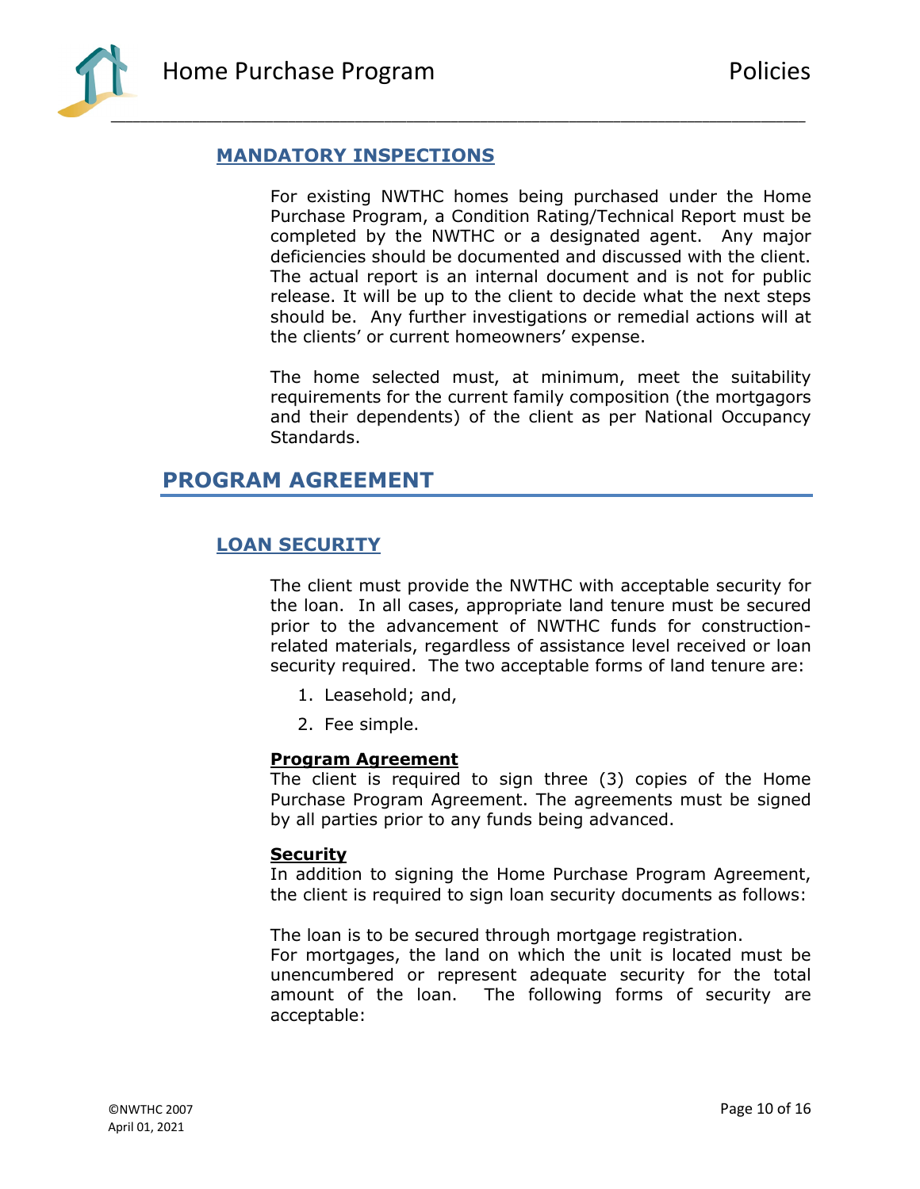### MANDATORY INSPECTIONS

For existing NWTHC homes being purchased under the Home Purchase Program, a Condition Rating/Technical Report must be completed by the NWTHC or a designated agent. Any major deficiencies should be documented and discussed with the client. The actual report is an internal document and is not for public release. It will be up to the client to decide what the next steps should be. Any further investigations or remedial actions will at the clients' or current homeowners' expense.

The home selected must, at minimum, meet the suitability requirements for the current family composition (the mortgagors and their dependents) of the client as per National Occupancy Standards.

## PROGRAM AGREEMENT

### LOAN SECURITY

The client must provide the NWTHC with acceptable security for the loan. In all cases, appropriate land tenure must be secured prior to the advancement of NWTHC funds for construction-related materials, regardless of assistance level received or loan security required. The two acceptable forms of land tenure are:

1. Leasehold; and,
2. Fee simple.

**Program Agreement**
The client is required to sign three (3) copies of the Home Purchase Program Agreement. The agreements must be signed by all parties prior to any funds being advanced.

**Security**
In addition to signing the Home Purchase Program Agreement, the client is required to sign loan security documents as follows:

The loan is to be secured through mortgage registration.
For mortgages, the land on which the unit is located must be unencumbered or represent adequate security for the total amount of the loan. The following forms of security are acceptable: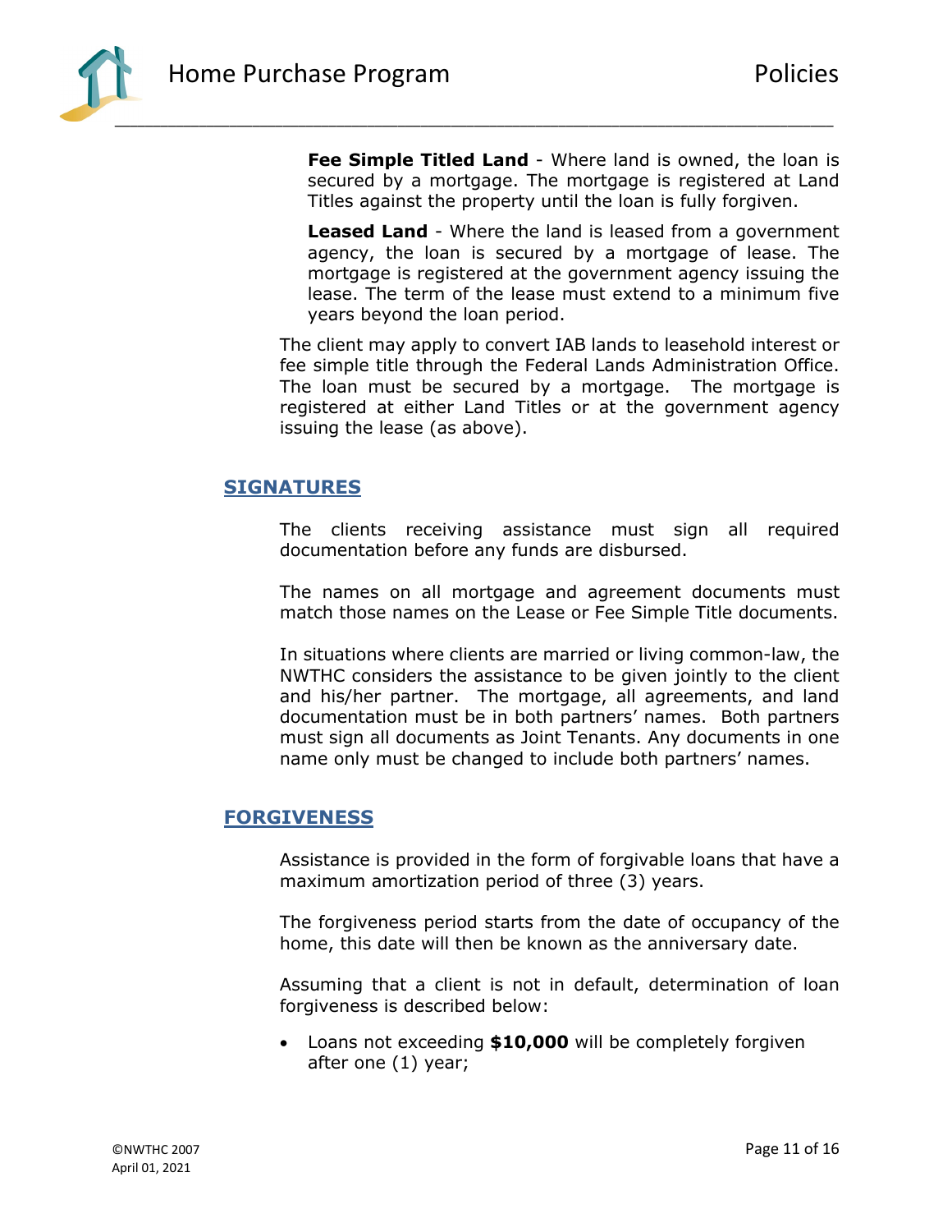**Fee Simple Titled Land** - Where land is owned, the loan is secured by a mortgage. The mortgage is registered at Land Titles against the property until the loan is fully forgiven.

**Leased Land** - Where the land is leased from a government agency, the loan is secured by a mortgage of lease. The mortgage is registered at the government agency issuing the lease. The term of the lease must extend to a minimum five years beyond the loan period.

The client may apply to convert IAB lands to leasehold interest or fee simple title through the Federal Lands Administration Office. The loan must be secured by a mortgage. The mortgage is registered at either Land Titles or at the government agency issuing the lease (as above).

## SIGNATURES

The clients receiving assistance must sign all required documentation before any funds are disbursed.

The names on all mortgage and agreement documents must match those names on the Lease or Fee Simple Title documents.

In situations where clients are married or living common-law, the NWTHC considers the assistance to be given jointly to the client and his/her partner. The mortgage, all agreements, and land documentation must be in both partners' names. Both partners must sign all documents as Joint Tenants. Any documents in one name only must be changed to include both partners' names.

## FORGIVENESS

Assistance is provided in the form of forgivable loans that have a maximum amortization period of three (3) years.

The forgiveness period starts from the date of occupancy of the home, this date will then be known as the anniversary date.

Assuming that a client is not in default, determination of loan forgiveness is described below:

- Loans not exceeding **$10,000** will be completely forgiven after one (1) year;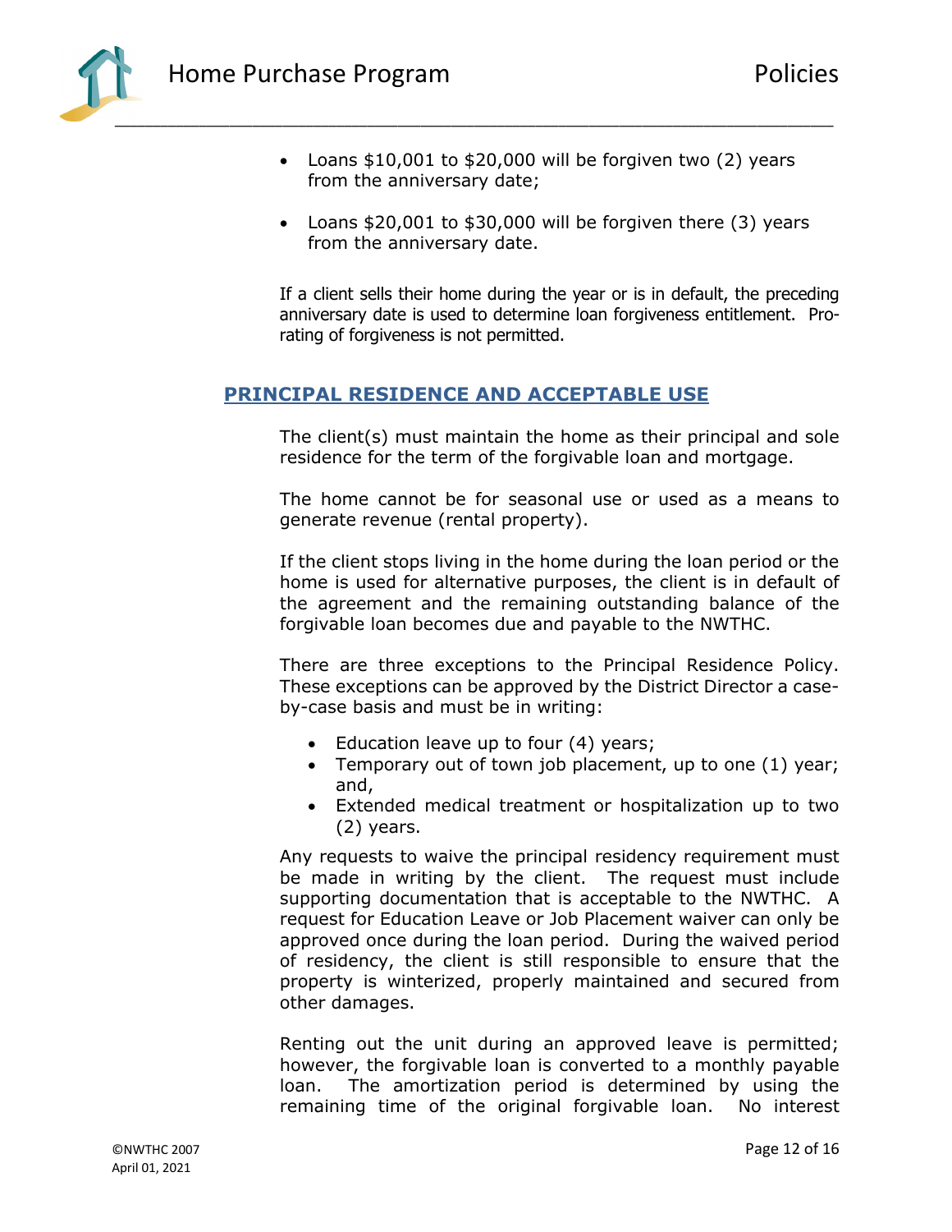- Loans $10,001 to $20,000 will be forgiven two (2) years from the anniversary date;
- Loans $20,001 to $30,000 will be forgiven there (3) years from the anniversary date.

If a client sells their home during the year or is in default, the preceding anniversary date is used to determine loan forgiveness entitlement. Pro-rating of forgiveness is not permitted.

## PRINCIPAL RESIDENCE AND ACCEPTABLE USE

The client(s) must maintain the home as their principal and sole residence for the term of the forgivable loan and mortgage.

The home cannot be for seasonal use or used as a means to generate revenue (rental property).

If the client stops living in the home during the loan period or the home is used for alternative purposes, the client is in default of the agreement and the remaining outstanding balance of the forgivable loan becomes due and payable to the NWTHC.

There are three exceptions to the Principal Residence Policy. These exceptions can be approved by the District Director a case-by-case basis and must be in writing:

- Education leave up to four (4) years;
- Temporary out of town job placement, up to one (1) year; and,
- Extended medical treatment or hospitalization up to two (2) years.

Any requests to waive the principal residency requirement must be made in writing by the client. The request must include supporting documentation that is acceptable to the NWTHC. A request for Education Leave or Job Placement waiver can only be approved once during the loan period. During the waived period of residency, the client is still responsible to ensure that the property is winterized, properly maintained and secured from other damages.

Renting out the unit during an approved leave is permitted; however, the forgivable loan is converted to a monthly payable loan. The amortization period is determined by using the remaining time of the original forgivable loan. No interest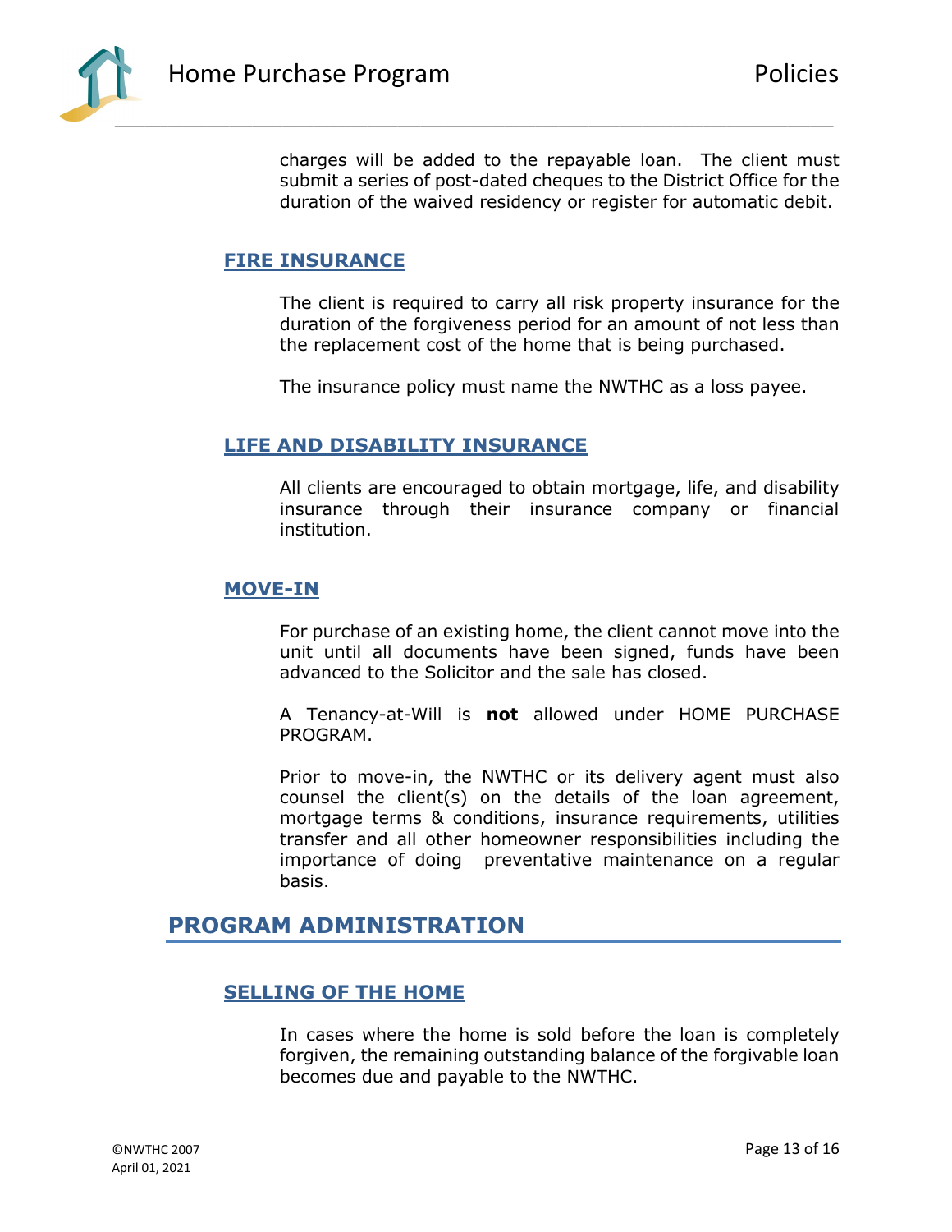charges will be added to the repayable loan. The client must submit a series of post-dated cheques to the District Office for the duration of the waived residency or register for automatic debit.

### FIRE INSURANCE

The client is required to carry all risk property insurance for the duration of the forgiveness period for an amount of not less than the replacement cost of the home that is being purchased.

The insurance policy must name the NWTHC as a loss payee.

### LIFE AND DISABILITY INSURANCE

All clients are encouraged to obtain mortgage, life, and disability insurance through their insurance company or financial institution.

### MOVE-IN

For purchase of an existing home, the client cannot move into the unit until all documents have been signed, funds have been advanced to the Solicitor and the sale has closed.

A Tenancy-at-Will is **not** allowed under HOME PURCHASE PROGRAM.

Prior to move-in, the NWTHC or its delivery agent must also counsel the client(s) on the details of the loan agreement, mortgage terms & conditions, insurance requirements, utilities transfer and all other homeowner responsibilities including the importance of doing preventative maintenance on a regular basis.

## PROGRAM ADMINISTRATION

### SELLING OF THE HOME

In cases where the home is sold before the loan is completely forgiven, the remaining outstanding balance of the forgivable loan becomes due and payable to the NWTHC.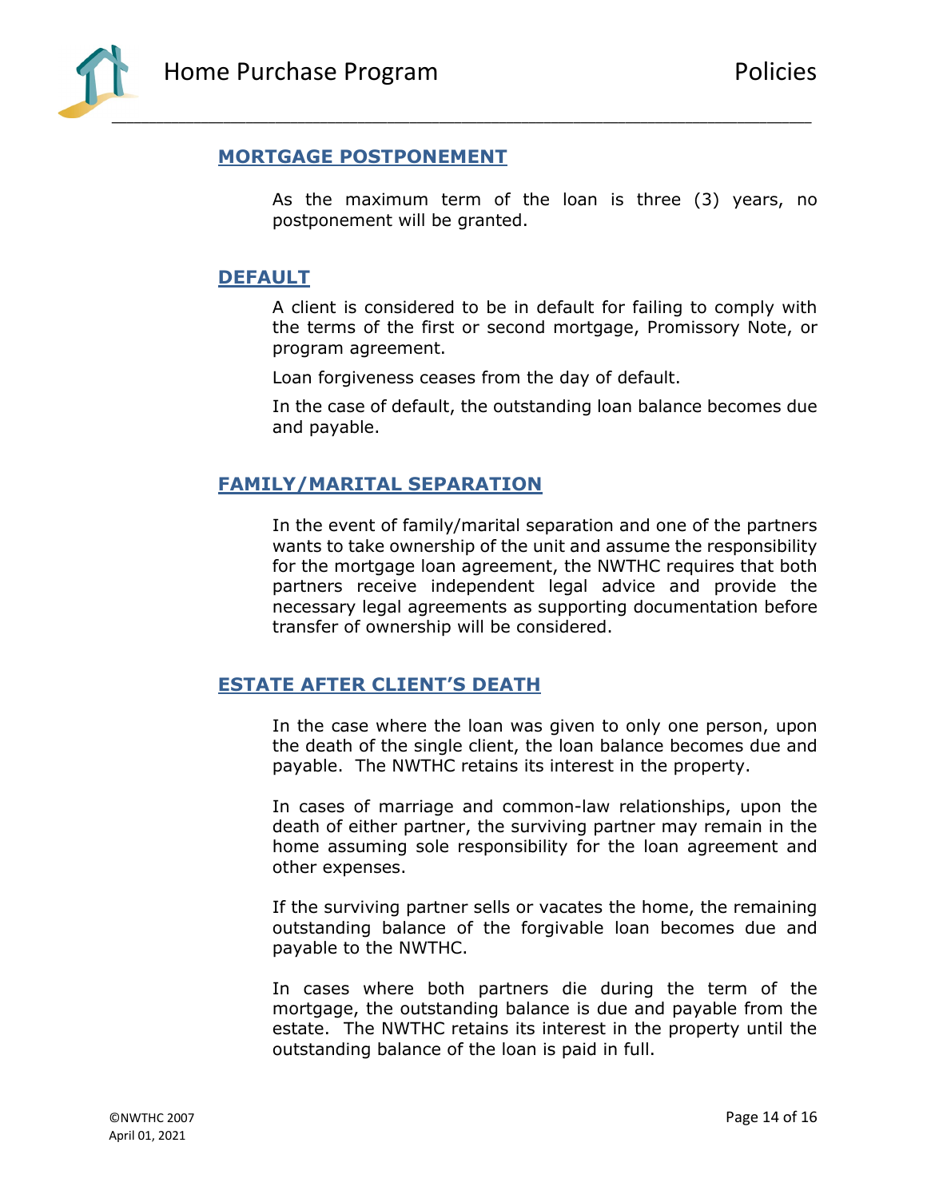## MORTGAGE POSTPONEMENT

As the maximum term of the loan is three (3) years, no postponement will be granted.

## DEFAULT

A client is considered to be in default for failing to comply with the terms of the first or second mortgage, Promissory Note, or program agreement.

Loan forgiveness ceases from the day of default.

In the case of default, the outstanding loan balance becomes due and payable.

## FAMILY/MARITAL SEPARATION

In the event of family/marital separation and one of the partners wants to take ownership of the unit and assume the responsibility for the mortgage loan agreement, the NWTHC requires that both partners receive independent legal advice and provide the necessary legal agreements as supporting documentation before transfer of ownership will be considered.

## ESTATE AFTER CLIENT'S DEATH

In the case where the loan was given to only one person, upon the death of the single client, the loan balance becomes due and payable. The NWTHC retains its interest in the property.

In cases of marriage and common-law relationships, upon the death of either partner, the surviving partner may remain in the home assuming sole responsibility for the loan agreement and other expenses.

If the surviving partner sells or vacates the home, the remaining outstanding balance of the forgivable loan becomes due and payable to the NWTHC.

In cases where both partners die during the term of the mortgage, the outstanding balance is due and payable from the estate. The NWTHC retains its interest in the property until the outstanding balance of the loan is paid in full.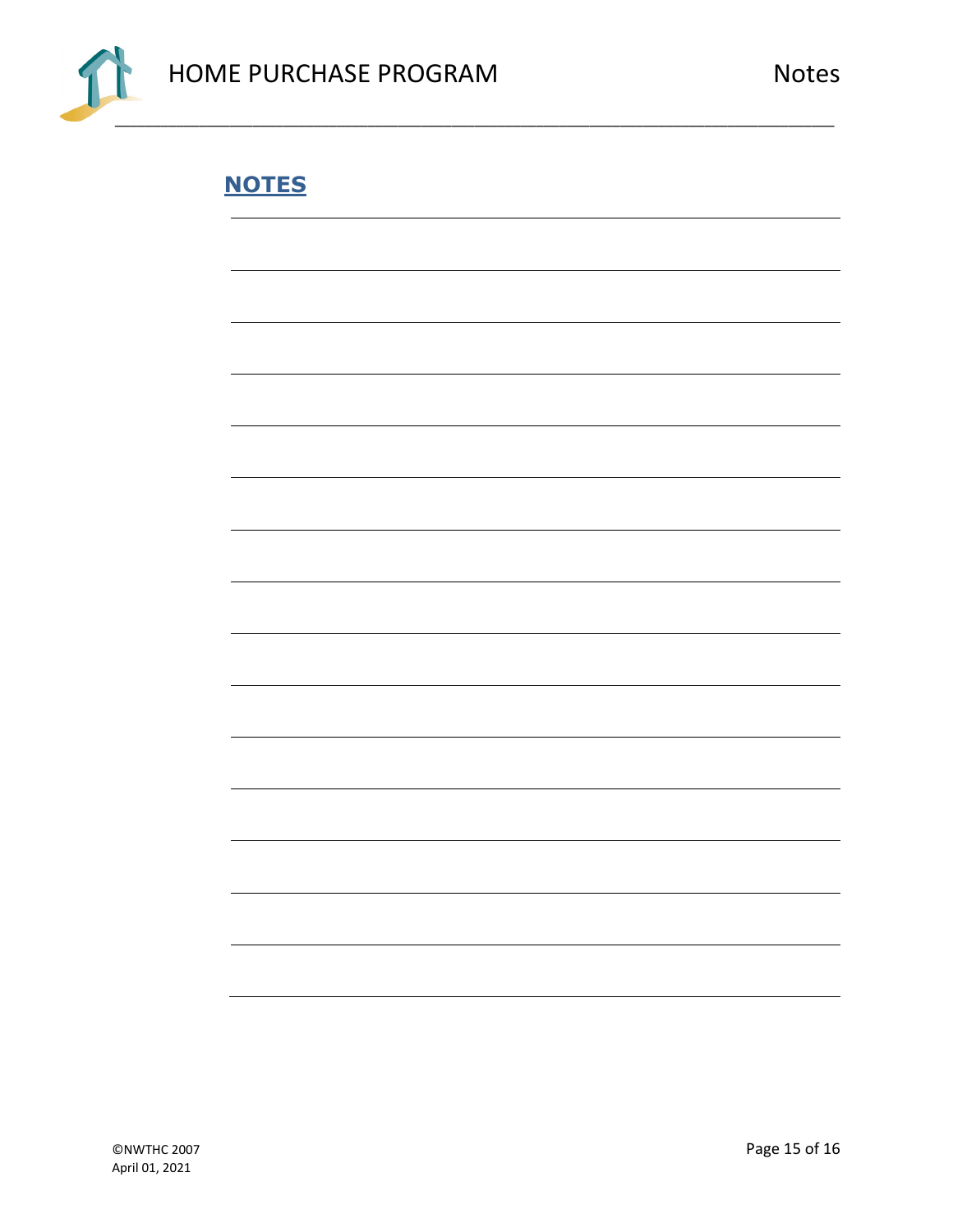## NOTES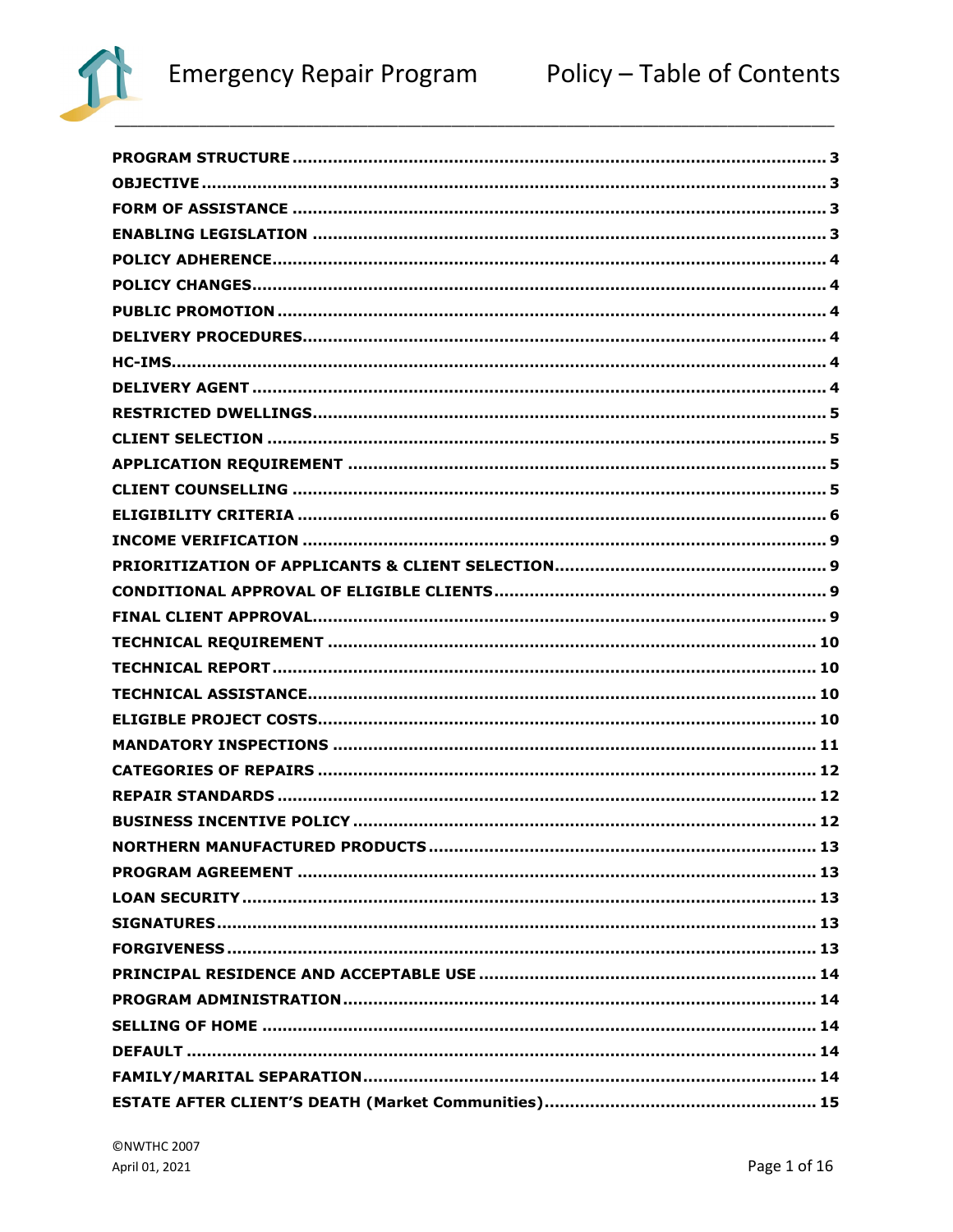# Emergency Repair Program Policy – Table of Contents

| | |
|---|---|
| PROGRAM STRUCTURE | 3 |
| OBJECTIVE | 3 |
| FORM OF ASSISTANCE | 3 |
| ENABLING LEGISLATION | 3 |
| POLICY ADHERENCE | 4 |
| POLICY CHANGES | 4 |
| PUBLIC PROMOTION | 4 |
| DELIVERY PROCEDURES | 4 |
| HC-IMS | 4 |
| DELIVERY AGENT | 4 |
| RESTRICTED DWELLINGS | 5 |
| CLIENT SELECTION | 5 |
| APPLICATION REQUIREMENT | 5 |
| CLIENT COUNSELLING | 5 |
| ELIGIBILITY CRITERIA | 6 |
| INCOME VERIFICATION | 9 |
| PRIORITIZATION OF APPLICANTS & CLIENT SELECTION | 9 |
| CONDITIONAL APPROVAL OF ELIGIBLE CLIENTS | 9 |
| FINAL CLIENT APPROVAL | 9 |
| TECHNICAL REQUIREMENT | 10 |
| TECHNICAL REPORT | 10 |
| TECHNICAL ASSISTANCE | 10 |
| ELIGIBLE PROJECT COSTS | 10 |
| MANDATORY INSPECTIONS | 11 |
| CATEGORIES OF REPAIRS | 12 |
| REPAIR STANDARDS | 12 |
| BUSINESS INCENTIVE POLICY | 12 |
| NORTHERN MANUFACTURED PRODUCTS | 13 |
| PROGRAM AGREEMENT | 13 |
| LOAN SECURITY | 13 |
| SIGNATURES | 13 |
| FORGIVENESS | 13 |
| PRINCIPAL RESIDENCE AND ACCEPTABLE USE | 14 |
| PROGRAM ADMINISTRATION | 14 |
| SELLING OF HOME | 14 |
| DEFAULT | 14 |
| FAMILY/MARITAL SEPARATION | 14 |
| ESTATE AFTER CLIENT'S DEATH (Market Communities) | 15 |

©NWTHC 2007
April 01, 2021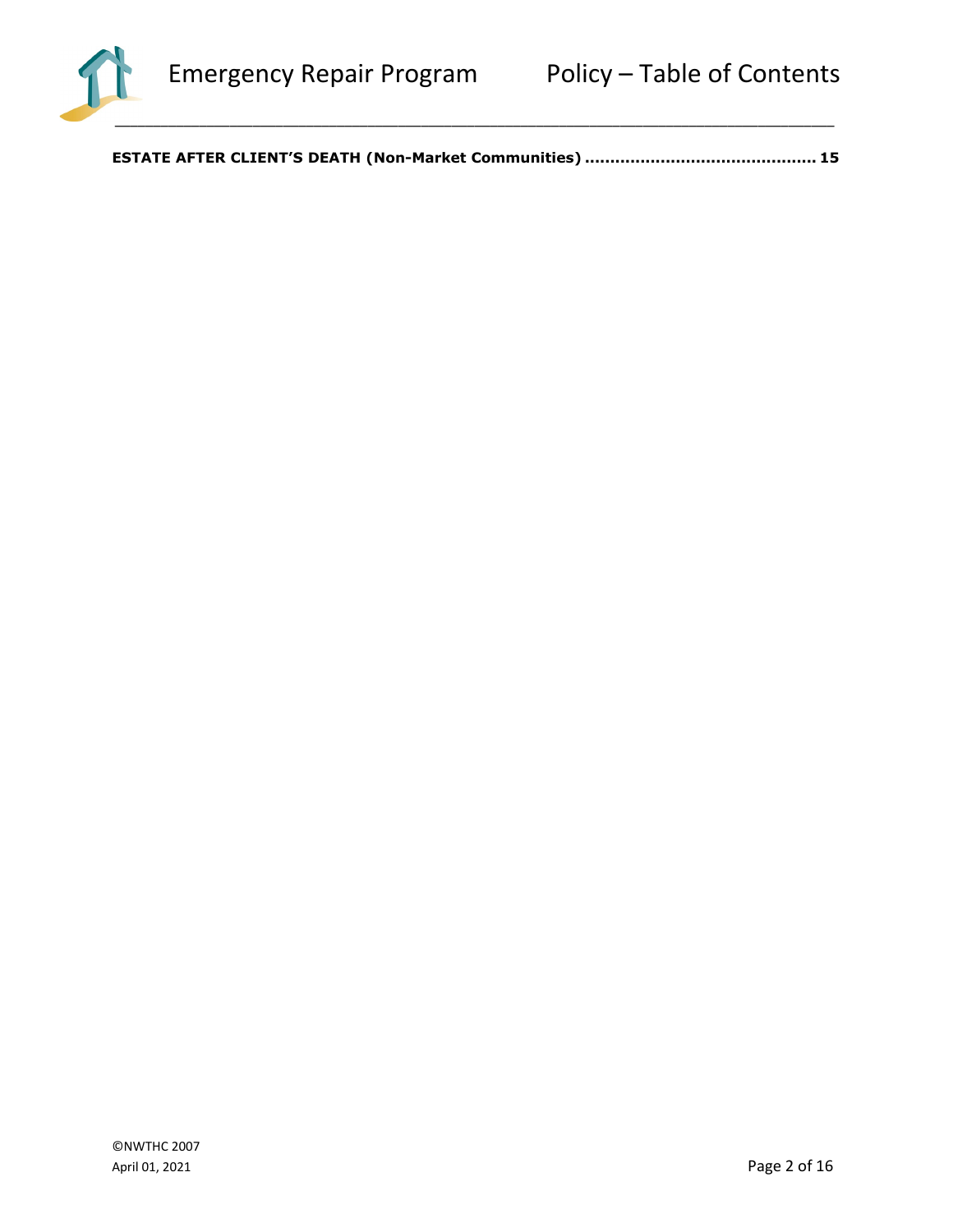**ESTATE AFTER CLIENT'S DEATH (Non-Market Communities) ............................................ 15**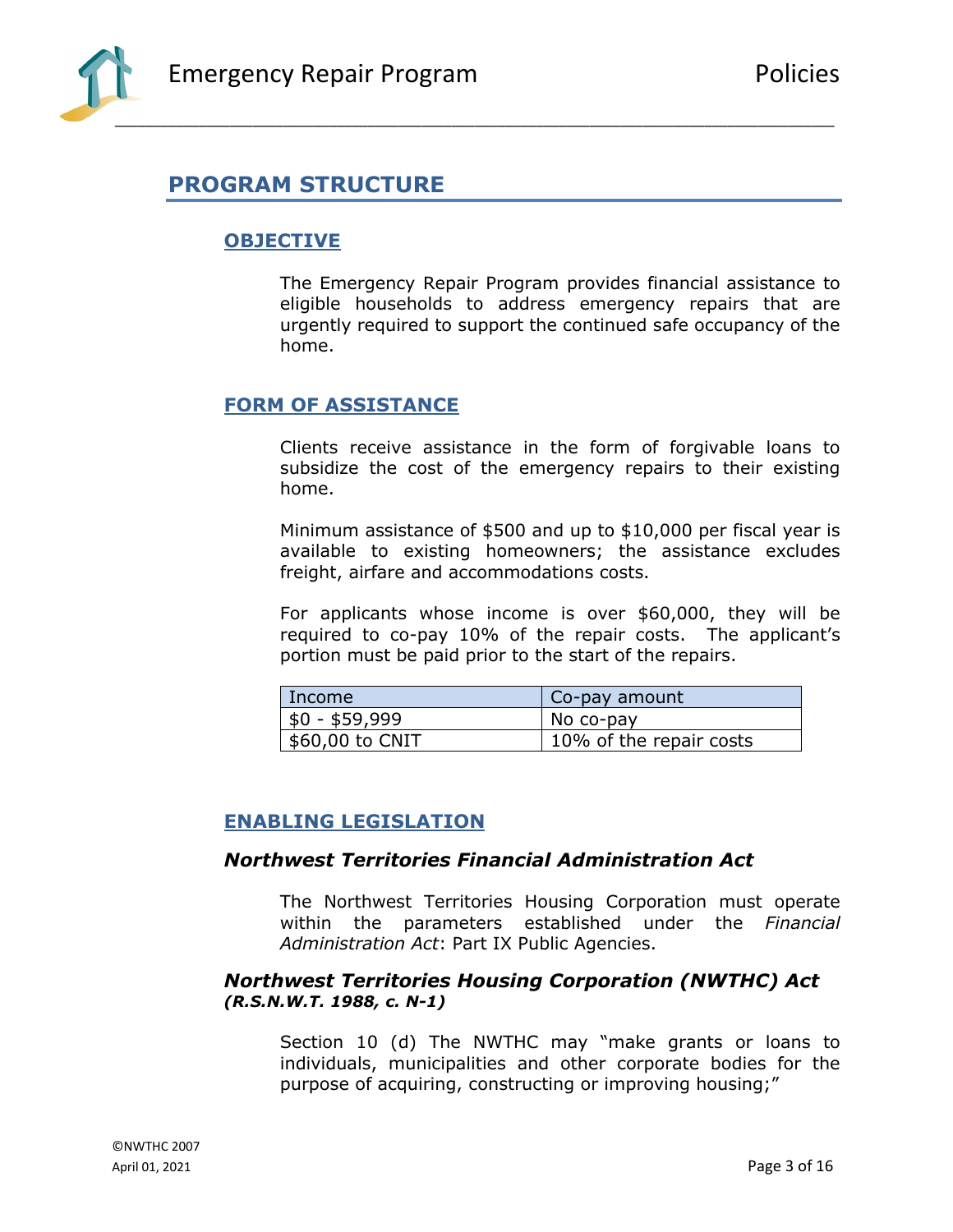## PROGRAM STRUCTURE

### OBJECTIVE

The Emergency Repair Program provides financial assistance to eligible households to address emergency repairs that are urgently required to support the continued safe occupancy of the home.

### FORM OF ASSISTANCE

Clients receive assistance in the form of forgivable loans to subsidize the cost of the emergency repairs to their existing home.

Minimum assistance of $500 and up to $10,000 per fiscal year is available to existing homeowners; the assistance excludes freight, airfare and accommodations costs.

For applicants whose income is over $60,000, they will be required to co-pay 10% of the repair costs. The applicant's portion must be paid prior to the start of the repairs.

| Income | Co-pay amount |
|---|---|
| $0 - $59,999 | No co-pay |
| $60,00 to CNIT | 10% of the repair costs |

### ENABLING LEGISLATION

#### *Northwest Territories Financial Administration Act*

The Northwest Territories Housing Corporation must operate within the parameters established under the *Financial Administration Act*: Part IX Public Agencies.

#### *Northwest Territories Housing Corporation (NWTHC) Act (R.S.N.W.T. 1988, c. N-1)*

Section 10 (d) The NWTHC may "make grants or loans to individuals, municipalities and other corporate bodies for the purpose of acquiring, constructing or improving housing;"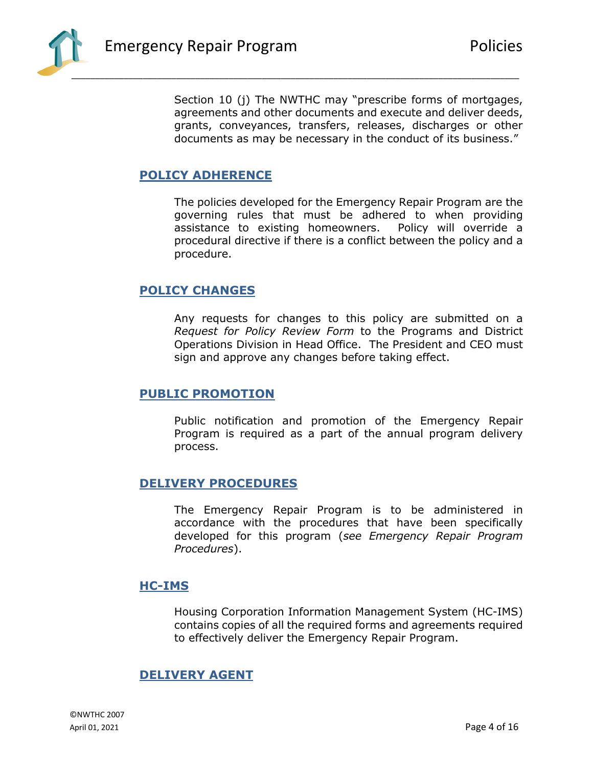Section 10 (j) The NWTHC may "prescribe forms of mortgages, agreements and other documents and execute and deliver deeds, grants, conveyances, transfers, releases, discharges or other documents as may be necessary in the conduct of its business."

## POLICY ADHERENCE

The policies developed for the Emergency Repair Program are the governing rules that must be adhered to when providing assistance to existing homeowners. Policy will override a procedural directive if there is a conflict between the policy and a procedure.

## POLICY CHANGES

Any requests for changes to this policy are submitted on a *Request for Policy Review Form* to the Programs and District Operations Division in Head Office. The President and CEO must sign and approve any changes before taking effect.

## PUBLIC PROMOTION

Public notification and promotion of the Emergency Repair Program is required as a part of the annual program delivery process.

## DELIVERY PROCEDURES

The Emergency Repair Program is to be administered in accordance with the procedures that have been specifically developed for this program (*see Emergency Repair Program Procedures*).

## HC-IMS

Housing Corporation Information Management System (HC-IMS) contains copies of all the required forms and agreements required to effectively deliver the Emergency Repair Program.

## DELIVERY AGENT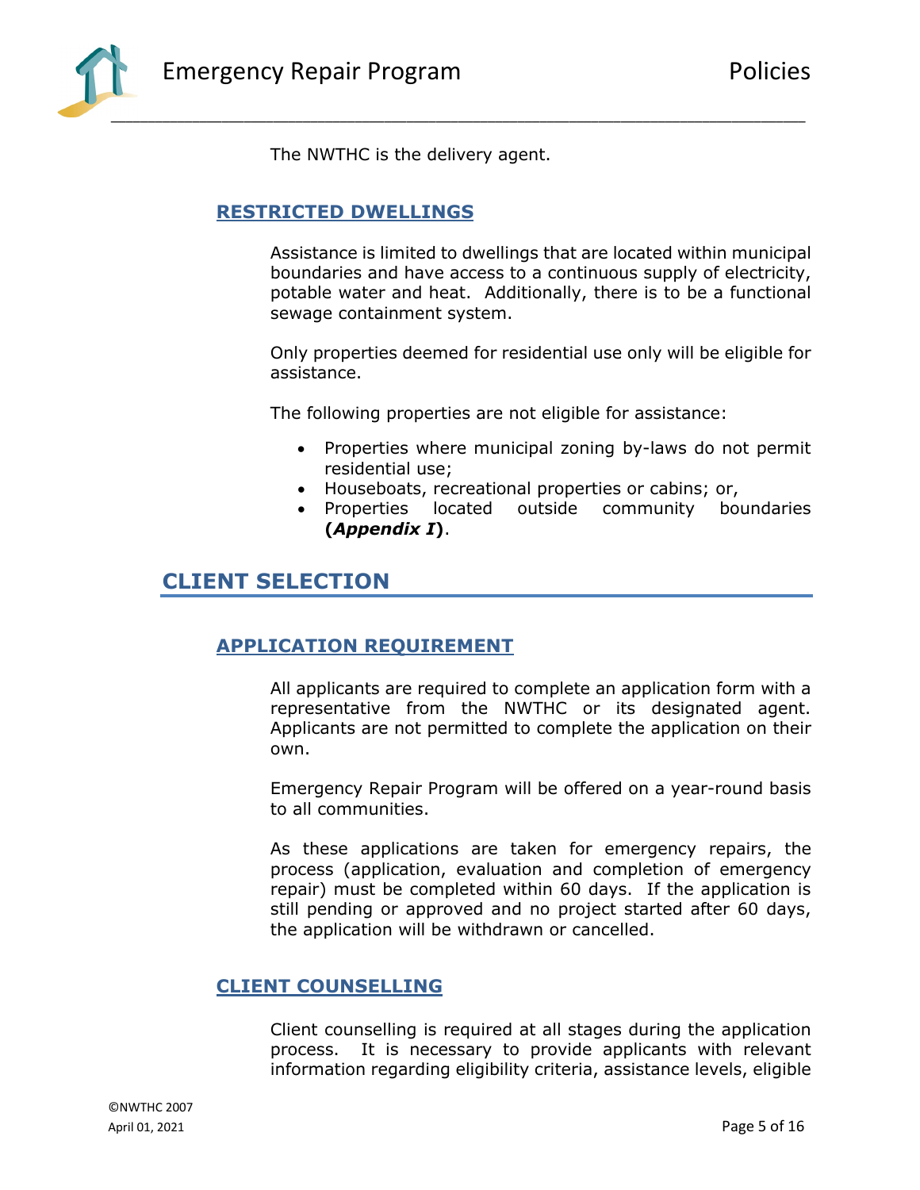The NWTHC is the delivery agent.

### RESTRICTED DWELLINGS

Assistance is limited to dwellings that are located within municipal boundaries and have access to a continuous supply of electricity, potable water and heat. Additionally, there is to be a functional sewage containment system.

Only properties deemed for residential use only will be eligible for assistance.

The following properties are not eligible for assistance:

- Properties where municipal zoning by-laws do not permit residential use;
- Houseboats, recreational properties or cabins; or,
- Properties located outside community boundaries **(*Appendix I*)**.

## CLIENT SELECTION

### APPLICATION REQUIREMENT

All applicants are required to complete an application form with a representative from the NWTHC or its designated agent. Applicants are not permitted to complete the application on their own.

Emergency Repair Program will be offered on a year-round basis to all communities.

As these applications are taken for emergency repairs, the process (application, evaluation and completion of emergency repair) must be completed within 60 days. If the application is still pending or approved and no project started after 60 days, the application will be withdrawn or cancelled.

### CLIENT COUNSELLING

Client counselling is required at all stages during the application process. It is necessary to provide applicants with relevant information regarding eligibility criteria, assistance levels, eligible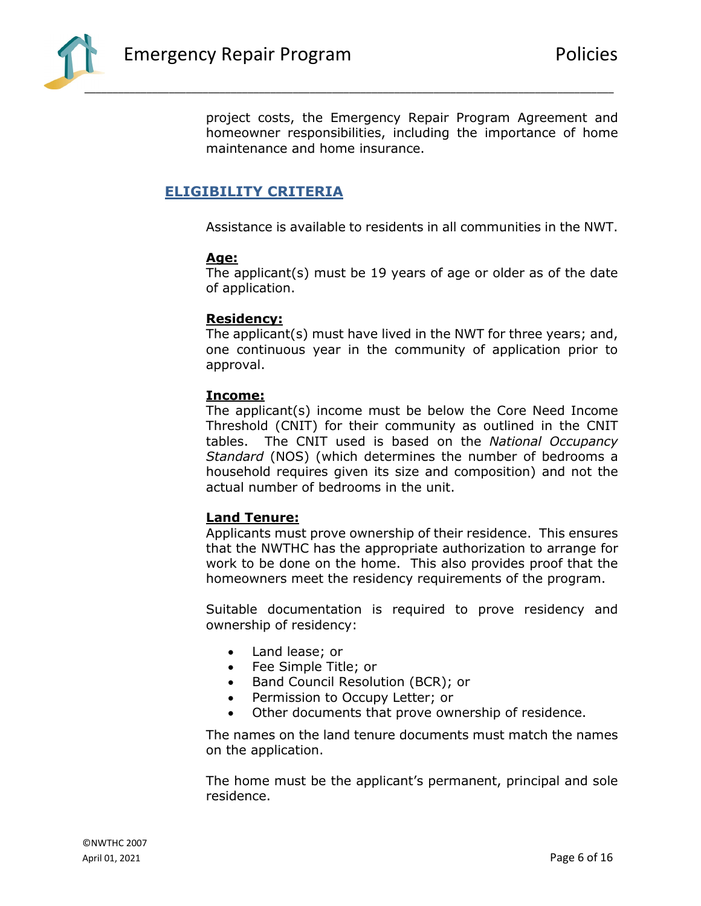project costs, the Emergency Repair Program Agreement and homeowner responsibilities, including the importance of home maintenance and home insurance.

## ELIGIBILITY CRITERIA

Assistance is available to residents in all communities in the NWT.

**Age:**
The applicant(s) must be 19 years of age or older as of the date of application.

**Residency:**
The applicant(s) must have lived in the NWT for three years; and, one continuous year in the community of application prior to approval.

**Income:**
The applicant(s) income must be below the Core Need Income Threshold (CNIT) for their community as outlined in the CNIT tables. The CNIT used is based on the *National Occupancy Standard* (NOS) (which determines the number of bedrooms a household requires given its size and composition) and not the actual number of bedrooms in the unit.

**Land Tenure:**
Applicants must prove ownership of their residence. This ensures that the NWTHC has the appropriate authorization to arrange for work to be done on the home. This also provides proof that the homeowners meet the residency requirements of the program.

Suitable documentation is required to prove residency and ownership of residency:

- Land lease; or
- Fee Simple Title; or
- Band Council Resolution (BCR); or
- Permission to Occupy Letter; or
- Other documents that prove ownership of residence.

The names on the land tenure documents must match the names on the application.

The home must be the applicant's permanent, principal and sole residence.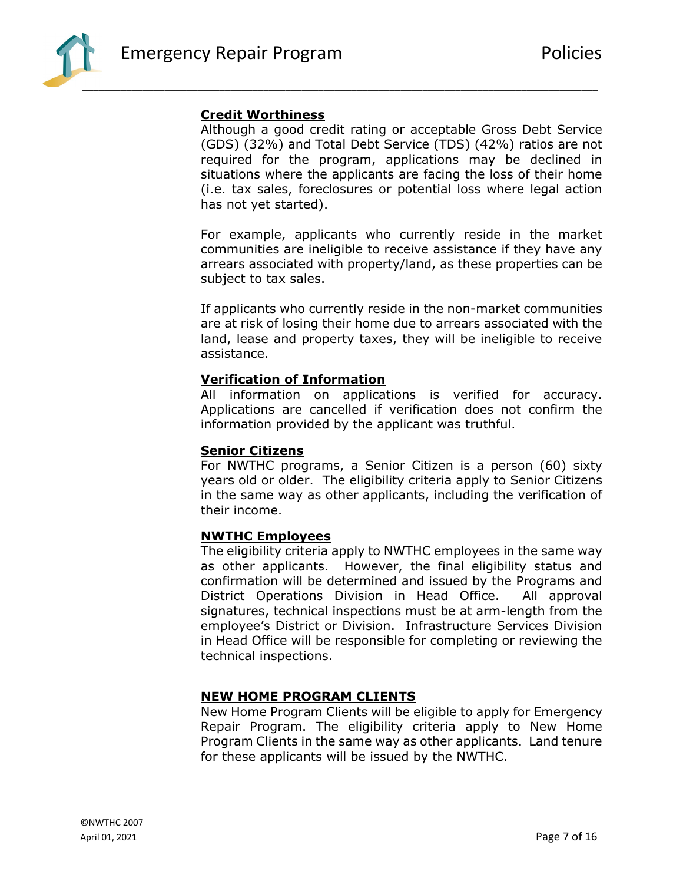### Credit Worthiness

Although a good credit rating or acceptable Gross Debt Service (GDS) (32%) and Total Debt Service (TDS) (42%) ratios are not required for the program, applications may be declined in situations where the applicants are facing the loss of their home (i.e. tax sales, foreclosures or potential loss where legal action has not yet started).

For example, applicants who currently reside in the market communities are ineligible to receive assistance if they have any arrears associated with property/land, as these properties can be subject to tax sales.

If applicants who currently reside in the non-market communities are at risk of losing their home due to arrears associated with the land, lease and property taxes, they will be ineligible to receive assistance.

### Verification of Information

All information on applications is verified for accuracy. Applications are cancelled if verification does not confirm the information provided by the applicant was truthful.

### Senior Citizens

For NWTHC programs, a Senior Citizen is a person (60) sixty years old or older. The eligibility criteria apply to Senior Citizens in the same way as other applicants, including the verification of their income.

### NWTHC Employees

The eligibility criteria apply to NWTHC employees in the same way as other applicants. However, the final eligibility status and confirmation will be determined and issued by the Programs and District Operations Division in Head Office. All approval signatures, technical inspections must be at arm-length from the employee's District or Division. Infrastructure Services Division in Head Office will be responsible for completing or reviewing the technical inspections.

### NEW HOME PROGRAM CLIENTS

New Home Program Clients will be eligible to apply for Emergency Repair Program. The eligibility criteria apply to New Home Program Clients in the same way as other applicants. Land tenure for these applicants will be issued by the NWTHC.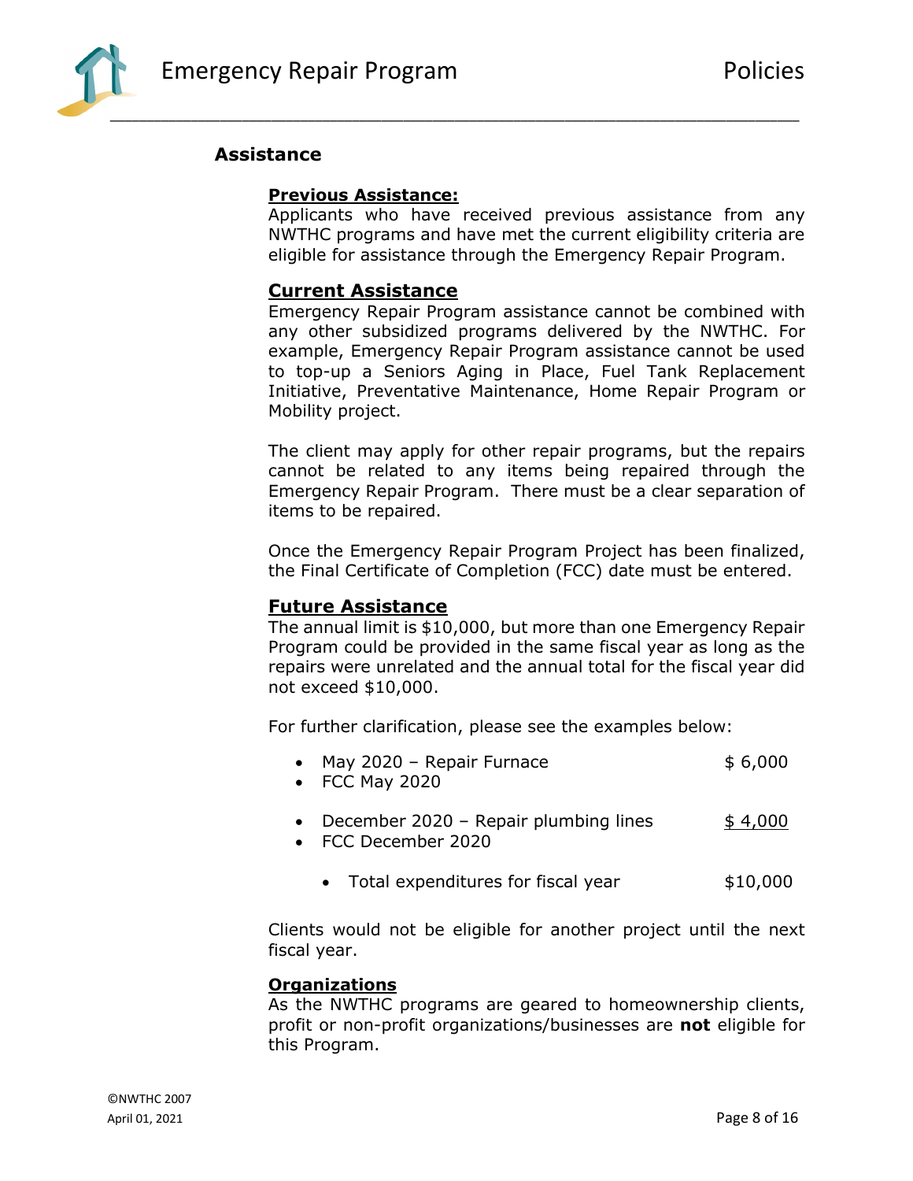## Assistance

### Previous Assistance:

Applicants who have received previous assistance from any NWTHC programs and have met the current eligibility criteria are eligible for assistance through the Emergency Repair Program.

### Current Assistance

Emergency Repair Program assistance cannot be combined with any other subsidized programs delivered by the NWTHC. For example, Emergency Repair Program assistance cannot be used to top-up a Seniors Aging in Place, Fuel Tank Replacement Initiative, Preventative Maintenance, Home Repair Program or Mobility project.

The client may apply for other repair programs, but the repairs cannot be related to any items being repaired through the Emergency Repair Program. There must be a clear separation of items to be repaired.

Once the Emergency Repair Program Project has been finalized, the Final Certificate of Completion (FCC) date must be entered.

### Future Assistance

The annual limit is $10,000, but more than one Emergency Repair Program could be provided in the same fiscal year as long as the repairs were unrelated and the annual total for the fiscal year did not exceed $10,000.

For further clarification, please see the examples below:

- May 2020 – Repair Furnace $ 6,000
- FCC May 2020

- December 2020 – Repair plumbing lines $ 4,000
- FCC December 2020

  - Total expenditures for fiscal year $10,000

Clients would not be eligible for another project until the next fiscal year.

### Organizations

As the NWTHC programs are geared to homeownership clients, profit or non-profit organizations/businesses are **not** eligible for this Program.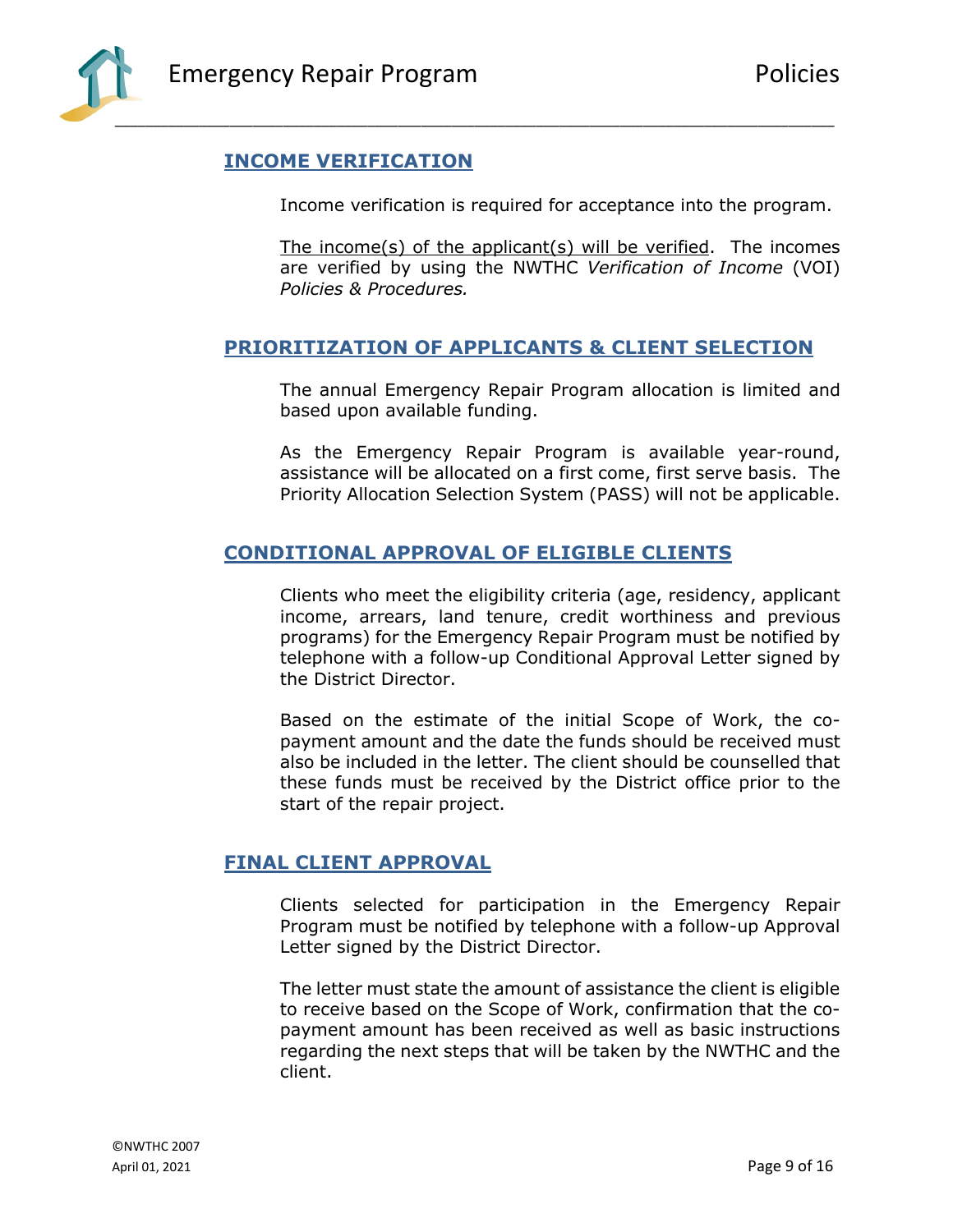## INCOME VERIFICATION

Income verification is required for acceptance into the program.

The income(s) of the applicant(s) will be verified. The incomes are verified by using the NWTHC *Verification of Income* (VOI) *Policies & Procedures.*

## PRIORITIZATION OF APPLICANTS & CLIENT SELECTION

The annual Emergency Repair Program allocation is limited and based upon available funding.

As the Emergency Repair Program is available year-round, assistance will be allocated on a first come, first serve basis. The Priority Allocation Selection System (PASS) will not be applicable.

## CONDITIONAL APPROVAL OF ELIGIBLE CLIENTS

Clients who meet the eligibility criteria (age, residency, applicant income, arrears, land tenure, credit worthiness and previous programs) for the Emergency Repair Program must be notified by telephone with a follow-up Conditional Approval Letter signed by the District Director.

Based on the estimate of the initial Scope of Work, the co-payment amount and the date the funds should be received must also be included in the letter. The client should be counselled that these funds must be received by the District office prior to the start of the repair project.

## FINAL CLIENT APPROVAL

Clients selected for participation in the Emergency Repair Program must be notified by telephone with a follow-up Approval Letter signed by the District Director.

The letter must state the amount of assistance the client is eligible to receive based on the Scope of Work, confirmation that the co-payment amount has been received as well as basic instructions regarding the next steps that will be taken by the NWTHC and the client.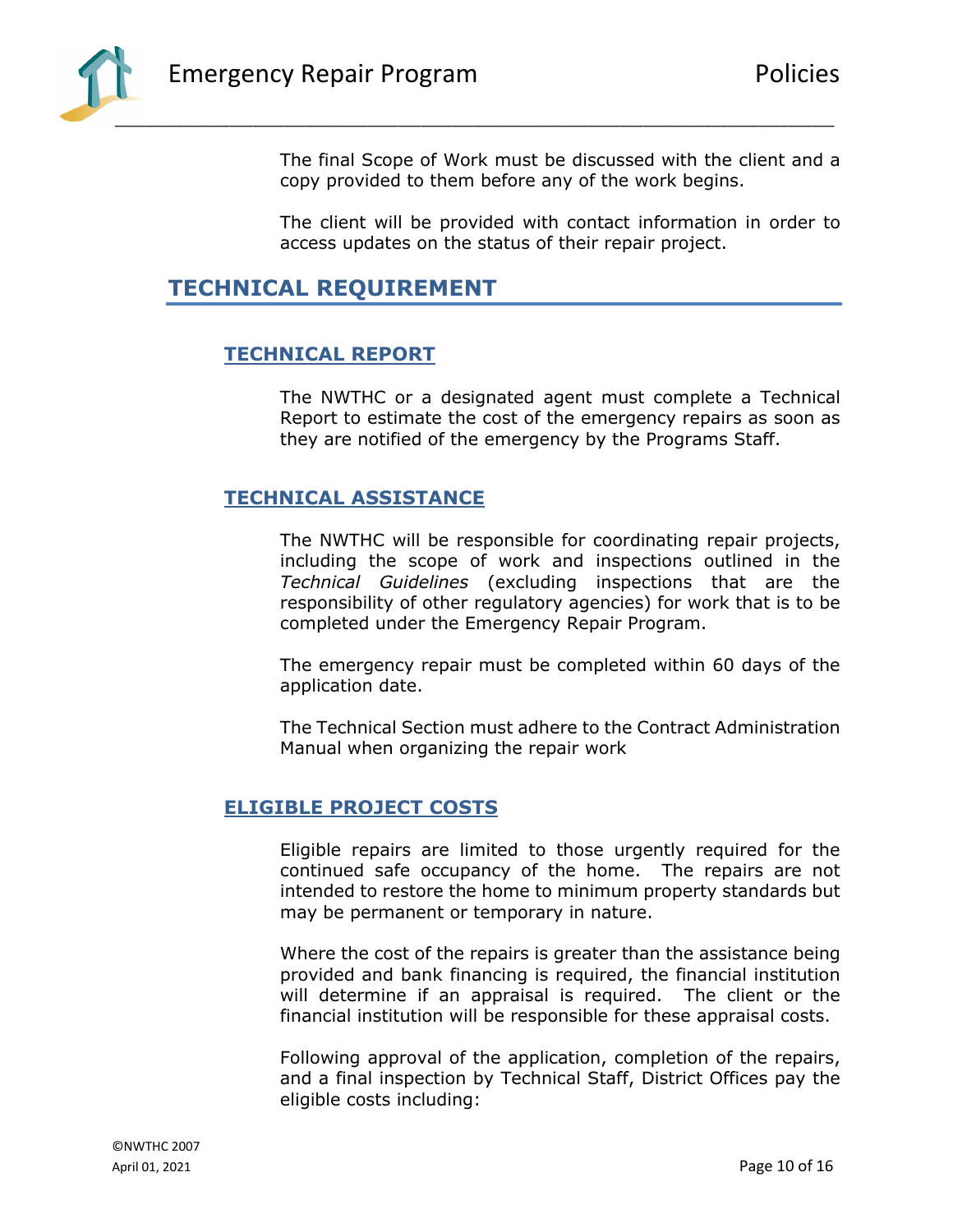The final Scope of Work must be discussed with the client and a copy provided to them before any of the work begins.

The client will be provided with contact information in order to access updates on the status of their repair project.

## TECHNICAL REQUIREMENT

### TECHNICAL REPORT

The NWTHC or a designated agent must complete a Technical Report to estimate the cost of the emergency repairs as soon as they are notified of the emergency by the Programs Staff.

### TECHNICAL ASSISTANCE

The NWTHC will be responsible for coordinating repair projects, including the scope of work and inspections outlined in the *Technical Guidelines* (excluding inspections that are the responsibility of other regulatory agencies) for work that is to be completed under the Emergency Repair Program.

The emergency repair must be completed within 60 days of the application date.

The Technical Section must adhere to the Contract Administration Manual when organizing the repair work

### ELIGIBLE PROJECT COSTS

Eligible repairs are limited to those urgently required for the continued safe occupancy of the home. The repairs are not intended to restore the home to minimum property standards but may be permanent or temporary in nature.

Where the cost of the repairs is greater than the assistance being provided and bank financing is required, the financial institution will determine if an appraisal is required. The client or the financial institution will be responsible for these appraisal costs.

Following approval of the application, completion of the repairs, and a final inspection by Technical Staff, District Offices pay the eligible costs including: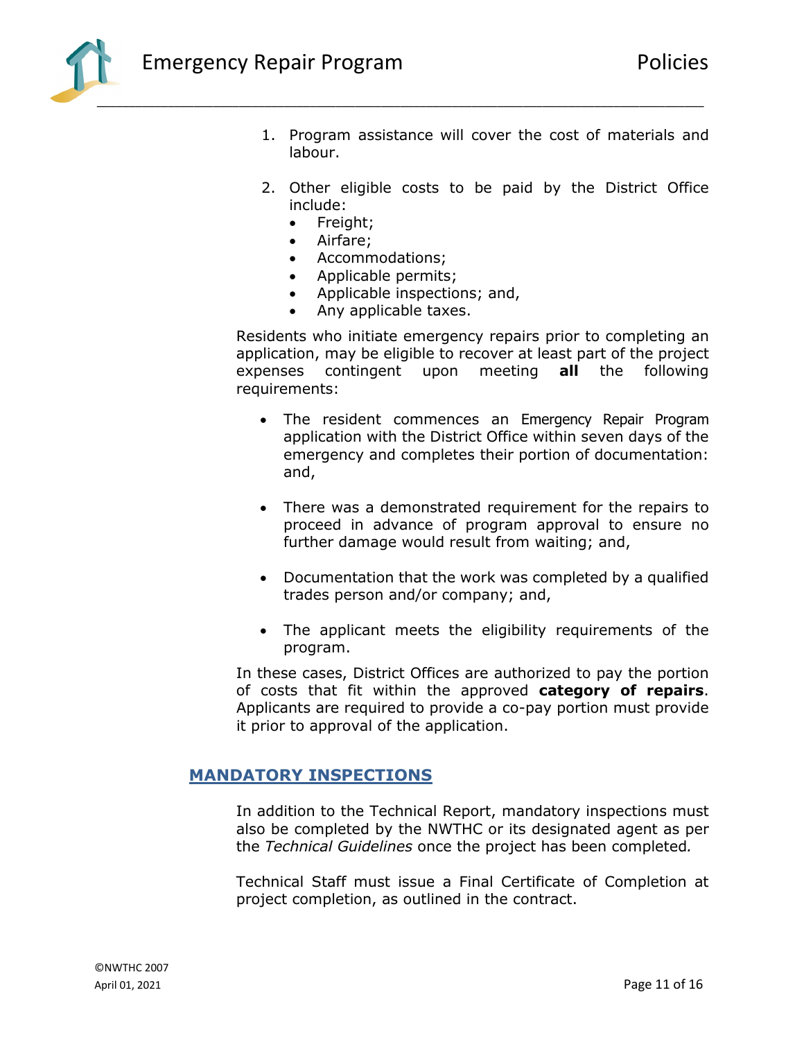1. Program assistance will cover the cost of materials and labour.

2. Other eligible costs to be paid by the District Office include:
   - Freight;
   - Airfare;
   - Accommodations;
   - Applicable permits;
   - Applicable inspections; and,
   - Any applicable taxes.

Residents who initiate emergency repairs prior to completing an application, may be eligible to recover at least part of the project expenses contingent upon meeting **all** the following requirements:

- The resident commences an Emergency Repair Program application with the District Office within seven days of the emergency and completes their portion of documentation: and,

- There was a demonstrated requirement for the repairs to proceed in advance of program approval to ensure no further damage would result from waiting; and,

- Documentation that the work was completed by a qualified trades person and/or company; and,

- The applicant meets the eligibility requirements of the program.

In these cases, District Offices are authorized to pay the portion of costs that fit within the approved **category of repairs**. Applicants are required to provide a co-pay portion must provide it prior to approval of the application.

## MANDATORY INSPECTIONS

In addition to the Technical Report, mandatory inspections must also be completed by the NWTHC or its designated agent as per the *Technical Guidelines* once the project has been completed.

Technical Staff must issue a Final Certificate of Completion at project completion, as outlined in the contract.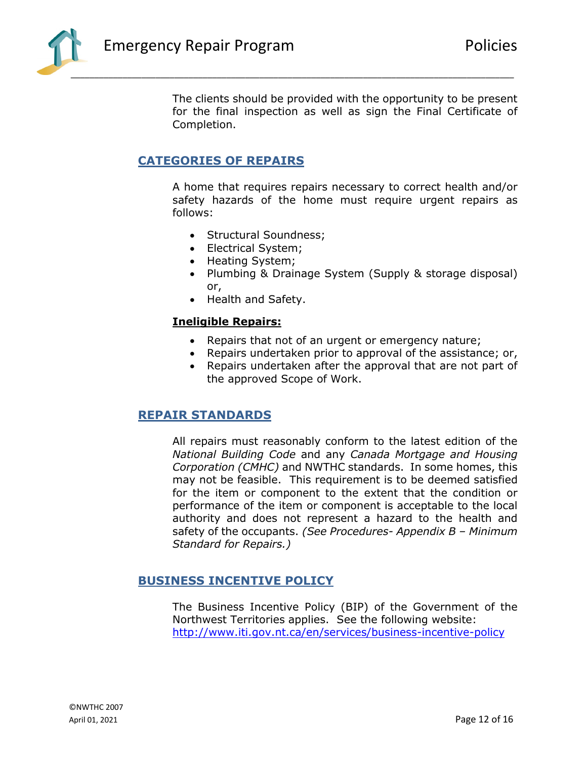The clients should be provided with the opportunity to be present for the final inspection as well as sign the Final Certificate of Completion.

## CATEGORIES OF REPAIRS

A home that requires repairs necessary to correct health and/or safety hazards of the home must require urgent repairs as follows:

- Structural Soundness;
- Electrical System;
- Heating System;
- Plumbing & Drainage System (Supply & storage disposal) or,
- Health and Safety.

**Ineligible Repairs:**

- Repairs that not of an urgent or emergency nature;
- Repairs undertaken prior to approval of the assistance; or,
- Repairs undertaken after the approval that are not part of the approved Scope of Work.

## REPAIR STANDARDS

All repairs must reasonably conform to the latest edition of the *National Building Code* and any *Canada Mortgage and Housing Corporation (CMHC)* and NWTHC standards. In some homes, this may not be feasible. This requirement is to be deemed satisfied for the item or component to the extent that the condition or performance of the item or component is acceptable to the local authority and does not represent a hazard to the health and safety of the occupants. *(See Procedures- Appendix B – Minimum Standard for Repairs.)*

## BUSINESS INCENTIVE POLICY

The Business Incentive Policy (BIP) of the Government of the Northwest Territories applies. See the following website: http://www.iti.gov.nt.ca/en/services/business-incentive-policy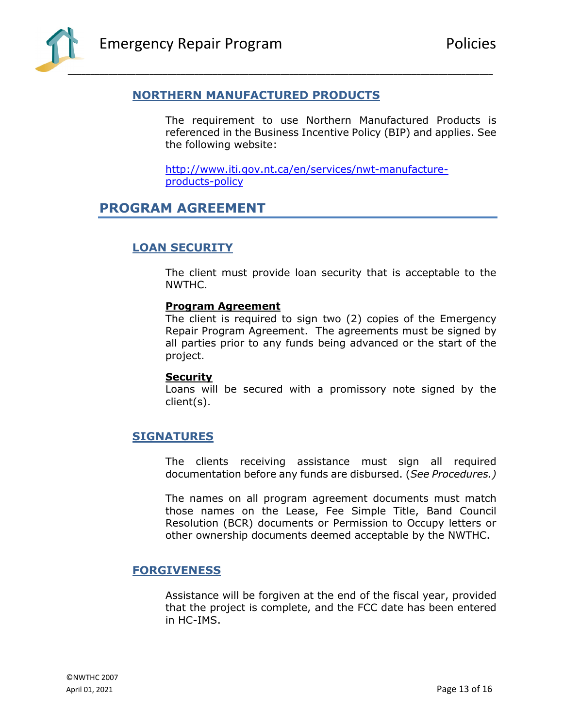### NORTHERN MANUFACTURED PRODUCTS

The requirement to use Northern Manufactured Products is referenced in the Business Incentive Policy (BIP) and applies. See the following website:

http://www.iti.gov.nt.ca/en/services/nwt-manufacture-products-policy

## PROGRAM AGREEMENT

### LOAN SECURITY

The client must provide loan security that is acceptable to the NWTHC.

**Program Agreement**
The client is required to sign two (2) copies of the Emergency Repair Program Agreement. The agreements must be signed by all parties prior to any funds being advanced or the start of the project.

**Security**
Loans will be secured with a promissory note signed by the client(s).

### SIGNATURES

The clients receiving assistance must sign all required documentation before any funds are disbursed. (*See Procedures.)*

The names on all program agreement documents must match those names on the Lease, Fee Simple Title, Band Council Resolution (BCR) documents or Permission to Occupy letters or other ownership documents deemed acceptable by the NWTHC.

### FORGIVENESS

Assistance will be forgiven at the end of the fiscal year, provided that the project is complete, and the FCC date has been entered in HC-IMS.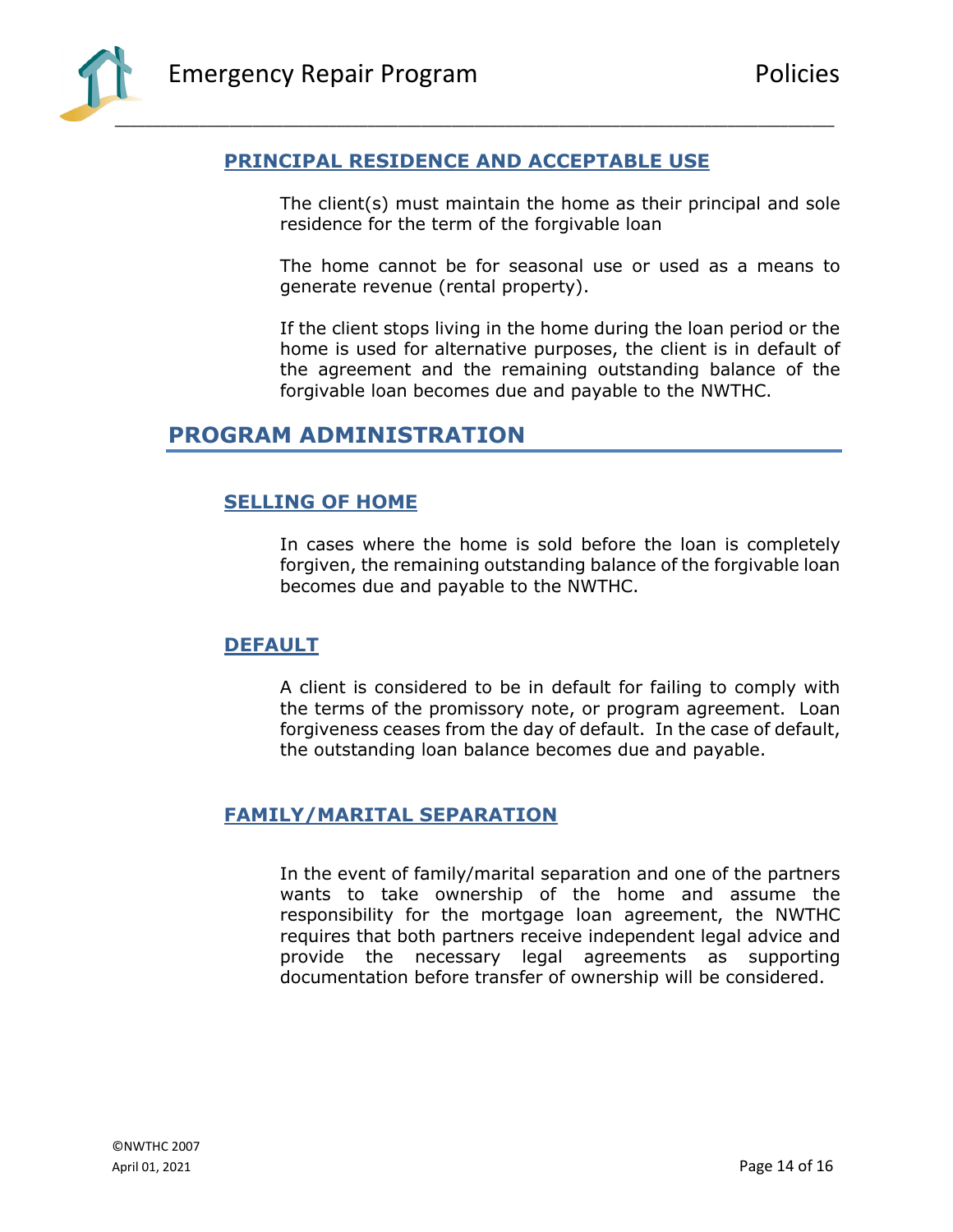### PRINCIPAL RESIDENCE AND ACCEPTABLE USE

The client(s) must maintain the home as their principal and sole residence for the term of the forgivable loan

The home cannot be for seasonal use or used as a means to generate revenue (rental property).

If the client stops living in the home during the loan period or the home is used for alternative purposes, the client is in default of the agreement and the remaining outstanding balance of the forgivable loan becomes due and payable to the NWTHC.

## PROGRAM ADMINISTRATION

### SELLING OF HOME

In cases where the home is sold before the loan is completely forgiven, the remaining outstanding balance of the forgivable loan becomes due and payable to the NWTHC.

### DEFAULT

A client is considered to be in default for failing to comply with the terms of the promissory note, or program agreement. Loan forgiveness ceases from the day of default. In the case of default, the outstanding loan balance becomes due and payable.

### FAMILY/MARITAL SEPARATION

In the event of family/marital separation and one of the partners wants to take ownership of the home and assume the responsibility for the mortgage loan agreement, the NWTHC requires that both partners receive independent legal advice and provide the necessary legal agreements as supporting documentation before transfer of ownership will be considered.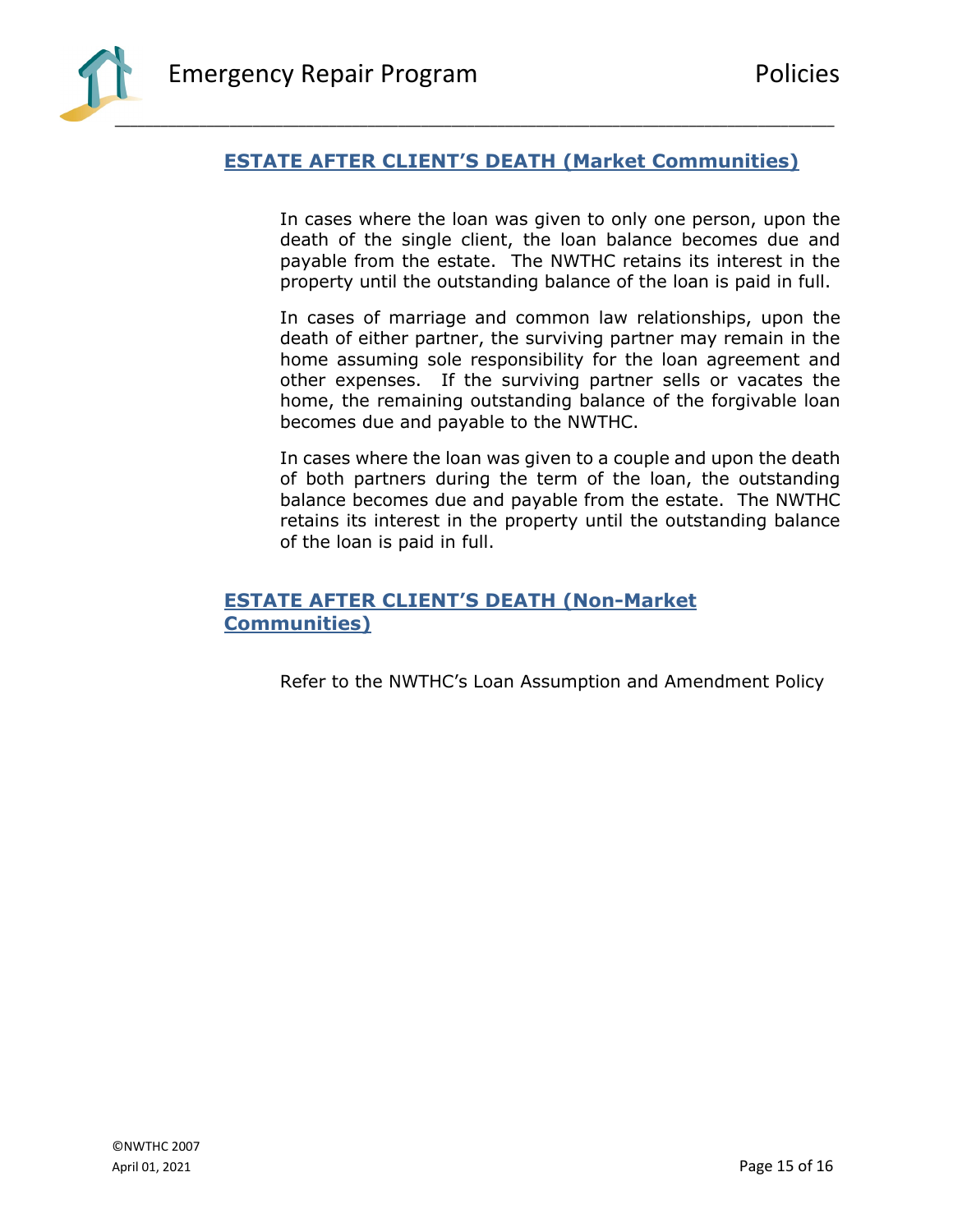## ESTATE AFTER CLIENT'S DEATH (Market Communities)

In cases where the loan was given to only one person, upon the death of the single client, the loan balance becomes due and payable from the estate. The NWTHC retains its interest in the property until the outstanding balance of the loan is paid in full.

In cases of marriage and common law relationships, upon the death of either partner, the surviving partner may remain in the home assuming sole responsibility for the loan agreement and other expenses. If the surviving partner sells or vacates the home, the remaining outstanding balance of the forgivable loan becomes due and payable to the NWTHC.

In cases where the loan was given to a couple and upon the death of both partners during the term of the loan, the outstanding balance becomes due and payable from the estate. The NWTHC retains its interest in the property until the outstanding balance of the loan is paid in full.

## ESTATE AFTER CLIENT'S DEATH (Non-Market Communities)

Refer to the NWTHC's Loan Assumption and Amendment Policy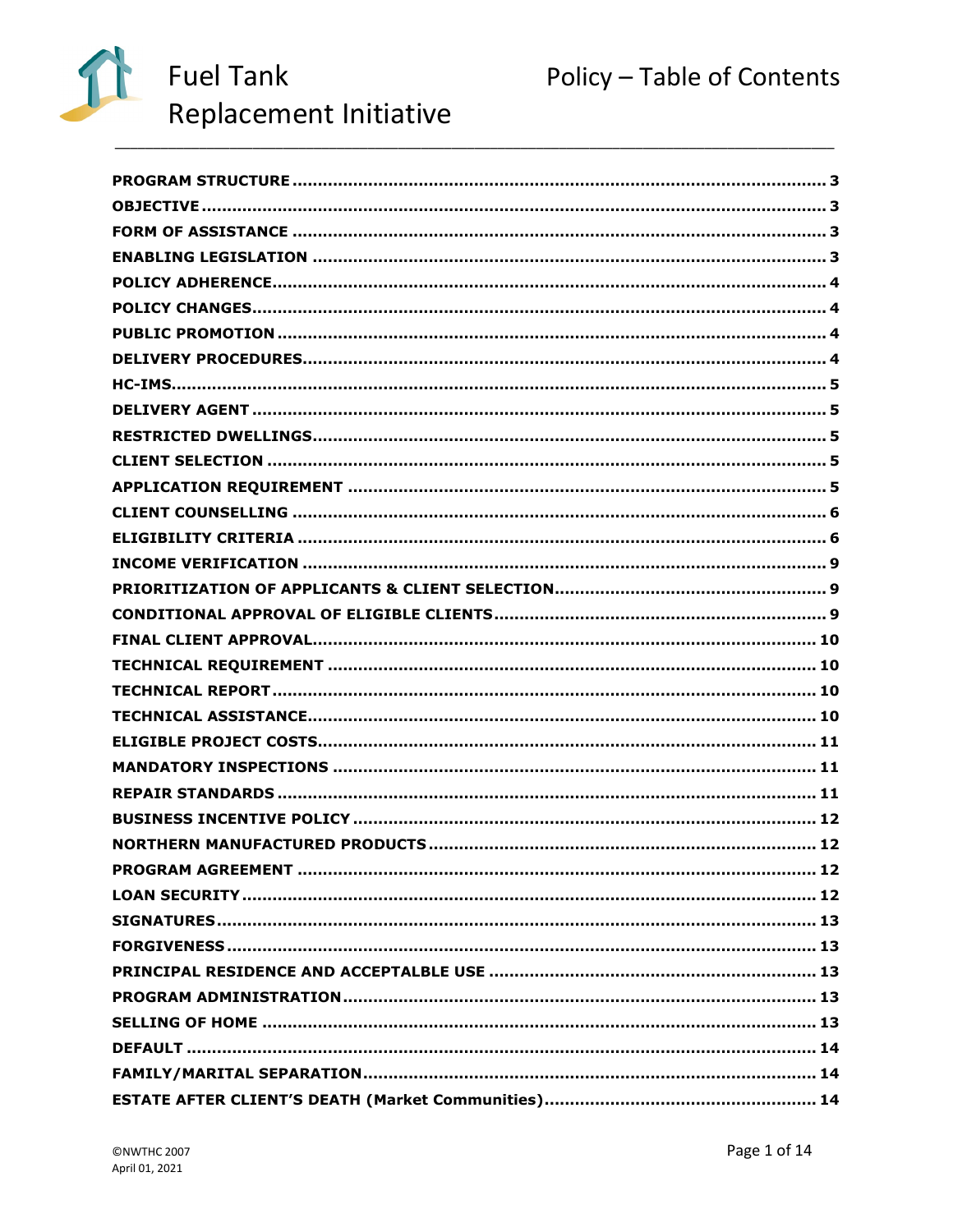# Fuel Tank Replacement Initiative

## Policy – Table of Contents

| | |
|---|---|
| PROGRAM STRUCTURE | 3 |
| OBJECTIVE | 3 |
| FORM OF ASSISTANCE | 3 |
| ENABLING LEGISLATION | 3 |
| POLICY ADHERENCE | 4 |
| POLICY CHANGES | 4 |
| PUBLIC PROMOTION | 4 |
| DELIVERY PROCEDURES | 4 |
| HC-IMS | 5 |
| DELIVERY AGENT | 5 |
| RESTRICTED DWELLINGS | 5 |
| CLIENT SELECTION | 5 |
| APPLICATION REQUIREMENT | 5 |
| CLIENT COUNSELLING | 6 |
| ELIGIBILITY CRITERIA | 6 |
| INCOME VERIFICATION | 9 |
| PRIORITIZATION OF APPLICANTS & CLIENT SELECTION | 9 |
| CONDITIONAL APPROVAL OF ELIGIBLE CLIENTS | 9 |
| FINAL CLIENT APPROVAL | 10 |
| TECHNICAL REQUIREMENT | 10 |
| TECHNICAL REPORT | 10 |
| TECHNICAL ASSISTANCE | 10 |
| ELIGIBLE PROJECT COSTS | 11 |
| MANDATORY INSPECTIONS | 11 |
| REPAIR STANDARDS | 11 |
| BUSINESS INCENTIVE POLICY | 12 |
| NORTHERN MANUFACTURED PRODUCTS | 12 |
| PROGRAM AGREEMENT | 12 |
| LOAN SECURITY | 12 |
| SIGNATURES | 13 |
| FORGIVENESS | 13 |
| PRINCIPAL RESIDENCE AND ACCEPTALBLE USE | 13 |
| PROGRAM ADMINISTRATION | 13 |
| SELLING OF HOME | 13 |
| DEFAULT | 14 |
| FAMILY/MARITAL SEPARATION | 14 |
| ESTATE AFTER CLIENT'S DEATH (Market Communities) | 14 |

©NWTHC 2007
April 01, 2021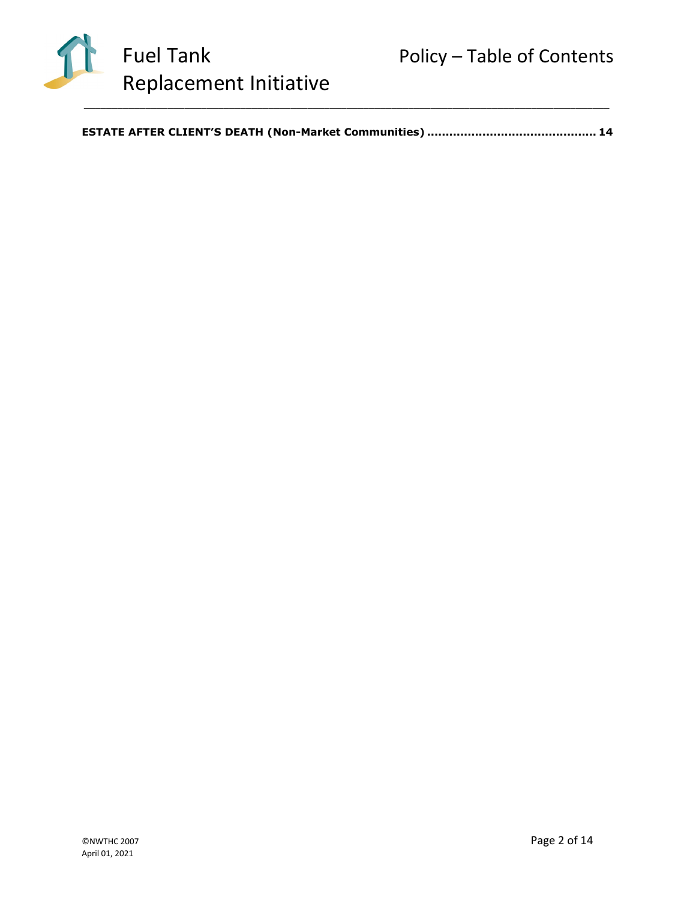**ESTATE AFTER CLIENT'S DEATH (Non-Market Communities) ............................................ 14**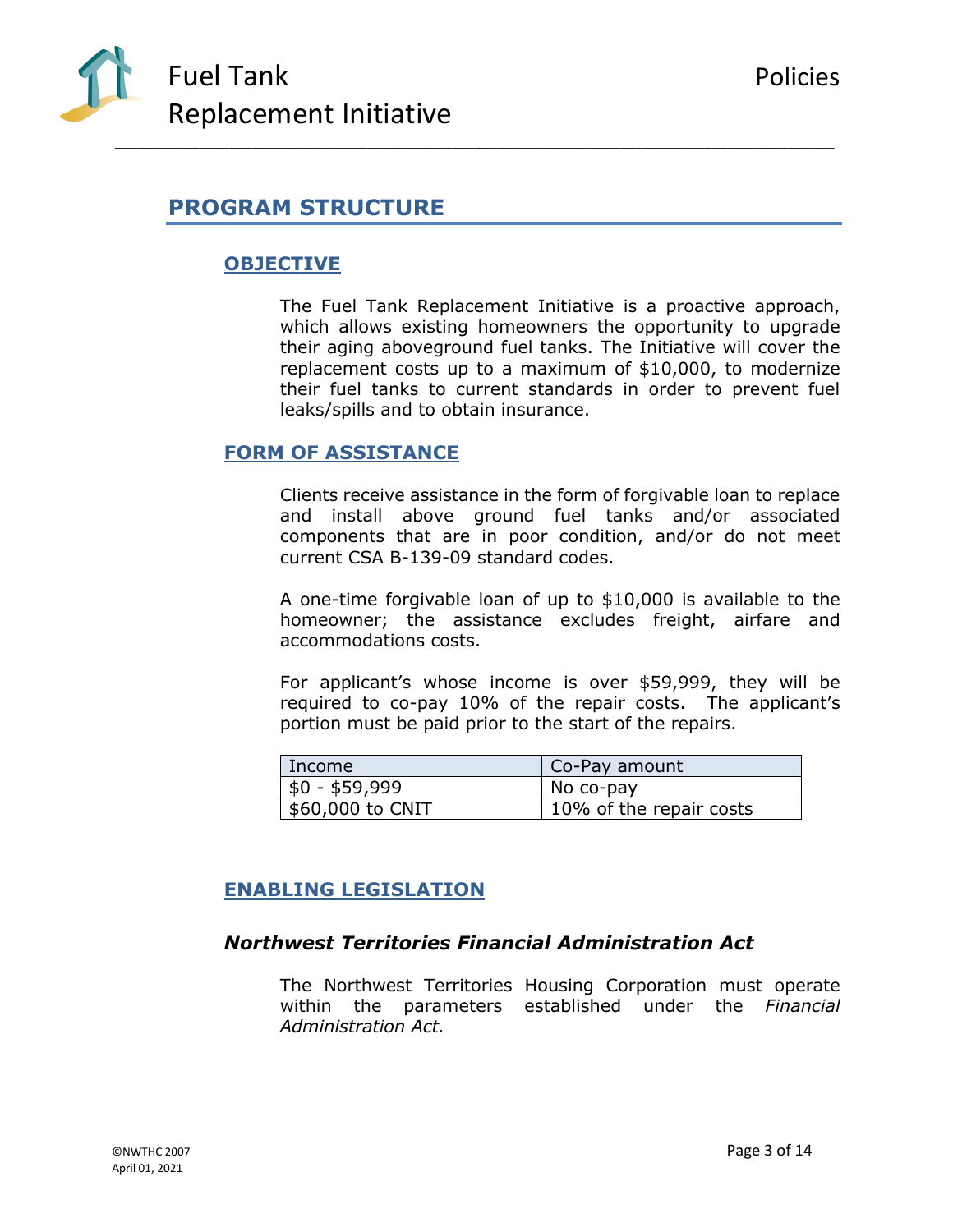## PROGRAM STRUCTURE

### OBJECTIVE

The Fuel Tank Replacement Initiative is a proactive approach, which allows existing homeowners the opportunity to upgrade their aging aboveground fuel tanks. The Initiative will cover the replacement costs up to a maximum of $10,000, to modernize their fuel tanks to current standards in order to prevent fuel leaks/spills and to obtain insurance.

### FORM OF ASSISTANCE

Clients receive assistance in the form of forgivable loan to replace and install above ground fuel tanks and/or associated components that are in poor condition, and/or do not meet current CSA B-139-09 standard codes.

A one-time forgivable loan of up to $10,000 is available to the homeowner; the assistance excludes freight, airfare and accommodations costs.

For applicant's whose income is over $59,999, they will be required to co-pay 10% of the repair costs. The applicant's portion must be paid prior to the start of the repairs.

| Income | Co-Pay amount |
|---|---|
| $0 - $59,999 | No co-pay |
| $60,000 to CNIT | 10% of the repair costs |

### ENABLING LEGISLATION

#### *Northwest Territories Financial Administration Act*

The Northwest Territories Housing Corporation must operate within the parameters established under the *Financial Administration Act.*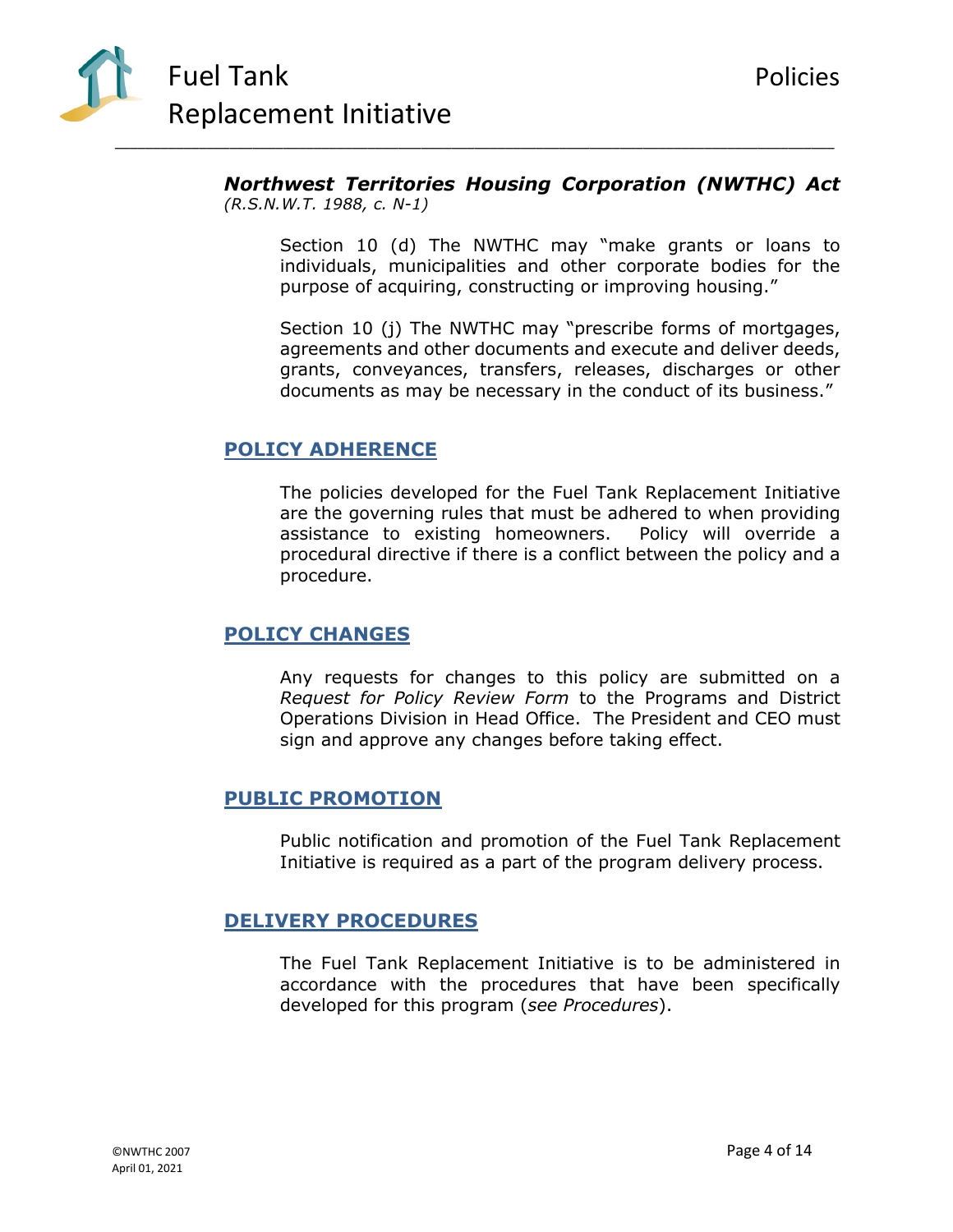***Northwest Territories Housing Corporation (NWTHC) Act***
*(R.S.N.W.T. 1988, c. N-1)*

Section 10 (d) The NWTHC may "make grants or loans to individuals, municipalities and other corporate bodies for the purpose of acquiring, constructing or improving housing."

Section 10 (j) The NWTHC may "prescribe forms of mortgages, agreements and other documents and execute and deliver deeds, grants, conveyances, transfers, releases, discharges or other documents as may be necessary in the conduct of its business."

## POLICY ADHERENCE

The policies developed for the Fuel Tank Replacement Initiative are the governing rules that must be adhered to when providing assistance to existing homeowners. Policy will override a procedural directive if there is a conflict between the policy and a procedure.

## POLICY CHANGES

Any requests for changes to this policy are submitted on a *Request for Policy Review Form* to the Programs and District Operations Division in Head Office. The President and CEO must sign and approve any changes before taking effect.

## PUBLIC PROMOTION

Public notification and promotion of the Fuel Tank Replacement Initiative is required as a part of the program delivery process.

## DELIVERY PROCEDURES

The Fuel Tank Replacement Initiative is to be administered in accordance with the procedures that have been specifically developed for this program (*see Procedures*).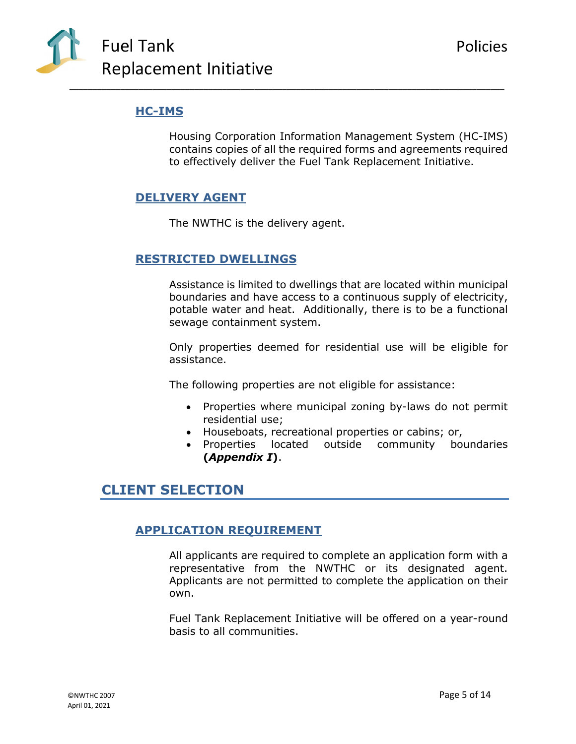### HC-IMS

Housing Corporation Information Management System (HC-IMS) contains copies of all the required forms and agreements required to effectively deliver the Fuel Tank Replacement Initiative.

### DELIVERY AGENT

The NWTHC is the delivery agent.

### RESTRICTED DWELLINGS

Assistance is limited to dwellings that are located within municipal boundaries and have access to a continuous supply of electricity, potable water and heat. Additionally, there is to be a functional sewage containment system.

Only properties deemed for residential use will be eligible for assistance.

The following properties are not eligible for assistance:

- Properties where municipal zoning by-laws do not permit residential use;
- Houseboats, recreational properties or cabins; or,
- Properties located outside community boundaries (***Appendix I***).

## CLIENT SELECTION

### APPLICATION REQUIREMENT

All applicants are required to complete an application form with a representative from the NWTHC or its designated agent. Applicants are not permitted to complete the application on their own.

Fuel Tank Replacement Initiative will be offered on a year-round basis to all communities.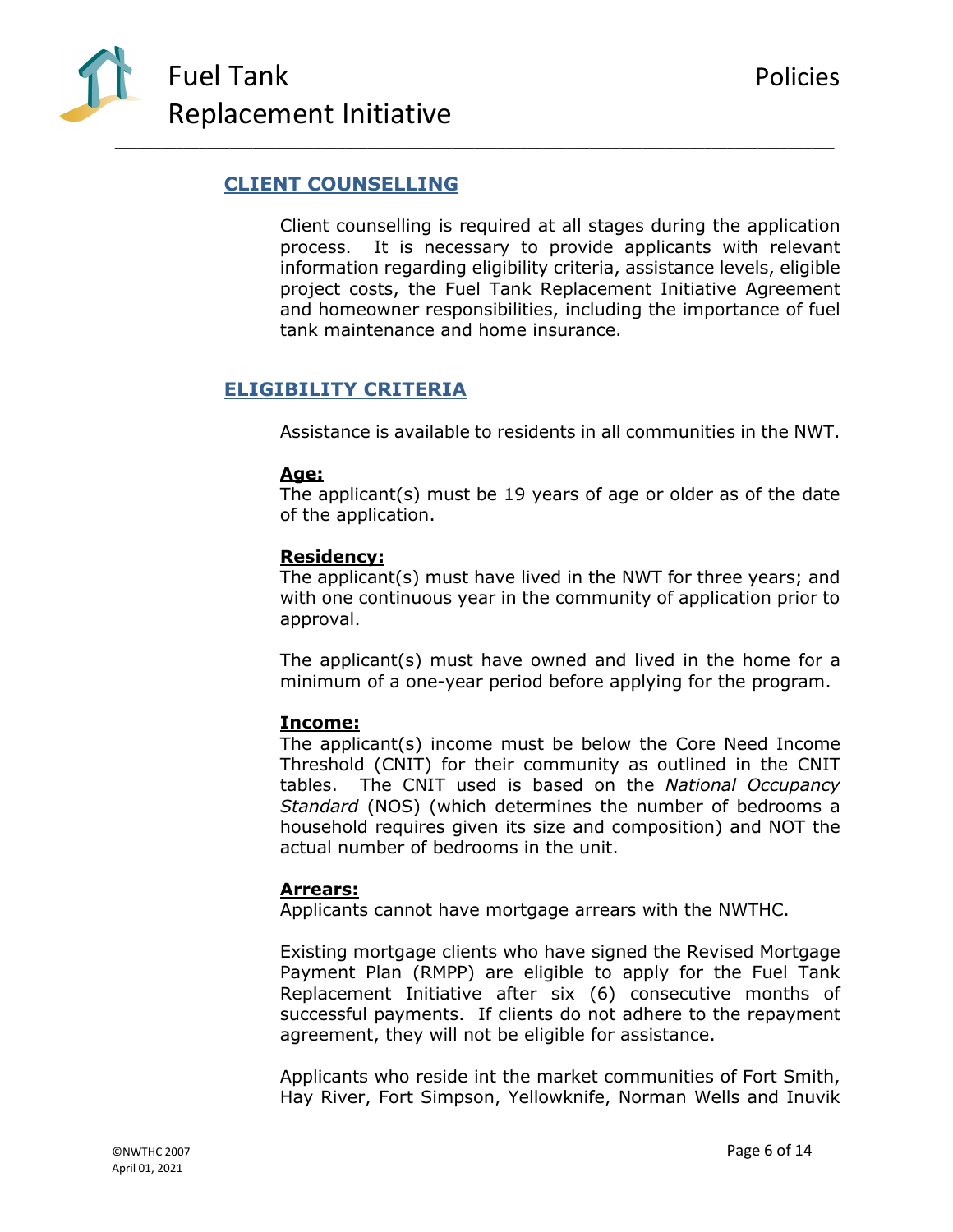## CLIENT COUNSELLING

Client counselling is required at all stages during the application process. It is necessary to provide applicants with relevant information regarding eligibility criteria, assistance levels, eligible project costs, the Fuel Tank Replacement Initiative Agreement and homeowner responsibilities, including the importance of fuel tank maintenance and home insurance.

## ELIGIBILITY CRITERIA

Assistance is available to residents in all communities in the NWT.

**Age:**
The applicant(s) must be 19 years of age or older as of the date of the application.

**Residency:**
The applicant(s) must have lived in the NWT for three years; and with one continuous year in the community of application prior to approval.

The applicant(s) must have owned and lived in the home for a minimum of a one-year period before applying for the program.

**Income:**
The applicant(s) income must be below the Core Need Income Threshold (CNIT) for their community as outlined in the CNIT tables. The CNIT used is based on the *National Occupancy Standard* (NOS) (which determines the number of bedrooms a household requires given its size and composition) and NOT the actual number of bedrooms in the unit.

**Arrears:**
Applicants cannot have mortgage arrears with the NWTHC.

Existing mortgage clients who have signed the Revised Mortgage Payment Plan (RMPP) are eligible to apply for the Fuel Tank Replacement Initiative after six (6) consecutive months of successful payments. If clients do not adhere to the repayment agreement, they will not be eligible for assistance.

Applicants who reside int the market communities of Fort Smith, Hay River, Fort Simpson, Yellowknife, Norman Wells and Inuvik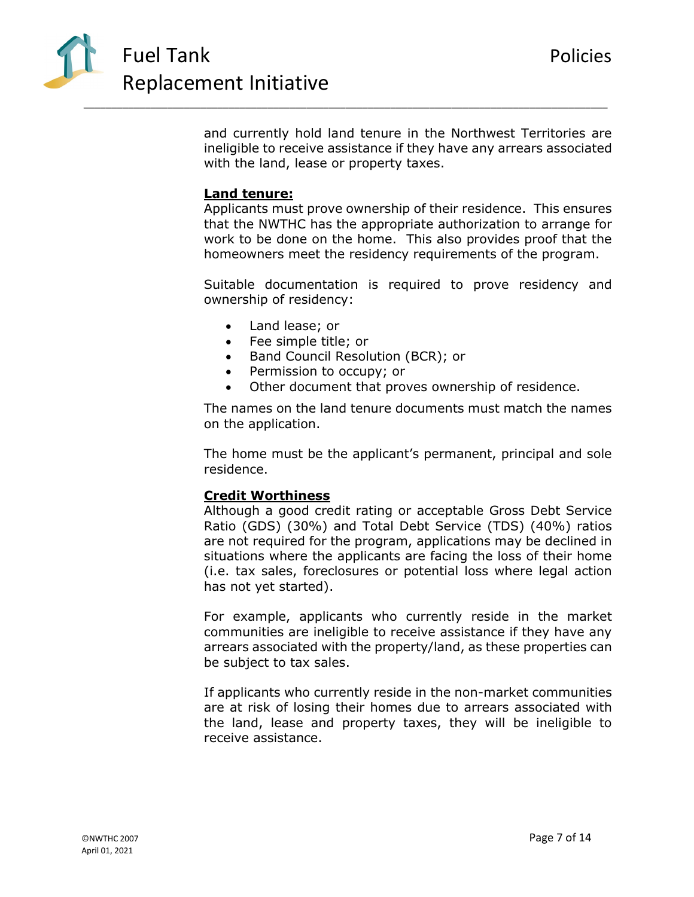and currently hold land tenure in the Northwest Territories are ineligible to receive assistance if they have any arrears associated with the land, lease or property taxes.

**Land tenure:**

Applicants must prove ownership of their residence. This ensures that the NWTHC has the appropriate authorization to arrange for work to be done on the home. This also provides proof that the homeowners meet the residency requirements of the program.

Suitable documentation is required to prove residency and ownership of residency:

- Land lease; or
- Fee simple title; or
- Band Council Resolution (BCR); or
- Permission to occupy; or
- Other document that proves ownership of residence.

The names on the land tenure documents must match the names on the application.

The home must be the applicant's permanent, principal and sole residence.

**Credit Worthiness**

Although a good credit rating or acceptable Gross Debt Service Ratio (GDS) (30%) and Total Debt Service (TDS) (40%) ratios are not required for the program, applications may be declined in situations where the applicants are facing the loss of their home (i.e. tax sales, foreclosures or potential loss where legal action has not yet started).

For example, applicants who currently reside in the market communities are ineligible to receive assistance if they have any arrears associated with the property/land, as these properties can be subject to tax sales.

If applicants who currently reside in the non-market communities are at risk of losing their homes due to arrears associated with the land, lease and property taxes, they will be ineligible to receive assistance.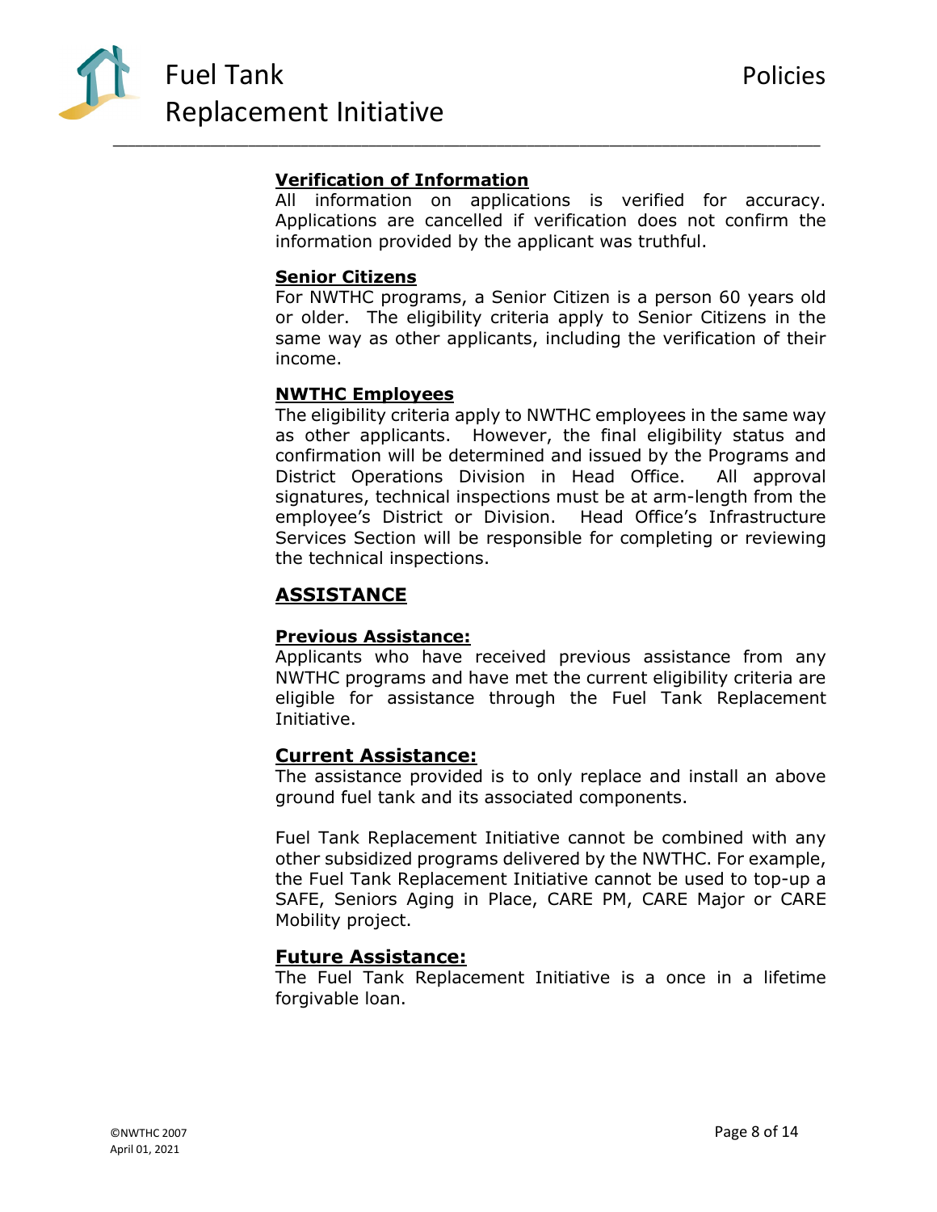### Verification of Information

All information on applications is verified for accuracy. Applications are cancelled if verification does not confirm the information provided by the applicant was truthful.

### Senior Citizens

For NWTHC programs, a Senior Citizen is a person 60 years old or older. The eligibility criteria apply to Senior Citizens in the same way as other applicants, including the verification of their income.

### NWTHC Employees

The eligibility criteria apply to NWTHC employees in the same way as other applicants. However, the final eligibility status and confirmation will be determined and issued by the Programs and District Operations Division in Head Office. All approval signatures, technical inspections must be at arm-length from the employee's District or Division. Head Office's Infrastructure Services Section will be responsible for completing or reviewing the technical inspections.

## ASSISTANCE

### Previous Assistance:

Applicants who have received previous assistance from any NWTHC programs and have met the current eligibility criteria are eligible for assistance through the Fuel Tank Replacement Initiative.

### Current Assistance:

The assistance provided is to only replace and install an above ground fuel tank and its associated components.

Fuel Tank Replacement Initiative cannot be combined with any other subsidized programs delivered by the NWTHC. For example, the Fuel Tank Replacement Initiative cannot be used to top-up a SAFE, Seniors Aging in Place, CARE PM, CARE Major or CARE Mobility project.

### Future Assistance:

The Fuel Tank Replacement Initiative is a once in a lifetime forgivable loan.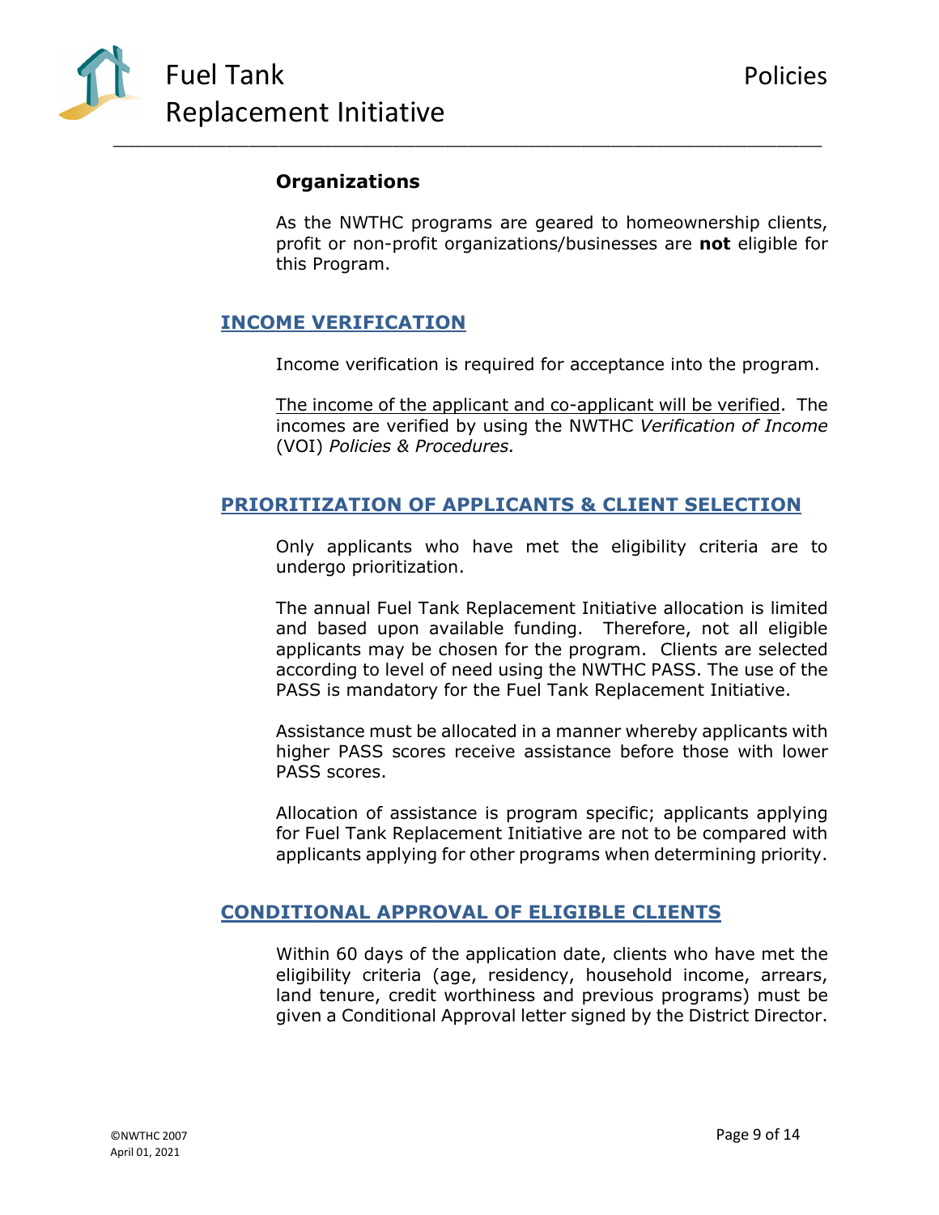### Organizations

As the NWTHC programs are geared to homeownership clients, profit or non-profit organizations/businesses are **not** eligible for this Program.

## INCOME VERIFICATION

Income verification is required for acceptance into the program.

<u>The income of the applicant and co-applicant will be verified</u>. The incomes are verified by using the NWTHC *Verification of Income* (VOI) *Policies & Procedures.*

## PRIORITIZATION OF APPLICANTS & CLIENT SELECTION

Only applicants who have met the eligibility criteria are to undergo prioritization.

The annual Fuel Tank Replacement Initiative allocation is limited and based upon available funding. Therefore, not all eligible applicants may be chosen for the program. Clients are selected according to level of need using the NWTHC PASS. The use of the PASS is mandatory for the Fuel Tank Replacement Initiative.

Assistance must be allocated in a manner whereby applicants with higher PASS scores receive assistance before those with lower PASS scores.

Allocation of assistance is program specific; applicants applying for Fuel Tank Replacement Initiative are not to be compared with applicants applying for other programs when determining priority.

## CONDITIONAL APPROVAL OF ELIGIBLE CLIENTS

Within 60 days of the application date, clients who have met the eligibility criteria (age, residency, household income, arrears, land tenure, credit worthiness and previous programs) must be given a Conditional Approval letter signed by the District Director.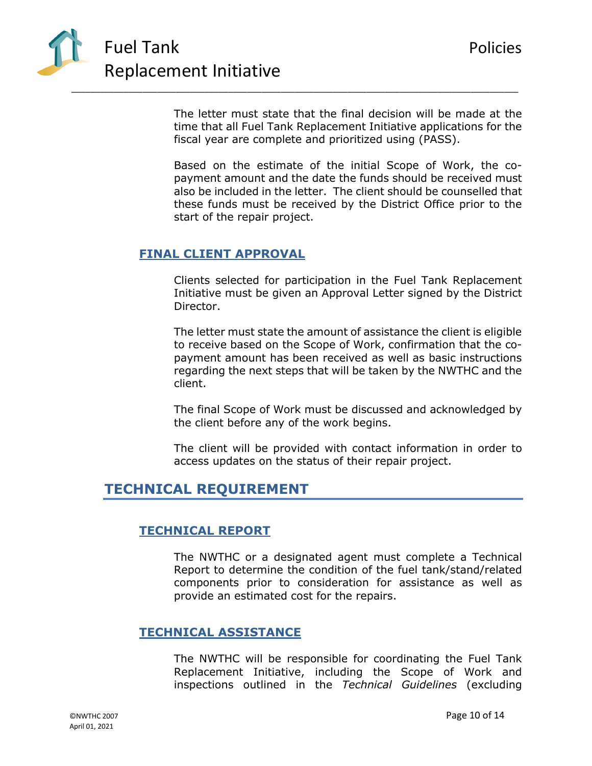The letter must state that the final decision will be made at the time that all Fuel Tank Replacement Initiative applications for the fiscal year are complete and prioritized using (PASS).

Based on the estimate of the initial Scope of Work, the co-payment amount and the date the funds should be received must also be included in the letter. The client should be counselled that these funds must be received by the District Office prior to the start of the repair project.

### FINAL CLIENT APPROVAL

Clients selected for participation in the Fuel Tank Replacement Initiative must be given an Approval Letter signed by the District Director.

The letter must state the amount of assistance the client is eligible to receive based on the Scope of Work, confirmation that the co-payment amount has been received as well as basic instructions regarding the next steps that will be taken by the NWTHC and the client.

The final Scope of Work must be discussed and acknowledged by the client before any of the work begins.

The client will be provided with contact information in order to access updates on the status of their repair project.

## TECHNICAL REQUIREMENT

### TECHNICAL REPORT

The NWTHC or a designated agent must complete a Technical Report to determine the condition of the fuel tank/stand/related components prior to consideration for assistance as well as provide an estimated cost for the repairs.

### TECHNICAL ASSISTANCE

The NWTHC will be responsible for coordinating the Fuel Tank Replacement Initiative, including the Scope of Work and inspections outlined in the *Technical Guidelines* (excluding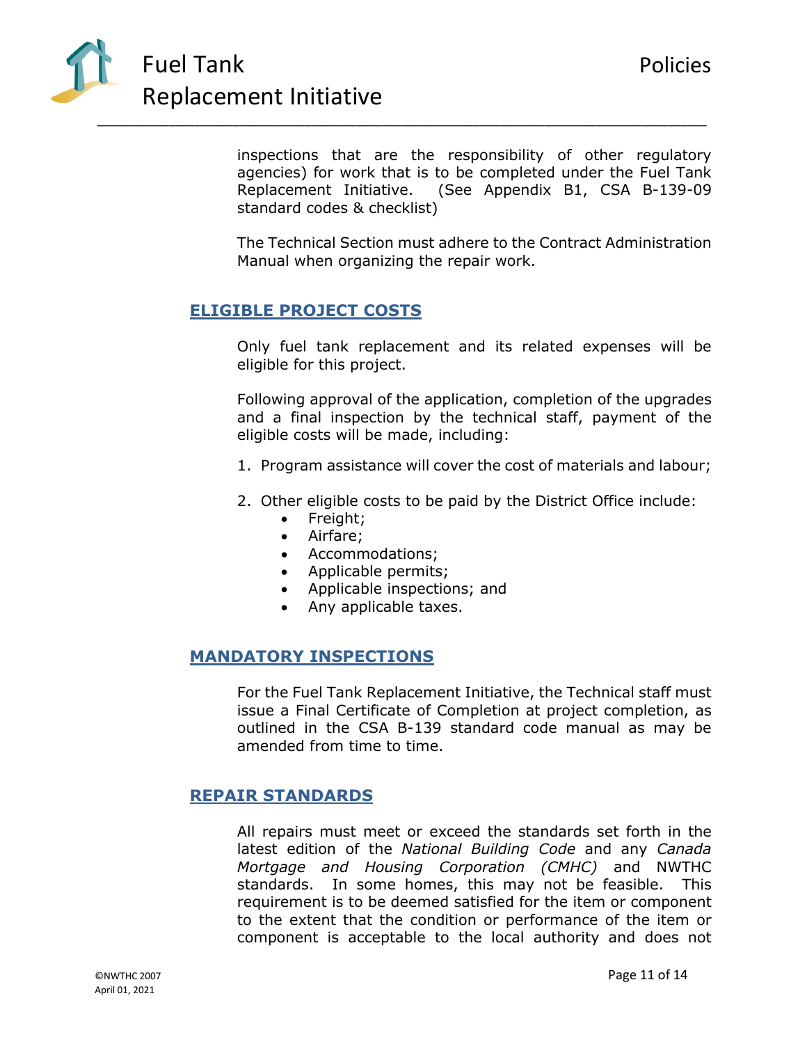inspections that are the responsibility of other regulatory agencies) for work that is to be completed under the Fuel Tank Replacement Initiative. (See Appendix B1, CSA B-139-09 standard codes & checklist)

The Technical Section must adhere to the Contract Administration Manual when organizing the repair work.

## ELIGIBLE PROJECT COSTS

Only fuel tank replacement and its related expenses will be eligible for this project.

Following approval of the application, completion of the upgrades and a final inspection by the technical staff, payment of the eligible costs will be made, including:

1. Program assistance will cover the cost of materials and labour;
2. Other eligible costs to be paid by the District Office include:
   - Freight;
   - Airfare;
   - Accommodations;
   - Applicable permits;
   - Applicable inspections; and
   - Any applicable taxes.

## MANDATORY INSPECTIONS

For the Fuel Tank Replacement Initiative, the Technical staff must issue a Final Certificate of Completion at project completion, as outlined in the CSA B-139 standard code manual as may be amended from time to time.

## REPAIR STANDARDS

All repairs must meet or exceed the standards set forth in the latest edition of the *National Building Code* and any *Canada Mortgage and Housing Corporation (CMHC)* and NWTHC standards. In some homes, this may not be feasible. This requirement is to be deemed satisfied for the item or component to the extent that the condition or performance of the item or component is acceptable to the local authority and does not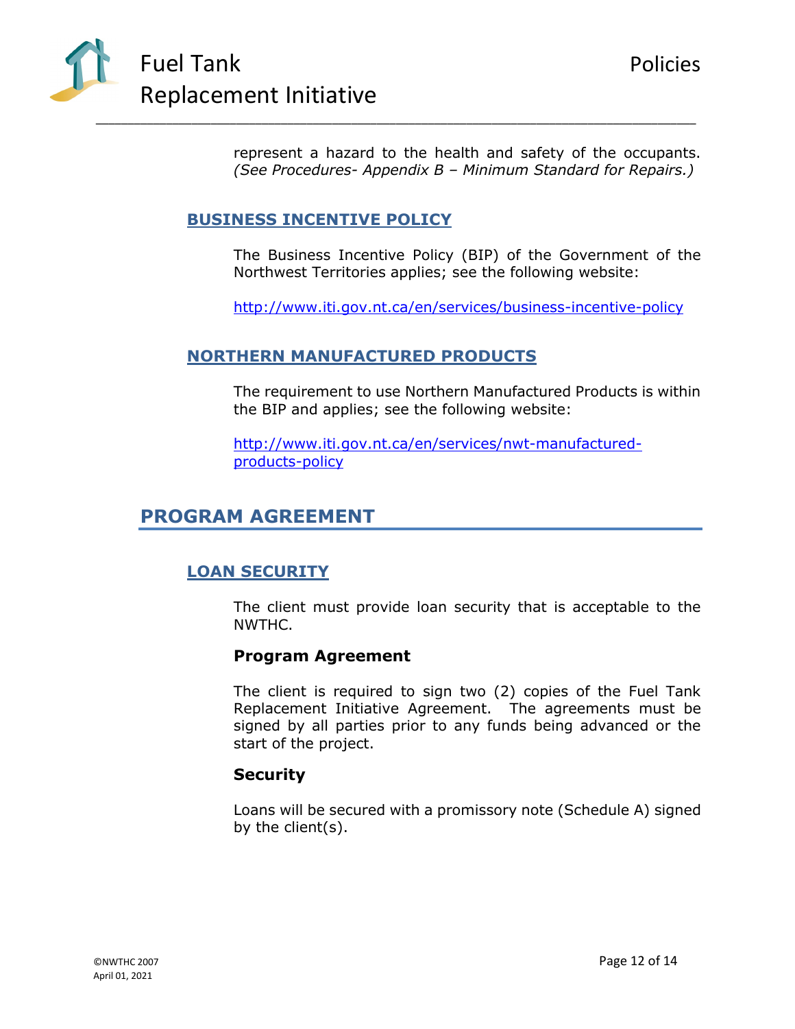represent a hazard to the health and safety of the occupants. *(See Procedures- Appendix B – Minimum Standard for Repairs.)*

### BUSINESS INCENTIVE POLICY

The Business Incentive Policy (BIP) of the Government of the Northwest Territories applies; see the following website:

http://www.iti.gov.nt.ca/en/services/business-incentive-policy

### NORTHERN MANUFACTURED PRODUCTS

The requirement to use Northern Manufactured Products is within the BIP and applies; see the following website:

http://www.iti.gov.nt.ca/en/services/nwt-manufactured-products-policy

## PROGRAM AGREEMENT

### LOAN SECURITY

The client must provide loan security that is acceptable to the NWTHC.

**Program Agreement**

The client is required to sign two (2) copies of the Fuel Tank Replacement Initiative Agreement. The agreements must be signed by all parties prior to any funds being advanced or the start of the project.

**Security**

Loans will be secured with a promissory note (Schedule A) signed by the client(s).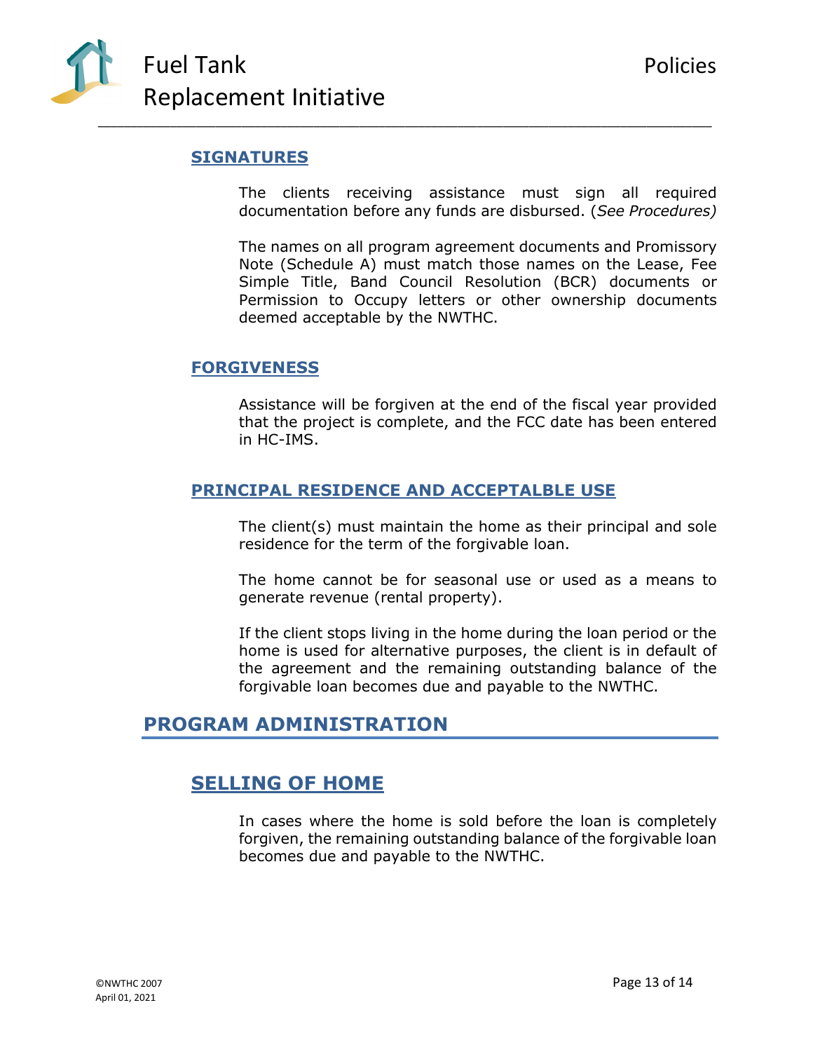## SIGNATURES

The clients receiving assistance must sign all required documentation before any funds are disbursed. (*See Procedures)*

The names on all program agreement documents and Promissory Note (Schedule A) must match those names on the Lease, Fee Simple Title, Band Council Resolution (BCR) documents or Permission to Occupy letters or other ownership documents deemed acceptable by the NWTHC.

## FORGIVENESS

Assistance will be forgiven at the end of the fiscal year provided that the project is complete, and the FCC date has been entered in HC-IMS.

## PRINCIPAL RESIDENCE AND ACCEPTALBLE USE

The client(s) must maintain the home as their principal and sole residence for the term of the forgivable loan.

The home cannot be for seasonal use or used as a means to generate revenue (rental property).

If the client stops living in the home during the loan period or the home is used for alternative purposes, the client is in default of the agreement and the remaining outstanding balance of the forgivable loan becomes due and payable to the NWTHC.

# PROGRAM ADMINISTRATION

## SELLING OF HOME

In cases where the home is sold before the loan is completely forgiven, the remaining outstanding balance of the forgivable loan becomes due and payable to the NWTHC.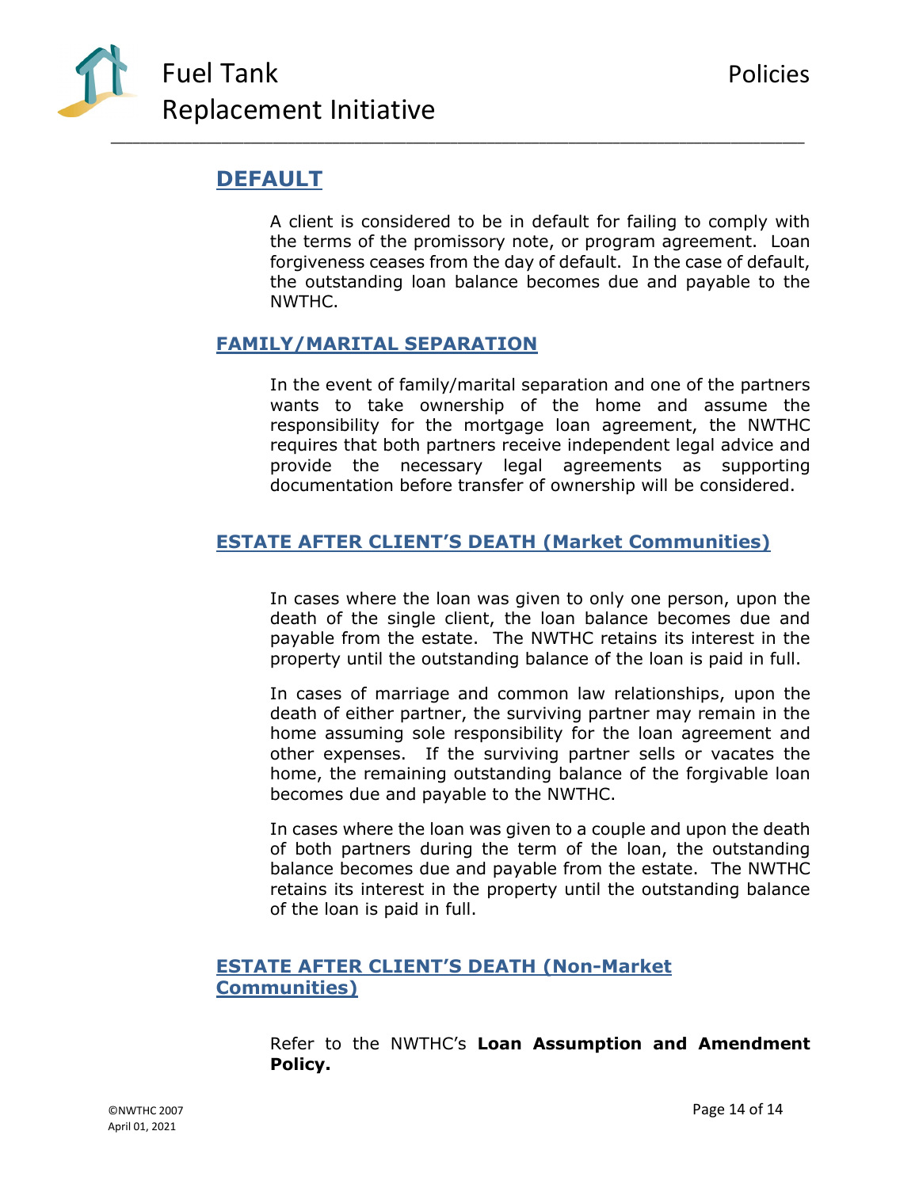## DEFAULT

A client is considered to be in default for failing to comply with the terms of the promissory note, or program agreement. Loan forgiveness ceases from the day of default. In the case of default, the outstanding loan balance becomes due and payable to the NWTHC.

## FAMILY/MARITAL SEPARATION

In the event of family/marital separation and one of the partners wants to take ownership of the home and assume the responsibility for the mortgage loan agreement, the NWTHC requires that both partners receive independent legal advice and provide the necessary legal agreements as supporting documentation before transfer of ownership will be considered.

## ESTATE AFTER CLIENT'S DEATH (Market Communities)

In cases where the loan was given to only one person, upon the death of the single client, the loan balance becomes due and payable from the estate. The NWTHC retains its interest in the property until the outstanding balance of the loan is paid in full.

In cases of marriage and common law relationships, upon the death of either partner, the surviving partner may remain in the home assuming sole responsibility for the loan agreement and other expenses. If the surviving partner sells or vacates the home, the remaining outstanding balance of the forgivable loan becomes due and payable to the NWTHC.

In cases where the loan was given to a couple and upon the death of both partners during the term of the loan, the outstanding balance becomes due and payable from the estate. The NWTHC retains its interest in the property until the outstanding balance of the loan is paid in full.

## ESTATE AFTER CLIENT'S DEATH (Non-Market Communities)

Refer to the NWTHC's **Loan Assumption and Amendment Policy.**